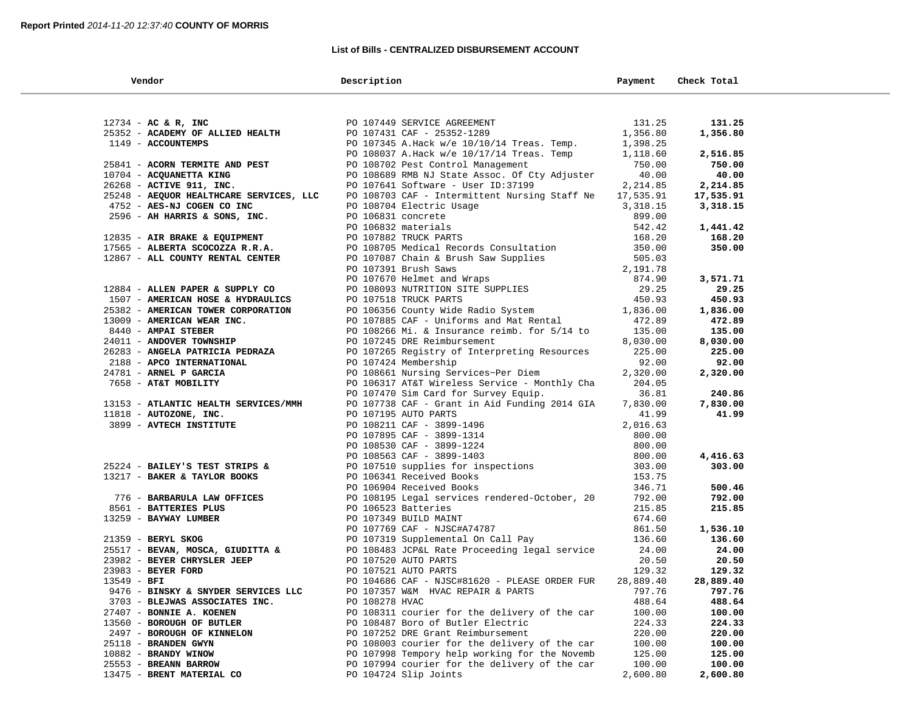**Report Printed** *2014-11-20 12:37:40* **COUNTY OF MORRIS**

## List of Bills - CENTRALIZED DISBURSEMENT ACCOUNT

| Vendor | Description | Payment | Check Total |
|---|---|---|---|
| 12734 - **AC & R, INC** | PO 107449 SERVICE AGREEMENT | 131.25 | **131.25** |
| 25352 - **ACADEMY OF ALLIED HEALTH** | PO 107431 CAF - 25352-1289 | 1,356.80 | **1,356.80** |
| 1149 - **ACCOUNTEMPS** | PO 107345 A.Hack w/e 10/10/14 Treas. Temp. | 1,398.25 | |
| | PO 108037 A.Hack w/e 10/17/14 Treas. Temp | 1,118.60 | **2,516.85** |
| 25841 - **ACORN TERMITE AND PEST** | PO 108702 Pest Control Management | 750.00 | **750.00** |
| 10704 - **ACQUANETTA KING** | PO 108689 RMB NJ State Assoc. Of Cty Adjuster | 40.00 | **40.00** |
| 26268 - **ACTIVE 911, INC.** | PO 107641 Software - User ID:37199 | 2,214.85 | **2,214.85** |
| 25248 - **AEQUOR HEALTHCARE SERVICES, LLC** | PO 108703 CAF - Intermittent Nursing Staff Ne | 17,535.91 | **17,535.91** |
| 4752 - **AES-NJ COGEN CO INC** | PO 108704 Electric Usage | 3,318.15 | **3,318.15** |
| 2596 - **AH HARRIS & SONS, INC.** | PO 106831 concrete | 899.00 | |
| | PO 106832 materials | 542.42 | **1,441.42** |
| 12835 - **AIR BRAKE & EQUIPMENT** | PO 107882 TRUCK PARTS | 168.20 | **168.20** |
| 17565 - **ALBERTA SCOCOZZA R.R.A.** | PO 108705 Medical Records Consultation | 350.00 | **350.00** |
| 12867 - **ALL COUNTY RENTAL CENTER** | PO 107087 Chain & Brush Saw Supplies | 505.03 | |
| | PO 107391 Brush Saws | 2,191.78 | |
| | PO 107670 Helmet and Wraps | 874.90 | **3,571.71** |
| 12884 - **ALLEN PAPER & SUPPLY CO** | PO 108093 NUTRITION SITE SUPPLIES | 29.25 | **29.25** |
| 1507 - **AMERICAN HOSE & HYDRAULICS** | PO 107518 TRUCK PARTS | 450.93 | **450.93** |
| 25382 - **AMERICAN TOWER CORPORATION** | PO 106356 County Wide Radio System | 1,836.00 | **1,836.00** |
| 13009 - **AMERICAN WEAR INC.** | PO 107885 CAF - Uniforms and Mat Rental | 472.89 | **472.89** |
| 8440 - **AMPAI STEBER** | PO 108266 Mi. & Insurance reimb. for 5/14 to | 135.00 | **135.00** |
| 24011 - **ANDOVER TOWNSHIP** | PO 107245 DRE Reimbursement | 8,030.00 | **8,030.00** |
| 26283 - **ANGELA PATRICIA PEDRAZA** | PO 107265 Registry of Interpreting Resources | 225.00 | **225.00** |
| 2188 - **APCO INTERNATIONAL** | PO 107424 Membership | 92.00 | **92.00** |
| 24781 - **ARNEL P GARCIA** | PO 108661 Nursing Services~Per Diem | 2,320.00 | **2,320.00** |
| 7658 - **AT&T MOBILITY** | PO 106317 AT&T Wireless Service - Monthly Cha | 204.05 | |
| | PO 107470 Sim Card for Survey Equip. | 36.81 | **240.86** |
| 13153 - **ATLANTIC HEALTH SERVICES/MMH** | PO 107738 CAF - Grant in Aid Funding 2014 GIA | 7,830.00 | **7,830.00** |
| 11818 - **AUTOZONE, INC.** | PO 107195 AUTO PARTS | 41.99 | **41.99** |
| 3899 - **AVTECH INSTITUTE** | PO 108211 CAF - 3899-1496 | 2,016.63 | |
| | PO 107895 CAF - 3899-1314 | 800.00 | |
| | PO 108530 CAF - 3899-1224 | 800.00 | |
| | PO 108563 CAF - 3899-1403 | 800.00 | **4,416.63** |
| 25224 - **BAILEY'S TEST STRIPS &** | PO 107510 supplies for inspections | 303.00 | **303.00** |
| 13217 - **BAKER & TAYLOR BOOKS** | PO 106341 Received Books | 153.75 | |
| | PO 106904 Received Books | 346.71 | **500.46** |
| 776 - **BARBARULA LAW OFFICES** | PO 108195 Legal services rendered-October, 20 | 792.00 | **792.00** |
| 8561 - **BATTERIES PLUS** | PO 106523 Batteries | 215.85 | **215.85** |
| 13259 - **BAYWAY LUMBER** | PO 107349 BUILD MAINT | 674.60 | |
| | PO 107769 CAF - NJSC#A74787 | 861.50 | **1,536.10** |
| 21359 - **BERYL SKOG** | PO 107319 Supplemental On Call Pay | 136.60 | **136.60** |
| 25517 - **BEVAN, MOSCA, GIUDITTA &** | PO 108483 JCP&L Rate Proceeding legal service | 24.00 | **24.00** |
| 23982 - **BEYER CHRYSLER JEEP** | PO 107520 AUTO PARTS | 20.50 | **20.50** |
| 23983 - **BEYER FORD** | PO 107521 AUTO PARTS | 129.32 | **129.32** |
| 13549 - **BFI** | PO 104686 CAF - NJSC#81620 - PLEASE ORDER FUR | 28,889.40 | **28,889.40** |
| 9476 - **BINSKY & SNYDER SERVICES LLC** | PO 107357 W&M HVAC REPAIR & PARTS | 797.76 | **797.76** |
| 3703 - **BLEJWAS ASSOCIATES INC.** | PO 108278 HVAC | 488.64 | **488.64** |
| 27407 - **BONNIE A. KOENEN** | PO 108311 courier for the delivery of the car | 100.00 | **100.00** |
| 13560 - **BOROUGH OF BUTLER** | PO 108487 Boro of Butler Electric | 224.33 | **224.33** |
| 2497 - **BOROUGH OF KINNELON** | PO 107252 DRE Grant Reimbursement | 220.00 | **220.00** |
| 25118 - **BRANDEN GWYN** | PO 108003 courier for the delivery of the car | 100.00 | **100.00** |
| 10882 - **BRANDY WINOW** | PO 107998 Tempory help working for the Novemb | 125.00 | **125.00** |
| 25553 - **BREANN BARROW** | PO 107994 courier for the delivery of the car | 100.00 | **100.00** |
| 13475 - **BRENT MATERIAL CO** | PO 104724 Slip Joints | 2,600.80 | **2,600.80** |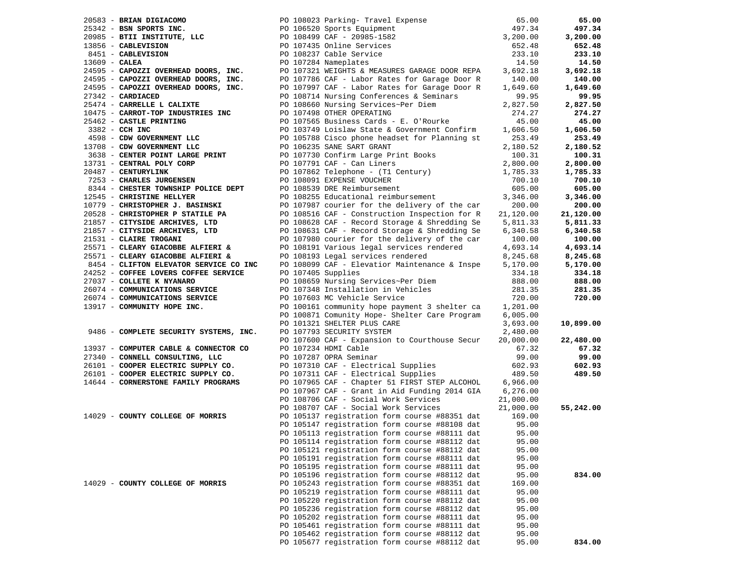| Vendor | PO / Description | Amount | Total |
|---|---|---|---|
| 20583 - **BRIAN DIGIACOMO** | PO 108023 Parking- Travel Expense | 65.00 | **65.00** |
| 25342 - **BSN SPORTS INC.** | PO 106520 Sports Equipment | 497.34 | **497.34** |
| 20985 - **BTII INSTITUTE, LLC** | PO 108499 CAF - 20985-1582 | 3,200.00 | **3,200.00** |
| 13856 - **CABLEVISION** | PO 107435 Online Services | 652.48 | **652.48** |
| 8451 - **CABLEVISION** | PO 108237 Cable Service | 233.10 | **233.10** |
| 13609 - **CALEA** | PO 107284 Nameplates | 14.50 | **14.50** |
| 24595 - **CAPOZZI OVERHEAD DOORS, INC.** | PO 107321 WEIGHTS & MEASURES GARAGE DOOR REPA | 3,692.18 | **3,692.18** |
| 24595 - **CAPOZZI OVERHEAD DOORS, INC.** | PO 107786 CAF - Labor Rates for Garage Door R | 140.00 | **140.00** |
| 24595 - **CAPOZZI OVERHEAD DOORS, INC.** | PO 107997 CAF - Labor Rates for Garage Door R | 1,649.60 | **1,649.60** |
| 27342 - **CARDIACED** | PO 108714 Nursing Conferences & Seminars | 99.95 | **99.95** |
| 25474 - **CARRELLE L CALIXTE** | PO 108660 Nursing Services~Per Diem | 2,827.50 | **2,827.50** |
| 10475 - **CARROT-TOP INDUSTRIES INC** | PO 107498 OTHER OPERATING | 274.27 | **274.27** |
| 25462 - **CASTLE PRINTING** | PO 107565 Business Cards - E. O'Rourke | 45.00 | **45.00** |
| 3382 - **CCH INC** | PO 103749 Loislaw State & Government Confirm | 1,606.50 | **1,606.50** |
| 4598 - **CDW GOVERNMENT LLC** | PO 105788 Cisco phone headset for Planning st | 253.49 | **253.49** |
| 13708 - **CDW GOVERNMENT LLC** | PO 106235 SANE SART GRANT | 2,180.52 | **2,180.52** |
| 3638 - **CENTER POINT LARGE PRINT** | PO 107730 Confirm Large Print Books | 100.31 | **100.31** |
| 13731 - **CENTRAL POLY CORP** | PO 107791 CAF - Can Liners | 2,800.00 | **2,800.00** |
| 20487 - **CENTURYLINK** | PO 107862 Telephone - (T1 Century) | 1,785.33 | **1,785.33** |
| 7253 - **CHARLES JURGENSEN** | PO 108091 EXPENSE VOUCHER | 700.10 | **700.10** |
| 8344 - **CHESTER TOWNSHIP POLICE DEPT** | PO 108539 DRE Reimbursement | 605.00 | **605.00** |
| 12545 - **CHRISTINE HELLYER** | PO 108255 Educational reimbursement | 3,346.00 | **3,346.00** |
| 10779 - **CHRISTOPHER J. BASINSKI** | PO 107987 courier for the delivery of the car | 200.00 | **200.00** |
| 20528 - **CHRISTOPHER P STATILE PA** | PO 108516 CAF - Construction Inspection for R | 21,120.00 | **21,120.00** |
| 21857 - **CITYSIDE ARCHIVES, LTD** | PO 108628 CAF - Record Storage & Shredding Se | 5,811.33 | **5,811.33** |
| 21857 - **CITYSIDE ARCHIVES, LTD** | PO 108631 CAF - Record Storage & Shredding Se | 6,340.58 | **6,340.58** |
| 21531 - **CLAIRE TROGANI** | PO 107980 courier for the delivery of the car | 100.00 | **100.00** |
| 25571 - **CLEARY GIACOBBE ALFIERI &** | PO 108191 Various legal services rendered | 4,693.14 | **4,693.14** |
| 25571 - **CLEARY GIACOBBE ALFIERI &** | PO 108193 Legal services rendered | 8,245.68 | **8,245.68** |
| 8454 - **CLIFTON ELEVATOR SERVICE CO INC** | PO 108099 CAF - Elevatior Maintenance & Inspe | 5,170.00 | **5,170.00** |
| 24252 - **COFFEE LOVERS COFFEE SERVICE** | PO 107405 Supplies | 334.18 | **334.18** |
| 27037 - **COLLETE K NYANARO** | PO 108659 Nursing Services~Per Diem | 888.00 | **888.00** |
| 26074 - **COMMUNICATIONS SERVICE** | PO 107348 Installation in Vehicles | 281.35 | **281.35** |
| 26074 - **COMMUNICATIONS SERVICE** | PO 107603 MC Vehicle Service | 720.00 | **720.00** |
| 13917 - **COMMUNITY HOPE INC.** | PO 100161 community hope payment 3 shelter ca | 1,201.00 | |
| | PO 100871 Comunity Hope- Shelter Care Program | 6,005.00 | |
| | PO 101321 SHELTER PLUS CARE | 3,693.00 | **10,899.00** |
| 9486 - **COMPLETE SECURITY SYSTEMS, INC.** | PO 107793 SECURITY SYSTEM | 2,480.00 | |
| | PO 107600 CAF - Expansion to Courthouse Secur | 20,000.00 | **22,480.00** |
| 13937 - **COMPUTER CABLE & CONNECTOR CO** | PO 107234 HDMI Cable | 67.32 | **67.32** |
| 27340 - **CONNELL CONSULTING, LLC** | PO 107287 OPRA Seminar | 99.00 | **99.00** |
| 26101 - **COOPER ELECTRIC SUPPLY CO.** | PO 107310 CAF - Electrical Supplies | 602.93 | **602.93** |
| 26101 - **COOPER ELECTRIC SUPPLY CO.** | PO 107311 CAF - Electrical Supplies | 489.50 | **489.50** |
| 14644 - **CORNERSTONE FAMILY PROGRAMS** | PO 107965 CAF - Chapter 51 FIRST STEP ALCOHOL | 6,966.00 | |
| | PO 107967 CAF - Grant in Aid Funding 2014 GIA | 6,276.00 | |
| | PO 108706 CAF - Social Work Services | 21,000.00 | |
| | PO 108707 CAF - Social Work Services | 21,000.00 | **55,242.00** |
| 14029 - **COUNTY COLLEGE OF MORRIS** | PO 105137 registration form course #88351 dat | 169.00 | |
| | PO 105147 registration form course #88108 dat | 95.00 | |
| | PO 105113 registration form course #88111 dat | 95.00 | |
| | PO 105114 registration form course #88112 dat | 95.00 | |
| | PO 105121 registration form course #88112 dat | 95.00 | |
| | PO 105191 registration form course #88111 dat | 95.00 | |
| | PO 105195 registration form course #88111 dat | 95.00 | |
| | PO 105196 registration form course #88112 dat | 95.00 | **834.00** |
| 14029 - **COUNTY COLLEGE OF MORRIS** | PO 105243 registration form course #88351 dat | 169.00 | |
| | PO 105219 registration form course #88111 dat | 95.00 | |
| | PO 105220 registration form course #88112 dat | 95.00 | |
| | PO 105236 registration form course #88112 dat | 95.00 | |
| | PO 105202 registration form course #88111 dat | 95.00 | |
| | PO 105461 registration form course #88111 dat | 95.00 | |
| | PO 105462 registration form course #88112 dat | 95.00 | |
| | PO 105677 registration form course #88112 dat | 95.00 | **834.00** |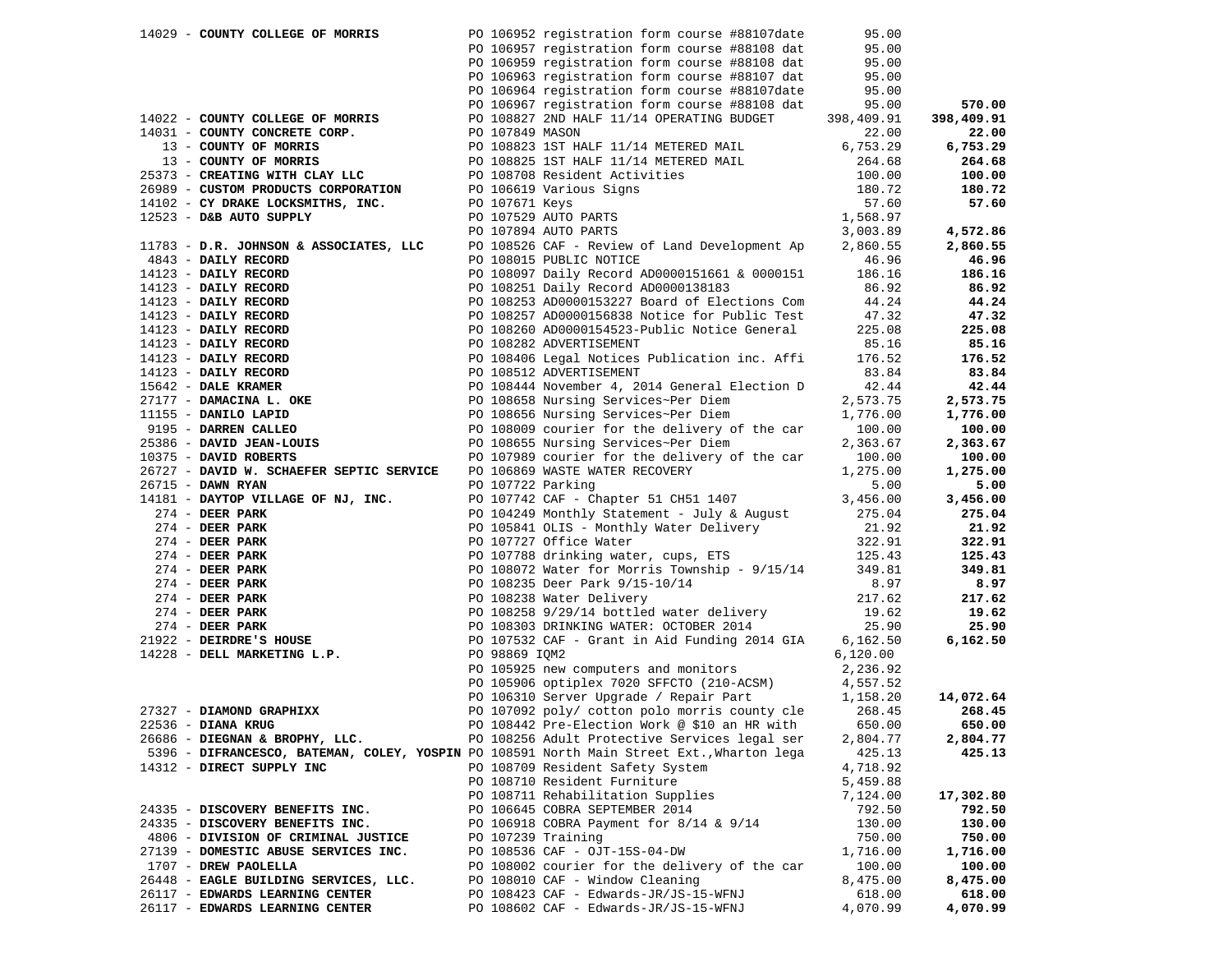| Vendor | PO / Description | Amount | Total |
|---|---|---|---|
| 14029 - **COUNTY COLLEGE OF MORRIS** | PO 106952 registration form course #88107date | 95.00 | |
| | PO 106957 registration form course #88108 dat | 95.00 | |
| | PO 106959 registration form course #88108 dat | 95.00 | |
| | PO 106963 registration form course #88107 dat | 95.00 | |
| | PO 106964 registration form course #88107date | 95.00 | |
| | PO 106967 registration form course #88108 dat | 95.00 | **570.00** |
| 14022 - **COUNTY COLLEGE OF MORRIS** | PO 108827 2ND HALF 11/14 OPERATING BUDGET | 398,409.91 | **398,409.91** |
| 14031 - **COUNTY CONCRETE CORP.** | PO 107849 MASON | 22.00 | **22.00** |
| 13 - **COUNTY OF MORRIS** | PO 108823 1ST HALF 11/14 METERED MAIL | 6,753.29 | **6,753.29** |
| 13 - **COUNTY OF MORRIS** | PO 108825 1ST HALF 11/14 METERED MAIL | 264.68 | **264.68** |
| 25373 - **CREATING WITH CLAY LLC** | PO 108708 Resident Activities | 100.00 | **100.00** |
| 26989 - **CUSTOM PRODUCTS CORPORATION** | PO 106619 Various Signs | 180.72 | **180.72** |
| 14102 - **CY DRAKE LOCKSMITHS, INC.** | PO 107671 Keys | 57.60 | **57.60** |
| 12523 - **D&B AUTO SUPPLY** | PO 107529 AUTO PARTS | 1,568.97 | |
| | PO 107894 AUTO PARTS | 3,003.89 | **4,572.86** |
| 11783 - **D.R. JOHNSON & ASSOCIATES, LLC** | PO 108526 CAF - Review of Land Development Ap | 2,860.55 | **2,860.55** |
| 4843 - **DAILY RECORD** | PO 108015 PUBLIC NOTICE | 46.96 | **46.96** |
| 14123 - **DAILY RECORD** | PO 108097 Daily Record AD0000151661 & 0000151 | 186.16 | **186.16** |
| 14123 - **DAILY RECORD** | PO 108251 Daily Record AD0000138183 | 86.92 | **86.92** |
| 14123 - **DAILY RECORD** | PO 108253 AD0000153227 Board of Elections Com | 44.24 | **44.24** |
| 14123 - **DAILY RECORD** | PO 108257 AD0000156838 Notice for Public Test | 47.32 | **47.32** |
| 14123 - **DAILY RECORD** | PO 108260 AD0000154523-Public Notice General | 225.08 | **225.08** |
| 14123 - **DAILY RECORD** | PO 108282 ADVERTISEMENT | 85.16 | **85.16** |
| 14123 - **DAILY RECORD** | PO 108406 Legal Notices Publication inc. Affi | 176.52 | **176.52** |
| 14123 - **DAILY RECORD** | PO 108512 ADVERTISEMENT | 83.84 | **83.84** |
| 15642 - **DALE KRAMER** | PO 108444 November 4, 2014 General Election D | 42.44 | **42.44** |
| 27177 - **DAMACINA L. OKE** | PO 108658 Nursing Services~Per Diem | 2,573.75 | **2,573.75** |
| 11155 - **DANILO LAPID** | PO 108656 Nursing Services~Per Diem | 1,776.00 | **1,776.00** |
| 9195 - **DARREN CALLEO** | PO 108009 courier for the delivery of the car | 100.00 | **100.00** |
| 25386 - **DAVID JEAN-LOUIS** | PO 108655 Nursing Services~Per Diem | 2,363.67 | **2,363.67** |
| 10375 - **DAVID ROBERTS** | PO 107989 courier for the delivery of the car | 100.00 | **100.00** |
| 26727 - **DAVID W. SCHAEFER SEPTIC SERVICE** | PO 106869 WASTE WATER RECOVERY | 1,275.00 | **1,275.00** |
| 26715 - **DAWN RYAN** | PO 107722 Parking | 5.00 | **5.00** |
| 14181 - **DAYTOP VILLAGE OF NJ, INC.** | PO 107742 CAF - Chapter 51 CH51 1407 | 3,456.00 | **3,456.00** |
| 274 - **DEER PARK** | PO 104249 Monthly Statement - July & August | 275.04 | **275.04** |
| 274 - **DEER PARK** | PO 105841 OLIS - Monthly Water Delivery | 21.92 | **21.92** |
| 274 - **DEER PARK** | PO 107727 Office Water | 322.91 | **322.91** |
| 274 - **DEER PARK** | PO 107788 drinking water, cups, ETS | 125.43 | **125.43** |
| 274 - **DEER PARK** | PO 108072 Water for Morris Township - 9/15/14 | 349.81 | **349.81** |
| 274 - **DEER PARK** | PO 108235 Deer Park 9/15-10/14 | 8.97 | **8.97** |
| 274 - **DEER PARK** | PO 108238 Water Delivery | 217.62 | **217.62** |
| 274 - **DEER PARK** | PO 108258 9/29/14 bottled water delivery | 19.62 | **19.62** |
| 274 - **DEER PARK** | PO 108303 DRINKING WATER: OCTOBER 2014 | 25.90 | **25.90** |
| 21922 - **DEIRDRE'S HOUSE** | PO 107532 CAF - Grant in Aid Funding 2014 GIA | 6,162.50 | **6,162.50** |
| 14228 - **DELL MARKETING L.P.** | PO 98869 IQM2 | 6,120.00 | |
| | PO 105925 new computers and monitors | 2,236.92 | |
| | PO 105906 optiplex 7020 SFFCTO (210-ACSM) | 4,557.52 | |
| | PO 106310 Server Upgrade / Repair Part | 1,158.20 | **14,072.64** |
| 27327 - **DIAMOND GRAPHIXX** | PO 107092 poly/ cotton polo morris county cle | 268.45 | **268.45** |
| 22536 - **DIANA KRUG** | PO 108442 Pre-Election Work @ $10 an HR with | 650.00 | **650.00** |
| 26686 - **DIEGNAN & BROPHY, LLC.** | PO 108256 Adult Protective Services legal ser | 2,804.77 | **2,804.77** |
| 5396 - **DIFRANCESCO, BATEMAN, COLEY, YOSPIN** | PO 108591 North Main Street Ext.,Wharton lega | 425.13 | **425.13** |
| 14312 - **DIRECT SUPPLY INC** | PO 108709 Resident Safety System | 4,718.92 | |
| | PO 108710 Resident Furniture | 5,459.88 | |
| | PO 108711 Rehabilitation Supplies | 7,124.00 | **17,302.80** |
| 24335 - **DISCOVERY BENEFITS INC.** | PO 106645 COBRA SEPTEMBER 2014 | 792.50 | **792.50** |
| 24335 - **DISCOVERY BENEFITS INC.** | PO 106918 COBRA Payment for 8/14 & 9/14 | 130.00 | **130.00** |
| 4806 - **DIVISION OF CRIMINAL JUSTICE** | PO 107239 Training | 750.00 | **750.00** |
| 27139 - **DOMESTIC ABUSE SERVICES INC.** | PO 108536 CAF - OJT-15S-04-DW | 1,716.00 | **1,716.00** |
| 1707 - **DREW PAOLELLA** | PO 108002 courier for the delivery of the car | 100.00 | **100.00** |
| 26448 - **EAGLE BUILDING SERVICES, LLC.** | PO 108010 CAF - Window Cleaning | 8,475.00 | **8,475.00** |
| 26117 - **EDWARDS LEARNING CENTER** | PO 108423 CAF - Edwards-JR/JS-15-WFNJ | 618.00 | **618.00** |
| 26117 - **EDWARDS LEARNING CENTER** | PO 108602 CAF - Edwards-JR/JS-15-WFNJ | 4,070.99 | **4,070.99** |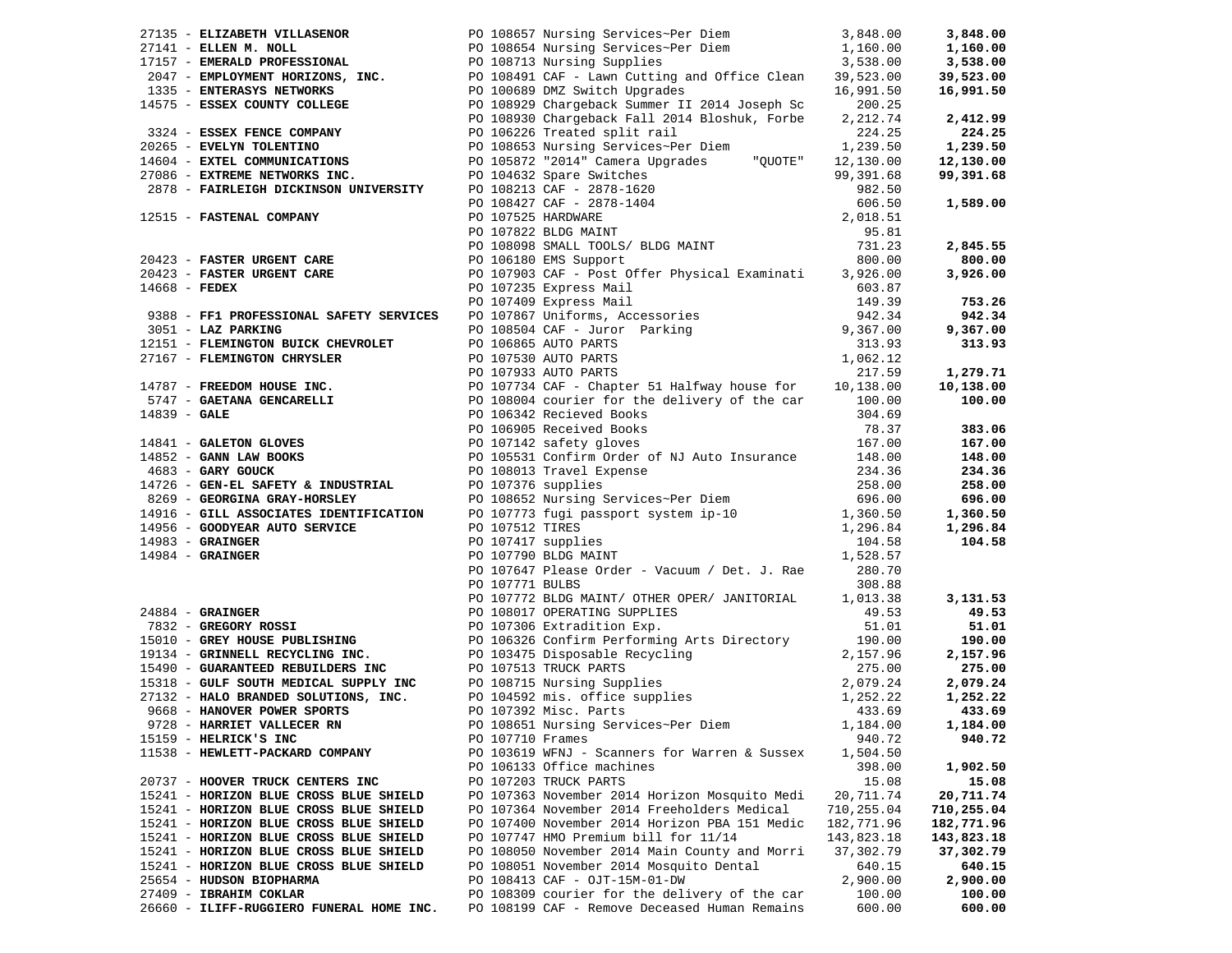| Vendor | PO / Description | Amount | Total |
|---|---|---|---|
| 27135 - **ELIZABETH VILLASENOR** | PO 108657 Nursing Services~Per Diem | 3,848.00 | **3,848.00** |
| 27141 - **ELLEN M. NOLL** | PO 108654 Nursing Services~Per Diem | 1,160.00 | **1,160.00** |
| 17157 - **EMERALD PROFESSIONAL** | PO 108713 Nursing Supplies | 3,538.00 | **3,538.00** |
| 2047 - **EMPLOYMENT HORIZONS, INC.** | PO 108491 CAF - Lawn Cutting and Office Clean | 39,523.00 | **39,523.00** |
| 1335 - **ENTERASYS NETWORKS** | PO 100689 DMZ Switch Upgrades | 16,991.50 | **16,991.50** |
| 14575 - **ESSEX COUNTY COLLEGE** | PO 108929 Chargeback Summer II 2014 Joseph Sc | 200.25 | |
| | PO 108930 Chargeback Fall 2014 Bloshuk, Forbe | 2,212.74 | **2,412.99** |
| 3324 - **ESSEX FENCE COMPANY** | PO 106226 Treated split rail | 224.25 | **224.25** |
| 20265 - **EVELYN TOLENTINO** | PO 108653 Nursing Services~Per Diem | 1,239.50 | **1,239.50** |
| 14604 - **EXTEL COMMUNICATIONS** | PO 105872 "2014" Camera Upgrades "QUOTE" | 12,130.00 | **12,130.00** |
| 27086 - **EXTREME NETWORKS INC.** | PO 104632 Spare Switches | 99,391.68 | **99,391.68** |
| 2878 - **FAIRLEIGH DICKINSON UNIVERSITY** | PO 108213 CAF - 2878-1620 | 982.50 | |
| | PO 108427 CAF - 2878-1404 | 606.50 | **1,589.00** |
| 12515 - **FASTENAL COMPANY** | PO 107525 HARDWARE | 2,018.51 | |
| | PO 107822 BLDG MAINT | 95.81 | |
| | PO 108098 SMALL TOOLS/ BLDG MAINT | 731.23 | **2,845.55** |
| 20423 - **FASTER URGENT CARE** | PO 106180 EMS Support | 800.00 | **800.00** |
| 20423 - **FASTER URGENT CARE** | PO 107903 CAF - Post Offer Physical Examinati | 3,926.00 | **3,926.00** |
| 14668 - **FEDEX** | PO 107235 Express Mail | 603.87 | |
| | PO 107409 Express Mail | 149.39 | **753.26** |
| 9388 - **FF1 PROFESSIONAL SAFETY SERVICES** | PO 107867 Uniforms, Accessories | 942.34 | **942.34** |
| 3051 - **LAZ PARKING** | PO 108504 CAF - Juror Parking | 9,367.00 | **9,367.00** |
| 12151 - **FLEMINGTON BUICK CHEVROLET** | PO 106865 AUTO PARTS | 313.93 | **313.93** |
| 27167 - **FLEMINGTON CHRYSLER** | PO 107530 AUTO PARTS | 1,062.12 | |
| | PO 107933 AUTO PARTS | 217.59 | **1,279.71** |
| 14787 - **FREEDOM HOUSE INC.** | PO 107734 CAF - Chapter 51 Halfway house for | 10,138.00 | **10,138.00** |
| 5747 - **GAETANA GENCARELLI** | PO 108004 courier for the delivery of the car | 100.00 | **100.00** |
| 14839 - **GALE** | PO 106342 Recieved Books | 304.69 | |
| | PO 106905 Received Books | 78.37 | **383.06** |
| 14841 - **GALETON GLOVES** | PO 107142 safety gloves | 167.00 | **167.00** |
| 14852 - **GANN LAW BOOKS** | PO 105531 Confirm Order of NJ Auto Insurance | 148.00 | **148.00** |
| 4683 - **GARY GOUCK** | PO 108013 Travel Expense | 234.36 | **234.36** |
| 14726 - **GEN-EL SAFETY & INDUSTRIAL** | PO 107376 supplies | 258.00 | **258.00** |
| 8269 - **GEORGINA GRAY-HORSLEY** | PO 108652 Nursing Services~Per Diem | 696.00 | **696.00** |
| 14916 - **GILL ASSOCIATES IDENTIFICATION** | PO 107773 fugi passport system ip-10 | 1,360.50 | **1,360.50** |
| 14956 - **GOODYEAR AUTO SERVICE** | PO 107512 TIRES | 1,296.84 | **1,296.84** |
| 14983 - **GRAINGER** | PO 107417 supplies | 104.58 | **104.58** |
| 14984 - **GRAINGER** | PO 107790 BLDG MAINT | 1,528.57 | |
| | PO 107647 Please Order - Vacuum / Det. J. Rae | 280.70 | |
| | PO 107771 BULBS | 308.88 | |
| | PO 107772 BLDG MAINT/ OTHER OPER/ JANITORIAL | 1,013.38 | **3,131.53** |
| 24884 - **GRAINGER** | PO 108017 OPERATING SUPPLIES | 49.53 | **49.53** |
| 7832 - **GREGORY ROSSI** | PO 107306 Extradition Exp. | 51.01 | **51.01** |
| 15010 - **GREY HOUSE PUBLISHING** | PO 106326 Confirm Performing Arts Directory | 190.00 | **190.00** |
| 19134 - **GRINNELL RECYCLING INC.** | PO 103475 Disposable Recycling | 2,157.96 | **2,157.96** |
| 15490 - **GUARANTEED REBUILDERS INC** | PO 107513 TRUCK PARTS | 275.00 | **275.00** |
| 15318 - **GULF SOUTH MEDICAL SUPPLY INC** | PO 108715 Nursing Supplies | 2,079.24 | **2,079.24** |
| 27132 - **HALO BRANDED SOLUTIONS, INC.** | PO 104592 mis. office supplies | 1,252.22 | **1,252.22** |
| 9668 - **HANOVER POWER SPORTS** | PO 107392 Misc. Parts | 433.69 | **433.69** |
| 9728 - **HARRIET VALLECER RN** | PO 108651 Nursing Services~Per Diem | 1,184.00 | **1,184.00** |
| 15159 - **HELRICK'S INC** | PO 107710 Frames | 940.72 | **940.72** |
| 11538 - **HEWLETT-PACKARD COMPANY** | PO 103619 WFNJ - Scanners for Warren & Sussex | 1,504.50 | |
| | PO 106133 Office machines | 398.00 | **1,902.50** |
| 20737 - **HOOVER TRUCK CENTERS INC** | PO 107203 TRUCK PARTS | 15.08 | **15.08** |
| 15241 - **HORIZON BLUE CROSS BLUE SHIELD** | PO 107363 November 2014 Horizon Mosquito Medi | 20,711.74 | **20,711.74** |
| 15241 - **HORIZON BLUE CROSS BLUE SHIELD** | PO 107364 November 2014 Freeholders Medical | 710,255.04 | **710,255.04** |
| 15241 - **HORIZON BLUE CROSS BLUE SHIELD** | PO 107400 November 2014 Horizon PBA 151 Medic | 182,771.96 | **182,771.96** |
| 15241 - **HORIZON BLUE CROSS BLUE SHIELD** | PO 107747 HMO Premium bill for 11/14 | 143,823.18 | **143,823.18** |
| 15241 - **HORIZON BLUE CROSS BLUE SHIELD** | PO 108050 November 2014 Main County and Morri | 37,302.79 | **37,302.79** |
| 15241 - **HORIZON BLUE CROSS BLUE SHIELD** | PO 108051 November 2014 Mosquito Dental | 640.15 | **640.15** |
| 25654 - **HUDSON BIOPHARMA** | PO 108413 CAF - OJT-15M-01-DW | 2,900.00 | **2,900.00** |
| 27409 - **IBRAHIM COKLAR** | PO 108309 courier for the delivery of the car | 100.00 | **100.00** |
| 26660 - **ILIFF-RUGGIERO FUNERAL HOME INC.** | PO 108199 CAF - Remove Deceased Human Remains | 600.00 | **600.00** |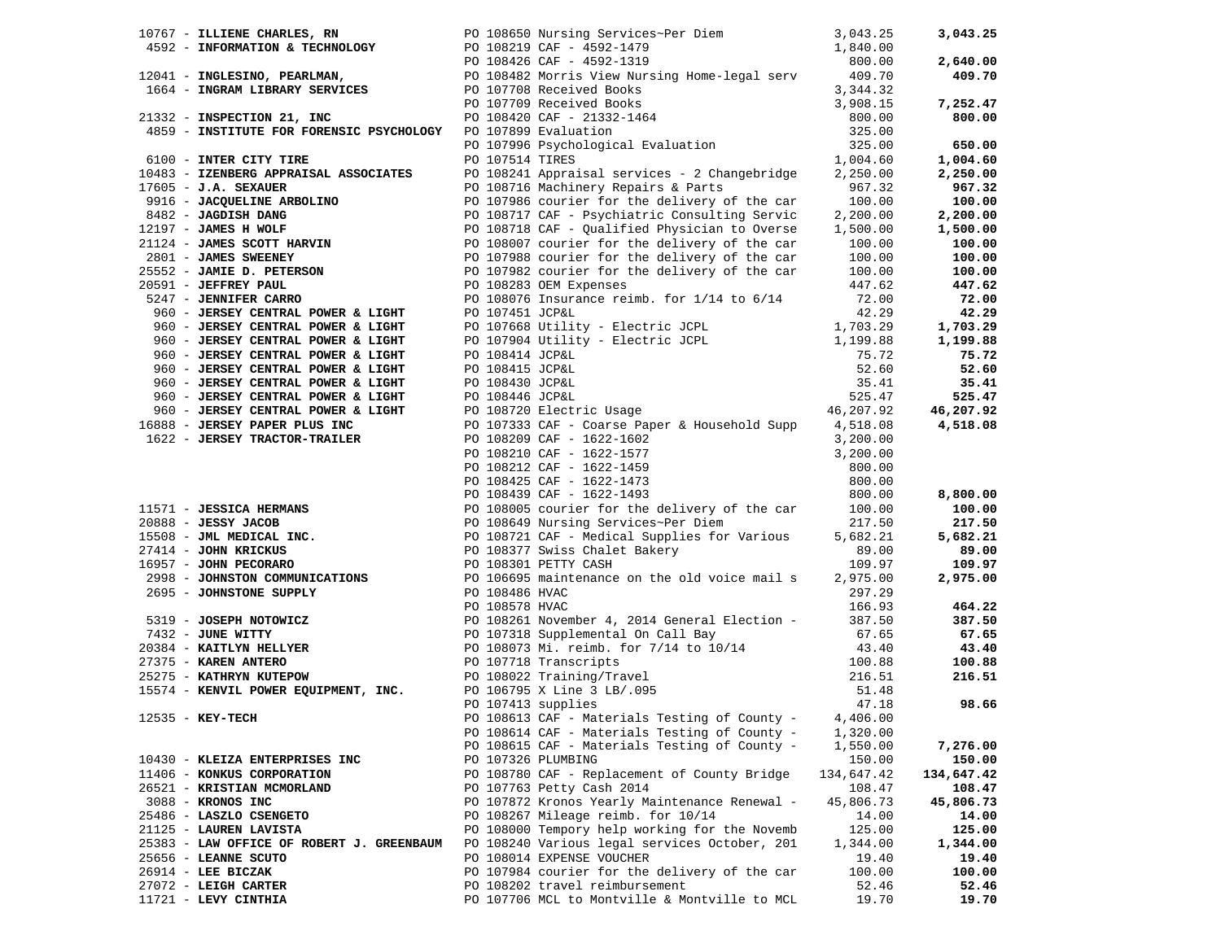| Vendor | PO / Description | Amount | Total |
|---|---|---|---|
| 10767 - **ILLIENE CHARLES, RN** | PO 108650 Nursing Services~Per Diem | 3,043.25 | **3,043.25** |
| 4592 - **INFORMATION & TECHNOLOGY** | PO 108219 CAF - 4592-1479 | 1,840.00 | |
| | PO 108426 CAF - 4592-1319 | 800.00 | **2,640.00** |
| 12041 - **INGLESINO, PEARLMAN,** | PO 108482 Morris View Nursing Home-legal serv | 409.70 | **409.70** |
| 1664 - **INGRAM LIBRARY SERVICES** | PO 107708 Received Books | 3,344.32 | |
| | PO 107709 Received Books | 3,908.15 | **7,252.47** |
| 21332 - **INSPECTION 21, INC** | PO 108420 CAF - 21332-1464 | 800.00 | **800.00** |
| 4859 - **INSTITUTE FOR FORENSIC PSYCHOLOGY** | PO 107899 Evaluation | 325.00 | |
| | PO 107996 Psychological Evaluation | 325.00 | **650.00** |
| 6100 - **INTER CITY TIRE** | PO 107514 TIRES | 1,004.60 | **1,004.60** |
| 10483 - **IZENBERG APPRAISAL ASSOCIATES** | PO 108241 Appraisal services - 2 Changebridge | 2,250.00 | **2,250.00** |
| 17605 - **J.A. SEXAUER** | PO 108716 Machinery Repairs & Parts | 967.32 | **967.32** |
| 9916 - **JACQUELINE ARBOLINO** | PO 107986 courier for the delivery of the car | 100.00 | **100.00** |
| 8482 - **JAGDISH DANG** | PO 108717 CAF - Psychiatric Consulting Servic | 2,200.00 | **2,200.00** |
| 12197 - **JAMES H WOLF** | PO 108718 CAF - Qualified Physician to Overse | 1,500.00 | **1,500.00** |
| 21124 - **JAMES SCOTT HARVIN** | PO 108007 courier for the delivery of the car | 100.00 | **100.00** |
| 2801 - **JAMES SWEENEY** | PO 107988 courier for the delivery of the car | 100.00 | **100.00** |
| 25552 - **JAMIE D. PETERSON** | PO 107982 courier for the delivery of the car | 100.00 | **100.00** |
| 20591 - **JEFFREY PAUL** | PO 108283 OEM Expenses | 447.62 | **447.62** |
| 5247 - **JENNIFER CARRO** | PO 108076 Insurance reimb. for 1/14 to 6/14 | 72.00 | **72.00** |
| 960 - **JERSEY CENTRAL POWER & LIGHT** | PO 107451 JCP&L | 42.29 | **42.29** |
| 960 - **JERSEY CENTRAL POWER & LIGHT** | PO 107668 Utility - Electric JCPL | 1,703.29 | **1,703.29** |
| 960 - **JERSEY CENTRAL POWER & LIGHT** | PO 107904 Utility - Electric JCPL | 1,199.88 | **1,199.88** |
| 960 - **JERSEY CENTRAL POWER & LIGHT** | PO 108414 JCP&L | 75.72 | **75.72** |
| 960 - **JERSEY CENTRAL POWER & LIGHT** | PO 108415 JCP&L | 52.60 | **52.60** |
| 960 - **JERSEY CENTRAL POWER & LIGHT** | PO 108430 JCP&L | 35.41 | **35.41** |
| 960 - **JERSEY CENTRAL POWER & LIGHT** | PO 108446 JCP&L | 525.47 | **525.47** |
| 960 - **JERSEY CENTRAL POWER & LIGHT** | PO 108720 Electric Usage | 46,207.92 | **46,207.92** |
| 16888 - **JERSEY PAPER PLUS INC** | PO 107333 CAF - Coarse Paper & Household Supp | 4,518.08 | **4,518.08** |
| 1622 - **JERSEY TRACTOR-TRAILER** | PO 108209 CAF - 1622-1602 | 3,200.00 | |
| | PO 108210 CAF - 1622-1577 | 3,200.00 | |
| | PO 108212 CAF - 1622-1459 | 800.00 | |
| | PO 108425 CAF - 1622-1473 | 800.00 | |
| | PO 108439 CAF - 1622-1493 | 800.00 | **8,800.00** |
| 11571 - **JESSICA HERMANS** | PO 108005 courier for the delivery of the car | 100.00 | **100.00** |
| 20888 - **JESSY JACOB** | PO 108649 Nursing Services~Per Diem | 217.50 | **217.50** |
| 15508 - **JML MEDICAL INC.** | PO 108721 CAF - Medical Supplies for Various | 5,682.21 | **5,682.21** |
| 27414 - **JOHN KRICKUS** | PO 108377 Swiss Chalet Bakery | 89.00 | **89.00** |
| 16957 - **JOHN PECORARO** | PO 108301 PETTY CASH | 109.97 | **109.97** |
| 2998 - **JOHNSTON COMMUNICATIONS** | PO 106695 maintenance on the old voice mail s | 2,975.00 | **2,975.00** |
| 2695 - **JOHNSTONE SUPPLY** | PO 108486 HVAC | 297.29 | |
| | PO 108578 HVAC | 166.93 | **464.22** |
| 5319 - **JOSEPH NOTOWICZ** | PO 108261 November 4, 2014 General Election - | 387.50 | **387.50** |
| 7432 - **JUNE WITTY** | PO 107318 Supplemental On Call Bay | 67.65 | **67.65** |
| 20384 - **KAITLYN HELLYER** | PO 108073 Mi. reimb. for 7/14 to 10/14 | 43.40 | **43.40** |
| 27375 - **KAREN ANTERO** | PO 107718 Transcripts | 100.88 | **100.88** |
| 25275 - **KATHRYN KUTEPOW** | PO 108022 Training/Travel | 216.51 | **216.51** |
| 15574 - **KENVIL POWER EQUIPMENT, INC.** | PO 106795 X Line 3 LB/.095 | 51.48 | |
| | PO 107413 supplies | 47.18 | **98.66** |
| 12535 - **KEY-TECH** | PO 108613 CAF - Materials Testing of County - | 4,406.00 | |
| | PO 108614 CAF - Materials Testing of County - | 1,320.00 | |
| | PO 108615 CAF - Materials Testing of County - | 1,550.00 | **7,276.00** |
| 10430 - **KLEIZA ENTERPRISES INC** | PO 107326 PLUMBING | 150.00 | **150.00** |
| 11406 - **KONKUS CORPORATION** | PO 108780 CAF - Replacement of County Bridge | 134,647.42 | **134,647.42** |
| 26521 - **KRISTIAN MCMORLAND** | PO 107763 Petty Cash 2014 | 108.47 | **108.47** |
| 3088 - **KRONOS INC** | PO 107872 Kronos Yearly Maintenance Renewal - | 45,806.73 | **45,806.73** |
| 25486 - **LASZLO CSENGETO** | PO 108267 Mileage reimb. for 10/14 | 14.00 | **14.00** |
| 21125 - **LAUREN LAVISTA** | PO 108000 Tempory help working for the Novemb | 125.00 | **125.00** |
| 25383 - **LAW OFFICE OF ROBERT J. GREENBAUM** | PO 108240 Various legal services October, 201 | 1,344.00 | **1,344.00** |
| 25656 - **LEANNE SCUTO** | PO 108014 EXPENSE VOUCHER | 19.40 | **19.40** |
| 26914 - **LEE BICZAK** | PO 107984 courier for the delivery of the car | 100.00 | **100.00** |
| 27072 - **LEIGH CARTER** | PO 108202 travel reimbursement | 52.46 | **52.46** |
| 11721 - **LEVY CINTHIA** | PO 107706 MCL to Montville & Montville to MCL | 19.70 | **19.70** |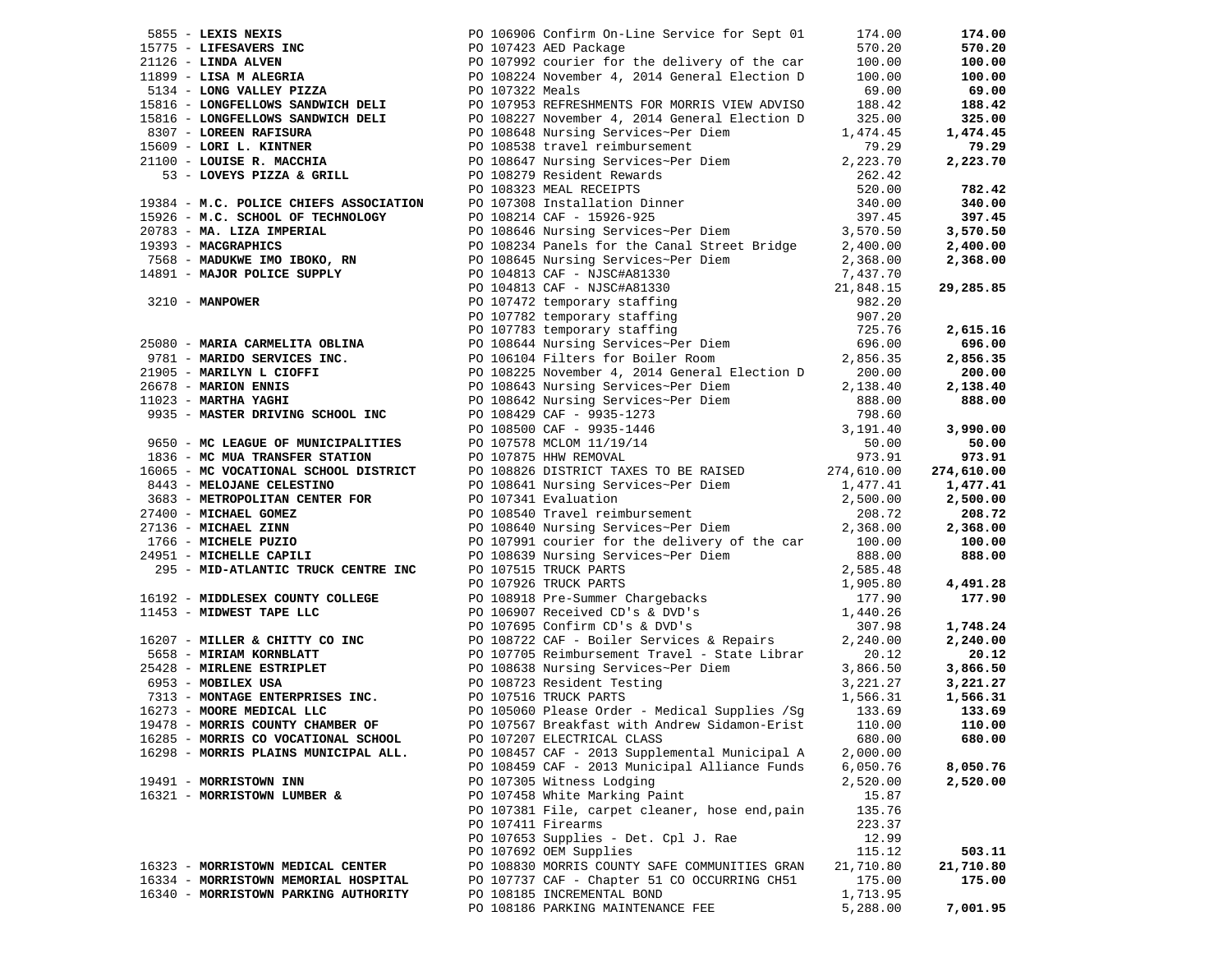| Vendor | PO / Description | Amount | Total |
|---|---|---|---|
| 5855 - **LEXIS NEXIS** | PO 106906 Confirm On-Line Service for Sept 01 | 174.00 | **174.00** |
| 15775 - **LIFESAVERS INC** | PO 107423 AED Package | 570.20 | **570.20** |
| 21126 - **LINDA ALVEN** | PO 107992 courier for the delivery of the car | 100.00 | **100.00** |
| 11899 - **LISA M ALEGRIA** | PO 108224 November 4, 2014 General Election D | 100.00 | **100.00** |
| 5134 - **LONG VALLEY PIZZA** | PO 107322 Meals | 69.00 | **69.00** |
| 15816 - **LONGFELLOWS SANDWICH DELI** | PO 107953 REFRESHMENTS FOR MORRIS VIEW ADVISO | 188.42 | **188.42** |
| 15816 - **LONGFELLOWS SANDWICH DELI** | PO 108227 November 4, 2014 General Election D | 325.00 | **325.00** |
| 8307 - **LOREEN RAFISURA** | PO 108648 Nursing Services~Per Diem | 1,474.45 | **1,474.45** |
| 15609 - **LORI L. KINTNER** | PO 108538 travel reimbursement | 79.29 | **79.29** |
| 21100 - **LOUISE R. MACCHIA** | PO 108647 Nursing Services~Per Diem | 2,223.70 | **2,223.70** |
| 53 - **LOVEYS PIZZA & GRILL** | PO 108279 Resident Rewards | 262.42 | |
| | PO 108323 MEAL RECEIPTS | 520.00 | **782.42** |
| 19384 - **M.C. POLICE CHIEFS ASSOCIATION** | PO 107308 Installation Dinner | 340.00 | **340.00** |
| 15926 - **M.C. SCHOOL OF TECHNOLOGY** | PO 108214 CAF - 15926-925 | 397.45 | **397.45** |
| 20783 - **MA. LIZA IMPERIAL** | PO 108646 Nursing Services~Per Diem | 3,570.50 | **3,570.50** |
| 19393 - **MACGRAPHICS** | PO 108234 Panels for the Canal Street Bridge | 2,400.00 | **2,400.00** |
| 7568 - **MADUKWE IMO IBOKO, RN** | PO 108645 Nursing Services~Per Diem | 2,368.00 | **2,368.00** |
| 14891 - **MAJOR POLICE SUPPLY** | PO 104813 CAF - NJSC#A81330 | 7,437.70 | |
| | PO 104813 CAF - NJSC#A81330 | 21,848.15 | **29,285.85** |
| 3210 - **MANPOWER** | PO 107472 temporary staffing | 982.20 | |
| | PO 107782 temporary staffing | 907.20 | |
| | PO 107783 temporary staffing | 725.76 | **2,615.16** |
| 25080 - **MARIA CARMELITA OBLINA** | PO 108644 Nursing Services~Per Diem | 696.00 | **696.00** |
| 9781 - **MARIDO SERVICES INC.** | PO 106104 Filters for Boiler Room | 2,856.35 | **2,856.35** |
| 21905 - **MARILYN L CIOFFI** | PO 108225 November 4, 2014 General Election D | 200.00 | **200.00** |
| 26678 - **MARION ENNIS** | PO 108643 Nursing Services~Per Diem | 2,138.40 | **2,138.40** |
| 11023 - **MARTHA YAGHI** | PO 108642 Nursing Services~Per Diem | 888.00 | **888.00** |
| 9935 - **MASTER DRIVING SCHOOL INC** | PO 108429 CAF - 9935-1273 | 798.60 | |
| | PO 108500 CAF - 9935-1446 | 3,191.40 | **3,990.00** |
| 9650 - **MC LEAGUE OF MUNICIPALITIES** | PO 107578 MCLOM 11/19/14 | 50.00 | **50.00** |
| 1836 - **MC MUA TRANSFER STATION** | PO 107875 HHW REMOVAL | 973.91 | **973.91** |
| 16065 - **MC VOCATIONAL SCHOOL DISTRICT** | PO 108826 DISTRICT TAXES TO BE RAISED | 274,610.00 | **274,610.00** |
| 8443 - **MELOJANE CELESTINO** | PO 108641 Nursing Services~Per Diem | 1,477.41 | **1,477.41** |
| 3683 - **METROPOLITAN CENTER FOR** | PO 107341 Evaluation | 2,500.00 | **2,500.00** |
| 27400 - **MICHAEL GOMEZ** | PO 108540 Travel reimbursement | 208.72 | **208.72** |
| 27136 - **MICHAEL ZINN** | PO 108640 Nursing Services~Per Diem | 2,368.00 | **2,368.00** |
| 1766 - **MICHELE PUZIO** | PO 107991 courier for the delivery of the car | 100.00 | **100.00** |
| 24951 - **MICHELLE CAPILI** | PO 108639 Nursing Services~Per Diem | 888.00 | **888.00** |
| 295 - **MID-ATLANTIC TRUCK CENTRE INC** | PO 107515 TRUCK PARTS | 2,585.48 | |
| | PO 107926 TRUCK PARTS | 1,905.80 | **4,491.28** |
| 16192 - **MIDDLESEX COUNTY COLLEGE** | PO 108918 Pre-Summer Chargebacks | 177.90 | **177.90** |
| 11453 - **MIDWEST TAPE LLC** | PO 106907 Received CD's & DVD's | 1,440.26 | |
| | PO 107695 Confirm CD's & DVD's | 307.98 | **1,748.24** |
| 16207 - **MILLER & CHITTY CO INC** | PO 108722 CAF - Boiler Services & Repairs | 2,240.00 | **2,240.00** |
| 5658 - **MIRIAM KORNBLATT** | PO 107705 Reimbursement Travel - State Librar | 20.12 | **20.12** |
| 25428 - **MIRLENE ESTRIPLET** | PO 108638 Nursing Services~Per Diem | 3,866.50 | **3,866.50** |
| 6953 - **MOBILEX USA** | PO 108723 Resident Testing | 3,221.27 | **3,221.27** |
| 7313 - **MONTAGE ENTERPRISES INC.** | PO 107516 TRUCK PARTS | 1,566.31 | **1,566.31** |
| 16273 - **MOORE MEDICAL LLC** | PO 105060 Please Order - Medical Supplies /Sg | 133.69 | **133.69** |
| 19478 - **MORRIS COUNTY CHAMBER OF** | PO 107567 Breakfast with Andrew Sidamon-Erist | 110.00 | **110.00** |
| 16285 - **MORRIS CO VOCATIONAL SCHOOL** | PO 107207 ELECTRICAL CLASS | 680.00 | **680.00** |
| 16298 - **MORRIS PLAINS MUNICIPAL ALL.** | PO 108457 CAF - 2013 Supplemental Municipal A | 2,000.00 | |
| | PO 108459 CAF - 2013 Municipal Alliance Funds | 6,050.76 | **8,050.76** |
| 19491 - **MORRISTOWN INN** | PO 107305 Witness Lodging | 2,520.00 | **2,520.00** |
| 16321 - **MORRISTOWN LUMBER &** | PO 107458 White Marking Paint | 15.87 | |
| | PO 107381 File, carpet cleaner, hose end,pain | 135.76 | |
| | PO 107411 Firearms | 223.37 | |
| | PO 107653 Supplies - Det. Cpl J. Rae | 12.99 | |
| | PO 107692 OEM Supplies | 115.12 | **503.11** |
| 16323 - **MORRISTOWN MEDICAL CENTER** | PO 108830 MORRIS COUNTY SAFE COMMUNITIES GRAN | 21,710.80 | **21,710.80** |
| 16334 - **MORRISTOWN MEMORIAL HOSPITAL** | PO 107737 CAF - Chapter 51 CO OCCURRING CH51 | 175.00 | **175.00** |
| 16340 - **MORRISTOWN PARKING AUTHORITY** | PO 108185 INCREMENTAL BOND | 1,713.95 | |
| | PO 108186 PARKING MAINTENANCE FEE | 5,288.00 | **7,001.95** |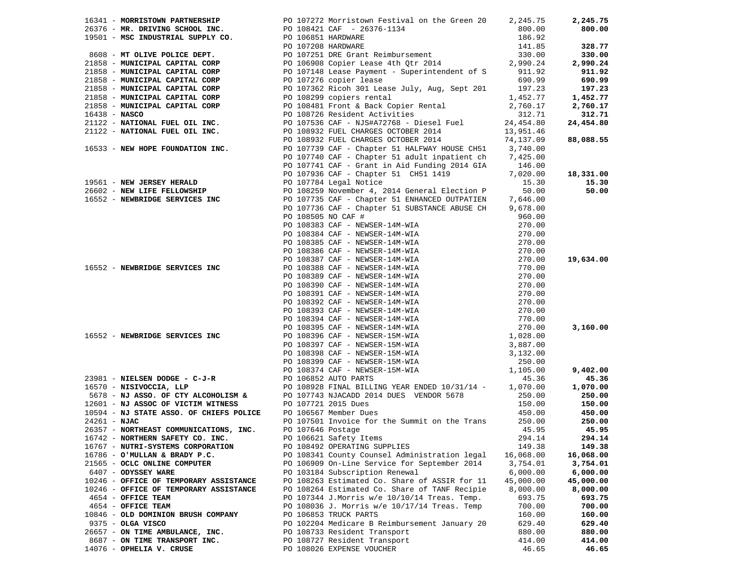| Vendor | PO / Description | Amount | Total |
|---|---|---|---|
| 16341 - **MORRISTOWN PARTNERSHIP** | PO 107272 Morristown Festival on the Green 20 | 2,245.75 | **2,245.75** |
| 26376 - **MR. DRIVING SCHOOL INC.** | PO 108421 CAF - 26376-1134 | 800.00 | **800.00** |
| 19501 - **MSC INDUSTRIAL SUPPLY CO.** | PO 106851 HARDWARE | 186.92 | |
| | PO 107208 HARDWARE | 141.85 | **328.77** |
| 8608 - **MT OLIVE POLICE DEPT.** | PO 107251 DRE Grant Reimbursement | 330.00 | **330.00** |
| 21858 - **MUNICIPAL CAPITAL CORP** | PO 106908 Copier Lease 4th Qtr 2014 | 2,990.24 | **2,990.24** |
| 21858 - **MUNICIPAL CAPITAL CORP** | PO 107148 Lease Payment - Superintendent of S | 911.92 | **911.92** |
| 21858 - **MUNICIPAL CAPITAL CORP** | PO 107276 copier lease | 690.99 | **690.99** |
| 21858 - **MUNICIPAL CAPITAL CORP** | PO 107362 Ricoh 301 Lease July, Aug, Sept 201 | 197.23 | **197.23** |
| 21858 - **MUNICIPAL CAPITAL CORP** | PO 108299 copiers rental | 1,452.77 | **1,452.77** |
| 21858 - **MUNICIPAL CAPITAL CORP** | PO 108481 Front & Back Copier Rental | 2,760.17 | **2,760.17** |
| 16438 - **NASCO** | PO 108726 Resident Activities | 312.71 | **312.71** |
| 21122 - **NATIONAL FUEL OIL INC.** | PO 107536 CAF - NJS#A72768 - Diesel Fuel | 24,454.80 | **24,454.80** |
| 21122 - **NATIONAL FUEL OIL INC.** | PO 108932 FUEL CHARGES OCTOBER 2014 | 13,951.46 | |
| | PO 108932 FUEL CHARGES OCTOBER 2014 | 74,137.09 | **88,088.55** |
| 16533 - **NEW HOPE FOUNDATION INC.** | PO 107739 CAF - Chapter 51 HALFWAY HOUSE CH51 | 3,740.00 | |
| | PO 107740 CAF - Chapter 51 adult inpatient ch | 7,425.00 | |
| | PO 107741 CAF - Grant in Aid Funding 2014 GIA | 146.00 | |
| | PO 107936 CAF - Chapter 51 CH51 1419 | 7,020.00 | **18,331.00** |
| 19561 - **NEW JERSEY HERALD** | PO 107784 Legal Notice | 15.30 | **15.30** |
| 26602 - **NEW LIFE FELLOWSHIP** | PO 108259 November 4, 2014 General Election P | 50.00 | **50.00** |
| 16552 - **NEWBRIDGE SERVICES INC** | PO 107735 CAF - Chapter 51 ENHANCED OUTPATIEN | 7,646.00 | |
| | PO 107736 CAF - Chapter 51 SUBSTANCE ABUSE CH | 9,678.00 | |
| | PO 108505 NO CAF # | 960.00 | |
| | PO 108383 CAF - NEWSER-14M-WIA | 270.00 | |
| | PO 108384 CAF - NEWSER-14M-WIA | 270.00 | |
| | PO 108385 CAF - NEWSER-14M-WIA | 270.00 | |
| | PO 108386 CAF - NEWSER-14M-WIA | 270.00 | |
| | PO 108387 CAF - NEWSER-14M-WIA | 270.00 | **19,634.00** |
| 16552 - **NEWBRIDGE SERVICES INC** | PO 108388 CAF - NEWSER-14M-WIA | 770.00 | |
| | PO 108389 CAF - NEWSER-14M-WIA | 270.00 | |
| | PO 108390 CAF - NEWSER-14M-WIA | 270.00 | |
| | PO 108391 CAF - NEWSER-14M-WIA | 270.00 | |
| | PO 108392 CAF - NEWSER-14M-WIA | 270.00 | |
| | PO 108393 CAF - NEWSER-14M-WIA | 270.00 | |
| | PO 108394 CAF - NEWSER-14M-WIA | 770.00 | |
| | PO 108395 CAF - NEWSER-14M-WIA | 270.00 | **3,160.00** |
| 16552 - **NEWBRIDGE SERVICES INC** | PO 108396 CAF - NEWSER-15M-WIA | 1,028.00 | |
| | PO 108397 CAF - NEWSER-15M-WIA | 3,887.00 | |
| | PO 108398 CAF - NEWSER-15M-WIA | 3,132.00 | |
| | PO 108399 CAF - NEWSER-15M-WIA | 250.00 | |
| | PO 108374 CAF - NEWSER-15M-WIA | 1,105.00 | **9,402.00** |
| 23981 - **NIELSEN DODGE - C-J-R** | PO 106852 AUTO PARTS | 45.36 | **45.36** |
| 16570 - **NISIVOCCIA, LLP** | PO 108928 FINAL BILLING YEAR ENDED 10/31/14 - | 1,070.00 | **1,070.00** |
| 5678 - **NJ ASSO. OF CTY ALCOHOLISM &** | PO 107743 NJACADD 2014 DUES VENDOR 5678 | 250.00 | **250.00** |
| 12601 - **NJ ASSOC OF VICTIM WITNESS** | PO 107721 2015 Dues | 150.00 | **150.00** |
| 10594 - **NJ STATE ASSO. OF CHIEFS POLICE** | PO 106567 Member Dues | 450.00 | **450.00** |
| 24261 - **NJAC** | PO 107501 Invoice for the Summit on the Trans | 250.00 | **250.00** |
| 26357 - **NORTHEAST COMMUNICATIONS, INC.** | PO 107646 Postage | 45.95 | **45.95** |
| 16742 - **NORTHERN SAFETY CO. INC.** | PO 106621 Safety Items | 294.14 | **294.14** |
| 16767 - **NUTRI-SYSTEMS CORPORATION** | PO 108492 OPERATING SUPPLIES | 149.38 | **149.38** |
| 16786 - **O'MULLAN & BRADY P.C.** | PO 108341 County Counsel Administration legal | 16,068.00 | **16,068.00** |
| 21565 - **OCLC ONLINE COMPUTER** | PO 106909 On-Line Service for September 2014 | 3,754.01 | **3,754.01** |
| 6407 - **ODYSSEY WARE** | PO 103184 Subscription Renewal | 6,000.00 | **6,000.00** |
| 10246 - **OFFICE OF TEMPORARY ASSISTANCE** | PO 108263 Estimated Co. Share of ASSIR for 11 | 45,000.00 | **45,000.00** |
| 10246 - **OFFICE OF TEMPORARY ASSISTANCE** | PO 108264 Estimated Co. Share of TANF Recipie | 8,000.00 | **8,000.00** |
| 4654 - **OFFICE TEAM** | PO 107344 J.Morris w/e 10/10/14 Treas. Temp. | 693.75 | **693.75** |
| 4654 - **OFFICE TEAM** | PO 108036 J. Morris w/e 10/17/14 Treas. Temp | 700.00 | **700.00** |
| 10846 - **OLD DOMINION BRUSH COMPANY** | PO 106853 TRUCK PARTS | 160.00 | **160.00** |
| 9375 - **OLGA VISCO** | PO 102204 Medicare B Reimbursement January 20 | 629.40 | **629.40** |
| 26657 - **ON TIME AMBULANCE, INC.** | PO 108733 Resident Transport | 880.00 | **880.00** |
| 8687 - **ON TIME TRANSPORT INC.** | PO 108727 Resident Transport | 414.00 | **414.00** |
| 14076 - **OPHELIA V. CRUSE** | PO 108026 EXPENSE VOUCHER | 46.65 | **46.65** |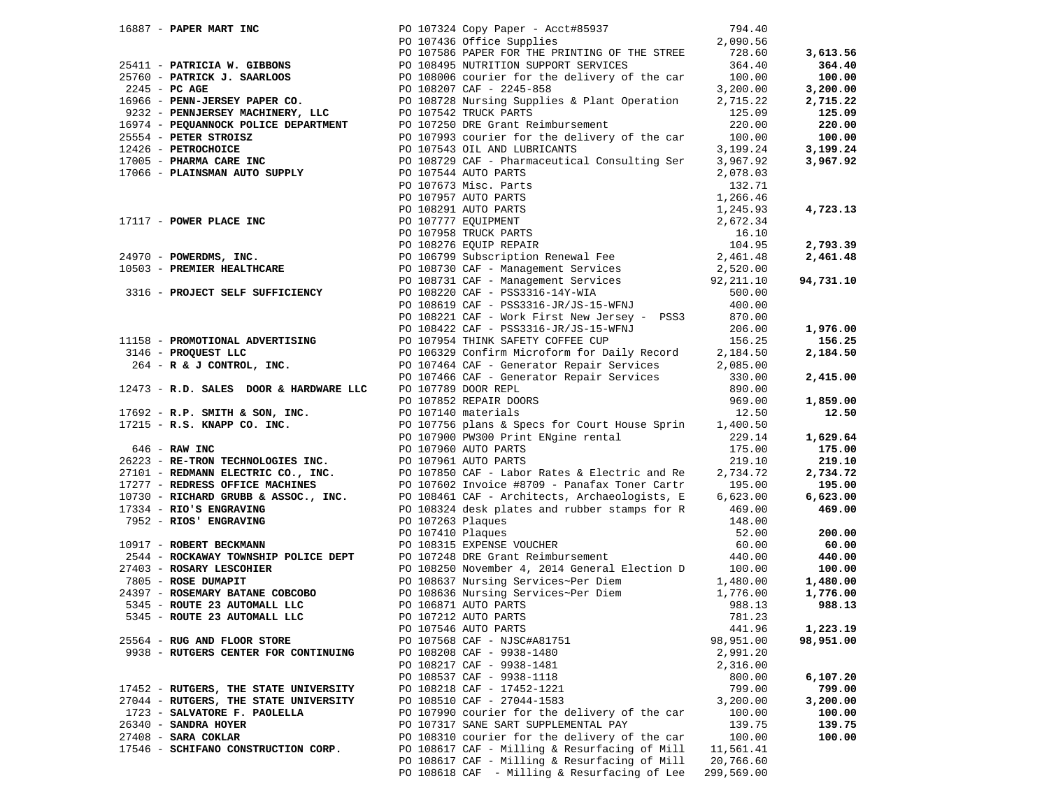| Vendor | PO / Description | Amount | Total |
|---|---|---|---|
| 16887 - **PAPER MART INC** | PO 107324 Copy Paper - Acct#85937 | 794.40 | |
| | PO 107436 Office Supplies | 2,090.56 | |
| | PO 107586 PAPER FOR THE PRINTING OF THE STREE | 728.60 | **3,613.56** |
| 25411 - **PATRICIA W. GIBBONS** | PO 108495 NUTRITION SUPPORT SERVICES | 364.40 | **364.40** |
| 25760 - **PATRICK J. SAARLOOS** | PO 108006 courier for the delivery of the car | 100.00 | **100.00** |
| 2245 - **PC AGE** | PO 108207 CAF - 2245-858 | 3,200.00 | **3,200.00** |
| 16966 - **PENN-JERSEY PAPER CO.** | PO 108728 Nursing Supplies & Plant Operation | 2,715.22 | **2,715.22** |
| 9232 - **PENNJERSEY MACHINERY, LLC** | PO 107542 TRUCK PARTS | 125.09 | **125.09** |
| 16974 - **PEQUANNOCK POLICE DEPARTMENT** | PO 107250 DRE Grant Reimbursement | 220.00 | **220.00** |
| 25554 - **PETER STROISZ** | PO 107993 courier for the delivery of the car | 100.00 | **100.00** |
| 12426 - **PETROCHOICE** | PO 107543 OIL AND LUBRICANTS | 3,199.24 | **3,199.24** |
| 17005 - **PHARMA CARE INC** | PO 108729 CAF - Pharmaceutical Consulting Ser | 3,967.92 | **3,967.92** |
| 17066 - **PLAINSMAN AUTO SUPPLY** | PO 107544 AUTO PARTS | 2,078.03 | |
| | PO 107673 Misc. Parts | 132.71 | |
| | PO 107957 AUTO PARTS | 1,266.46 | |
| | PO 108291 AUTO PARTS | 1,245.93 | **4,723.13** |
| 17117 - **POWER PLACE INC** | PO 107777 EQUIPMENT | 2,672.34 | |
| | PO 107958 TRUCK PARTS | 16.10 | |
| | PO 108276 EQUIP REPAIR | 104.95 | **2,793.39** |
| 24970 - **POWERDMS, INC.** | PO 106799 Subscription Renewal Fee | 2,461.48 | **2,461.48** |
| 10503 - **PREMIER HEALTHCARE** | PO 108730 CAF - Management Services | 2,520.00 | |
| | PO 108731 CAF - Management Services | 92,211.10 | **94,731.10** |
| 3316 - **PROJECT SELF SUFFICIENCY** | PO 108220 CAF - PSS3316-14Y-WIA | 500.00 | |
| | PO 108619 CAF - PSS3316-JR/JS-15-WFNJ | 400.00 | |
| | PO 108221 CAF - Work First New Jersey - PSS3 | 870.00 | |
| | PO 108422 CAF - PSS3316-JR/JS-15-WFNJ | 206.00 | **1,976.00** |
| 11158 - **PROMOTIONAL ADVERTISING** | PO 107954 THINK SAFETY COFFEE CUP | 156.25 | **156.25** |
| 3146 - **PROQUEST LLC** | PO 106329 Confirm Microform for Daily Record | 2,184.50 | **2,184.50** |
| 264 - **R & J CONTROL, INC.** | PO 107464 CAF - Generator Repair Services | 2,085.00 | |
| | PO 107466 CAF - Generator Repair Services | 330.00 | **2,415.00** |
| 12473 - **R.D. SALES DOOR & HARDWARE LLC** | PO 107789 DOOR REPL | 890.00 | |
| | PO 107852 REPAIR DOORS | 969.00 | **1,859.00** |
| 17692 - **R.P. SMITH & SON, INC.** | PO 107140 materials | 12.50 | **12.50** |
| 17215 - **R.S. KNAPP CO. INC.** | PO 107756 plans & Specs for Court House Sprin | 1,400.50 | |
| | PO 107900 PW300 Print ENgine rental | 229.14 | **1,629.64** |
| 646 - **RAW INC** | PO 107960 AUTO PARTS | 175.00 | **175.00** |
| 26223 - **RE-TRON TECHNOLOGIES INC.** | PO 107961 AUTO PARTS | 219.10 | **219.10** |
| 27101 - **REDMANN ELECTRIC CO., INC.** | PO 107850 CAF - Labor Rates & Electric and Re | 2,734.72 | **2,734.72** |
| 17277 - **REDRESS OFFICE MACHINES** | PO 107602 Invoice #8709 - Panafax Toner Cartr | 195.00 | **195.00** |
| 10730 - **RICHARD GRUBB & ASSOC., INC.** | PO 108461 CAF - Architects, Archaeologists, E | 6,623.00 | **6,623.00** |
| 17334 - **RIO'S ENGRAVING** | PO 108324 desk plates and rubber stamps for R | 469.00 | **469.00** |
| 7952 - **RIOS' ENGRAVING** | PO 107263 Plaques | 148.00 | |
| | PO 107410 Plaques | 52.00 | **200.00** |
| 10917 - **ROBERT BECKMANN** | PO 108315 EXPENSE VOUCHER | 60.00 | **60.00** |
| 2544 - **ROCKAWAY TOWNSHIP POLICE DEPT** | PO 107248 DRE Grant Reimbursement | 440.00 | **440.00** |
| 27403 - **ROSARY LESCOHIER** | PO 108250 November 4, 2014 General Election D | 100.00 | **100.00** |
| 7805 - **ROSE DUMAPIT** | PO 108637 Nursing Services~Per Diem | 1,480.00 | **1,480.00** |
| 24397 - **ROSEMARY BATANE COBCOBO** | PO 108636 Nursing Services~Per Diem | 1,776.00 | **1,776.00** |
| 5345 - **ROUTE 23 AUTOMALL LLC** | PO 106871 AUTO PARTS | 988.13 | **988.13** |
| 5345 - **ROUTE 23 AUTOMALL LLC** | PO 107212 AUTO PARTS | 781.23 | |
| | PO 107546 AUTO PARTS | 441.96 | **1,223.19** |
| 25564 - **RUG AND FLOOR STORE** | PO 107568 CAF - NJSC#A81751 | 98,951.00 | **98,951.00** |
| 9938 - **RUTGERS CENTER FOR CONTINUING** | PO 108208 CAF - 9938-1480 | 2,991.20 | |
| | PO 108217 CAF - 9938-1481 | 2,316.00 | |
| | PO 108537 CAF - 9938-1118 | 800.00 | **6,107.20** |
| 17452 - **RUTGERS, THE STATE UNIVERSITY** | PO 108218 CAF - 17452-1221 | 799.00 | **799.00** |
| 27044 - **RUTGERS, THE STATE UNIVERSITY** | PO 108510 CAF - 27044-1583 | 3,200.00 | **3,200.00** |
| 1723 - **SALVATORE F. PAOLELLA** | PO 107990 courier for the delivery of the car | 100.00 | **100.00** |
| 26340 - **SANDRA HOYER** | PO 107317 SANE SART SUPPLEMENTAL PAY | 139.75 | **139.75** |
| 27408 - **SARA COKLAR** | PO 108310 courier for the delivery of the car | 100.00 | **100.00** |
| 17546 - **SCHIFANO CONSTRUCTION CORP.** | PO 108617 CAF - Milling & Resurfacing of Mill | 11,561.41 | |
| | PO 108617 CAF - Milling & Resurfacing of Mill | 20,766.60 | |
| | PO 108618 CAF - Milling & Resurfacing of Lee | 299,569.00 | |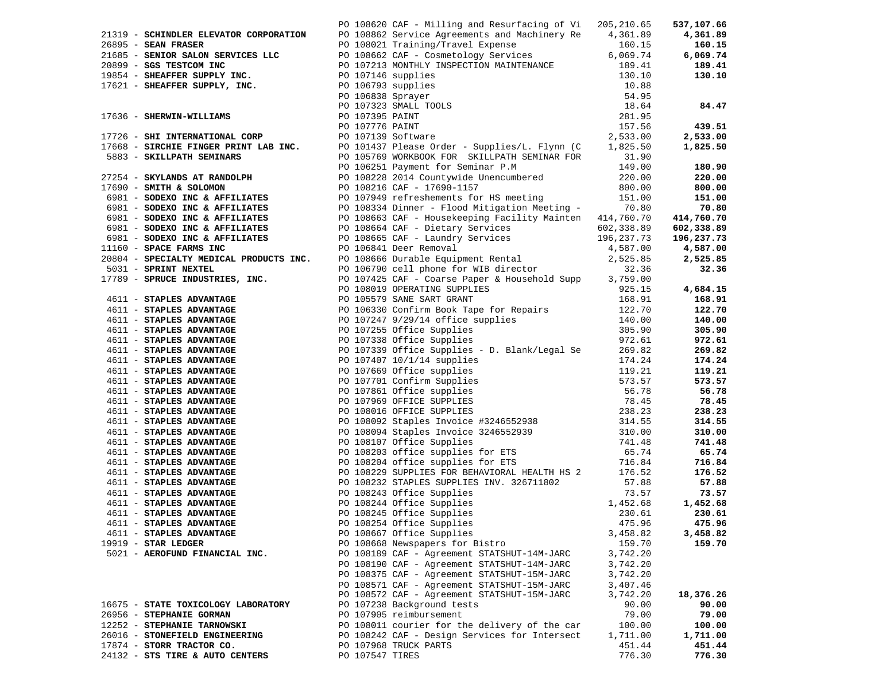| Vendor | PO / Description | Amount | Total |
|---|---|---|---|
| | PO 108620 CAF - Milling and Resurfacing of Vi | 205,210.65 | **537,107.66** |
| 21319 - **SCHINDLER ELEVATOR CORPORATION** | PO 108862 Service Agreements and Machinery Re | 4,361.89 | **4,361.89** |
| 26895 - **SEAN FRASER** | PO 108021 Training/Travel Expense | 160.15 | **160.15** |
| 21685 - **SENIOR SALON SERVICES LLC** | PO 108662 CAF - Cosmetology Services | 6,069.74 | **6,069.74** |
| 20899 - **SGS TESTCOM INC** | PO 107213 MONTHLY INSPECTION MAINTENANCE | 189.41 | **189.41** |
| 19854 - **SHEAFFER SUPPLY INC.** | PO 107146 supplies | 130.10 | **130.10** |
| 17621 - **SHEAFFER SUPPLY, INC.** | PO 106793 supplies | 10.88 | |
| | PO 106838 Sprayer | 54.95 | |
| | PO 107323 SMALL TOOLS | 18.64 | **84.47** |
| 17636 - **SHERWIN-WILLIAMS** | PO 107395 PAINT | 281.95 | |
| | PO 107776 PAINT | 157.56 | **439.51** |
| 17726 - **SHI INTERNATIONAL CORP** | PO 107139 Software | 2,533.00 | **2,533.00** |
| 17668 - **SIRCHIE FINGER PRINT LAB INC.** | PO 101437 Please Order - Supplies/L. Flynn (C | 1,825.50 | **1,825.50** |
| 5883 - **SKILLPATH SEMINARS** | PO 105769 WORKBOOK FOR SKILLPATH SEMINAR FOR | 31.90 | |
| | PO 106251 Payment for Seminar P.M | 149.00 | **180.90** |
| 27254 - **SKYLANDS AT RANDOLPH** | PO 108228 2014 Countywide Unencumbered | 220.00 | **220.00** |
| 17690 - **SMITH & SOLOMON** | PO 108216 CAF - 17690-1157 | 800.00 | **800.00** |
| 6981 - **SODEXO INC & AFFILIATES** | PO 107949 refreshements for HS meeting | 151.00 | **151.00** |
| 6981 - **SODEXO INC & AFFILIATES** | PO 108334 Dinner - Flood Mitigation Meeting - | 70.80 | **70.80** |
| 6981 - **SODEXO INC & AFFILIATES** | PO 108663 CAF - Housekeeping Facility Mainten | 414,760.70 | **414,760.70** |
| 6981 - **SODEXO INC & AFFILIATES** | PO 108664 CAF - Dietary Services | 602,338.89 | **602,338.89** |
| 6981 - **SODEXO INC & AFFILIATES** | PO 108665 CAF - Laundry Services | 196,237.73 | **196,237.73** |
| 11160 - **SPACE FARMS INC** | PO 106841 Deer Removal | 4,587.00 | **4,587.00** |
| 20804 - **SPECIALTY MEDICAL PRODUCTS INC.** | PO 108666 Durable Equipment Rental | 2,525.85 | **2,525.85** |
| 5031 - **SPRINT NEXTEL** | PO 106790 cell phone for WIB director | 32.36 | **32.36** |
| 17789 - **SPRUCE INDUSTRIES, INC.** | PO 107425 CAF - Coarse Paper & Household Supp | 3,759.00 | |
| | PO 108019 OPERATING SUPPLIES | 925.15 | **4,684.15** |
| 4611 - **STAPLES ADVANTAGE** | PO 105579 SANE SART GRANT | 168.91 | **168.91** |
| 4611 - **STAPLES ADVANTAGE** | PO 106330 Confirm Book Tape for Repairs | 122.70 | **122.70** |
| 4611 - **STAPLES ADVANTAGE** | PO 107247 9/29/14 office supplies | 140.00 | **140.00** |
| 4611 - **STAPLES ADVANTAGE** | PO 107255 Office Supplies | 305.90 | **305.90** |
| 4611 - **STAPLES ADVANTAGE** | PO 107338 Office Supplies | 972.61 | **972.61** |
| 4611 - **STAPLES ADVANTAGE** | PO 107339 Office Supplies - D. Blank/Legal Se | 269.82 | **269.82** |
| 4611 - **STAPLES ADVANTAGE** | PO 107407 10/1/14 supplies | 174.24 | **174.24** |
| 4611 - **STAPLES ADVANTAGE** | PO 107669 Office supplies | 119.21 | **119.21** |
| 4611 - **STAPLES ADVANTAGE** | PO 107701 Confirm Supplies | 573.57 | **573.57** |
| 4611 - **STAPLES ADVANTAGE** | PO 107861 Office supplies | 56.78 | **56.78** |
| 4611 - **STAPLES ADVANTAGE** | PO 107969 OFFICE SUPPLIES | 78.45 | **78.45** |
| 4611 - **STAPLES ADVANTAGE** | PO 108016 OFFICE SUPPLIES | 238.23 | **238.23** |
| 4611 - **STAPLES ADVANTAGE** | PO 108092 Staples Invoice #3246552938 | 314.55 | **314.55** |
| 4611 - **STAPLES ADVANTAGE** | PO 108094 Staples Invoice 3246552939 | 310.00 | **310.00** |
| 4611 - **STAPLES ADVANTAGE** | PO 108107 Office Supplies | 741.48 | **741.48** |
| 4611 - **STAPLES ADVANTAGE** | PO 108203 office supplies for ETS | 65.74 | **65.74** |
| 4611 - **STAPLES ADVANTAGE** | PO 108204 office supplies for ETS | 716.84 | **716.84** |
| 4611 - **STAPLES ADVANTAGE** | PO 108229 SUPPLIES FOR BEHAVIORAL HEALTH HS 2 | 176.52 | **176.52** |
| 4611 - **STAPLES ADVANTAGE** | PO 108232 STAPLES SUPPLIES INV. 326711802 | 57.88 | **57.88** |
| 4611 - **STAPLES ADVANTAGE** | PO 108243 Office Supplies | 73.57 | **73.57** |
| 4611 - **STAPLES ADVANTAGE** | PO 108244 Office Supplies | 1,452.68 | **1,452.68** |
| 4611 - **STAPLES ADVANTAGE** | PO 108245 Office Supplies | 230.61 | **230.61** |
| 4611 - **STAPLES ADVANTAGE** | PO 108254 Office Supplies | 475.96 | **475.96** |
| 4611 - **STAPLES ADVANTAGE** | PO 108667 Office Supplies | 3,458.82 | **3,458.82** |
| 19919 - **STAR LEDGER** | PO 108668 Newspapers for Bistro | 159.70 | **159.70** |
| 5021 - **AEROFUND FINANCIAL INC.** | PO 108189 CAF - Agreement STATSHUT-14M-JARC | 3,742.20 | |
| | PO 108190 CAF - Agreement STATSHUT-14M-JARC | 3,742.20 | |
| | PO 108375 CAF - Agreement STATSHUT-15M-JARC | 3,742.20 | |
| | PO 108571 CAF - Agreement STATSHUT-15M-JARC | 3,407.46 | |
| | PO 108572 CAF - Agreement STATSHUT-15M-JARC | 3,742.20 | **18,376.26** |
| 16675 - **STATE TOXICOLOGY LABORATORY** | PO 107238 Background tests | 90.00 | **90.00** |
| 26956 - **STEPHANIE GORMAN** | PO 107905 reimbursement | 79.00 | **79.00** |
| 12252 - **STEPHANIE TARNOWSKI** | PO 108011 courier for the delivery of the car | 100.00 | **100.00** |
| 26016 - **STONEFIELD ENGINEERING** | PO 108242 CAF - Design Services for Intersect | 1,711.00 | **1,711.00** |
| 17874 - **STORR TRACTOR CO.** | PO 107968 TRUCK PARTS | 451.44 | **451.44** |
| 24132 - **STS TIRE & AUTO CENTERS** | PO 107547 TIRES | 776.30 | **776.30** |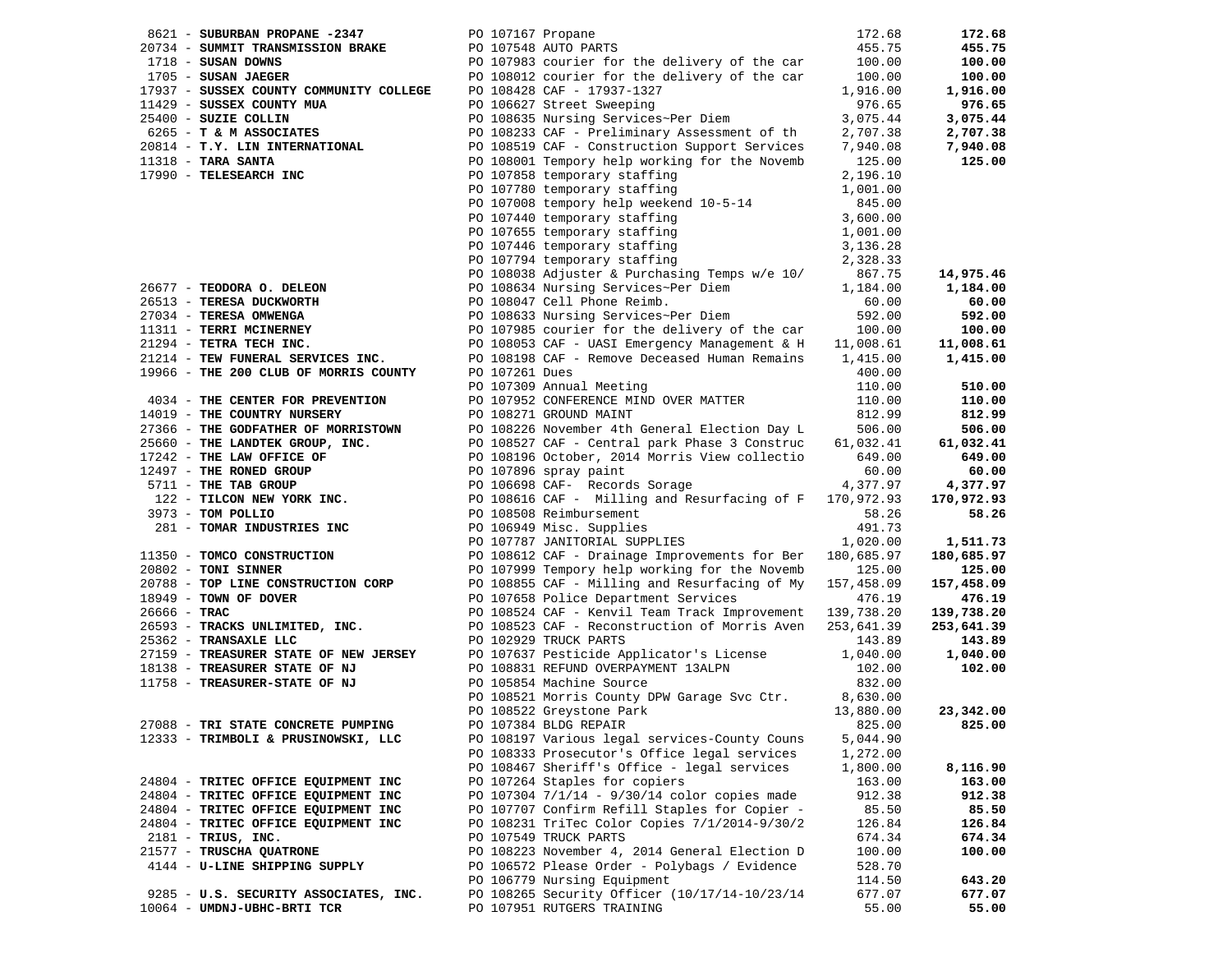| Vendor | PO / Description | Amount | Total |
|---|---|---|---|
| 8621 - **SUBURBAN PROPANE -2347** | PO 107167 Propane | 172.68 | **172.68** |
| 20734 - **SUMMIT TRANSMISSION BRAKE** | PO 107548 AUTO PARTS | 455.75 | **455.75** |
| 1718 - **SUSAN DOWNS** | PO 107983 courier for the delivery of the car | 100.00 | **100.00** |
| 1705 - **SUSAN JAEGER** | PO 108012 courier for the delivery of the car | 100.00 | **100.00** |
| 17937 - **SUSSEX COUNTY COMMUNITY COLLEGE** | PO 108428 CAF - 17937-1327 | 1,916.00 | **1,916.00** |
| 11429 - **SUSSEX COUNTY MUA** | PO 106627 Street Sweeping | 976.65 | **976.65** |
| 25400 - **SUZIE COLLIN** | PO 108635 Nursing Services~Per Diem | 3,075.44 | **3,075.44** |
| 6265 - **T & M ASSOCIATES** | PO 108233 CAF - Preliminary Assessment of th | 2,707.38 | **2,707.38** |
| 20814 - **T.Y. LIN INTERNATIONAL** | PO 108519 CAF - Construction Support Services | 7,940.08 | **7,940.08** |
| 11318 - **TARA SANTA** | PO 108001 Tempory help working for the Novemb | 125.00 | **125.00** |
| 17990 - **TELESEARCH INC** | PO 107858 temporary staffing | 2,196.10 | |
| | PO 107780 temporary staffing | 1,001.00 | |
| | PO 107008 tempory help weekend 10-5-14 | 845.00 | |
| | PO 107440 temporary staffing | 3,600.00 | |
| | PO 107655 temporary staffing | 1,001.00 | |
| | PO 107446 temporary staffing | 3,136.28 | |
| | PO 107794 temporary staffing | 2,328.33 | |
| | PO 108038 Adjuster & Purchasing Temps w/e 10/ | 867.75 | **14,975.46** |
| 26677 - **TEODORA O. DELEON** | PO 108634 Nursing Services~Per Diem | 1,184.00 | **1,184.00** |
| 26513 - **TERESA DUCKWORTH** | PO 108047 Cell Phone Reimb. | 60.00 | **60.00** |
| 27034 - **TERESA OMWENGA** | PO 108633 Nursing Services~Per Diem | 592.00 | **592.00** |
| 11311 - **TERRI MCINERNEY** | PO 107985 courier for the delivery of the car | 100.00 | **100.00** |
| 21294 - **TETRA TECH INC.** | PO 108053 CAF - UASI Emergency Management & H | 11,008.61 | **11,008.61** |
| 21214 - **TEW FUNERAL SERVICES INC.** | PO 108198 CAF - Remove Deceased Human Remains | 1,415.00 | **1,415.00** |
| 19966 - **THE 200 CLUB OF MORRIS COUNTY** | PO 107261 Dues | 400.00 | |
| | PO 107309 Annual Meeting | 110.00 | **510.00** |
| 4034 - **THE CENTER FOR PREVENTION** | PO 107952 CONFERENCE MIND OVER MATTER | 110.00 | **110.00** |
| 14019 - **THE COUNTRY NURSERY** | PO 108271 GROUND MAINT | 812.99 | **812.99** |
| 27366 - **THE GODFATHER OF MORRISTOWN** | PO 108226 November 4th General Election Day L | 506.00 | **506.00** |
| 25660 - **THE LANDTEK GROUP, INC.** | PO 108527 CAF - Central park Phase 3 Construc | 61,032.41 | **61,032.41** |
| 17242 - **THE LAW OFFICE OF** | PO 108196 October, 2014 Morris View collectio | 649.00 | **649.00** |
| 12497 - **THE RONED GROUP** | PO 107896 spray paint | 60.00 | **60.00** |
| 5711 - **THE TAB GROUP** | PO 106698 CAF- Records Sorage | 4,377.97 | **4,377.97** |
| 122 - **TILCON NEW YORK INC.** | PO 108616 CAF - Milling and Resurfacing of F | 170,972.93 | **170,972.93** |
| 3973 - **TOM POLLIO** | PO 108508 Reimbursement | 58.26 | **58.26** |
| 281 - **TOMAR INDUSTRIES INC** | PO 106949 Misc. Supplies | 491.73 | |
| | PO 107787 JANITORIAL SUPPLIES | 1,020.00 | **1,511.73** |
| 11350 - **TOMCO CONSTRUCTION** | PO 108612 CAF - Drainage Improvements for Ber | 180,685.97 | **180,685.97** |
| 20802 - **TONI SINNER** | PO 107999 Tempory help working for the Novemb | 125.00 | **125.00** |
| 20788 - **TOP LINE CONSTRUCTION CORP** | PO 108855 CAF - Milling and Resurfacing of My | 157,458.09 | **157,458.09** |
| 18949 - **TOWN OF DOVER** | PO 107658 Police Department Services | 476.19 | **476.19** |
| 26666 - **TRAC** | PO 108524 CAF - Kenvil Team Track Improvement | 139,738.20 | **139,738.20** |
| 26593 - **TRACKS UNLIMITED, INC.** | PO 108523 CAF - Reconstruction of Morris Aven | 253,641.39 | **253,641.39** |
| 25362 - **TRANSAXLE LLC** | PO 102929 TRUCK PARTS | 143.89 | **143.89** |
| 27159 - **TREASURER STATE OF NEW JERSEY** | PO 107637 Pesticide Applicator's License | 1,040.00 | **1,040.00** |
| 18138 - **TREASURER STATE OF NJ** | PO 108831 REFUND OVERPAYMENT 13ALPN | 102.00 | **102.00** |
| 11758 - **TREASURER-STATE OF NJ** | PO 105854 Machine Source | 832.00 | |
| | PO 108521 Morris County DPW Garage Svc Ctr. | 8,630.00 | |
| | PO 108522 Greystone Park | 13,880.00 | **23,342.00** |
| 27088 - **TRI STATE CONCRETE PUMPING** | PO 107384 BLDG REPAIR | 825.00 | **825.00** |
| 12333 - **TRIMBOLI & PRUSINOWSKI, LLC** | PO 108197 Various legal services-County Couns | 5,044.90 | |
| | PO 108333 Prosecutor's Office legal services | 1,272.00 | |
| | PO 108467 Sheriff's Office - legal services | 1,800.00 | **8,116.90** |
| 24804 - **TRITEC OFFICE EQUIPMENT INC** | PO 107264 Staples for copiers | 163.00 | **163.00** |
| 24804 - **TRITEC OFFICE EQUIPMENT INC** | PO 107304 7/1/14 - 9/30/14 color copies made | 912.38 | **912.38** |
| 24804 - **TRITEC OFFICE EQUIPMENT INC** | PO 107707 Confirm Refill Staples for Copier - | 85.50 | **85.50** |
| 24804 - **TRITEC OFFICE EQUIPMENT INC** | PO 108231 TriTec Color Copies 7/1/2014-9/30/2 | 126.84 | **126.84** |
| 2181 - **TRIUS, INC.** | PO 107549 TRUCK PARTS | 674.34 | **674.34** |
| 21577 - **TRUSCHA QUATRONE** | PO 108223 November 4, 2014 General Election D | 100.00 | **100.00** |
| 4144 - **U-LINE SHIPPING SUPPLY** | PO 106572 Please Order - Polybags / Evidence | 528.70 | |
| | PO 106779 Nursing Equipment | 114.50 | **643.20** |
| 9285 - **U.S. SECURITY ASSOCIATES, INC.** | PO 108265 Security Officer (10/17/14-10/23/14 | 677.07 | **677.07** |
| 10064 - **UMDNJ-UBHC-BRTI TCR** | PO 107951 RUTGERS TRAINING | 55.00 | **55.00** |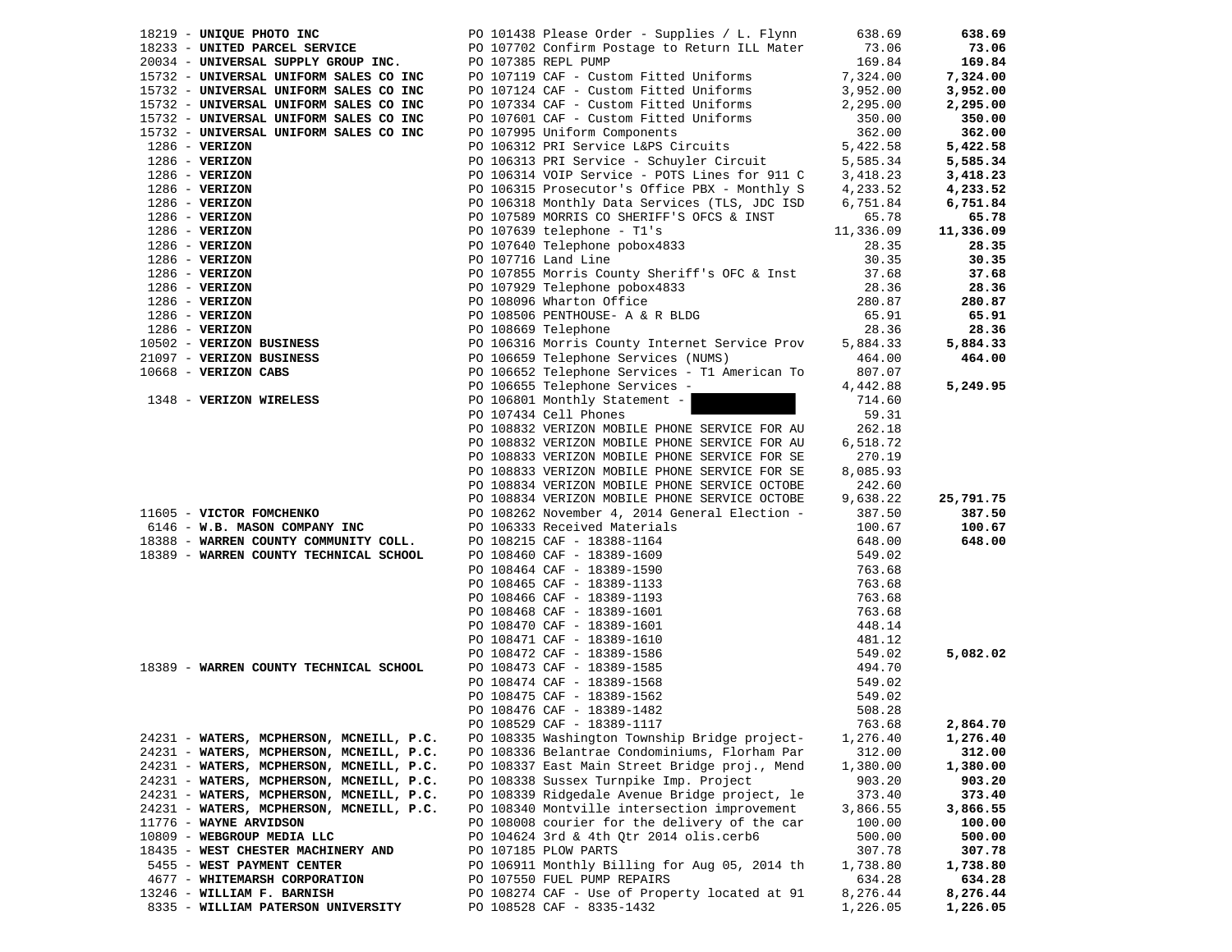| Vendor | PO / Description | Amount | Total |
|---|---|---|---|
| 18219 - **UNIQUE PHOTO INC** | PO 101438 Please Order - Supplies / L. Flynn | 638.69 | **638.69** |
| 18233 - **UNITED PARCEL SERVICE** | PO 107702 Confirm Postage to Return ILL Mater | 73.06 | **73.06** |
| 20034 - **UNIVERSAL SUPPLY GROUP INC.** | PO 107385 REPL PUMP | 169.84 | **169.84** |
| 15732 - **UNIVERSAL UNIFORM SALES CO INC** | PO 107119 CAF - Custom Fitted Uniforms | 7,324.00 | **7,324.00** |
| 15732 - **UNIVERSAL UNIFORM SALES CO INC** | PO 107124 CAF - Custom Fitted Uniforms | 3,952.00 | **3,952.00** |
| 15732 - **UNIVERSAL UNIFORM SALES CO INC** | PO 107334 CAF - Custom Fitted Uniforms | 2,295.00 | **2,295.00** |
| 15732 - **UNIVERSAL UNIFORM SALES CO INC** | PO 107601 CAF - Custom Fitted Uniforms | 350.00 | **350.00** |
| 15732 - **UNIVERSAL UNIFORM SALES CO INC** | PO 107995 Uniform Components | 362.00 | **362.00** |
| 1286 - **VERIZON** | PO 106312 PRI Service L&PS Circuits | 5,422.58 | **5,422.58** |
| 1286 - **VERIZON** | PO 106313 PRI Service - Schuyler Circuit | 5,585.34 | **5,585.34** |
| 1286 - **VERIZON** | PO 106314 VOIP Service - POTS Lines for 911 C | 3,418.23 | **3,418.23** |
| 1286 - **VERIZON** | PO 106315 Prosecutor's Office PBX - Monthly S | 4,233.52 | **4,233.52** |
| 1286 - **VERIZON** | PO 106318 Monthly Data Services (TLS, JDC ISD | 6,751.84 | **6,751.84** |
| 1286 - **VERIZON** | PO 107589 MORRIS CO SHERIFF'S OFCS & INST | 65.78 | **65.78** |
| 1286 - **VERIZON** | PO 107639 telephone - T1's | 11,336.09 | **11,336.09** |
| 1286 - **VERIZON** | PO 107640 Telephone pobox4833 | 28.35 | **28.35** |
| 1286 - **VERIZON** | PO 107716 Land Line | 30.35 | **30.35** |
| 1286 - **VERIZON** | PO 107855 Morris County Sheriff's OFC & Inst | 37.68 | **37.68** |
| 1286 - **VERIZON** | PO 107929 Telephone pobox4833 | 28.36 | **28.36** |
| 1286 - **VERIZON** | PO 108096 Wharton Office | 280.87 | **280.87** |
| 1286 - **VERIZON** | PO 108506 PENTHOUSE- A & R BLDG | 65.91 | **65.91** |
| 1286 - **VERIZON** | PO 108669 Telephone | 28.36 | **28.36** |
| 10502 - **VERIZON BUSINESS** | PO 106316 Morris County Internet Service Prov | 5,884.33 | **5,884.33** |
| 21097 - **VERIZON BUSINESS** | PO 106659 Telephone Services (NUMS) | 464.00 | **464.00** |
| 10668 - **VERIZON CABS** | PO 106652 Telephone Services - T1 American To | 807.07 | |
| | PO 106655 Telephone Services - | 4,442.88 | **5,249.95** |
| 1348 - **VERIZON WIRELESS** | PO 106801 Monthly Statement - | 714.60 | |
| | PO 107434 Cell Phones | 59.31 | |
| | PO 108832 VERIZON MOBILE PHONE SERVICE FOR AU | 262.18 | |
| | PO 108832 VERIZON MOBILE PHONE SERVICE FOR AU | 6,518.72 | |
| | PO 108833 VERIZON MOBILE PHONE SERVICE FOR SE | 270.19 | |
| | PO 108833 VERIZON MOBILE PHONE SERVICE FOR SE | 8,085.93 | |
| | PO 108834 VERIZON MOBILE PHONE SERVICE OCTOBE | 242.60 | |
| | PO 108834 VERIZON MOBILE PHONE SERVICE OCTOBE | 9,638.22 | **25,791.75** |
| 11605 - **VICTOR FOMCHENKO** | PO 108262 November 4, 2014 General Election - | 387.50 | **387.50** |
| 6146 - **W.B. MASON COMPANY INC** | PO 106333 Received Materials | 100.67 | **100.67** |
| 18388 - **WARREN COUNTY COMMUNITY COLL.** | PO 108215 CAF - 18388-1164 | 648.00 | **648.00** |
| 18389 - **WARREN COUNTY TECHNICAL SCHOOL** | PO 108460 CAF - 18389-1609 | 549.02 | |
| | PO 108464 CAF - 18389-1590 | 763.68 | |
| | PO 108465 CAF - 18389-1133 | 763.68 | |
| | PO 108466 CAF - 18389-1193 | 763.68 | |
| | PO 108468 CAF - 18389-1601 | 763.68 | |
| | PO 108470 CAF - 18389-1601 | 448.14 | |
| | PO 108471 CAF - 18389-1610 | 481.12 | |
| | PO 108472 CAF - 18389-1586 | 549.02 | **5,082.02** |
| 18389 - **WARREN COUNTY TECHNICAL SCHOOL** | PO 108473 CAF - 18389-1585 | 494.70 | |
| | PO 108474 CAF - 18389-1568 | 549.02 | |
| | PO 108475 CAF - 18389-1562 | 549.02 | |
| | PO 108476 CAF - 18389-1482 | 508.28 | |
| | PO 108529 CAF - 18389-1117 | 763.68 | **2,864.70** |
| 24231 - **WATERS, MCPHERSON, MCNEILL, P.C.** | PO 108335 Washington Township Bridge project- | 1,276.40 | **1,276.40** |
| 24231 - **WATERS, MCPHERSON, MCNEILL, P.C.** | PO 108336 Belantrae Condominiums, Florham Par | 312.00 | **312.00** |
| 24231 - **WATERS, MCPHERSON, MCNEILL, P.C.** | PO 108337 East Main Street Bridge proj., Mend | 1,380.00 | **1,380.00** |
| 24231 - **WATERS, MCPHERSON, MCNEILL, P.C.** | PO 108338 Sussex Turnpike Imp. Project | 903.20 | **903.20** |
| 24231 - **WATERS, MCPHERSON, MCNEILL, P.C.** | PO 108339 Ridgedale Avenue Bridge project, le | 373.40 | **373.40** |
| 24231 - **WATERS, MCPHERSON, MCNEILL, P.C.** | PO 108340 Montville intersection improvement | 3,866.55 | **3,866.55** |
| 11776 - **WAYNE ARVIDSON** | PO 108008 courier for the delivery of the car | 100.00 | **100.00** |
| 10809 - **WEBGROUP MEDIA LLC** | PO 104624 3rd & 4th Qtr 2014 olis.cerb6 | 500.00 | **500.00** |
| 18435 - **WEST CHESTER MACHINERY AND** | PO 107185 PLOW PARTS | 307.78 | **307.78** |
| 5455 - **WEST PAYMENT CENTER** | PO 106911 Monthly Billing for Aug 05, 2014 th | 1,738.80 | **1,738.80** |
| 4677 - **WHITEMARSH CORPORATION** | PO 107550 FUEL PUMP REPAIRS | 634.28 | **634.28** |
| 13246 - **WILLIAM F. BARNISH** | PO 108274 CAF - Use of Property located at 91 | 8,276.44 | **8,276.44** |
| 8335 - **WILLIAM PATERSON UNIVERSITY** | PO 108528 CAF - 8335-1432 | 1,226.05 | **1,226.05** |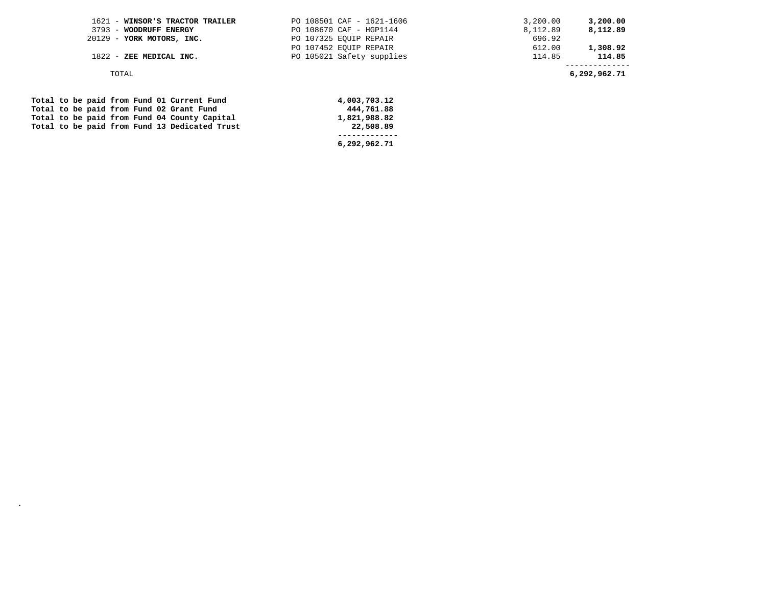| Vendor | Description | Amount | Total |
|---|---|---|---|
| 1621 - **WINSOR'S TRACTOR TRAILER** | PO 108501 CAF - 1621-1606 | 3,200.00 | **3,200.00** |
| 3793 - **WOODRUFF ENERGY** | PO 108670 CAF - HGP1144 | 8,112.89 | **8,112.89** |
| 20129 - **YORK MOTORS, INC.** | PO 107325 EQUIP REPAIR | 696.92 | |
| | PO 107452 EQUIP REPAIR | 612.00 | **1,308.92** |
| 1822 - **ZEE MEDICAL INC.** | PO 105021 Safety supplies | 114.85 | **114.85** |
| TOTAL | | | **6,292,962.71** |

| Fund | Amount |
|---|---|
| **Total to be paid from Fund 01 Current Fund** | **4,003,703.12** |
| **Total to be paid from Fund 02 Grant Fund** | **444,761.88** |
| **Total to be paid from Fund 04 County Capital** | **1,821,988.82** |
| **Total to be paid from Fund 13 Dedicated Trust** | **22,508.89** |
| | **6,292,962.71** |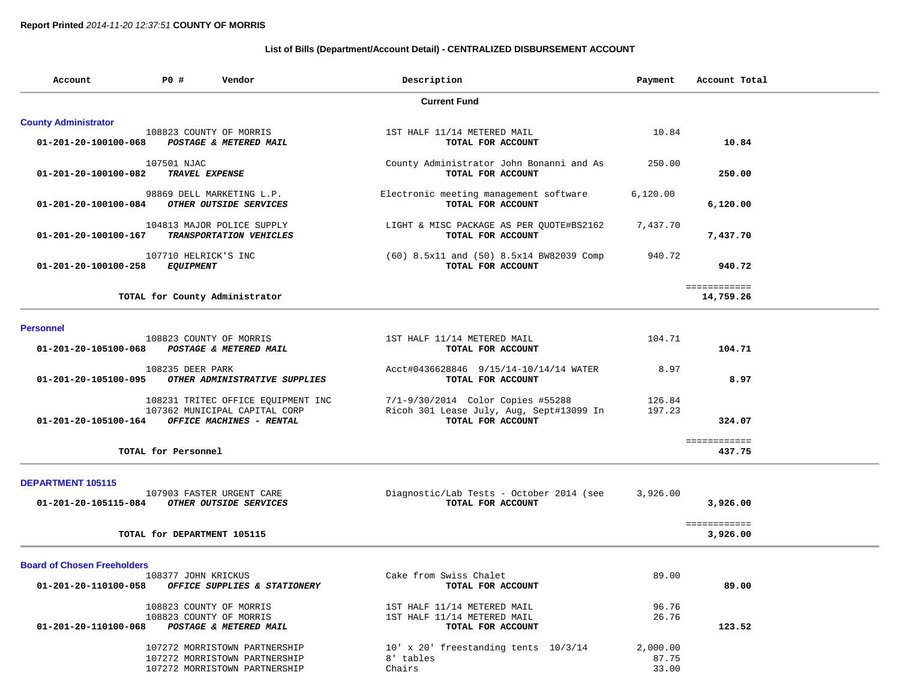**Report Printed** *2014-11-20 12:37:51* **COUNTY OF MORRIS**

## List of Bills (Department/Account Detail) - CENTRALIZED DISBURSEMENT ACCOUNT

| Account | PO # | Vendor | Description | Payment | Account Total |
|---|---|---|---|---|---|
| | | | **Current Fund** | | |
| **County Administrator** | | | | | |
| | 108823 | COUNTY OF MORRIS | 1ST HALF 11/14 METERED MAIL | 10.84 | |
| **01-201-20-100100-068** | | ***POSTAGE & METERED MAIL*** | **TOTAL FOR ACCOUNT** | | **10.84** |
| | 107501 | NJAC | County Administrator John Bonanni and As | 250.00 | |
| **01-201-20-100100-082** | | ***TRAVEL EXPENSE*** | **TOTAL FOR ACCOUNT** | | **250.00** |
| | 98869 | DELL MARKETING L.P. | Electronic meeting management software | 6,120.00 | |
| **01-201-20-100100-084** | | ***OTHER OUTSIDE SERVICES*** | **TOTAL FOR ACCOUNT** | | **6,120.00** |
| | 104813 | MAJOR POLICE SUPPLY | LIGHT & MISC PACKAGE AS PER QUOTE#BS2162 | 7,437.70 | |
| **01-201-20-100100-167** | | ***TRANSPORTATION VEHICLES*** | **TOTAL FOR ACCOUNT** | | **7,437.70** |
| | 107710 | HELRICK'S INC | (60) 8.5x11 and (50) 8.5x14 BW82039 Comp | 940.72 | |
| **01-201-20-100100-258** | | ***EQUIPMENT*** | **TOTAL FOR ACCOUNT** | | **940.72** |
| | | **TOTAL for County Administrator** | | | ============ **14,759.26** |
| **Personnel** | | | | | |
| | 108823 | COUNTY OF MORRIS | 1ST HALF 11/14 METERED MAIL | 104.71 | |
| **01-201-20-105100-068** | | ***POSTAGE & METERED MAIL*** | **TOTAL FOR ACCOUNT** | | **104.71** |
| | 108235 | DEER PARK | Acct#0436628846 9/15/14-10/14/14 WATER | 8.97 | |
| **01-201-20-105100-095** | | ***OTHER ADMINISTRATIVE SUPPLIES*** | **TOTAL FOR ACCOUNT** | | **8.97** |
| | 108231 | TRITEC OFFICE EQUIPMENT INC | 7/1-9/30/2014 Color Copies #55288 | 126.84 | |
| | 107362 | MUNICIPAL CAPITAL CORP | Ricoh 301 Lease July, Aug, Sept#13099 In | 197.23 | |
| **01-201-20-105100-164** | | ***OFFICE MACHINES - RENTAL*** | **TOTAL FOR ACCOUNT** | | **324.07** |
| | | **TOTAL for Personnel** | | | ============ **437.75** |
| **DEPARTMENT 105115** | | | | | |
| | 107903 | FASTER URGENT CARE | Diagnostic/Lab Tests - October 2014 (see | 3,926.00 | |
| **01-201-20-105115-084** | | ***OTHER OUTSIDE SERVICES*** | **TOTAL FOR ACCOUNT** | | **3,926.00** |
| | | **TOTAL for DEPARTMENT 105115** | | | ============ **3,926.00** |
| **Board of Chosen Freeholders** | | | | | |
| | 108377 | JOHN KRICKUS | Cake from Swiss Chalet | 89.00 | |
| **01-201-20-110100-058** | | ***OFFICE SUPPLIES & STATIONERY*** | **TOTAL FOR ACCOUNT** | | **89.00** |
| | 108823 | COUNTY OF MORRIS | 1ST HALF 11/14 METERED MAIL | 96.76 | |
| | 108823 | COUNTY OF MORRIS | 1ST HALF 11/14 METERED MAIL | 26.76 | |
| **01-201-20-110100-068** | | ***POSTAGE & METERED MAIL*** | **TOTAL FOR ACCOUNT** | | **123.52** |
| | 107272 | MORRISTOWN PARTNERSHIP | 10' x 20' freestanding tents 10/3/14 | 2,000.00 | |
| | 107272 | MORRISTOWN PARTNERSHIP | 8' tables | 87.75 | |
| | 107272 | MORRISTOWN PARTNERSHIP | Chairs | 33.00 | |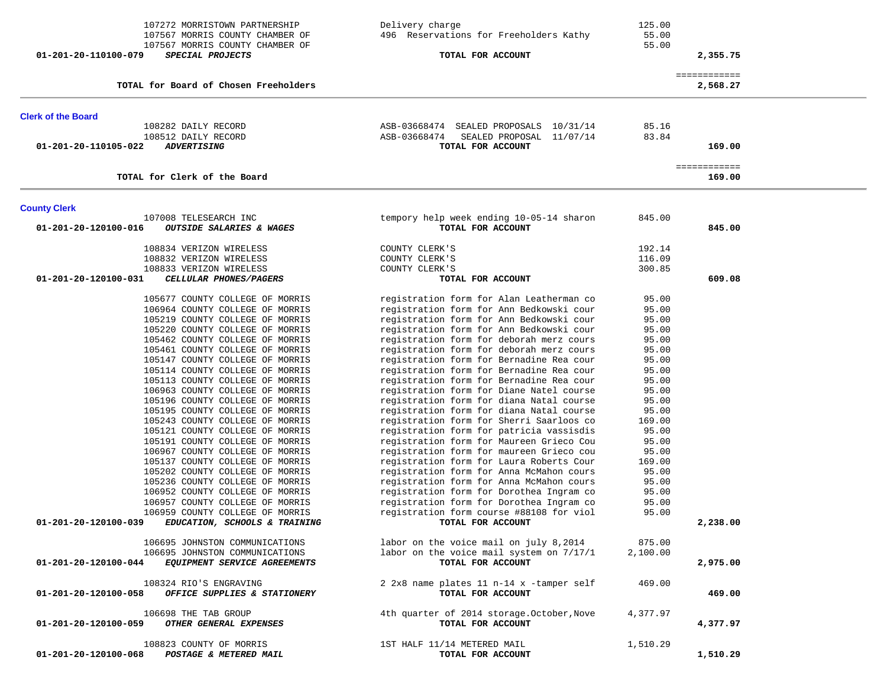| Account | Vendor | Description | Amount | Total |
|---|---|---|---|---|
| | 107272 MORRISTOWN PARTNERSHIP | Delivery charge | 125.00 | |
| | 107567 MORRIS COUNTY CHAMBER OF | 496  Reservations for Freeholders Kathy | 55.00 | |
| | 107567 MORRIS COUNTY CHAMBER OF | | 55.00 | |
| 01-201-20-110100-079 | ***SPECIAL PROJECTS*** | **TOTAL FOR ACCOUNT** | | **2,355.75** |
| | | | | ============ |
| | **TOTAL for Board of Chosen Freeholders** | | | **2,568.27** |

## Clerk of the Board

| Account | Vendor | Description | Amount | Total |
|---|---|---|---|---|
| | 108282 DAILY RECORD | ASB-03668474  SEALED PROPOSALS  10/31/14 | 85.16 | |
| | 108512 DAILY RECORD | ASB-03668474   SEALED PROPOSAL  11/07/14 | 83.84 | |
| 01-201-20-110105-022 | ***ADVERTISING*** | **TOTAL FOR ACCOUNT** | | **169.00** |
| | | | | ============ |
| | **TOTAL for Clerk of the Board** | | | **169.00** |

## County Clerk

| Account | Vendor | Description | Amount | Total |
|---|---|---|---|---|
| | 107008 TELESEARCH INC | tempory help week ending 10-05-14 sharon | 845.00 | |
| 01-201-20-120100-016 | ***OUTSIDE SALARIES & WAGES*** | **TOTAL FOR ACCOUNT** | | **845.00** |
| | 108834 VERIZON WIRELESS | COUNTY CLERK'S | 192.14 | |
| | 108832 VERIZON WIRELESS | COUNTY CLERK'S | 116.09 | |
| | 108833 VERIZON WIRELESS | COUNTY CLERK'S | 300.85 | |
| 01-201-20-120100-031 | ***CELLULAR PHONES/PAGERS*** | **TOTAL FOR ACCOUNT** | | **609.08** |
| | 105677 COUNTY COLLEGE OF MORRIS | registration form for Alan Leatherman co | 95.00 | |
| | 106964 COUNTY COLLEGE OF MORRIS | registration form for Ann Bedkowski cour | 95.00 | |
| | 105219 COUNTY COLLEGE OF MORRIS | registration form for Ann Bedkowski cour | 95.00 | |
| | 105220 COUNTY COLLEGE OF MORRIS | registration form for Ann Bedkowski cour | 95.00 | |
| | 105462 COUNTY COLLEGE OF MORRIS | registration form for deborah merz cours | 95.00 | |
| | 105461 COUNTY COLLEGE OF MORRIS | registration form for deborah merz cours | 95.00 | |
| | 105147 COUNTY COLLEGE OF MORRIS | registration form for Bernadine Rea cour | 95.00 | |
| | 105114 COUNTY COLLEGE OF MORRIS | registration form for Bernadine Rea cour | 95.00 | |
| | 105113 COUNTY COLLEGE OF MORRIS | registration form for Bernadine Rea cour | 95.00 | |
| | 106963 COUNTY COLLEGE OF MORRIS | registration form for Diane Natel course | 95.00 | |
| | 105196 COUNTY COLLEGE OF MORRIS | registration form for diana Natal course | 95.00 | |
| | 105195 COUNTY COLLEGE OF MORRIS | registration form for diana Natal course | 95.00 | |
| | 105243 COUNTY COLLEGE OF MORRIS | registration form for Sherri Saarloos co | 169.00 | |
| | 105121 COUNTY COLLEGE OF MORRIS | registration form for patricia vassisdis | 95.00 | |
| | 105191 COUNTY COLLEGE OF MORRIS | registration form for Maureen Grieco Cou | 95.00 | |
| | 106967 COUNTY COLLEGE OF MORRIS | registration form for maureen Grieco cou | 95.00 | |
| | 105137 COUNTY COLLEGE OF MORRIS | registration form for Laura Roberts Cour | 169.00 | |
| | 105202 COUNTY COLLEGE OF MORRIS | registration form for Anna McMahon cours | 95.00 | |
| | 105236 COUNTY COLLEGE OF MORRIS | registration form for Anna McMahon cours | 95.00 | |
| | 106952 COUNTY COLLEGE OF MORRIS | registration form for Dorothea Ingram co | 95.00 | |
| | 106957 COUNTY COLLEGE OF MORRIS | registration form for Dorothea Ingram co | 95.00 | |
| | 106959 COUNTY COLLEGE OF MORRIS | registration form course #88108 for viol | 95.00 | |
| 01-201-20-120100-039 | ***EDUCATION, SCHOOLS & TRAINING*** | **TOTAL FOR ACCOUNT** | | **2,238.00** |
| | 106695 JOHNSTON COMMUNICATIONS | labor on the voice mail on july 8,2014 | 875.00 | |
| | 106695 JOHNSTON COMMUNICATIONS | labor on the voice mail system on 7/17/1 | 2,100.00 | |
| 01-201-20-120100-044 | ***EQUIPMENT SERVICE AGREEMENTS*** | **TOTAL FOR ACCOUNT** | | **2,975.00** |
| | 108324 RIO'S ENGRAVING | 2 2x8 name plates 11 n-14 x -tamper self | 469.00 | |
| 01-201-20-120100-058 | ***OFFICE SUPPLIES & STATIONERY*** | **TOTAL FOR ACCOUNT** | | **469.00** |
| | 106698 THE TAB GROUP | 4th quarter of 2014 storage.October,Nove | 4,377.97 | |
| 01-201-20-120100-059 | ***OTHER GENERAL EXPENSES*** | **TOTAL FOR ACCOUNT** | | **4,377.97** |
| | 108823 COUNTY OF MORRIS | 1ST HALF 11/14 METERED MAIL | 1,510.29 | |
| 01-201-20-120100-068 | ***POSTAGE & METERED MAIL*** | **TOTAL FOR ACCOUNT** | | **1,510.29** |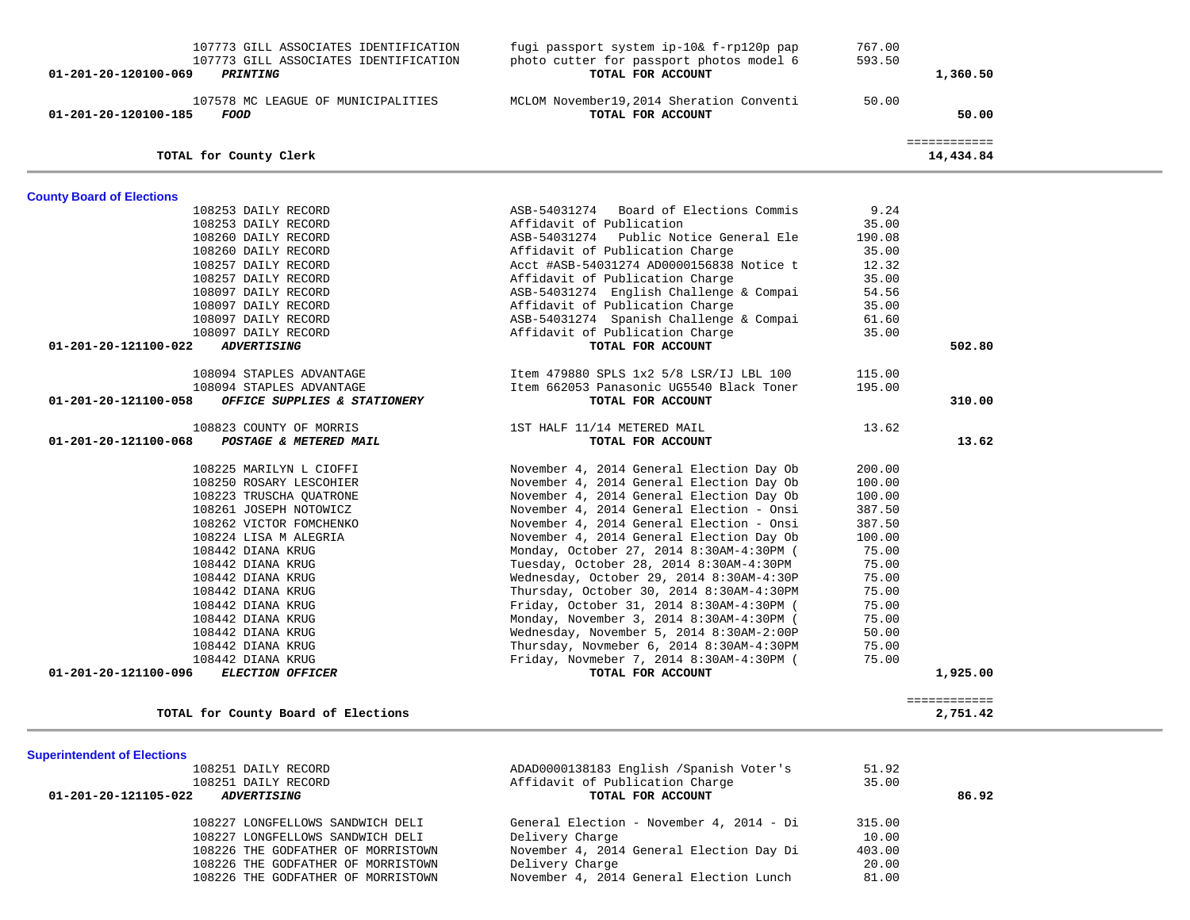| Account | Vendor | Description | Amount | Total |
|---|---|---|---|---|
| | 107773 GILL ASSOCIATES IDENTIFICATION | fugi passport system ip-10& f-rp120p pap | 767.00 | |
| | 107773 GILL ASSOCIATES IDENTIFICATION | photo cutter for passport photos model 6 | 593.50 | |
| 01-201-20-120100-069 | ***PRINTING*** | **TOTAL FOR ACCOUNT** | | **1,360.50** |
| | 107578 MC LEAGUE OF MUNICIPALITIES | MCLOM November19,2014 Sheration Conventi | 50.00 | |
| 01-201-20-120100-185 | ***FOOD*** | **TOTAL FOR ACCOUNT** | | **50.00** |
| | | | | ============ |
| | **TOTAL for County Clerk** | | | **14,434.84** |

## County Board of Elections

| Account | Vendor | Description | Amount | Total |
|---|---|---|---|---|
| | 108253 DAILY RECORD | ASB-54031274 Board of Elections Commis | 9.24 | |
| | 108253 DAILY RECORD | Affidavit of Publication | 35.00 | |
| | 108260 DAILY RECORD | ASB-54031274 Public Notice General Ele | 190.08 | |
| | 108260 DAILY RECORD | Affidavit of Publication Charge | 35.00 | |
| | 108257 DAILY RECORD | Acct #ASB-54031274 AD0000156838 Notice t | 12.32 | |
| | 108257 DAILY RECORD | Affidavit of Publication Charge | 35.00 | |
| | 108097 DAILY RECORD | ASB-54031274 English Challenge & Compai | 54.56 | |
| | 108097 DAILY RECORD | Affidavit of Publication Charge | 35.00 | |
| | 108097 DAILY RECORD | ASB-54031274 Spanish Challenge & Compai | 61.60 | |
| | 108097 DAILY RECORD | Affidavit of Publication Charge | 35.00 | |
| 01-201-20-121100-022 | ***ADVERTISING*** | **TOTAL FOR ACCOUNT** | | **502.80** |
| | 108094 STAPLES ADVANTAGE | Item 479880 SPLS 1x2 5/8 LSR/IJ LBL 100 | 115.00 | |
| | 108094 STAPLES ADVANTAGE | Item 662053 Panasonic UG5540 Black Toner | 195.00 | |
| 01-201-20-121100-058 | ***OFFICE SUPPLIES & STATIONERY*** | **TOTAL FOR ACCOUNT** | | **310.00** |
| | 108823 COUNTY OF MORRIS | 1ST HALF 11/14 METERED MAIL | 13.62 | |
| 01-201-20-121100-068 | ***POSTAGE & METERED MAIL*** | **TOTAL FOR ACCOUNT** | | **13.62** |
| | 108225 MARILYN L CIOFFI | November 4, 2014 General Election Day Ob | 200.00 | |
| | 108250 ROSARY LESCOHIER | November 4, 2014 General Election Day Ob | 100.00 | |
| | 108223 TRUSCHA QUATRONE | November 4, 2014 General Election Day Ob | 100.00 | |
| | 108261 JOSEPH NOTOWICZ | November 4, 2014 General Election - Onsi | 387.50 | |
| | 108262 VICTOR FOMCHENKO | November 4, 2014 General Election - Onsi | 387.50 | |
| | 108224 LISA M ALEGRIA | November 4, 2014 General Election Day Ob | 100.00 | |
| | 108442 DIANA KRUG | Monday, October 27, 2014 8:30AM-4:30PM ( | 75.00 | |
| | 108442 DIANA KRUG | Tuesday, October 28, 2014 8:30AM-4:30PM | 75.00 | |
| | 108442 DIANA KRUG | Wednesday, October 29, 2014 8:30AM-4:30P | 75.00 | |
| | 108442 DIANA KRUG | Thursday, October 30, 2014 8:30AM-4:30PM | 75.00 | |
| | 108442 DIANA KRUG | Friday, October 31, 2014 8:30AM-4:30PM ( | 75.00 | |
| | 108442 DIANA KRUG | Monday, November 3, 2014 8:30AM-4:30PM ( | 75.00 | |
| | 108442 DIANA KRUG | Wednesday, November 5, 2014 8:30AM-2:00P | 50.00 | |
| | 108442 DIANA KRUG | Thursday, Novmeber 6, 2014 8:30AM-4:30PM | 75.00 | |
| | 108442 DIANA KRUG | Friday, Novmeber 7, 2014 8:30AM-4:30PM ( | 75.00 | |
| 01-201-20-121100-096 | ***ELECTION OFFICER*** | **TOTAL FOR ACCOUNT** | | **1,925.00** |
| | | | | ============ |
| | **TOTAL for County Board of Elections** | | | **2,751.42** |

## Superintendent of Elections

| Account | Vendor | Description | Amount | Total |
|---|---|---|---|---|
| | 108251 DAILY RECORD | ADAD0000138183 English /Spanish Voter's | 51.92 | |
| | 108251 DAILY RECORD | Affidavit of Publication Charge | 35.00 | |
| 01-201-20-121105-022 | ***ADVERTISING*** | **TOTAL FOR ACCOUNT** | | **86.92** |
| | 108227 LONGFELLOWS SANDWICH DELI | General Election - November 4, 2014 - Di | 315.00 | |
| | 108227 LONGFELLOWS SANDWICH DELI | Delivery Charge | 10.00 | |
| | 108226 THE GODFATHER OF MORRISTOWN | November 4, 2014 General Election Day Di | 403.00 | |
| | 108226 THE GODFATHER OF MORRISTOWN | Delivery Charge | 20.00 | |
| | 108226 THE GODFATHER OF MORRISTOWN | November 4, 2014 General Election Lunch | 81.00 | |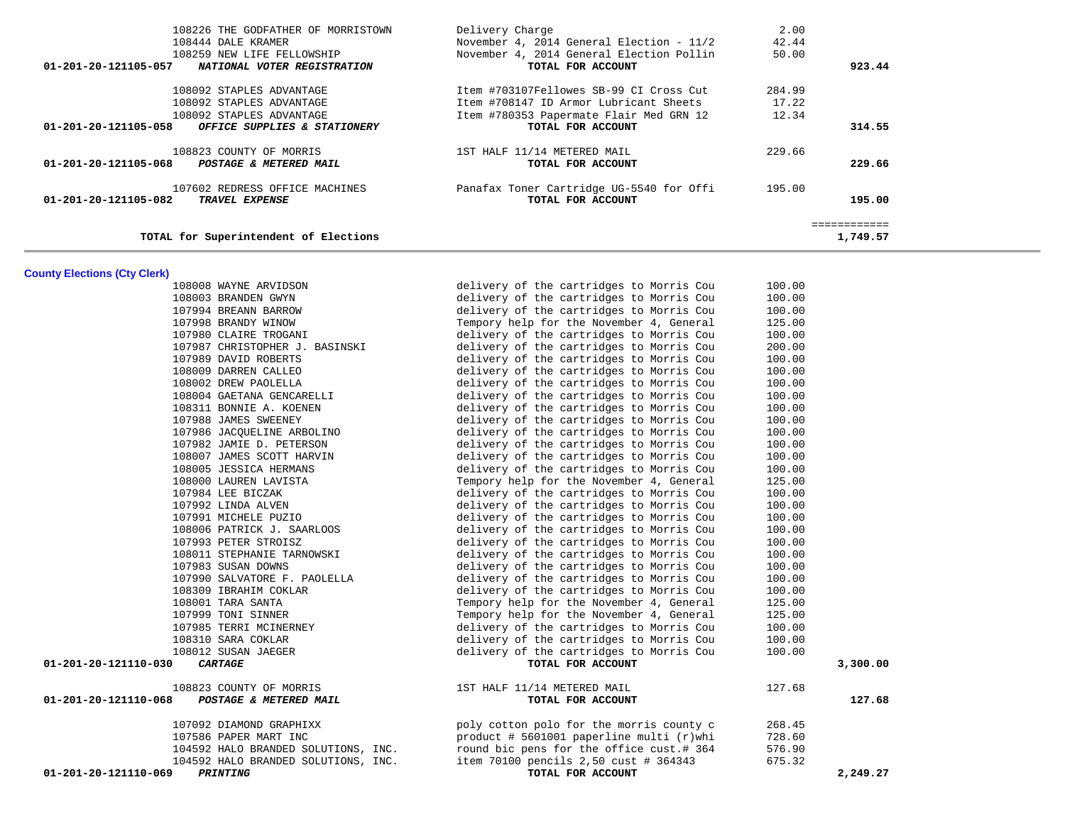| Account | Vendor | Description | Amount | Total |
|---|---|---|---|---|
| | 108226 THE GODFATHER OF MORRISTOWN | Delivery Charge | 2.00 | |
| | 108444 DALE KRAMER | November 4, 2014 General Election - 11/2 | 42.44 | |
| | 108259 NEW LIFE FELLOWSHIP | November 4, 2014 General Election Pollin | 50.00 | |
| **01-201-20-121105-057** | ***NATIONAL VOTER REGISTRATION*** | **TOTAL FOR ACCOUNT** | | **923.44** |
| | 108092 STAPLES ADVANTAGE | Item #703107Fellowes SB-99 CI Cross Cut | 284.99 | |
| | 108092 STAPLES ADVANTAGE | Item #708147 ID Armor Lubricant Sheets | 17.22 | |
| | 108092 STAPLES ADVANTAGE | Item #780353 Papermate Flair Med GRN 12 | 12.34 | |
| **01-201-20-121105-058** | ***OFFICE SUPPLIES & STATIONERY*** | **TOTAL FOR ACCOUNT** | | **314.55** |
| | 108823 COUNTY OF MORRIS | 1ST HALF 11/14 METERED MAIL | 229.66 | |
| **01-201-20-121105-068** | ***POSTAGE & METERED MAIL*** | **TOTAL FOR ACCOUNT** | | **229.66** |
| | 107602 REDRESS OFFICE MACHINES | Panafax Toner Cartridge UG-5540 for Offi | 195.00 | |
| **01-201-20-121105-082** | ***TRAVEL EXPENSE*** | **TOTAL FOR ACCOUNT** | | **195.00** |
| | | | | ============ |
| | **TOTAL for Superintendent of Elections** | | | **1,749.57** |

## County Elections (Cty Clerk)

| Account | Vendor | Description | Amount | Total |
|---|---|---|---|---|
| | 108008 WAYNE ARVIDSON | delivery of the cartridges to Morris Cou | 100.00 | |
| | 108003 BRANDEN GWYN | delivery of the cartridges to Morris Cou | 100.00 | |
| | 107994 BREANN BARROW | delivery of the cartridges to Morris Cou | 100.00 | |
| | 107998 BRANDY WINOW | Tempory help for the November 4, General | 125.00 | |
| | 107980 CLAIRE TROGANI | delivery of the cartridges to Morris Cou | 100.00 | |
| | 107987 CHRISTOPHER J. BASINSKI | delivery of the cartridges to Morris Cou | 200.00 | |
| | 107989 DAVID ROBERTS | delivery of the cartridges to Morris Cou | 100.00 | |
| | 108009 DARREN CALLEO | delivery of the cartridges to Morris Cou | 100.00 | |
| | 108002 DREW PAOLELLA | delivery of the cartridges to Morris Cou | 100.00 | |
| | 108004 GAETANA GENCARELLI | delivery of the cartridges to Morris Cou | 100.00 | |
| | 108311 BONNIE A. KOENEN | delivery of the cartridges to Morris Cou | 100.00 | |
| | 107988 JAMES SWEENEY | delivery of the cartridges to Morris Cou | 100.00 | |
| | 107986 JACQUELINE ARBOLINO | delivery of the cartridges to Morris Cou | 100.00 | |
| | 107982 JAMIE D. PETERSON | delivery of the cartridges to Morris Cou | 100.00 | |
| | 108007 JAMES SCOTT HARVIN | delivery of the cartridges to Morris Cou | 100.00 | |
| | 108005 JESSICA HERMANS | delivery of the cartridges to Morris Cou | 100.00 | |
| | 108000 LAUREN LAVISTA | Tempory help for the November 4, General | 125.00 | |
| | 107984 LEE BICZAK | delivery of the cartridges to Morris Cou | 100.00 | |
| | 107992 LINDA ALVEN | delivery of the cartridges to Morris Cou | 100.00 | |
| | 107991 MICHELE PUZIO | delivery of the cartridges to Morris Cou | 100.00 | |
| | 108006 PATRICK J. SAARLOOS | delivery of the cartridges to Morris Cou | 100.00 | |
| | 107993 PETER STROISZ | delivery of the cartridges to Morris Cou | 100.00 | |
| | 108011 STEPHANIE TARNOWSKI | delivery of the cartridges to Morris Cou | 100.00 | |
| | 107983 SUSAN DOWNS | delivery of the cartridges to Morris Cou | 100.00 | |
| | 107990 SALVATORE F. PAOLELLA | delivery of the cartridges to Morris Cou | 100.00 | |
| | 108309 IBRAHIM COKLAR | delivery of the cartridges to Morris Cou | 100.00 | |
| | 108001 TARA SANTA | Tempory help for the November 4, General | 125.00 | |
| | 107999 TONI SINNER | Tempory help for the November 4, General | 125.00 | |
| | 107985 TERRI MCINERNEY | delivery of the cartridges to Morris Cou | 100.00 | |
| | 108310 SARA COKLAR | delivery of the cartridges to Morris Cou | 100.00 | |
| | 108012 SUSAN JAEGER | delivery of the cartridges to Morris Cou | 100.00 | |
| **01-201-20-121110-030** | ***CARTAGE*** | **TOTAL FOR ACCOUNT** | | **3,300.00** |
| | 108823 COUNTY OF MORRIS | 1ST HALF 11/14 METERED MAIL | 127.68 | |
| **01-201-20-121110-068** | ***POSTAGE & METERED MAIL*** | **TOTAL FOR ACCOUNT** | | **127.68** |
| | 107092 DIAMOND GRAPHIXX | poly cotton polo for the morris county c | 268.45 | |
| | 107586 PAPER MART INC | product # 5601001 paperline multi (r)whi | 728.60 | |
| | 104592 HALO BRANDED SOLUTIONS, INC. | round bic pens for the office cust.# 364 | 576.90 | |
| | 104592 HALO BRANDED SOLUTIONS, INC. | item 70100 pencils 2,50 cust # 364343 | 675.32 | |
| **01-201-20-121110-069** | ***PRINTING*** | **TOTAL FOR ACCOUNT** | | **2,249.27** |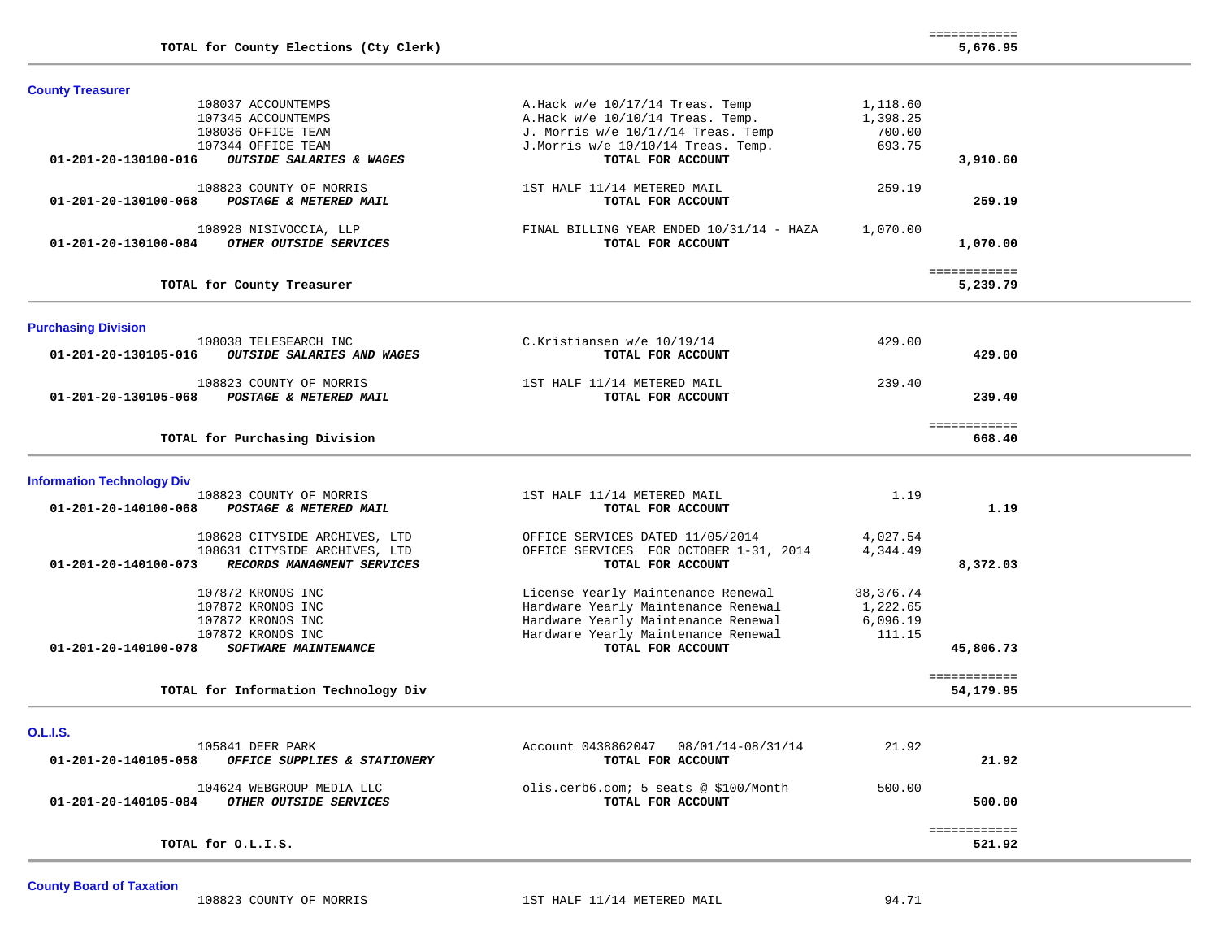| | | | | |
|---|---|---|---|---|
| | **TOTAL for County Elections (Cty Clerk)** | | | ============ **5,676.95** |

**County Treasurer**

| Account | Vendor | Description | Amount | Total |
|---|---|---|---|---|
| | 108037 ACCOUNTEMPS | A.Hack w/e 10/17/14 Treas. Temp | 1,118.60 | |
| | 107345 ACCOUNTEMPS | A.Hack w/e 10/10/14 Treas. Temp. | 1,398.25 | |
| | 108036 OFFICE TEAM | J. Morris w/e 10/17/14 Treas. Temp | 700.00 | |
| | 107344 OFFICE TEAM | J.Morris w/e 10/10/14 Treas. Temp. | 693.75 | |
| **01-201-20-130100-016** | ***OUTSIDE SALARIES & WAGES*** | **TOTAL FOR ACCOUNT** | | **3,910.60** |
| | 108823 COUNTY OF MORRIS | 1ST HALF 11/14 METERED MAIL | 259.19 | |
| **01-201-20-130100-068** | ***POSTAGE & METERED MAIL*** | **TOTAL FOR ACCOUNT** | | **259.19** |
| | 108928 NISIVOCCIA, LLP | FINAL BILLING YEAR ENDED 10/31/14 - HAZA | 1,070.00 | |
| **01-201-20-130100-084** | ***OTHER OUTSIDE SERVICES*** | **TOTAL FOR ACCOUNT** | | **1,070.00** |
| | **TOTAL for County Treasurer** | | | ============ **5,239.79** |

**Purchasing Division**

| Account | Vendor | Description | Amount | Total |
|---|---|---|---|---|
| | 108038 TELESEARCH INC | C.Kristiansen w/e 10/19/14 | 429.00 | |
| **01-201-20-130105-016** | ***OUTSIDE SALARIES AND WAGES*** | **TOTAL FOR ACCOUNT** | | **429.00** |
| | 108823 COUNTY OF MORRIS | 1ST HALF 11/14 METERED MAIL | 239.40 | |
| **01-201-20-130105-068** | ***POSTAGE & METERED MAIL*** | **TOTAL FOR ACCOUNT** | | **239.40** |
| | **TOTAL for Purchasing Division** | | | ============ **668.40** |

**Information Technology Div**

| Account | Vendor | Description | Amount | Total |
|---|---|---|---|---|
| | 108823 COUNTY OF MORRIS | 1ST HALF 11/14 METERED MAIL | 1.19 | |
| **01-201-20-140100-068** | ***POSTAGE & METERED MAIL*** | **TOTAL FOR ACCOUNT** | | **1.19** |
| | 108628 CITYSIDE ARCHIVES, LTD | OFFICE SERVICES DATED 11/05/2014 | 4,027.54 | |
| | 108631 CITYSIDE ARCHIVES, LTD | OFFICE SERVICES FOR OCTOBER 1-31, 2014 | 4,344.49 | |
| **01-201-20-140100-073** | ***RECORDS MANAGMENT SERVICES*** | **TOTAL FOR ACCOUNT** | | **8,372.03** |
| | 107872 KRONOS INC | License Yearly Maintenance Renewal | 38,376.74 | |
| | 107872 KRONOS INC | Hardware Yearly Maintenance Renewal | 1,222.65 | |
| | 107872 KRONOS INC | Hardware Yearly Maintenance Renewal | 6,096.19 | |
| | 107872 KRONOS INC | Hardware Yearly Maintenance Renewal | 111.15 | |
| **01-201-20-140100-078** | ***SOFTWARE MAINTENANCE*** | **TOTAL FOR ACCOUNT** | | **45,806.73** |
| | **TOTAL for Information Technology Div** | | | ============ **54,179.95** |

**O.L.I.S.**

| Account | Vendor | Description | Amount | Total |
|---|---|---|---|---|
| | 105841 DEER PARK | Account 0438862047 08/01/14-08/31/14 | 21.92 | |
| **01-201-20-140105-058** | ***OFFICE SUPPLIES & STATIONERY*** | **TOTAL FOR ACCOUNT** | | **21.92** |
| | 104624 WEBGROUP MEDIA LLC | olis.cerb6.com; 5 seats @ $100/Month | 500.00 | |
| **01-201-20-140105-084** | ***OTHER OUTSIDE SERVICES*** | **TOTAL FOR ACCOUNT** | | **500.00** |
| | **TOTAL for O.L.I.S.** | | | ============ **521.92** |

**County Board of Taxation**

| Account | Vendor | Description | Amount | Total |
|---|---|---|---|---|
| | 108823 COUNTY OF MORRIS | 1ST HALF 11/14 METERED MAIL | 94.71 | |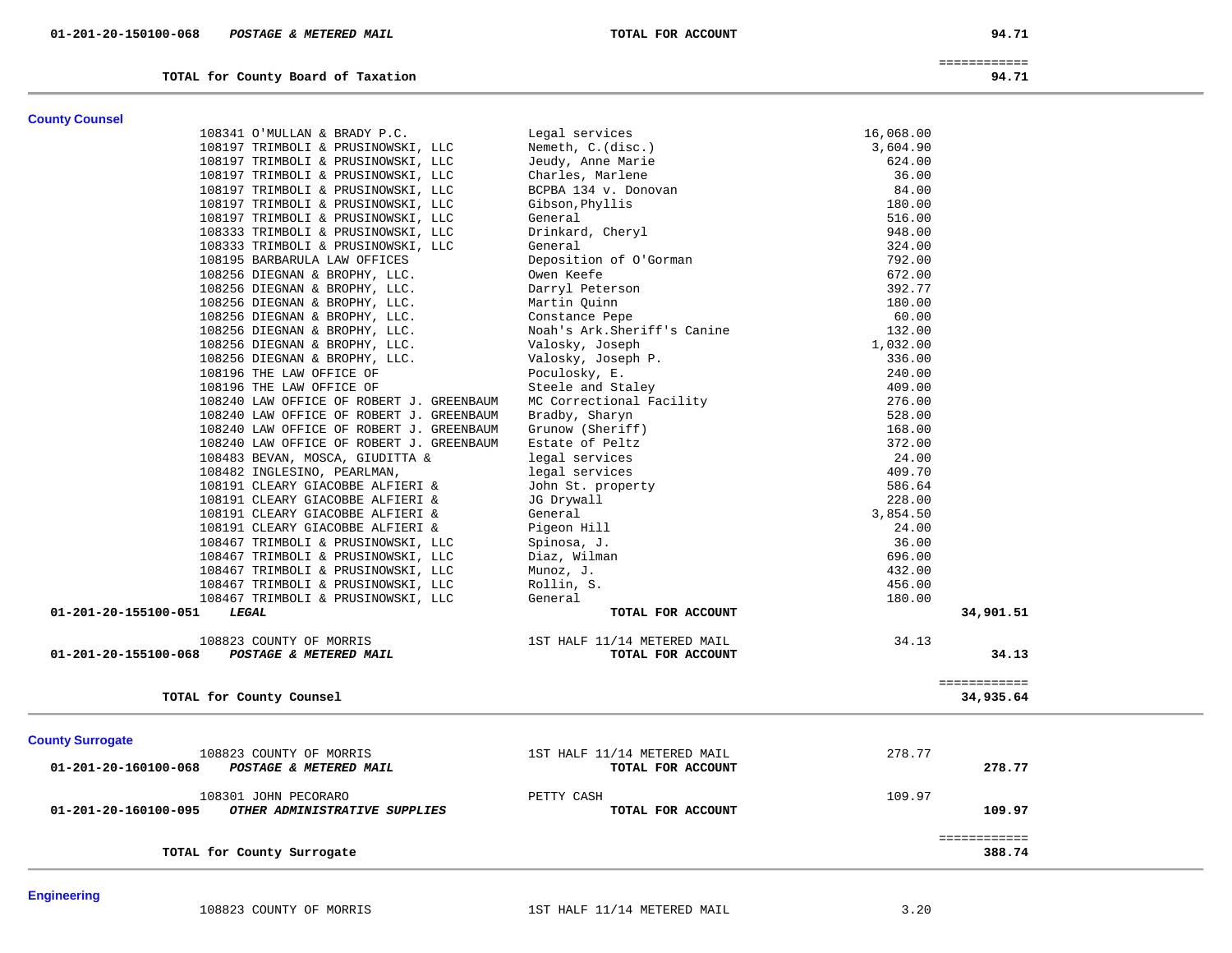| | | | | |
|---|---|---|---|---|
| 01-201-20-150100-068 | ***POSTAGE & METERED MAIL*** | **TOTAL FOR ACCOUNT** | | **94.71** |
| | | | | ============ |
| | **TOTAL for County Board of Taxation** | | | **94.71** |

## County Counsel

| | | | | |
|---|---|---|---|---|
| | 108341 O'MULLAN & BRADY P.C. | Legal services | 16,068.00 | |
| | 108197 TRIMBOLI & PRUSINOWSKI, LLC | Nemeth, C.(disc.) | 3,604.90 | |
| | 108197 TRIMBOLI & PRUSINOWSKI, LLC | Jeudy, Anne Marie | 624.00 | |
| | 108197 TRIMBOLI & PRUSINOWSKI, LLC | Charles, Marlene | 36.00 | |
| | 108197 TRIMBOLI & PRUSINOWSKI, LLC | BCPBA 134 v. Donovan | 84.00 | |
| | 108197 TRIMBOLI & PRUSINOWSKI, LLC | Gibson,Phyllis | 180.00 | |
| | 108197 TRIMBOLI & PRUSINOWSKI, LLC | General | 516.00 | |
| | 108333 TRIMBOLI & PRUSINOWSKI, LLC | Drinkard, Cheryl | 948.00 | |
| | 108333 TRIMBOLI & PRUSINOWSKI, LLC | General | 324.00 | |
| | 108195 BARBARULA LAW OFFICES | Deposition of O'Gorman | 792.00 | |
| | 108256 DIEGNAN & BROPHY, LLC. | Owen Keefe | 672.00 | |
| | 108256 DIEGNAN & BROPHY, LLC. | Darryl Peterson | 392.77 | |
| | 108256 DIEGNAN & BROPHY, LLC. | Martin Quinn | 180.00 | |
| | 108256 DIEGNAN & BROPHY, LLC. | Constance Pepe | 60.00 | |
| | 108256 DIEGNAN & BROPHY, LLC. | Noah's Ark.Sheriff's Canine | 132.00 | |
| | 108256 DIEGNAN & BROPHY, LLC. | Valosky, Joseph | 1,032.00 | |
| | 108256 DIEGNAN & BROPHY, LLC. | Valosky, Joseph P. | 336.00 | |
| | 108196 THE LAW OFFICE OF | Poculosky, E. | 240.00 | |
| | 108196 THE LAW OFFICE OF | Steele and Staley | 409.00 | |
| | 108240 LAW OFFICE OF ROBERT J. GREENBAUM | MC Correctional Facility | 276.00 | |
| | 108240 LAW OFFICE OF ROBERT J. GREENBAUM | Bradby, Sharyn | 528.00 | |
| | 108240 LAW OFFICE OF ROBERT J. GREENBAUM | Grunow (Sheriff) | 168.00 | |
| | 108240 LAW OFFICE OF ROBERT J. GREENBAUM | Estate of Peltz | 372.00 | |
| | 108483 BEVAN, MOSCA, GIUDITTA & | legal services | 24.00 | |
| | 108482 INGLESINO, PEARLMAN, | legal services | 409.70 | |
| | 108191 CLEARY GIACOBBE ALFIERI & | John St. property | 586.64 | |
| | 108191 CLEARY GIACOBBE ALFIERI & | JG Drywall | 228.00 | |
| | 108191 CLEARY GIACOBBE ALFIERI & | General | 3,854.50 | |
| | 108191 CLEARY GIACOBBE ALFIERI & | Pigeon Hill | 24.00 | |
| | 108467 TRIMBOLI & PRUSINOWSKI, LLC | Spinosa, J. | 36.00 | |
| | 108467 TRIMBOLI & PRUSINOWSKI, LLC | Diaz, Wilman | 696.00 | |
| | 108467 TRIMBOLI & PRUSINOWSKI, LLC | Munoz, J. | 432.00 | |
| | 108467 TRIMBOLI & PRUSINOWSKI, LLC | Rollin, S. | 456.00 | |
| | 108467 TRIMBOLI & PRUSINOWSKI, LLC | General | 180.00 | |
| 01-201-20-155100-051 | ***LEGAL*** | **TOTAL FOR ACCOUNT** | | **34,901.51** |
| | 108823 COUNTY OF MORRIS | 1ST HALF 11/14 METERED MAIL | 34.13 | |
| 01-201-20-155100-068 | ***POSTAGE & METERED MAIL*** | **TOTAL FOR ACCOUNT** | | **34.13** |
| | | | | ============ |
| | **TOTAL for County Counsel** | | | **34,935.64** |

## County Surrogate

| | | | | |
|---|---|---|---|---|
| | 108823 COUNTY OF MORRIS | 1ST HALF 11/14 METERED MAIL | 278.77 | |
| 01-201-20-160100-068 | ***POSTAGE & METERED MAIL*** | **TOTAL FOR ACCOUNT** | | **278.77** |
| | 108301 JOHN PECORARO | PETTY CASH | 109.97 | |
| 01-201-20-160100-095 | ***OTHER ADMINISTRATIVE SUPPLIES*** | **TOTAL FOR ACCOUNT** | | **109.97** |
| | | | | ============ |
| | **TOTAL for County Surrogate** | | | **388.74** |

## Engineering

| | | | | |
|---|---|---|---|---|
| | 108823 COUNTY OF MORRIS | 1ST HALF 11/14 METERED MAIL | 3.20 | |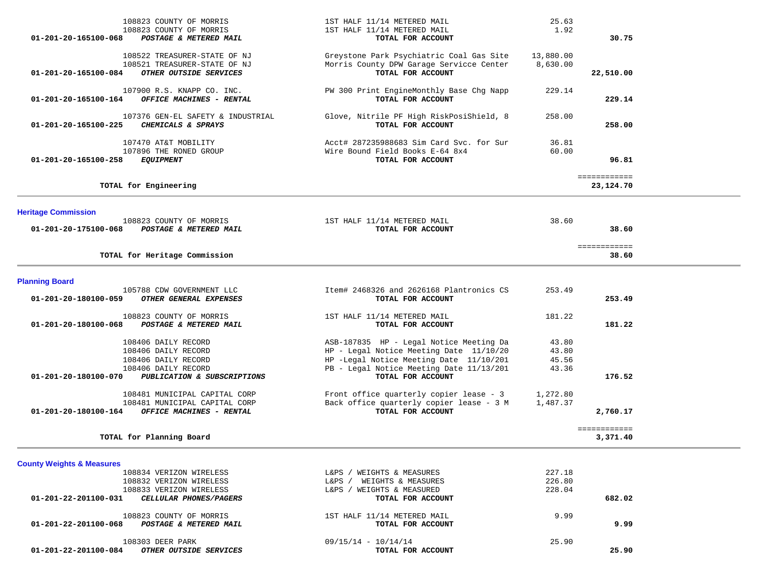| Account | Vendor / Account Name | Description | Amount | Total |
|---|---|---|---|---|
| | 108823 COUNTY OF MORRIS | 1ST HALF 11/14 METERED MAIL | 25.63 | |
| | 108823 COUNTY OF MORRIS | 1ST HALF 11/14 METERED MAIL | 1.92 | |
| 01-201-20-165100-068 | ***POSTAGE & METERED MAIL*** | **TOTAL FOR ACCOUNT** | | **30.75** |
| | 108522 TREASURER-STATE OF NJ | Greystone Park Psychiatric Coal Gas Site | 13,880.00 | |
| | 108521 TREASURER-STATE OF NJ | Morris County DPW Garage Servicce Center | 8,630.00 | |
| 01-201-20-165100-084 | ***OTHER OUTSIDE SERVICES*** | **TOTAL FOR ACCOUNT** | | **22,510.00** |
| | 107900 R.S. KNAPP CO. INC. | PW 300 Print EngineMonthly Base Chg Napp | 229.14 | |
| 01-201-20-165100-164 | ***OFFICE MACHINES - RENTAL*** | **TOTAL FOR ACCOUNT** | | **229.14** |
| | 107376 GEN-EL SAFETY & INDUSTRIAL | Glove, Nitrile PF High RiskPosiShield, 8 | 258.00 | |
| 01-201-20-165100-225 | ***CHEMICALS & SPRAYS*** | **TOTAL FOR ACCOUNT** | | **258.00** |
| | 107470 AT&T MOBILITY | Acct# 287235988683 Sim Card Svc. for Sur | 36.81 | |
| | 107896 THE RONED GROUP | Wire Bound Field Books E-64 8x4 | 60.00 | |
| 01-201-20-165100-258 | ***EQUIPMENT*** | **TOTAL FOR ACCOUNT** | | **96.81** |
| | | | | ============ |
| | **TOTAL for Engineering** | | | **23,124.70** |

**Heritage Commission**

| Account | Vendor / Account Name | Description | Amount | Total |
|---|---|---|---|---|
| | 108823 COUNTY OF MORRIS | 1ST HALF 11/14 METERED MAIL | 38.60 | |
| 01-201-20-175100-068 | ***POSTAGE & METERED MAIL*** | **TOTAL FOR ACCOUNT** | | **38.60** |
| | | | | ============ |
| | **TOTAL for Heritage Commission** | | | **38.60** |

**Planning Board**

| Account | Vendor / Account Name | Description | Amount | Total |
|---|---|---|---|---|
| | 105788 CDW GOVERNMENT LLC | Item# 2468326 and 2626168 Plantronics CS | 253.49 | |
| 01-201-20-180100-059 | ***OTHER GENERAL EXPENSES*** | **TOTAL FOR ACCOUNT** | | **253.49** |
| | 108823 COUNTY OF MORRIS | 1ST HALF 11/14 METERED MAIL | 181.22 | |
| 01-201-20-180100-068 | ***POSTAGE & METERED MAIL*** | **TOTAL FOR ACCOUNT** | | **181.22** |
| | 108406 DAILY RECORD | ASB-187835 HP - Legal Notice Meeting Da | 43.80 | |
| | 108406 DAILY RECORD | HP - Legal Notice Meeting Date 11/10/20 | 43.80 | |
| | 108406 DAILY RECORD | HP -Legal Notice Meeting Date 11/10/201 | 45.56 | |
| | 108406 DAILY RECORD | PB - Legal Notice Meeting Date 11/13/201 | 43.36 | |
| 01-201-20-180100-070 | ***PUBLICATION & SUBSCRIPTIONS*** | **TOTAL FOR ACCOUNT** | | **176.52** |
| | 108481 MUNICIPAL CAPITAL CORP | Front office quarterly copier lease - 3 | 1,272.80 | |
| | 108481 MUNICIPAL CAPITAL CORP | Back office quarterly copier lease - 3 M | 1,487.37 | |
| 01-201-20-180100-164 | ***OFFICE MACHINES - RENTAL*** | **TOTAL FOR ACCOUNT** | | **2,760.17** |
| | | | | ============ |
| | **TOTAL for Planning Board** | | | **3,371.40** |

**County Weights & Measures**

| Account | Vendor / Account Name | Description | Amount | Total |
|---|---|---|---|---|
| | 108834 VERIZON WIRELESS | L&PS / WEIGHTS & MEASURES | 227.18 | |
| | 108832 VERIZON WIRELESS | L&PS / WEIGHTS & MEASURES | 226.80 | |
| | 108833 VERIZON WIRELESS | L&PS / WEIGHTS & MEASURED | 228.04 | |
| 01-201-22-201100-031 | ***CELLULAR PHONES/PAGERS*** | **TOTAL FOR ACCOUNT** | | **682.02** |
| | 108823 COUNTY OF MORRIS | 1ST HALF 11/14 METERED MAIL | 9.99 | |
| 01-201-22-201100-068 | ***POSTAGE & METERED MAIL*** | **TOTAL FOR ACCOUNT** | | **9.99** |
| | 108303 DEER PARK | 09/15/14 - 10/14/14 | 25.90 | |
| 01-201-22-201100-084 | ***OTHER OUTSIDE SERVICES*** | **TOTAL FOR ACCOUNT** | | **25.90** |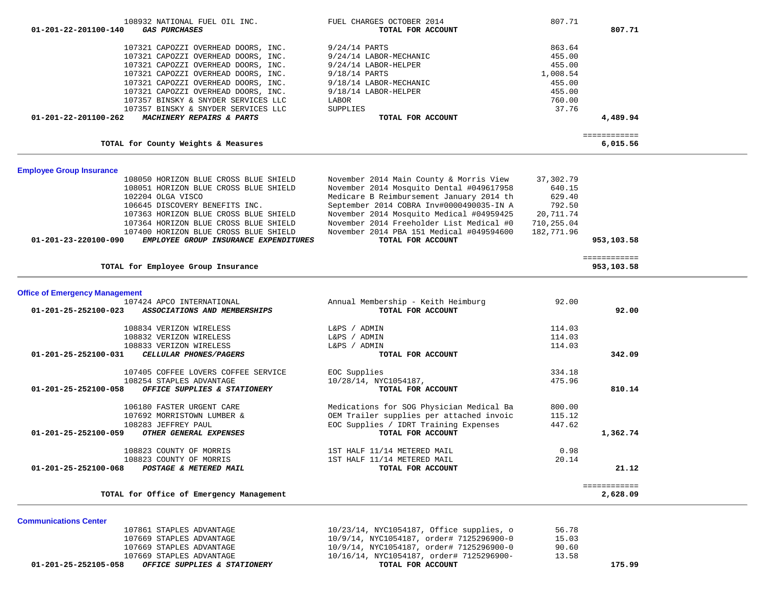| Account | Vendor / Account Name | Description | Amount | Total |
|---|---|---|---|---|
| | 108932 NATIONAL FUEL OIL INC. | FUEL CHARGES OCTOBER 2014 | 807.71 | |
| 01-201-22-201100-140 | ***GAS PURCHASES*** | **TOTAL FOR ACCOUNT** | | **807.71** |
| | 107321 CAPOZZI OVERHEAD DOORS, INC. | 9/24/14 PARTS | 863.64 | |
| | 107321 CAPOZZI OVERHEAD DOORS, INC. | 9/24/14 LABOR-MECHANIC | 455.00 | |
| | 107321 CAPOZZI OVERHEAD DOORS, INC. | 9/24/14 LABOR-HELPER | 455.00 | |
| | 107321 CAPOZZI OVERHEAD DOORS, INC. | 9/18/14 PARTS | 1,008.54 | |
| | 107321 CAPOZZI OVERHEAD DOORS, INC. | 9/18/14 LABOR-MECHANIC | 455.00 | |
| | 107321 CAPOZZI OVERHEAD DOORS, INC. | 9/18/14 LABOR-HELPER | 455.00 | |
| | 107357 BINSKY & SNYDER SERVICES LLC | LABOR | 760.00 | |
| | 107357 BINSKY & SNYDER SERVICES LLC | SUPPLIES | 37.76 | |
| 01-201-22-201100-262 | ***MACHINERY REPAIRS & PARTS*** | **TOTAL FOR ACCOUNT** | | **4,489.94** |
| | **TOTAL for County Weights & Measures** | | | **6,015.56** |

## Employee Group Insurance

| Account | Vendor / Account Name | Description | Amount | Total |
|---|---|---|---|---|
| | 108050 HORIZON BLUE CROSS BLUE SHIELD | November 2014 Main County & Morris View | 37,302.79 | |
| | 108051 HORIZON BLUE CROSS BLUE SHIELD | November 2014 Mosquito Dental #049617958 | 640.15 | |
| | 102204 OLGA VISCO | Medicare B Reimbursement January 2014 th | 629.40 | |
| | 106645 DISCOVERY BENEFITS INC. | September 2014 COBRA Inv#0000490035-IN A | 792.50 | |
| | 107363 HORIZON BLUE CROSS BLUE SHIELD | November 2014 Mosquito Medical #04959425 | 20,711.74 | |
| | 107364 HORIZON BLUE CROSS BLUE SHIELD | November 2014 Freeholder List Medical #0 | 710,255.04 | |
| | 107400 HORIZON BLUE CROSS BLUE SHIELD | November 2014 PBA 151 Medical #049594600 | 182,771.96 | |
| 01-201-23-220100-090 | ***EMPLOYEE GROUP INSURANCE EXPENDITURES*** | **TOTAL FOR ACCOUNT** | | **953,103.58** |
| | **TOTAL for Employee Group Insurance** | | | **953,103.58** |

## Office of Emergency Management

| Account | Vendor / Account Name | Description | Amount | Total |
|---|---|---|---|---|
| | 107424 APCO INTERNATIONAL | Annual Membership - Keith Heimburg | 92.00 | |
| 01-201-25-252100-023 | ***ASSOCIATIONS AND MEMBERSHIPS*** | **TOTAL FOR ACCOUNT** | | **92.00** |
| | 108834 VERIZON WIRELESS | L&PS / ADMIN | 114.03 | |
| | 108832 VERIZON WIRELESS | L&PS / ADMIN | 114.03 | |
| | 108833 VERIZON WIRELESS | L&PS / ADMIN | 114.03 | |
| 01-201-25-252100-031 | ***CELLULAR PHONES/PAGERS*** | **TOTAL FOR ACCOUNT** | | **342.09** |
| | 107405 COFFEE LOVERS COFFEE SERVICE | EOC Supplies | 334.18 | |
| | 108254 STAPLES ADVANTAGE | 10/28/14, NYC1054187, | 475.96 | |
| 01-201-25-252100-058 | ***OFFICE SUPPLIES & STATIONERY*** | **TOTAL FOR ACCOUNT** | | **810.14** |
| | 106180 FASTER URGENT CARE | Medications for SOG Physician Medical Ba | 800.00 | |
| | 107692 MORRISTOWN LUMBER & | OEM Trailer supplies per attached invoic | 115.12 | |
| | 108283 JEFFREY PAUL | EOC Supplies / IDRT Training Expenses | 447.62 | |
| 01-201-25-252100-059 | ***OTHER GENERAL EXPENSES*** | **TOTAL FOR ACCOUNT** | | **1,362.74** |
| | 108823 COUNTY OF MORRIS | 1ST HALF 11/14 METERED MAIL | 0.98 | |
| | 108823 COUNTY OF MORRIS | 1ST HALF 11/14 METERED MAIL | 20.14 | |
| 01-201-25-252100-068 | ***POSTAGE & METERED MAIL*** | **TOTAL FOR ACCOUNT** | | **21.12** |
| | **TOTAL for Office of Emergency Management** | | | **2,628.09** |

## Communications Center

| Account | Vendor / Account Name | Description | Amount | Total |
|---|---|---|---|---|
| | 107861 STAPLES ADVANTAGE | 10/23/14, NYC1054187, Office supplies, o | 56.78 | |
| | 107669 STAPLES ADVANTAGE | 10/9/14, NYC1054187, order# 7125296900-0 | 15.03 | |
| | 107669 STAPLES ADVANTAGE | 10/9/14, NYC1054187, order# 7125296900-0 | 90.60 | |
| | 107669 STAPLES ADVANTAGE | 10/16/14, NYC1054187, order# 7125296900- | 13.58 | |
| 01-201-25-252105-058 | ***OFFICE SUPPLIES & STATIONERY*** | **TOTAL FOR ACCOUNT** | | **175.99** |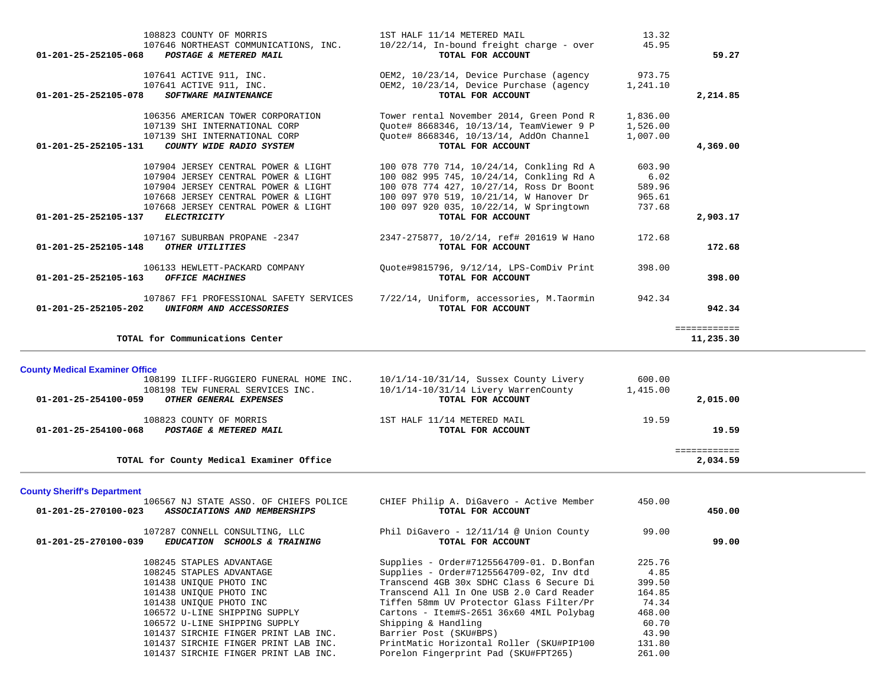| Account | Vendor / Description | Detail | Amount | Total |
|---|---|---|---|---|
| | 108823 COUNTY OF MORRIS | 1ST HALF 11/14 METERED MAIL | 13.32 | |
| | 107646 NORTHEAST COMMUNICATIONS, INC. | 10/22/14, In-bound freight charge - over | 45.95 | |
| **01-201-25-252105-068** | ***POSTAGE & METERED MAIL*** | **TOTAL FOR ACCOUNT** | | **59.27** |
| | 107641 ACTIVE 911, INC. | OEM2, 10/23/14, Device Purchase (agency | 973.75 | |
| | 107641 ACTIVE 911, INC. | OEM2, 10/23/14, Device Purchase (agency | 1,241.10 | |
| **01-201-25-252105-078** | ***SOFTWARE MAINTENANCE*** | **TOTAL FOR ACCOUNT** | | **2,214.85** |
| | 106356 AMERICAN TOWER CORPORATION | Tower rental November 2014, Green Pond R | 1,836.00 | |
| | 107139 SHI INTERNATIONAL CORP | Quote# 8668346, 10/13/14, TeamViewer 9 P | 1,526.00 | |
| | 107139 SHI INTERNATIONAL CORP | Quote# 8668346, 10/13/14, AddOn Channel | 1,007.00 | |
| **01-201-25-252105-131** | ***COUNTY WIDE RADIO SYSTEM*** | **TOTAL FOR ACCOUNT** | | **4,369.00** |
| | 107904 JERSEY CENTRAL POWER & LIGHT | 100 078 770 714, 10/24/14, Conkling Rd A | 603.90 | |
| | 107904 JERSEY CENTRAL POWER & LIGHT | 100 082 995 745, 10/24/14, Conkling Rd A | 6.02 | |
| | 107904 JERSEY CENTRAL POWER & LIGHT | 100 078 774 427, 10/27/14, Ross Dr Boont | 589.96 | |
| | 107668 JERSEY CENTRAL POWER & LIGHT | 100 097 970 519, 10/21/14, W Hanover Dr | 965.61 | |
| | 107668 JERSEY CENTRAL POWER & LIGHT | 100 097 920 035, 10/22/14, W Springtown | 737.68 | |
| **01-201-25-252105-137** | ***ELECTRICITY*** | **TOTAL FOR ACCOUNT** | | **2,903.17** |
| | 107167 SUBURBAN PROPANE -2347 | 2347-275877, 10/2/14, ref# 201619 W Hano | 172.68 | |
| **01-201-25-252105-148** | ***OTHER UTILITIES*** | **TOTAL FOR ACCOUNT** | | **172.68** |
| | 106133 HEWLETT-PACKARD COMPANY | Quote#9815796, 9/12/14, LPS-ComDiv Print | 398.00 | |
| **01-201-25-252105-163** | ***OFFICE MACHINES*** | **TOTAL FOR ACCOUNT** | | **398.00** |
| | 107867 FF1 PROFESSIONAL SAFETY SERVICES | 7/22/14, Uniform, accessories, M.Taormin | 942.34 | |
| **01-201-25-252105-202** | ***UNIFORM AND ACCESSORIES*** | **TOTAL FOR ACCOUNT** | | **942.34** |
| | **TOTAL for Communications Center** | | | **11,235.30** |

**County Medical Examiner Office**

| Account | Vendor / Description | Detail | Amount | Total |
|---|---|---|---|---|
| | 108199 ILIFF-RUGGIERO FUNERAL HOME INC. | 10/1/14-10/31/14, Sussex County Livery | 600.00 | |
| | 108198 TEW FUNERAL SERVICES INC. | 10/1/14-10/31/14 Livery WarrenCounty | 1,415.00 | |
| **01-201-25-254100-059** | ***OTHER GENERAL EXPENSES*** | **TOTAL FOR ACCOUNT** | | **2,015.00** |
| | 108823 COUNTY OF MORRIS | 1ST HALF 11/14 METERED MAIL | 19.59 | |
| **01-201-25-254100-068** | ***POSTAGE & METERED MAIL*** | **TOTAL FOR ACCOUNT** | | **19.59** |
| | **TOTAL for County Medical Examiner Office** | | | **2,034.59** |

**County Sheriff's Department**

| Account | Vendor / Description | Detail | Amount | Total |
|---|---|---|---|---|
| | 106567 NJ STATE ASSO. OF CHIEFS POLICE | CHIEF Philip A. DiGavero - Active Member | 450.00 | |
| **01-201-25-270100-023** | ***ASSOCIATIONS AND MEMBERSHIPS*** | **TOTAL FOR ACCOUNT** | | **450.00** |
| | 107287 CONNELL CONSULTING, LLC | Phil DiGavero - 12/11/14 @ Union County | 99.00 | |
| **01-201-25-270100-039** | ***EDUCATION SCHOOLS & TRAINING*** | **TOTAL FOR ACCOUNT** | | **99.00** |
| | 108245 STAPLES ADVANTAGE | Supplies - Order#7125564709-01. D.Bonfan | 225.76 | |
| | 108245 STAPLES ADVANTAGE | Supplies - Order#7125564709-02, Inv dtd | 4.85 | |
| | 101438 UNIQUE PHOTO INC | Transcend 4GB 30x SDHC Class 6 Secure Di | 399.50 | |
| | 101438 UNIQUE PHOTO INC | Transcend All In One USB 2.0 Card Reader | 164.85 | |
| | 101438 UNIQUE PHOTO INC | Tiffen 58mm UV Protector Glass Filter/Pr | 74.34 | |
| | 106572 U-LINE SHIPPING SUPPLY | Cartons - Item#S-2651 36x60 4MIL Polybag | 468.00 | |
| | 106572 U-LINE SHIPPING SUPPLY | Shipping & Handling | 60.70 | |
| | 101437 SIRCHIE FINGER PRINT LAB INC. | Barrier Post (SKU#BPS) | 43.90 | |
| | 101437 SIRCHIE FINGER PRINT LAB INC. | PrintMatic Horizontal Roller (SKU#PIP100 | 131.80 | |
| | 101437 SIRCHIE FINGER PRINT LAB INC. | Porelon Fingerprint Pad (SKU#FPT265) | 261.00 | |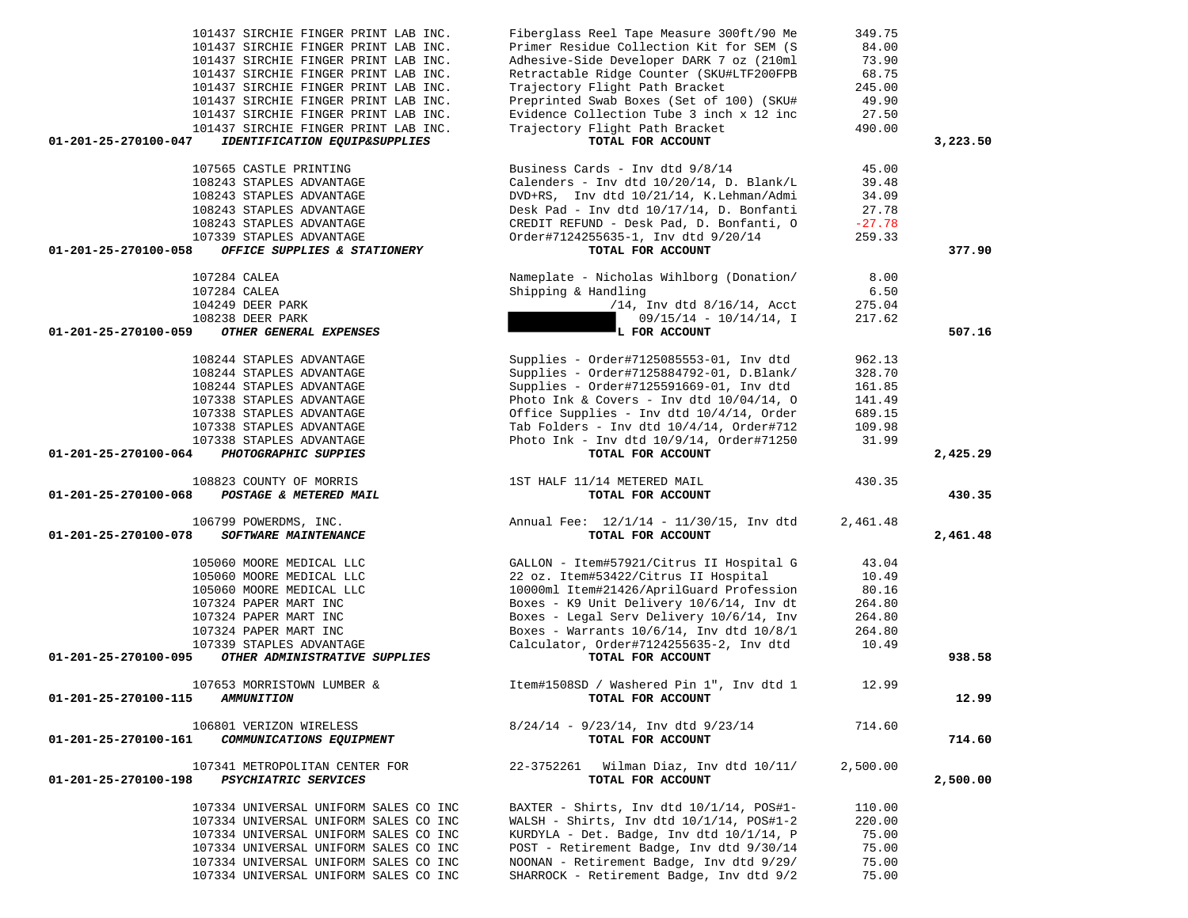| Account | Vendor | Description | Amount | Total |
|---|---|---|---|---|
| | 101437 SIRCHIE FINGER PRINT LAB INC. | Fiberglass Reel Tape Measure 300ft/90 Me | 349.75 | |
| | 101437 SIRCHIE FINGER PRINT LAB INC. | Primer Residue Collection Kit for SEM (S | 84.00 | |
| | 101437 SIRCHIE FINGER PRINT LAB INC. | Adhesive-Side Developer DARK 7 oz (210ml | 73.90 | |
| | 101437 SIRCHIE FINGER PRINT LAB INC. | Retractable Ridge Counter (SKU#LTF200FPB | 68.75 | |
| | 101437 SIRCHIE FINGER PRINT LAB INC. | Trajectory Flight Path Bracket | 245.00 | |
| | 101437 SIRCHIE FINGER PRINT LAB INC. | Preprinted Swab Boxes (Set of 100) (SKU# | 49.90 | |
| | 101437 SIRCHIE FINGER PRINT LAB INC. | Evidence Collection Tube 3 inch x 12 inc | 27.50 | |
| | 101437 SIRCHIE FINGER PRINT LAB INC. | Trajectory Flight Path Bracket | 490.00 | |
| **01-201-25-270100-047** | ***IDENTIFICATION EQUIP&SUPPLIES*** | **TOTAL FOR ACCOUNT** | | **3,223.50** |
| | 107565 CASTLE PRINTING | Business Cards - Inv dtd 9/8/14 | 45.00 | |
| | 108243 STAPLES ADVANTAGE | Calenders - Inv dtd 10/20/14, D. Blank/L | 39.48 | |
| | 108243 STAPLES ADVANTAGE | DVD+RS, Inv dtd 10/21/14, K.Lehman/Admi | 34.09 | |
| | 108243 STAPLES ADVANTAGE | Desk Pad - Inv dtd 10/17/14, D. Bonfanti | 27.78 | |
| | 108243 STAPLES ADVANTAGE | CREDIT REFUND - Desk Pad, D. Bonfanti, O | -27.78 | |
| | 107339 STAPLES ADVANTAGE | Order#7124255635-1, Inv dtd 9/20/14 | 259.33 | |
| **01-201-25-270100-058** | ***OFFICE SUPPLIES & STATIONERY*** | **TOTAL FOR ACCOUNT** | | **377.90** |
| | 107284 CALEA | Nameplate - Nicholas Wihlborg (Donation/ | 8.00 | |
| | 107284 CALEA | Shipping & Handling | 6.50 | |
| | 104249 DEER PARK | /14, Inv dtd 8/16/14, Acct | 275.04 | |
| | 108238 DEER PARK | 09/15/14 - 10/14/14, I | 217.62 | |
| **01-201-25-270100-059** | ***OTHER GENERAL EXPENSES*** | **L FOR ACCOUNT** | | **507.16** |
| | 108244 STAPLES ADVANTAGE | Supplies - Order#7125085553-01, Inv dtd | 962.13 | |
| | 108244 STAPLES ADVANTAGE | Supplies - Order#7125884792-01, D.Blank/ | 328.70 | |
| | 108244 STAPLES ADVANTAGE | Supplies - Order#7125591669-01, Inv dtd | 161.85 | |
| | 107338 STAPLES ADVANTAGE | Photo Ink & Covers - Inv dtd 10/04/14, O | 141.49 | |
| | 107338 STAPLES ADVANTAGE | Office Supplies - Inv dtd 10/4/14, Order | 689.15 | |
| | 107338 STAPLES ADVANTAGE | Tab Folders - Inv dtd 10/4/14, Order#712 | 109.98 | |
| | 107338 STAPLES ADVANTAGE | Photo Ink - Inv dtd 10/9/14, Order#71250 | 31.99 | |
| **01-201-25-270100-064** | ***PHOTOGRAPHIC SUPPIES*** | **TOTAL FOR ACCOUNT** | | **2,425.29** |
| | 108823 COUNTY OF MORRIS | 1ST HALF 11/14 METERED MAIL | 430.35 | |
| **01-201-25-270100-068** | ***POSTAGE & METERED MAIL*** | **TOTAL FOR ACCOUNT** | | **430.35** |
| | 106799 POWERDMS, INC. | Annual Fee: 12/1/14 - 11/30/15, Inv dtd | 2,461.48 | |
| **01-201-25-270100-078** | ***SOFTWARE MAINTENANCE*** | **TOTAL FOR ACCOUNT** | | **2,461.48** |
| | 105060 MOORE MEDICAL LLC | GALLON - Item#57921/Citrus II Hospital G | 43.04 | |
| | 105060 MOORE MEDICAL LLC | 22 oz. Item#53422/Citrus II Hospital | 10.49 | |
| | 105060 MOORE MEDICAL LLC | 10000ml Item#21426/AprilGuard Profession | 80.16 | |
| | 107324 PAPER MART INC | Boxes - K9 Unit Delivery 10/6/14, Inv dt | 264.80 | |
| | 107324 PAPER MART INC | Boxes - Legal Serv Delivery 10/6/14, Inv | 264.80 | |
| | 107324 PAPER MART INC | Boxes - Warrants 10/6/14, Inv dtd 10/8/1 | 264.80 | |
| | 107339 STAPLES ADVANTAGE | Calculator, Order#7124255635-2, Inv dtd | 10.49 | |
| **01-201-25-270100-095** | ***OTHER ADMINISTRATIVE SUPPLIES*** | **TOTAL FOR ACCOUNT** | | **938.58** |
| | 107653 MORRISTOWN LUMBER & | Item#1508SD / Washered Pin 1", Inv dtd 1 | 12.99 | |
| **01-201-25-270100-115** | ***AMMUNITION*** | **TOTAL FOR ACCOUNT** | | **12.99** |
| | 106801 VERIZON WIRELESS | 8/24/14 - 9/23/14, Inv dtd 9/23/14 | 714.60 | |
| **01-201-25-270100-161** | ***COMMUNICATIONS EQUIPMENT*** | **TOTAL FOR ACCOUNT** | | **714.60** |
| | 107341 METROPOLITAN CENTER FOR | 22-3752261 Wilman Diaz, Inv dtd 10/11/ | 2,500.00 | |
| **01-201-25-270100-198** | ***PSYCHIATRIC SERVICES*** | **TOTAL FOR ACCOUNT** | | **2,500.00** |
| | 107334 UNIVERSAL UNIFORM SALES CO INC | BAXTER - Shirts, Inv dtd 10/1/14, POS#1- | 110.00 | |
| | 107334 UNIVERSAL UNIFORM SALES CO INC | WALSH - Shirts, Inv dtd 10/1/14, POS#1-2 | 220.00 | |
| | 107334 UNIVERSAL UNIFORM SALES CO INC | KURDYLA - Det. Badge, Inv dtd 10/1/14, P | 75.00 | |
| | 107334 UNIVERSAL UNIFORM SALES CO INC | POST - Retirement Badge, Inv dtd 9/30/14 | 75.00 | |
| | 107334 UNIVERSAL UNIFORM SALES CO INC | NOONAN - Retirement Badge, Inv dtd 9/29/ | 75.00 | |
| | 107334 UNIVERSAL UNIFORM SALES CO INC | SHARROCK - Retirement Badge, Inv dtd 9/2 | 75.00 | |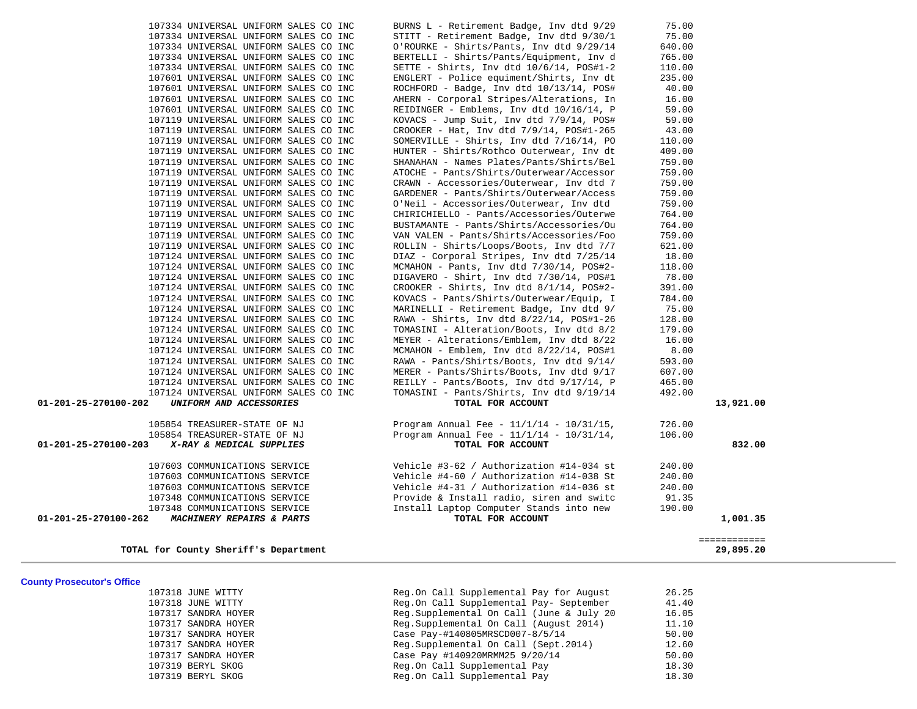| PO # | Vendor | Description | Amount | Total |
|---|---|---|---|---|
| 107334 | UNIVERSAL UNIFORM SALES CO INC | BURNS L - Retirement Badge, Inv dtd 9/29 | 75.00 | |
| 107334 | UNIVERSAL UNIFORM SALES CO INC | STITT - Retirement Badge, Inv dtd 9/30/1 | 75.00 | |
| 107334 | UNIVERSAL UNIFORM SALES CO INC | O'ROURKE - Shirts/Pants, Inv dtd 9/29/14 | 640.00 | |
| 107334 | UNIVERSAL UNIFORM SALES CO INC | BERTELLI - Shirts/Pants/Equipment, Inv d | 765.00 | |
| 107334 | UNIVERSAL UNIFORM SALES CO INC | SETTE - Shirts, Inv dtd 10/6/14, POS#1-2 | 110.00 | |
| 107601 | UNIVERSAL UNIFORM SALES CO INC | ENGLERT - Police equiment/Shirts, Inv dt | 235.00 | |
| 107601 | UNIVERSAL UNIFORM SALES CO INC | ROCHFORD - Badge, Inv dtd 10/13/14, POS# | 40.00 | |
| 107601 | UNIVERSAL UNIFORM SALES CO INC | AHERN - Corporal Stripes/Alterations, In | 16.00 | |
| 107601 | UNIVERSAL UNIFORM SALES CO INC | REIDINGER - Emblems, Inv dtd 10/16/14, P | 59.00 | |
| 107119 | UNIVERSAL UNIFORM SALES CO INC | KOVACS - Jump Suit, Inv dtd 7/9/14, POS# | 59.00 | |
| 107119 | UNIVERSAL UNIFORM SALES CO INC | CROOKER - Hat, Inv dtd 7/9/14, POS#1-265 | 43.00 | |
| 107119 | UNIVERSAL UNIFORM SALES CO INC | SOMERVILLE - Shirts, Inv dtd 7/16/14, PO | 110.00 | |
| 107119 | UNIVERSAL UNIFORM SALES CO INC | HUNTER - Shirts/Rothco Outerwear, Inv dt | 409.00 | |
| 107119 | UNIVERSAL UNIFORM SALES CO INC | SHANAHAN - Names Plates/Pants/Shirts/Bel | 759.00 | |
| 107119 | UNIVERSAL UNIFORM SALES CO INC | ATOCHE - Pants/Shirts/Outerwear/Accessor | 759.00 | |
| 107119 | UNIVERSAL UNIFORM SALES CO INC | CRAWN - Accessories/Outerwear, Inv dtd 7 | 759.00 | |
| 107119 | UNIVERSAL UNIFORM SALES CO INC | GARDENER - Pants/Shirts/Outerwear/Access | 759.00 | |
| 107119 | UNIVERSAL UNIFORM SALES CO INC | O'Neil - Accessories/Outerwear, Inv dtd | 759.00 | |
| 107119 | UNIVERSAL UNIFORM SALES CO INC | CHIRICHIELLO - Pants/Accessories/Outerwe | 764.00 | |
| 107119 | UNIVERSAL UNIFORM SALES CO INC | BUSTAMANTE - Pants/Shirts/Accessories/Ou | 764.00 | |
| 107119 | UNIVERSAL UNIFORM SALES CO INC | VAN VALEN - Pants/Shirts/Accessories/Foo | 759.00 | |
| 107119 | UNIVERSAL UNIFORM SALES CO INC | ROLLIN - Shirts/Loops/Boots, Inv dtd 7/7 | 621.00 | |
| 107124 | UNIVERSAL UNIFORM SALES CO INC | DIAZ - Corporal Stripes, Inv dtd 7/25/14 | 18.00 | |
| 107124 | UNIVERSAL UNIFORM SALES CO INC | MCMAHON - Pants, Inv dtd 7/30/14, POS#2- | 118.00 | |
| 107124 | UNIVERSAL UNIFORM SALES CO INC | DIGAVERO - Shirt, Inv dtd 7/30/14, POS#1 | 78.00 | |
| 107124 | UNIVERSAL UNIFORM SALES CO INC | CROOKER - Shirts, Inv dtd 8/1/14, POS#2- | 391.00 | |
| 107124 | UNIVERSAL UNIFORM SALES CO INC | KOVACS - Pants/Shirts/Outerwear/Equip, I | 784.00 | |
| 107124 | UNIVERSAL UNIFORM SALES CO INC | MARINELLI - Retirement Badge, Inv dtd 9/ | 75.00 | |
| 107124 | UNIVERSAL UNIFORM SALES CO INC | RAWA - Shirts, Inv dtd 8/22/14, POS#1-26 | 128.00 | |
| 107124 | UNIVERSAL UNIFORM SALES CO INC | TOMASINI - Alteration/Boots, Inv dtd 8/2 | 179.00 | |
| 107124 | UNIVERSAL UNIFORM SALES CO INC | MEYER - Alterations/Emblem, Inv dtd 8/22 | 16.00 | |
| 107124 | UNIVERSAL UNIFORM SALES CO INC | MCMAHON - Emblem, Inv dtd 8/22/14, POS#1 | 8.00 | |
| 107124 | UNIVERSAL UNIFORM SALES CO INC | RAWA - Pants/Shirts/Boots, Inv dtd 9/14/ | 593.00 | |
| 107124 | UNIVERSAL UNIFORM SALES CO INC | MERER - Pants/Shirts/Boots, Inv dtd 9/17 | 607.00 | |
| 107124 | UNIVERSAL UNIFORM SALES CO INC | REILLY - Pants/Boots, Inv dtd 9/17/14, P | 465.00 | |
| 107124 | UNIVERSAL UNIFORM SALES CO INC | TOMASINI - Pants/Shirts, Inv dtd 9/19/14 | 492.00 | |
| **01-201-25-270100-202** | ***UNIFORM AND ACCESSORIES*** | **TOTAL FOR ACCOUNT** | | **13,921.00** |
| 105854 | TREASURER-STATE OF NJ | Program Annual Fee - 11/1/14 - 10/31/15, | 726.00 | |
| 105854 | TREASURER-STATE OF NJ | Program Annual Fee - 11/1/14 - 10/31/14, | 106.00 | |
| **01-201-25-270100-203** | ***X-RAY & MEDICAL SUPPLIES*** | **TOTAL FOR ACCOUNT** | | **832.00** |
| 107603 | COMMUNICATIONS SERVICE | Vehicle #3-62 / Authorization #14-034 st | 240.00 | |
| 107603 | COMMUNICATIONS SERVICE | Vehicle #4-60 / Authorization #14-038 St | 240.00 | |
| 107603 | COMMUNICATIONS SERVICE | Vehicle #4-31 / Authorization #14-036 st | 240.00 | |
| 107348 | COMMUNICATIONS SERVICE | Provide & Install radio, siren and switc | 91.35 | |
| 107348 | COMMUNICATIONS SERVICE | Install Laptop Computer Stands into new | 190.00 | |
| **01-201-25-270100-262** | ***MACHINERY REPAIRS & PARTS*** | **TOTAL FOR ACCOUNT** | | **1,001.35** |
| | **TOTAL for County Sheriff's Department** | | | **29,895.20** |

## County Prosecutor's Office

| PO # | Vendor | Description | Amount |
|---|---|---|---|
| 107318 | JUNE WITTY | Reg.On Call Supplemental Pay for August | 26.25 |
| 107318 | JUNE WITTY | Reg.On Call Supplemental Pay- September | 41.40 |
| 107317 | SANDRA HOYER | Reg.Supplemental On Call (June & July 20 | 16.05 |
| 107317 | SANDRA HOYER | Reg.Supplemental On Call (August 2014) | 11.10 |
| 107317 | SANDRA HOYER | Case Pay-#140805MRSCD007-8/5/14 | 50.00 |
| 107317 | SANDRA HOYER | Reg.Supplemental On Call (Sept.2014) | 12.60 |
| 107317 | SANDRA HOYER | Case Pay #140920MRMM25 9/20/14 | 50.00 |
| 107319 | BERYL SKOG | Reg.On Call Supplemental Pay | 18.30 |
| 107319 | BERYL SKOG | Reg.On Call Supplemental Pay | 18.30 |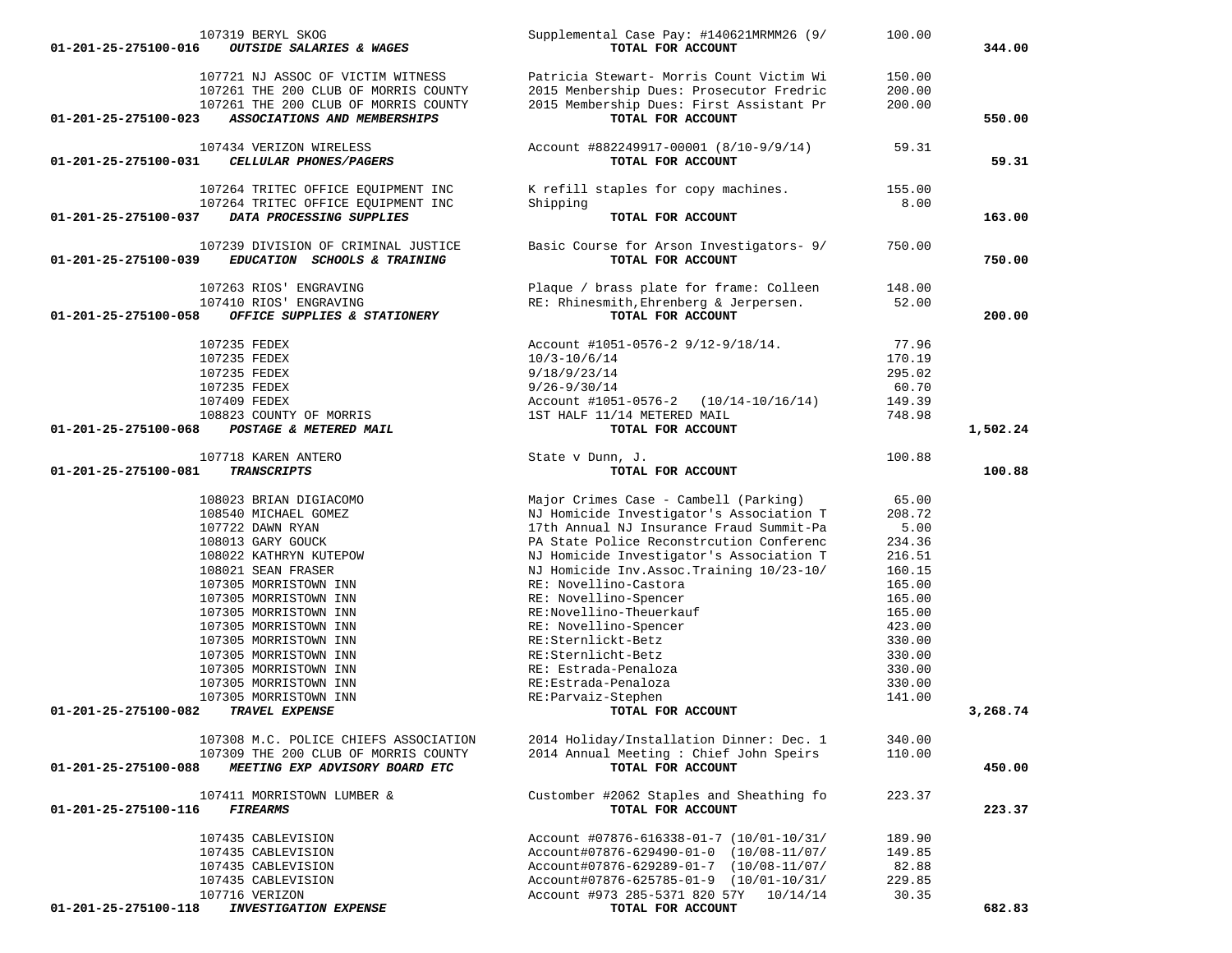| Account | Vendor | Description | Amount | Total |
|---|---|---|---|---|
| | 107319 BERYL SKOG | Supplemental Case Pay: #140621MRMM26 (9/ | 100.00 | |
| 01-201-25-275100-016 | ***OUTSIDE SALARIES & WAGES*** | TOTAL FOR ACCOUNT | | 344.00 |
| | 107721 NJ ASSOC OF VICTIM WITNESS | Patricia Stewart- Morris Count Victim Wi | 150.00 | |
| | 107261 THE 200 CLUB OF MORRIS COUNTY | 2015 Menbership Dues: Prosecutor Fredric | 200.00 | |
| | 107261 THE 200 CLUB OF MORRIS COUNTY | 2015 Membership Dues: First Assistant Pr | 200.00 | |
| 01-201-25-275100-023 | ***ASSOCIATIONS AND MEMBERSHIPS*** | TOTAL FOR ACCOUNT | | 550.00 |
| | 107434 VERIZON WIRELESS | Account #882249917-00001 (8/10-9/9/14) | 59.31 | |
| 01-201-25-275100-031 | ***CELLULAR PHONES/PAGERS*** | TOTAL FOR ACCOUNT | | 59.31 |
| | 107264 TRITEC OFFICE EQUIPMENT INC | K refill staples for copy machines. | 155.00 | |
| | 107264 TRITEC OFFICE EQUIPMENT INC | Shipping | 8.00 | |
| 01-201-25-275100-037 | ***DATA PROCESSING SUPPLIES*** | TOTAL FOR ACCOUNT | | 163.00 |
| | 107239 DIVISION OF CRIMINAL JUSTICE | Basic Course for Arson Investigators- 9/ | 750.00 | |
| 01-201-25-275100-039 | ***EDUCATION SCHOOLS & TRAINING*** | TOTAL FOR ACCOUNT | | 750.00 |
| | 107263 RIOS' ENGRAVING | Plaque / brass plate for frame: Colleen | 148.00 | |
| | 107410 RIOS' ENGRAVING | RE: Rhinesmith,Ehrenberg & Jerpersen. | 52.00 | |
| 01-201-25-275100-058 | ***OFFICE SUPPLIES & STATIONERY*** | TOTAL FOR ACCOUNT | | 200.00 |
| | 107235 FEDEX | Account #1051-0576-2 9/12-9/18/14. | 77.96 | |
| | 107235 FEDEX | 10/3-10/6/14 | 170.19 | |
| | 107235 FEDEX | 9/18/9/23/14 | 295.02 | |
| | 107235 FEDEX | 9/26-9/30/14 | 60.70 | |
| | 107409 FEDEX | Account #1051-0576-2 (10/14-10/16/14) | 149.39 | |
| | 108823 COUNTY OF MORRIS | 1ST HALF 11/14 METERED MAIL | 748.98 | |
| 01-201-25-275100-068 | ***POSTAGE & METERED MAIL*** | TOTAL FOR ACCOUNT | | 1,502.24 |
| | 107718 KAREN ANTERO | State v Dunn, J. | 100.88 | |
| 01-201-25-275100-081 | ***TRANSCRIPTS*** | TOTAL FOR ACCOUNT | | 100.88 |
| | 108023 BRIAN DIGIACOMO | Major Crimes Case - Cambell (Parking) | 65.00 | |
| | 108540 MICHAEL GOMEZ | NJ Homicide Investigator's Association T | 208.72 | |
| | 107722 DAWN RYAN | 17th Annual NJ Insurance Fraud Summit-Pa | 5.00 | |
| | 108013 GARY GOUCK | PA State Police Reconstrcution Conferenc | 234.36 | |
| | 108022 KATHRYN KUTEPOW | NJ Homicide Investigator's Association T | 216.51 | |
| | 108021 SEAN FRASER | NJ Homicide Inv.Assoc.Training 10/23-10/ | 160.15 | |
| | 107305 MORRISTOWN INN | RE: Novellino-Castora | 165.00 | |
| | 107305 MORRISTOWN INN | RE: Novellino-Spencer | 165.00 | |
| | 107305 MORRISTOWN INN | RE:Novellino-Theuerkauf | 165.00 | |
| | 107305 MORRISTOWN INN | RE: Novellino-Spencer | 423.00 | |
| | 107305 MORRISTOWN INN | RE:Sternlickt-Betz | 330.00 | |
| | 107305 MORRISTOWN INN | RE:Sternlicht-Betz | 330.00 | |
| | 107305 MORRISTOWN INN | RE: Estrada-Penaloza | 330.00 | |
| | 107305 MORRISTOWN INN | RE:Estrada-Penaloza | 330.00 | |
| | 107305 MORRISTOWN INN | RE:Parvaiz-Stephen | 141.00 | |
| 01-201-25-275100-082 | ***TRAVEL EXPENSE*** | TOTAL FOR ACCOUNT | | 3,268.74 |
| | 107308 M.C. POLICE CHIEFS ASSOCIATION | 2014 Holiday/Installation Dinner: Dec. 1 | 340.00 | |
| | 107309 THE 200 CLUB OF MORRIS COUNTY | 2014 Annual Meeting : Chief John Speirs | 110.00 | |
| 01-201-25-275100-088 | ***MEETING EXP ADVISORY BOARD ETC*** | TOTAL FOR ACCOUNT | | 450.00 |
| | 107411 MORRISTOWN LUMBER & | Customber #2062 Staples and Sheathing fo | 223.37 | |
| 01-201-25-275100-116 | ***FIREARMS*** | TOTAL FOR ACCOUNT | | 223.37 |
| | 107435 CABLEVISION | Account #07876-616338-01-7 (10/01-10/31/ | 189.90 | |
| | 107435 CABLEVISION | Account#07876-629490-01-0 (10/08-11/07/ | 149.85 | |
| | 107435 CABLEVISION | Account#07876-629289-01-7 (10/08-11/07/ | 82.88 | |
| | 107435 CABLEVISION | Account#07876-625785-01-9 (10/01-10/31/ | 229.85 | |
| | 107716 VERIZON | Account #973 285-5371 820 57Y 10/14/14 | 30.35 | |
| 01-201-25-275100-118 | ***INVESTIGATION EXPENSE*** | TOTAL FOR ACCOUNT | | 682.83 |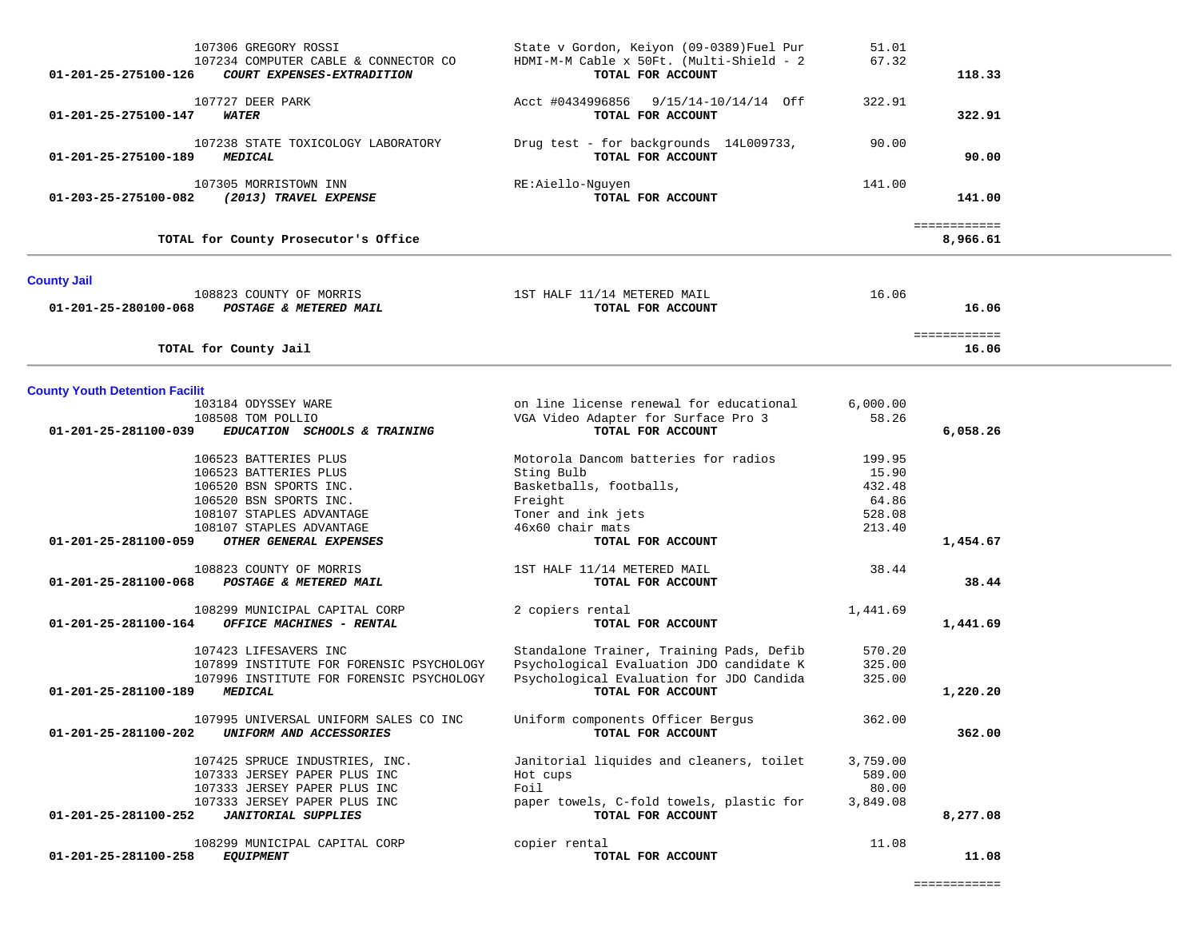| | | | | |
|---|---|---|---|---|
| | 107306 GREGORY ROSSI | State v Gordon, Keiyon (09-0389)Fuel Pur | 51.01 | |
| | 107234 COMPUTER CABLE & CONNECTOR CO | HDMI-M-M Cable x 50Ft. (Multi-Shield - 2 | 67.32 | |
| 01-201-25-275100-126 | ***COURT EXPENSES-EXTRADITION*** | **TOTAL FOR ACCOUNT** | | **118.33** |
| | 107727 DEER PARK | Acct #0434996856 9/15/14-10/14/14 Off | 322.91 | |
| 01-201-25-275100-147 | ***WATER*** | **TOTAL FOR ACCOUNT** | | **322.91** |
| | 107238 STATE TOXICOLOGY LABORATORY | Drug test - for backgrounds 14L009733, | 90.00 | |
| 01-201-25-275100-189 | ***MEDICAL*** | **TOTAL FOR ACCOUNT** | | **90.00** |
| | 107305 MORRISTOWN INN | RE:Aiello-Nguyen | 141.00 | |
| 01-203-25-275100-082 | ***(2013) TRAVEL EXPENSE*** | **TOTAL FOR ACCOUNT** | | **141.00** |
| | | | | ============ |
| | **TOTAL for County Prosecutor's Office** | | | **8,966.61** |

**County Jail**

| | | | | |
|---|---|---|---|---|
| | 108823 COUNTY OF MORRIS | 1ST HALF 11/14 METERED MAIL | 16.06 | |
| 01-201-25-280100-068 | ***POSTAGE & METERED MAIL*** | **TOTAL FOR ACCOUNT** | | **16.06** |
| | | | | ============ |
| | **TOTAL for County Jail** | | | **16.06** |

**County Youth Detention Facilit**

| | | | | |
|---|---|---|---|---|
| | 103184 ODYSSEY WARE | on line license renewal for educational | 6,000.00 | |
| | 108508 TOM POLLIO | VGA Video Adapter for Surface Pro 3 | 58.26 | |
| 01-201-25-281100-039 | ***EDUCATION SCHOOLS & TRAINING*** | **TOTAL FOR ACCOUNT** | | **6,058.26** |
| | 106523 BATTERIES PLUS | Motorola Dancom batteries for radios | 199.95 | |
| | 106523 BATTERIES PLUS | Sting Bulb | 15.90 | |
| | 106520 BSN SPORTS INC. | Basketballs, footballs, | 432.48 | |
| | 106520 BSN SPORTS INC. | Freight | 64.86 | |
| | 108107 STAPLES ADVANTAGE | Toner and ink jets | 528.08 | |
| | 108107 STAPLES ADVANTAGE | 46x60 chair mats | 213.40 | |
| 01-201-25-281100-059 | ***OTHER GENERAL EXPENSES*** | **TOTAL FOR ACCOUNT** | | **1,454.67** |
| | 108823 COUNTY OF MORRIS | 1ST HALF 11/14 METERED MAIL | 38.44 | |
| 01-201-25-281100-068 | ***POSTAGE & METERED MAIL*** | **TOTAL FOR ACCOUNT** | | **38.44** |
| | 108299 MUNICIPAL CAPITAL CORP | 2 copiers rental | 1,441.69 | |
| 01-201-25-281100-164 | ***OFFICE MACHINES - RENTAL*** | **TOTAL FOR ACCOUNT** | | **1,441.69** |
| | 107423 LIFESAVERS INC | Standalone Trainer, Training Pads, Defib | 570.20 | |
| | 107899 INSTITUTE FOR FORENSIC PSYCHOLOGY | Psychological Evaluation JDO candidate K | 325.00 | |
| | 107996 INSTITUTE FOR FORENSIC PSYCHOLOGY | Psychological Evaluation for JDO Candida | 325.00 | |
| 01-201-25-281100-189 | ***MEDICAL*** | **TOTAL FOR ACCOUNT** | | **1,220.20** |
| | 107995 UNIVERSAL UNIFORM SALES CO INC | Uniform components Officer Bergus | 362.00 | |
| 01-201-25-281100-202 | ***UNIFORM AND ACCESSORIES*** | **TOTAL FOR ACCOUNT** | | **362.00** |
| | 107425 SPRUCE INDUSTRIES, INC. | Janitorial liquides and cleaners, toilet | 3,759.00 | |
| | 107333 JERSEY PAPER PLUS INC | Hot cups | 589.00 | |
| | 107333 JERSEY PAPER PLUS INC | Foil | 80.00 | |
| | 107333 JERSEY PAPER PLUS INC | paper towels, C-fold towels, plastic for | 3,849.08 | |
| 01-201-25-281100-252 | ***JANITORIAL SUPPLIES*** | **TOTAL FOR ACCOUNT** | | **8,277.08** |
| | 108299 MUNICIPAL CAPITAL CORP | copier rental | 11.08 | |
| 01-201-25-281100-258 | ***EQUIPMENT*** | **TOTAL FOR ACCOUNT** | | **11.08** |
| | | | | ============ |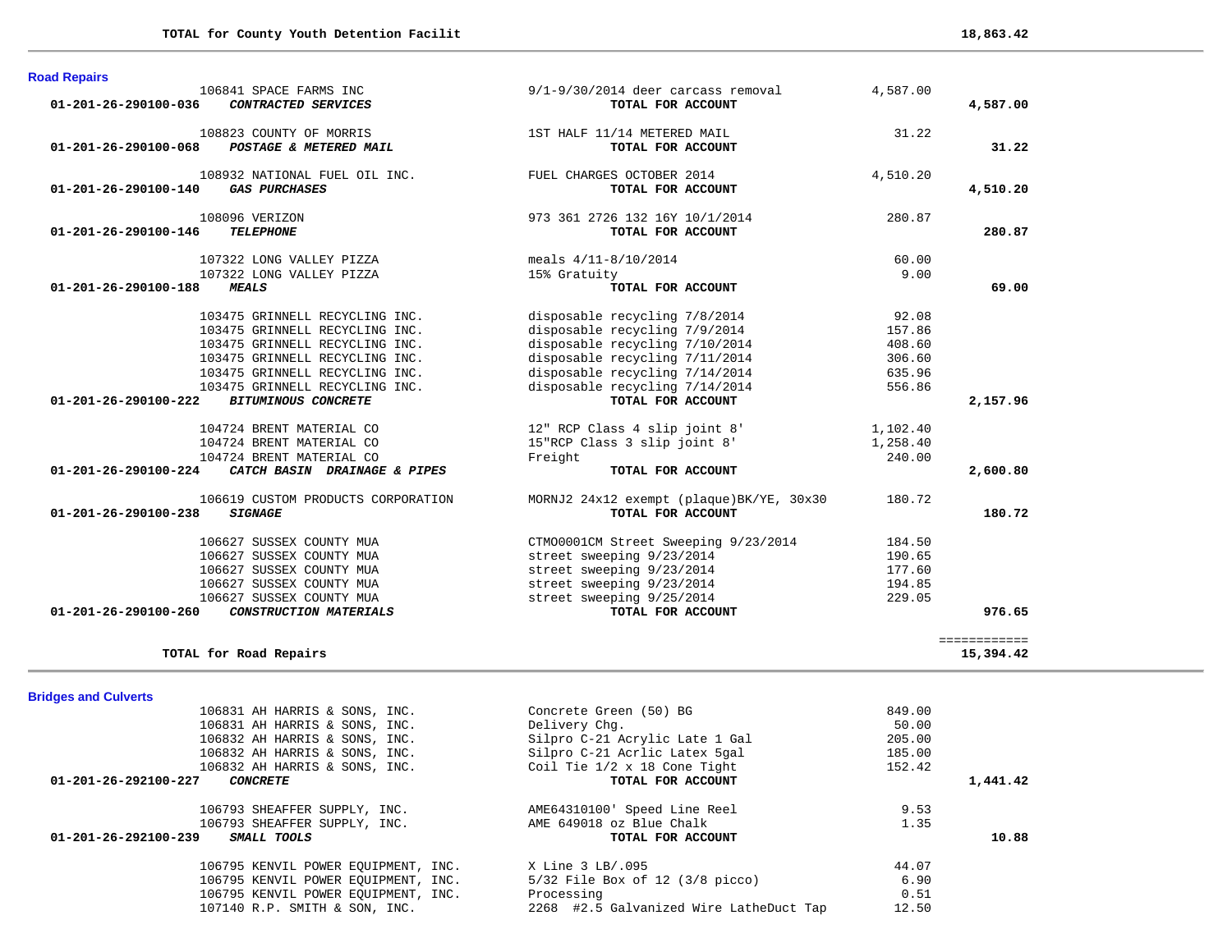| | | | | |
|---|---|---|---|---|
| | TOTAL for County Youth Detention Facilit | | | 18,863.42 |

**Road Repairs**

| Account | Vendor | Description | Amount | Total |
|---|---|---|---|---|
| | 106841 SPACE FARMS INC | 9/1-9/30/2014 deer carcass removal | 4,587.00 | |
| 01-201-26-290100-036 | *CONTRACTED SERVICES* | TOTAL FOR ACCOUNT | | 4,587.00 |
| | 108823 COUNTY OF MORRIS | 1ST HALF 11/14 METERED MAIL | 31.22 | |
| 01-201-26-290100-068 | *POSTAGE & METERED MAIL* | TOTAL FOR ACCOUNT | | 31.22 |
| | 108932 NATIONAL FUEL OIL INC. | FUEL CHARGES OCTOBER 2014 | 4,510.20 | |
| 01-201-26-290100-140 | *GAS PURCHASES* | TOTAL FOR ACCOUNT | | 4,510.20 |
| | 108096 VERIZON | 973 361 2726 132 16Y 10/1/2014 | 280.87 | |
| 01-201-26-290100-146 | *TELEPHONE* | TOTAL FOR ACCOUNT | | 280.87 |
| | 107322 LONG VALLEY PIZZA | meals 4/11-8/10/2014 | 60.00 | |
| | 107322 LONG VALLEY PIZZA | 15% Gratuity | 9.00 | |
| 01-201-26-290100-188 | *MEALS* | TOTAL FOR ACCOUNT | | 69.00 |
| | 103475 GRINNELL RECYCLING INC. | disposable recycling 7/8/2014 | 92.08 | |
| | 103475 GRINNELL RECYCLING INC. | disposable recycling 7/9/2014 | 157.86 | |
| | 103475 GRINNELL RECYCLING INC. | disposable recycling 7/10/2014 | 408.60 | |
| | 103475 GRINNELL RECYCLING INC. | disposable recycling 7/11/2014 | 306.60 | |
| | 103475 GRINNELL RECYCLING INC. | disposable recycling 7/14/2014 | 635.96 | |
| | 103475 GRINNELL RECYCLING INC. | disposable recycling 7/14/2014 | 556.86 | |
| 01-201-26-290100-222 | *BITUMINOUS CONCRETE* | TOTAL FOR ACCOUNT | | 2,157.96 |
| | 104724 BRENT MATERIAL CO | 12" RCP Class 4 slip joint 8' | 1,102.40 | |
| | 104724 BRENT MATERIAL CO | 15"RCP Class 3 slip joint 8' | 1,258.40 | |
| | 104724 BRENT MATERIAL CO | Freight | 240.00 | |
| 01-201-26-290100-224 | *CATCH BASIN DRAINAGE & PIPES* | TOTAL FOR ACCOUNT | | 2,600.80 |
| | 106619 CUSTOM PRODUCTS CORPORATION | MORNJ2 24x12 exempt (plaque)BK/YE, 30x30 | 180.72 | |
| 01-201-26-290100-238 | *SIGNAGE* | TOTAL FOR ACCOUNT | | 180.72 |
| | 106627 SUSSEX COUNTY MUA | CTMO0001CM Street Sweeping 9/23/2014 | 184.50 | |
| | 106627 SUSSEX COUNTY MUA | street sweeping 9/23/2014 | 190.65 | |
| | 106627 SUSSEX COUNTY MUA | street sweeping 9/23/2014 | 177.60 | |
| | 106627 SUSSEX COUNTY MUA | street sweeping 9/23/2014 | 194.85 | |
| | 106627 SUSSEX COUNTY MUA | street sweeping 9/25/2014 | 229.05 | |
| 01-201-26-290100-260 | *CONSTRUCTION MATERIALS* | TOTAL FOR ACCOUNT | | 976.65 |
| | | | | ============ |
| | TOTAL for Road Repairs | | | 15,394.42 |

**Bridges and Culverts**

| Account | Vendor | Description | Amount | Total |
|---|---|---|---|---|
| | 106831 AH HARRIS & SONS, INC. | Concrete Green (50) BG | 849.00 | |
| | 106831 AH HARRIS & SONS, INC. | Delivery Chg. | 50.00 | |
| | 106832 AH HARRIS & SONS, INC. | Silpro C-21 Acrylic Late 1 Gal | 205.00 | |
| | 106832 AH HARRIS & SONS, INC. | Silpro C-21 Acrlic Latex 5gal | 185.00 | |
| | 106832 AH HARRIS & SONS, INC. | Coil Tie 1/2 x 18 Cone Tight | 152.42 | |
| 01-201-26-292100-227 | *CONCRETE* | TOTAL FOR ACCOUNT | | 1,441.42 |
| | 106793 SHEAFFER SUPPLY, INC. | AME64310100' Speed Line Reel | 9.53 | |
| | 106793 SHEAFFER SUPPLY, INC. | AME 649018 oz Blue Chalk | 1.35 | |
| 01-201-26-292100-239 | *SMALL TOOLS* | TOTAL FOR ACCOUNT | | 10.88 |
| | 106795 KENVIL POWER EQUIPMENT, INC. | X Line 3 LB/.095 | 44.07 | |
| | 106795 KENVIL POWER EQUIPMENT, INC. | 5/32 File Box of 12 (3/8 picco) | 6.90 | |
| | 106795 KENVIL POWER EQUIPMENT, INC. | Processing | 0.51 | |
| | 107140 R.P. SMITH & SON, INC. | 2268 #2.5 Galvanized Wire LatheDuct Tap | 12.50 | |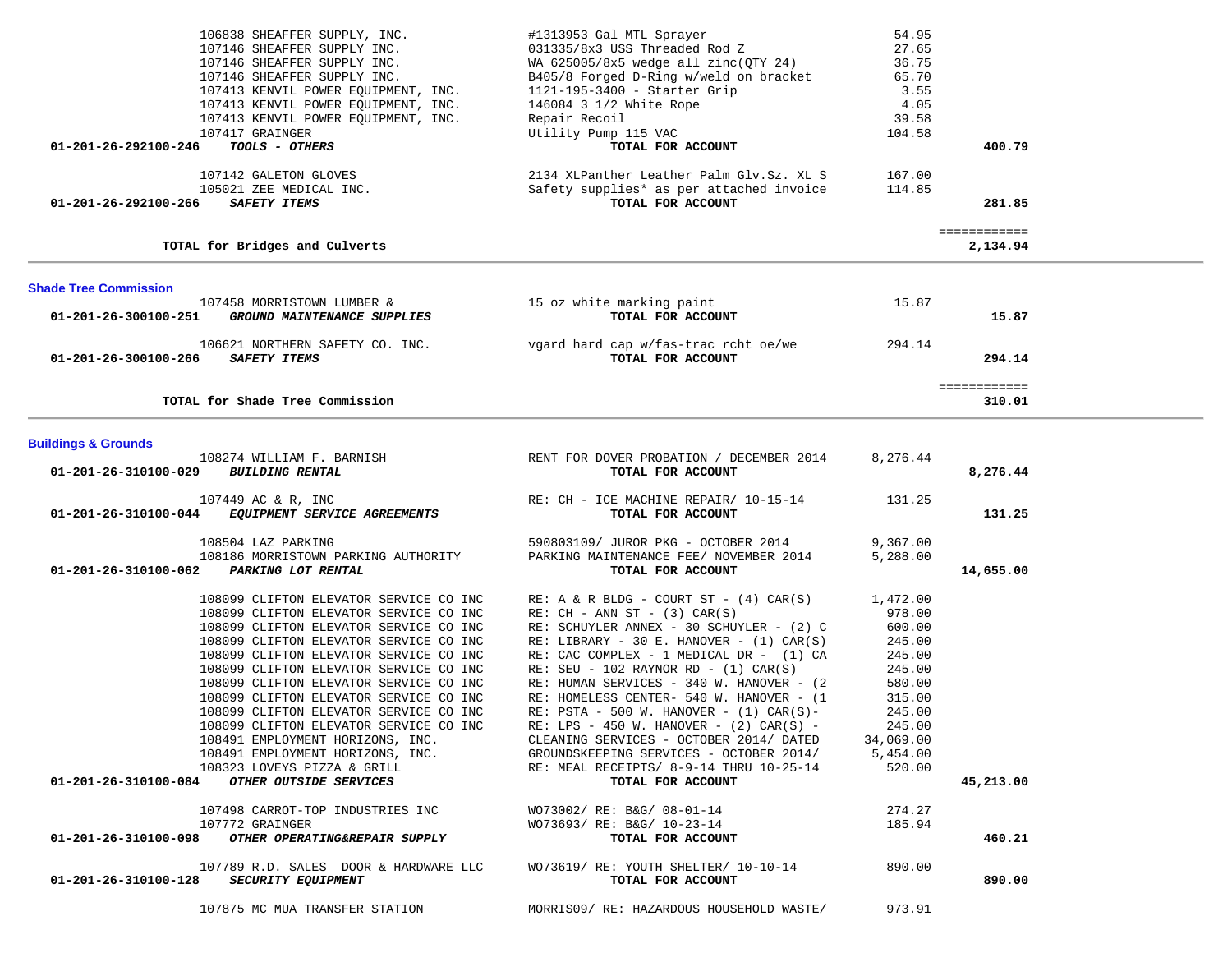| Account | Vendor | Description | Amount | Total |
|---|---|---|---|---|
| | 106838 SHEAFFER SUPPLY, INC. | #1313953 Gal MTL Sprayer | 54.95 | |
| | 107146 SHEAFFER SUPPLY INC. | 031335/8x3 USS Threaded Rod Z | 27.65 | |
| | 107146 SHEAFFER SUPPLY INC. | WA 625005/8x5 wedge all zinc(QTY 24) | 36.75 | |
| | 107146 SHEAFFER SUPPLY INC. | B405/8 Forged D-Ring w/weld on bracket | 65.70 | |
| | 107413 KENVIL POWER EQUIPMENT, INC. | 1121-195-3400 - Starter Grip | 3.55 | |
| | 107413 KENVIL POWER EQUIPMENT, INC. | 146084 3 1/2 White Rope | 4.05 | |
| | 107413 KENVIL POWER EQUIPMENT, INC. | Repair Recoil | 39.58 | |
| | 107417 GRAINGER | Utility Pump 115 VAC | 104.58 | |
| **01-201-26-292100-246** | ***TOOLS - OTHERS*** | **TOTAL FOR ACCOUNT** | | **400.79** |
| | 107142 GALETON GLOVES | 2134 XLPanther Leather Palm Glv.Sz. XL S | 167.00 | |
| | 105021 ZEE MEDICAL INC. | Safety supplies* as per attached invoice | 114.85 | |
| **01-201-26-292100-266** | ***SAFETY ITEMS*** | **TOTAL FOR ACCOUNT** | | **281.85** |
| | **TOTAL for Bridges and Culverts** | | | **2,134.94** |

**Shade Tree Commission**

| Account | Vendor | Description | Amount | Total |
|---|---|---|---|---|
| | 107458 MORRISTOWN LUMBER & | 15 oz white marking paint | 15.87 | |
| **01-201-26-300100-251** | ***GROUND MAINTENANCE SUPPLIES*** | **TOTAL FOR ACCOUNT** | | **15.87** |
| | 106621 NORTHERN SAFETY CO. INC. | vgard hard cap w/fas-trac rcht oe/we | 294.14 | |
| **01-201-26-300100-266** | ***SAFETY ITEMS*** | **TOTAL FOR ACCOUNT** | | **294.14** |
| | **TOTAL for Shade Tree Commission** | | | **310.01** |

**Buildings & Grounds**

| Account | Vendor | Description | Amount | Total |
|---|---|---|---|---|
| | 108274 WILLIAM F. BARNISH | RENT FOR DOVER PROBATION / DECEMBER 2014 | 8,276.44 | |
| **01-201-26-310100-029** | ***BUILDING RENTAL*** | **TOTAL FOR ACCOUNT** | | **8,276.44** |
| | 107449 AC & R, INC | RE: CH - ICE MACHINE REPAIR/ 10-15-14 | 131.25 | |
| **01-201-26-310100-044** | ***EQUIPMENT SERVICE AGREEMENTS*** | **TOTAL FOR ACCOUNT** | | **131.25** |
| | 108504 LAZ PARKING | 590803109/ JUROR PKG - OCTOBER 2014 | 9,367.00 | |
| | 108186 MORRISTOWN PARKING AUTHORITY | PARKING MAINTENANCE FEE/ NOVEMBER 2014 | 5,288.00 | |
| **01-201-26-310100-062** | ***PARKING LOT RENTAL*** | **TOTAL FOR ACCOUNT** | | **14,655.00** |
| | 108099 CLIFTON ELEVATOR SERVICE CO INC | RE: A & R BLDG - COURT ST - (4) CAR(S) | 1,472.00 | |
| | 108099 CLIFTON ELEVATOR SERVICE CO INC | RE: CH - ANN ST - (3) CAR(S) | 978.00 | |
| | 108099 CLIFTON ELEVATOR SERVICE CO INC | RE: SCHUYLER ANNEX - 30 SCHUYLER - (2) C | 600.00 | |
| | 108099 CLIFTON ELEVATOR SERVICE CO INC | RE: LIBRARY - 30 E. HANOVER - (1) CAR(S) | 245.00 | |
| | 108099 CLIFTON ELEVATOR SERVICE CO INC | RE: CAC COMPLEX - 1 MEDICAL DR - (1) CA | 245.00 | |
| | 108099 CLIFTON ELEVATOR SERVICE CO INC | RE: SEU - 102 RAYNOR RD - (1) CAR(S) | 245.00 | |
| | 108099 CLIFTON ELEVATOR SERVICE CO INC | RE: HUMAN SERVICES - 340 W. HANOVER - (2 | 580.00 | |
| | 108099 CLIFTON ELEVATOR SERVICE CO INC | RE: HOMELESS CENTER- 540 W. HANOVER - (1 | 315.00 | |
| | 108099 CLIFTON ELEVATOR SERVICE CO INC | RE: PSTA - 500 W. HANOVER - (1) CAR(S)- | 245.00 | |
| | 108099 CLIFTON ELEVATOR SERVICE CO INC | RE: LPS - 450 W. HANOVER - (2) CAR(S) - | 245.00 | |
| | 108491 EMPLOYMENT HORIZONS, INC. | CLEANING SERVICES - OCTOBER 2014/ DATED | 34,069.00 | |
| | 108491 EMPLOYMENT HORIZONS, INC. | GROUNDSKEEPING SERVICES - OCTOBER 2014/ | 5,454.00 | |
| | 108323 LOVEYS PIZZA & GRILL | RE: MEAL RECEIPTS/ 8-9-14 THRU 10-25-14 | 520.00 | |
| **01-201-26-310100-084** | ***OTHER OUTSIDE SERVICES*** | **TOTAL FOR ACCOUNT** | | **45,213.00** |
| | 107498 CARROT-TOP INDUSTRIES INC | WO73002/ RE: B&G/ 08-01-14 | 274.27 | |
| | 107772 GRAINGER | WO73693/ RE: B&G/ 10-23-14 | 185.94 | |
| **01-201-26-310100-098** | ***OTHER OPERATING&REPAIR SUPPLY*** | **TOTAL FOR ACCOUNT** | | **460.21** |
| | 107789 R.D. SALES DOOR & HARDWARE LLC | WO73619/ RE: YOUTH SHELTER/ 10-10-14 | 890.00 | |
| **01-201-26-310100-128** | ***SECURITY EQUIPMENT*** | **TOTAL FOR ACCOUNT** | | **890.00** |
| | 107875 MC MUA TRANSFER STATION | MORRIS09/ RE: HAZARDOUS HOUSEHOLD WASTE/ | 973.91 | |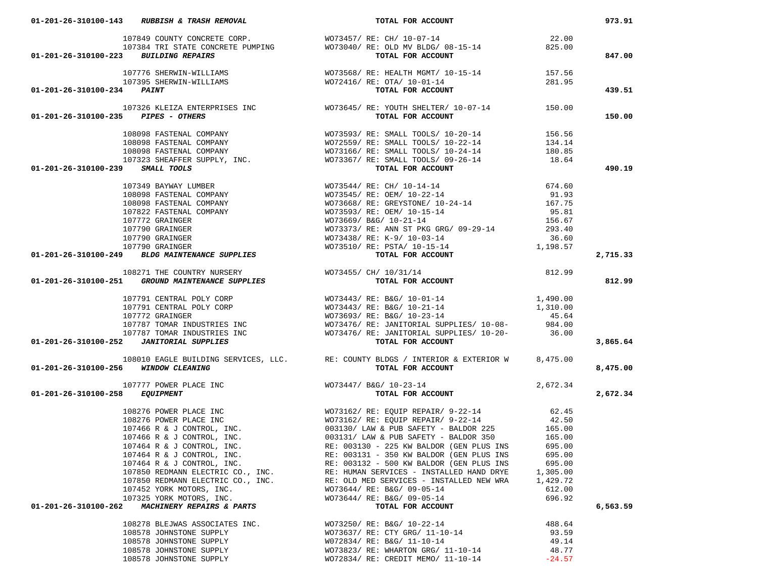| Account | Vendor | Description | Amount | Total |
|---|---|---|---|---|
| 01-201-26-310100-143 ***RUBBISH & TRASH REMOVAL*** | | **TOTAL FOR ACCOUNT** | | **973.91** |
| | 107849 COUNTY CONCRETE CORP. | WO73457/ RE: CH/ 10-07-14 | 22.00 | |
| | 107384 TRI STATE CONCRETE PUMPING | WO73040/ RE: OLD MV BLDG/ 08-15-14 | 825.00 | |
| 01-201-26-310100-223 ***BUILDING REPAIRS*** | | **TOTAL FOR ACCOUNT** | | **847.00** |
| | 107776 SHERWIN-WILLIAMS | WO73568/ RE: HEALTH MGMT/ 10-15-14 | 157.56 | |
| | 107395 SHERWIN-WILLIAMS | WO72416/ RE: OTA/ 10-01-14 | 281.95 | |
| 01-201-26-310100-234 ***PAINT*** | | **TOTAL FOR ACCOUNT** | | **439.51** |
| | 107326 KLEIZA ENTERPRISES INC | WO73645/ RE: YOUTH SHELTER/ 10-07-14 | 150.00 | |
| 01-201-26-310100-235 ***PIPES - OTHERS*** | | **TOTAL FOR ACCOUNT** | | **150.00** |
| | 108098 FASTENAL COMPANY | WO73593/ RE: SMALL TOOLS/ 10-20-14 | 156.56 | |
| | 108098 FASTENAL COMPANY | WO72559/ RE: SMALL TOOLS/ 10-22-14 | 134.14 | |
| | 108098 FASTENAL COMPANY | WO73166/ RE: SMALL TOOLS/ 10-24-14 | 180.85 | |
| | 107323 SHEAFFER SUPPLY, INC. | WO73367/ RE: SMALL TOOLS/ 09-26-14 | 18.64 | |
| 01-201-26-310100-239 ***SMALL TOOLS*** | | **TOTAL FOR ACCOUNT** | | **490.19** |
| | 107349 BAYWAY LUMBER | WO73544/ RE: CH/ 10-14-14 | 674.60 | |
| | 108098 FASTENAL COMPANY | WO73545/ RE: OEM/ 10-22-14 | 91.93 | |
| | 108098 FASTENAL COMPANY | WO73668/ RE: GREYSTONE/ 10-24-14 | 167.75 | |
| | 107822 FASTENAL COMPANY | WO73593/ RE: OEM/ 10-15-14 | 95.81 | |
| | 107772 GRAINGER | WO73669/ B&G/ 10-21-14 | 156.67 | |
| | 107790 GRAINGER | WO73373/ RE: ANN ST PKG GRG/ 09-29-14 | 293.40 | |
| | 107790 GRAINGER | WO73438/ RE: K-9/ 10-03-14 | 36.60 | |
| | 107790 GRAINGER | WO73510/ RE: PSTA/ 10-15-14 | 1,198.57 | |
| 01-201-26-310100-249 ***BLDG MAINTENANCE SUPPLIES*** | | **TOTAL FOR ACCOUNT** | | **2,715.33** |
| | 108271 THE COUNTRY NURSERY | WO73455/ CH/ 10/31/14 | 812.99 | |
| 01-201-26-310100-251 ***GROUND MAINTENANCE SUPPLIES*** | | **TOTAL FOR ACCOUNT** | | **812.99** |
| | 107791 CENTRAL POLY CORP | WO73443/ RE: B&G/ 10-01-14 | 1,490.00 | |
| | 107791 CENTRAL POLY CORP | WO73443/ RE: B&G/ 10-21-14 | 1,310.00 | |
| | 107772 GRAINGER | WO73693/ RE: B&G/ 10-23-14 | 45.64 | |
| | 107787 TOMAR INDUSTRIES INC | WO73476/ RE: JANITORIAL SUPPLIES/ 10-08- | 984.00 | |
| | 107787 TOMAR INDUSTRIES INC | WO73476/ RE: JANITORIAL SUPPLIES/ 10-20- | 36.00 | |
| 01-201-26-310100-252 ***JANITORIAL SUPPLIES*** | | **TOTAL FOR ACCOUNT** | | **3,865.64** |
| | 108010 EAGLE BUILDING SERVICES, LLC. | RE: COUNTY BLDGS / INTERIOR & EXTERIOR W | 8,475.00 | |
| 01-201-26-310100-256 ***WINDOW CLEANING*** | | **TOTAL FOR ACCOUNT** | | **8,475.00** |
| | 107777 POWER PLACE INC | WO73447/ B&G/ 10-23-14 | 2,672.34 | |
| 01-201-26-310100-258 ***EQUIPMENT*** | | **TOTAL FOR ACCOUNT** | | **2,672.34** |
| | 108276 POWER PLACE INC | WO73162/ RE: EQUIP REPAIR/ 9-22-14 | 62.45 | |
| | 108276 POWER PLACE INC | WO73162/ RE: EQUIP REPAIR/ 9-22-14 | 42.50 | |
| | 107466 R & J CONTROL, INC. | 003130/ LAW & PUB SAFETY - BALDOR 225 | 165.00 | |
| | 107466 R & J CONTROL, INC. | 003131/ LAW & PUB SAFETY - BALDOR 350 | 165.00 | |
| | 107464 R & J CONTROL, INC. | RE: 003130 - 225 KW BALDOR (GEN PLUS INS | 695.00 | |
| | 107464 R & J CONTROL, INC. | RE: 003131 - 350 KW BALDOR (GEN PLUS INS | 695.00 | |
| | 107464 R & J CONTROL, INC. | RE: 003132 - 500 KW BALDOR (GEN PLUS INS | 695.00 | |
| | 107850 REDMANN ELECTRIC CO., INC. | RE: HUMAN SERVICES - INSTALLED HAND DRYE | 1,305.00 | |
| | 107850 REDMANN ELECTRIC CO., INC. | RE: OLD MED SERVICES - INSTALLED NEW WRA | 1,429.72 | |
| | 107452 YORK MOTORS, INC. | WO73644/ RE: B&G/ 09-05-14 | 612.00 | |
| | 107325 YORK MOTORS, INC. | WO73644/ RE: B&G/ 09-05-14 | 696.92 | |
| 01-201-26-310100-262 ***MACHINERY REPAIRS & PARTS*** | | **TOTAL FOR ACCOUNT** | | **6,563.59** |
| | 108278 BLEJWAS ASSOCIATES INC. | WO73250/ RE: B&G/ 10-22-14 | 488.64 | |
| | 108578 JOHNSTONE SUPPLY | WO73637/ RE: CTY GRG/ 11-10-14 | 93.59 | |
| | 108578 JOHNSTONE SUPPLY | WO72834/ RE: B&G/ 11-10-14 | 49.14 | |
| | 108578 JOHNSTONE SUPPLY | WO73823/ RE: WHARTON GRG/ 11-10-14 | 48.77 | |
| | 108578 JOHNSTONE SUPPLY | WO72834/ RE: CREDIT MEMO/ 11-10-14 | -24.57 | |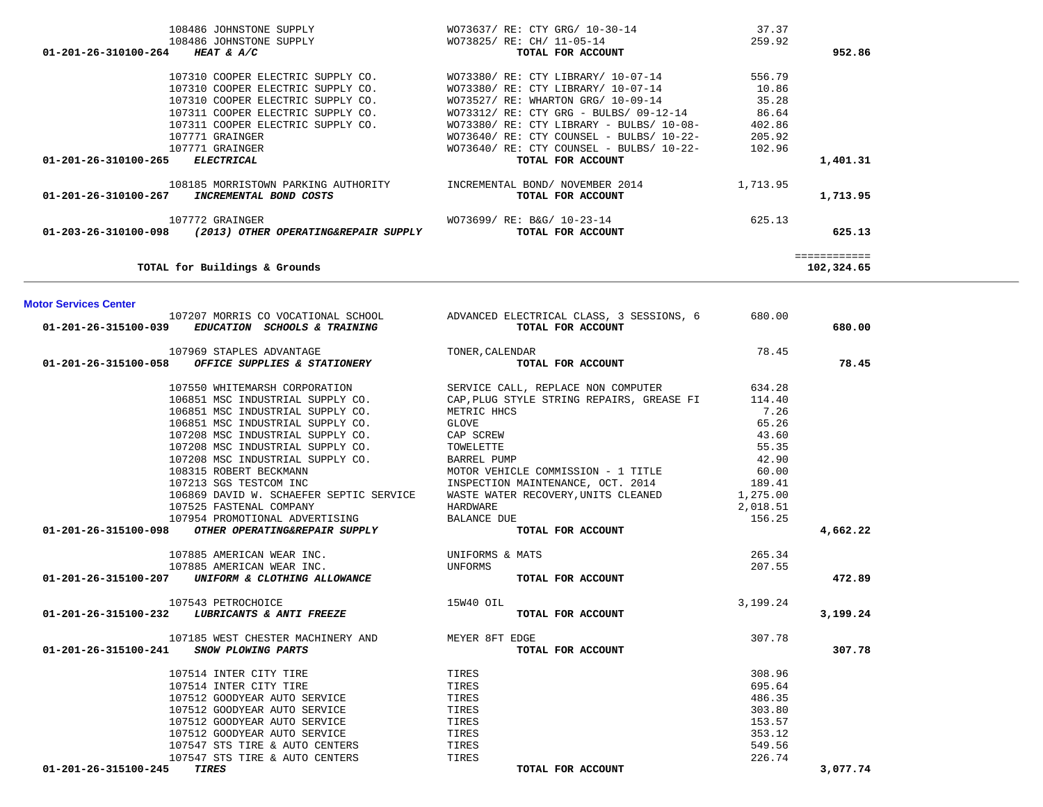| Account | Vendor / Account Name | Description | Amount | Total |
|---|---|---|---|---|
| | 108486 JOHNSTONE SUPPLY | WO73637/ RE: CTY GRG/ 10-30-14 | 37.37 | |
| | 108486 JOHNSTONE SUPPLY | WO73825/ RE: CH/ 11-05-14 | 259.92 | |
| 01-201-26-310100-264 | ***HEAT & A/C*** | **TOTAL FOR ACCOUNT** | | **952.86** |
| | 107310 COOPER ELECTRIC SUPPLY CO. | WO73380/ RE: CTY LIBRARY/ 10-07-14 | 556.79 | |
| | 107310 COOPER ELECTRIC SUPPLY CO. | WO73380/ RE: CTY LIBRARY/ 10-07-14 | 10.86 | |
| | 107310 COOPER ELECTRIC SUPPLY CO. | WO73527/ RE: WHARTON GRG/ 10-09-14 | 35.28 | |
| | 107311 COOPER ELECTRIC SUPPLY CO. | WO73312/ RE: CTY GRG - BULBS/ 09-12-14 | 86.64 | |
| | 107311 COOPER ELECTRIC SUPPLY CO. | WO73380/ RE: CTY LIBRARY - BULBS/ 10-08- | 402.86 | |
| | 107771 GRAINGER | WO73640/ RE: CTY COUNSEL - BULBS/ 10-22- | 205.92 | |
| | 107771 GRAINGER | WO73640/ RE: CTY COUNSEL - BULBS/ 10-22- | 102.96 | |
| 01-201-26-310100-265 | ***ELECTRICAL*** | **TOTAL FOR ACCOUNT** | | **1,401.31** |
| | 108185 MORRISTOWN PARKING AUTHORITY | INCREMENTAL BOND/ NOVEMBER 2014 | 1,713.95 | |
| 01-201-26-310100-267 | ***INCREMENTAL BOND COSTS*** | **TOTAL FOR ACCOUNT** | | **1,713.95** |
| | 107772 GRAINGER | WO73699/ RE: B&G/ 10-23-14 | 625.13 | |
| 01-203-26-310100-098 | ***(2013) OTHER OPERATING&REPAIR SUPPLY*** | **TOTAL FOR ACCOUNT** | | **625.13** |
| | | | | ============ |
| | **TOTAL for Buildings & Grounds** | | | **102,324.65** |

## Motor Services Center

| Account | Vendor / Account Name | Description | Amount | Total |
|---|---|---|---|---|
| | 107207 MORRIS CO VOCATIONAL SCHOOL | ADVANCED ELECTRICAL CLASS, 3 SESSIONS, 6 | 680.00 | |
| 01-201-26-315100-039 | ***EDUCATION SCHOOLS & TRAINING*** | **TOTAL FOR ACCOUNT** | | **680.00** |
| | 107969 STAPLES ADVANTAGE | TONER,CALENDAR | 78.45 | |
| 01-201-26-315100-058 | ***OFFICE SUPPLIES & STATIONERY*** | **TOTAL FOR ACCOUNT** | | **78.45** |
| | 107550 WHITEMARSH CORPORATION | SERVICE CALL, REPLACE NON COMPUTER | 634.28 | |
| | 106851 MSC INDUSTRIAL SUPPLY CO. | CAP,PLUG STYLE STRING REPAIRS, GREASE FI | 114.40 | |
| | 106851 MSC INDUSTRIAL SUPPLY CO. | METRIC HHCS | 7.26 | |
| | 106851 MSC INDUSTRIAL SUPPLY CO. | GLOVE | 65.26 | |
| | 107208 MSC INDUSTRIAL SUPPLY CO. | CAP SCREW | 43.60 | |
| | 107208 MSC INDUSTRIAL SUPPLY CO. | TOWELETTE | 55.35 | |
| | 107208 MSC INDUSTRIAL SUPPLY CO. | BARREL PUMP | 42.90 | |
| | 108315 ROBERT BECKMANN | MOTOR VEHICLE COMMISSION - 1 TITLE | 60.00 | |
| | 107213 SGS TESTCOM INC | INSPECTION MAINTENANCE, OCT. 2014 | 189.41 | |
| | 106869 DAVID W. SCHAEFER SEPTIC SERVICE | WASTE WATER RECOVERY,UNITS CLEANED | 1,275.00 | |
| | 107525 FASTENAL COMPANY | HARDWARE | 2,018.51 | |
| | 107954 PROMOTIONAL ADVERTISING | BALANCE DUE | 156.25 | |
| 01-201-26-315100-098 | ***OTHER OPERATING&REPAIR SUPPLY*** | **TOTAL FOR ACCOUNT** | | **4,662.22** |
| | 107885 AMERICAN WEAR INC. | UNIFORMS & MATS | 265.34 | |
| | 107885 AMERICAN WEAR INC. | UNFORMS | 207.55 | |
| 01-201-26-315100-207 | ***UNIFORM & CLOTHING ALLOWANCE*** | **TOTAL FOR ACCOUNT** | | **472.89** |
| | 107543 PETROCHOICE | 15W40 OIL | 3,199.24 | |
| 01-201-26-315100-232 | ***LUBRICANTS & ANTI FREEZE*** | **TOTAL FOR ACCOUNT** | | **3,199.24** |
| | 107185 WEST CHESTER MACHINERY AND | MEYER 8FT EDGE | 307.78 | |
| 01-201-26-315100-241 | ***SNOW PLOWING PARTS*** | **TOTAL FOR ACCOUNT** | | **307.78** |
| | 107514 INTER CITY TIRE | TIRES | 308.96 | |
| | 107514 INTER CITY TIRE | TIRES | 695.64 | |
| | 107512 GOODYEAR AUTO SERVICE | TIRES | 486.35 | |
| | 107512 GOODYEAR AUTO SERVICE | TIRES | 303.80 | |
| | 107512 GOODYEAR AUTO SERVICE | TIRES | 153.57 | |
| | 107512 GOODYEAR AUTO SERVICE | TIRES | 353.12 | |
| | 107547 STS TIRE & AUTO CENTERS | TIRES | 549.56 | |
| | 107547 STS TIRE & AUTO CENTERS | TIRES | 226.74 | |
| 01-201-26-315100-245 | ***TIRES*** | **TOTAL FOR ACCOUNT** | | **3,077.74** |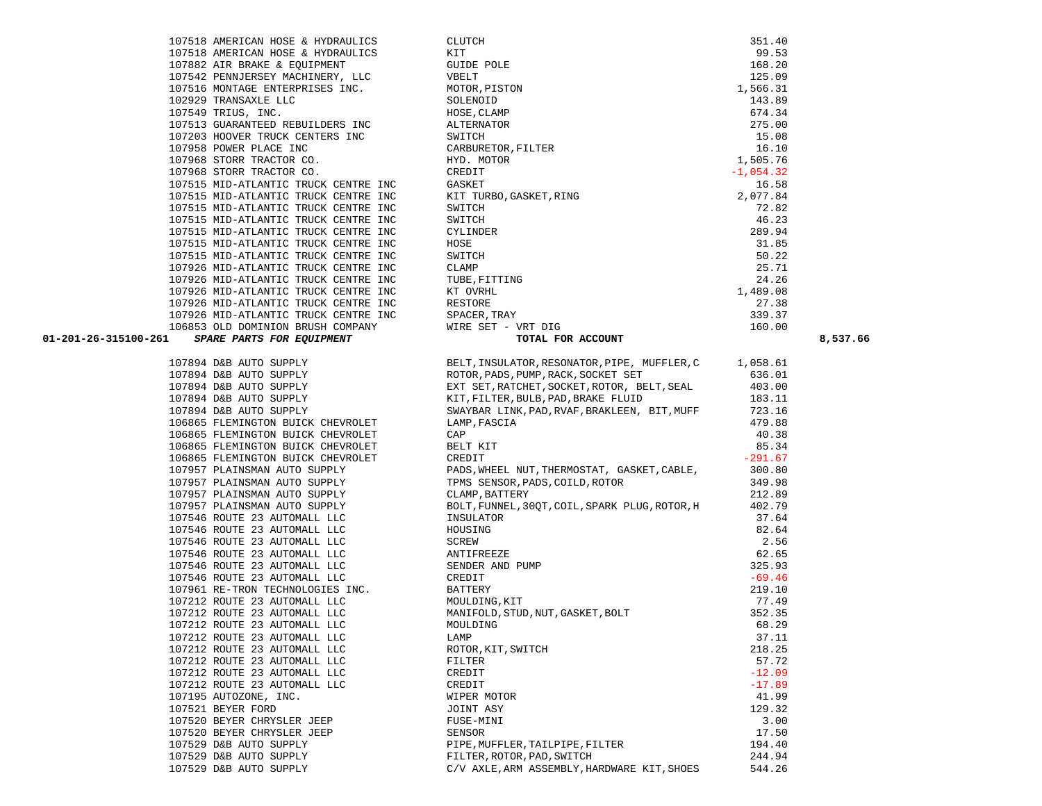| Account | Vendor | Description | Amount | Total |
|---|---|---|---|---|
| | 107518 AMERICAN HOSE & HYDRAULICS | CLUTCH | 351.40 | |
| | 107518 AMERICAN HOSE & HYDRAULICS | KIT | 99.53 | |
| | 107882 AIR BRAKE & EQUIPMENT | GUIDE POLE | 168.20 | |
| | 107542 PENNJERSEY MACHINERY, LLC | VBELT | 125.09 | |
| | 107516 MONTAGE ENTERPRISES INC. | MOTOR,PISTON | 1,566.31 | |
| | 102929 TRANSAXLE LLC | SOLENOID | 143.89 | |
| | 107549 TRIUS, INC. | HOSE,CLAMP | 674.34 | |
| | 107513 GUARANTEED REBUILDERS INC | ALTERNATOR | 275.00 | |
| | 107203 HOOVER TRUCK CENTERS INC | SWITCH | 15.08 | |
| | 107958 POWER PLACE INC | CARBURETOR,FILTER | 16.10 | |
| | 107968 STORR TRACTOR CO. | HYD. MOTOR | 1,505.76 | |
| | 107968 STORR TRACTOR CO. | CREDIT | -1,054.32 | |
| | 107515 MID-ATLANTIC TRUCK CENTRE INC | GASKET | 16.58 | |
| | 107515 MID-ATLANTIC TRUCK CENTRE INC | KIT TURBO,GASKET,RING | 2,077.84 | |
| | 107515 MID-ATLANTIC TRUCK CENTRE INC | SWITCH | 72.82 | |
| | 107515 MID-ATLANTIC TRUCK CENTRE INC | SWITCH | 46.23 | |
| | 107515 MID-ATLANTIC TRUCK CENTRE INC | CYLINDER | 289.94 | |
| | 107515 MID-ATLANTIC TRUCK CENTRE INC | HOSE | 31.85 | |
| | 107515 MID-ATLANTIC TRUCK CENTRE INC | SWITCH | 50.22 | |
| | 107926 MID-ATLANTIC TRUCK CENTRE INC | CLAMP | 25.71 | |
| | 107926 MID-ATLANTIC TRUCK CENTRE INC | TUBE,FITTING | 24.26 | |
| | 107926 MID-ATLANTIC TRUCK CENTRE INC | KT OVRHL | 1,489.08 | |
| | 107926 MID-ATLANTIC TRUCK CENTRE INC | RESTORE | 27.38 | |
| | 107926 MID-ATLANTIC TRUCK CENTRE INC | SPACER,TRAY | 339.37 | |
| | 106853 OLD DOMINION BRUSH COMPANY | WIRE SET - VRT DIG | 160.00 | |
| **01-201-26-315100-261** | ***SPARE PARTS FOR EQUIPMENT*** | **TOTAL FOR ACCOUNT** | | **8,537.66** |
| | 107894 D&B AUTO SUPPLY | BELT,INSULATOR,RESONATOR,PIPE, MUFFLER,C | 1,058.61 | |
| | 107894 D&B AUTO SUPPLY | ROTOR,PADS,PUMP,RACK,SOCKET SET | 636.01 | |
| | 107894 D&B AUTO SUPPLY | EXT SET,RATCHET,SOCKET,ROTOR, BELT,SEAL | 403.00 | |
| | 107894 D&B AUTO SUPPLY | KIT,FILTER,BULB,PAD,BRAKE FLUID | 183.11 | |
| | 107894 D&B AUTO SUPPLY | SWAYBAR LINK,PAD,RVAF,BRAKLEEN, BIT,MUFF | 723.16 | |
| | 106865 FLEMINGTON BUICK CHEVROLET | LAMP,FASCIA | 479.88 | |
| | 106865 FLEMINGTON BUICK CHEVROLET | CAP | 40.38 | |
| | 106865 FLEMINGTON BUICK CHEVROLET | BELT KIT | 85.34 | |
| | 106865 FLEMINGTON BUICK CHEVROLET | CREDIT | -291.67 | |
| | 107957 PLAINSMAN AUTO SUPPLY | PADS,WHEEL NUT,THERMOSTAT, GASKET,CABLE, | 300.80 | |
| | 107957 PLAINSMAN AUTO SUPPLY | TPMS SENSOR,PADS,COILD,ROTOR | 349.98 | |
| | 107957 PLAINSMAN AUTO SUPPLY | CLAMP,BATTERY | 212.89 | |
| | 107957 PLAINSMAN AUTO SUPPLY | BOLT,FUNNEL,30QT,COIL,SPARK PLUG,ROTOR,H | 402.79 | |
| | 107546 ROUTE 23 AUTOMALL LLC | INSULATOR | 37.64 | |
| | 107546 ROUTE 23 AUTOMALL LLC | HOUSING | 82.64 | |
| | 107546 ROUTE 23 AUTOMALL LLC | SCREW | 2.56 | |
| | 107546 ROUTE 23 AUTOMALL LLC | ANTIFREEZE | 62.65 | |
| | 107546 ROUTE 23 AUTOMALL LLC | SENDER AND PUMP | 325.93 | |
| | 107546 ROUTE 23 AUTOMALL LLC | CREDIT | -69.46 | |
| | 107961 RE-TRON TECHNOLOGIES INC. | BATTERY | 219.10 | |
| | 107212 ROUTE 23 AUTOMALL LLC | MOULDING,KIT | 77.49 | |
| | 107212 ROUTE 23 AUTOMALL LLC | MANIFOLD,STUD,NUT,GASKET,BOLT | 352.35 | |
| | 107212 ROUTE 23 AUTOMALL LLC | MOULDING | 68.29 | |
| | 107212 ROUTE 23 AUTOMALL LLC | LAMP | 37.11 | |
| | 107212 ROUTE 23 AUTOMALL LLC | ROTOR,KIT,SWITCH | 218.25 | |
| | 107212 ROUTE 23 AUTOMALL LLC | FILTER | 57.72 | |
| | 107212 ROUTE 23 AUTOMALL LLC | CREDIT | -12.09 | |
| | 107212 ROUTE 23 AUTOMALL LLC | CREDIT | -17.89 | |
| | 107195 AUTOZONE, INC. | WIPER MOTOR | 41.99 | |
| | 107521 BEYER FORD | JOINT ASY | 129.32 | |
| | 107520 BEYER CHRYSLER JEEP | FUSE-MINI | 3.00 | |
| | 107520 BEYER CHRYSLER JEEP | SENSOR | 17.50 | |
| | 107529 D&B AUTO SUPPLY | PIPE,MUFFLER,TAILPIPE,FILTER | 194.40 | |
| | 107529 D&B AUTO SUPPLY | FILTER,ROTOR,PAD,SWITCH | 244.94 | |
| | 107529 D&B AUTO SUPPLY | C/V AXLE,ARM ASSEMBLY,HARDWARE KIT,SHOES | 544.26 | |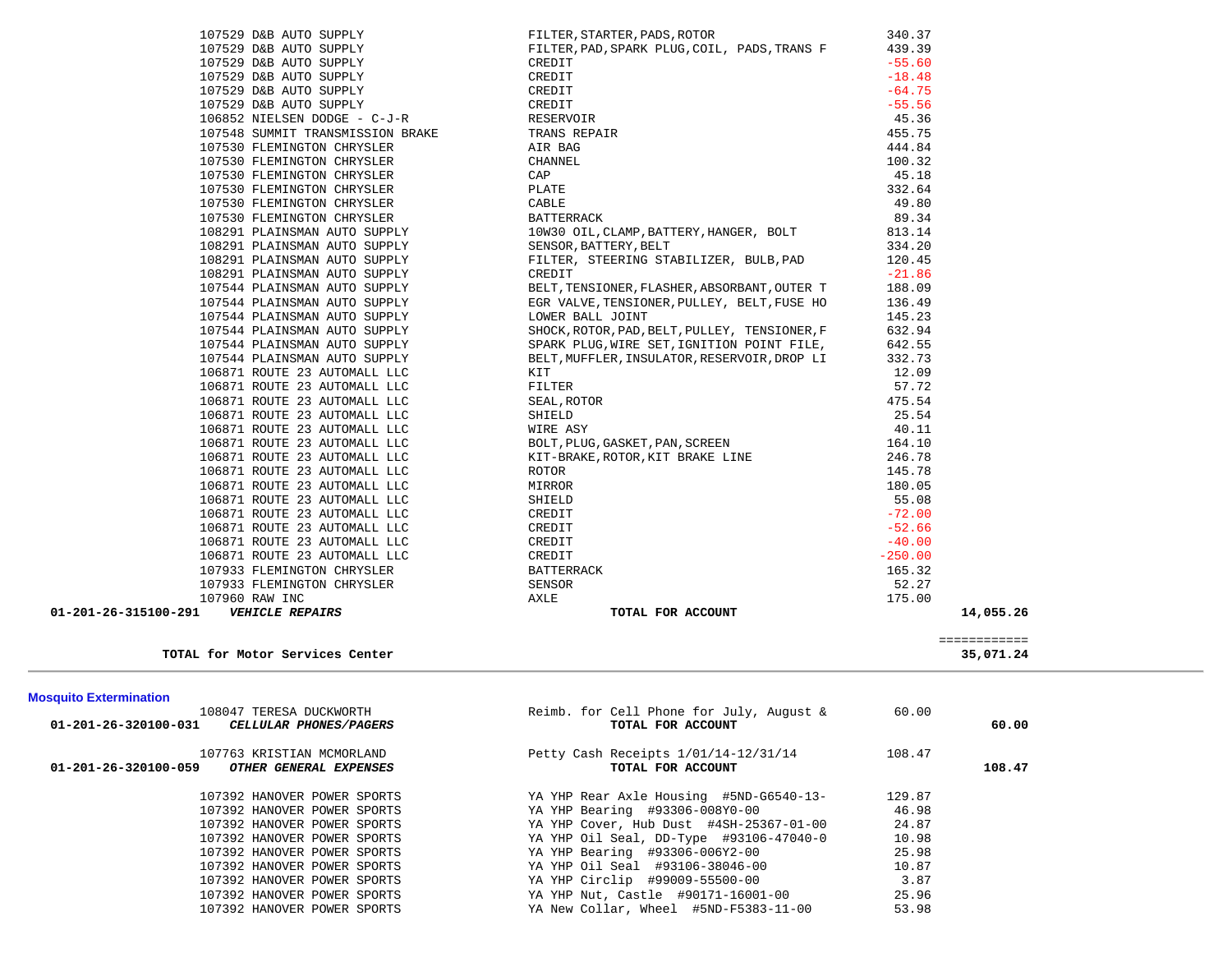| Account | Vendor | Description | Amount | Total |
|---|---|---|---|---|
| | 107529 D&B AUTO SUPPLY | FILTER,STARTER,PADS,ROTOR | 340.37 | |
| | 107529 D&B AUTO SUPPLY | FILTER,PAD,SPARK PLUG,COIL, PADS,TRANS F | 439.39 | |
| | 107529 D&B AUTO SUPPLY | CREDIT | -55.60 | |
| | 107529 D&B AUTO SUPPLY | CREDIT | -18.48 | |
| | 107529 D&B AUTO SUPPLY | CREDIT | -64.75 | |
| | 107529 D&B AUTO SUPPLY | CREDIT | -55.56 | |
| | 106852 NIELSEN DODGE - C-J-R | RESERVOIR | 45.36 | |
| | 107548 SUMMIT TRANSMISSION BRAKE | TRANS REPAIR | 455.75 | |
| | 107530 FLEMINGTON CHRYSLER | AIR BAG | 444.84 | |
| | 107530 FLEMINGTON CHRYSLER | CHANNEL | 100.32 | |
| | 107530 FLEMINGTON CHRYSLER | CAP | 45.18 | |
| | 107530 FLEMINGTON CHRYSLER | PLATE | 332.64 | |
| | 107530 FLEMINGTON CHRYSLER | CABLE | 49.80 | |
| | 107530 FLEMINGTON CHRYSLER | BATTERRACK | 89.34 | |
| | 108291 PLAINSMAN AUTO SUPPLY | 10W30 OIL,CLAMP,BATTERY,HANGER, BOLT | 813.14 | |
| | 108291 PLAINSMAN AUTO SUPPLY | SENSOR,BATTERY,BELT | 334.20 | |
| | 108291 PLAINSMAN AUTO SUPPLY | FILTER, STEERING STABILIZER, BULB,PAD | 120.45 | |
| | 108291 PLAINSMAN AUTO SUPPLY | CREDIT | -21.86 | |
| | 107544 PLAINSMAN AUTO SUPPLY | BELT,TENSIONER,FLASHER,ABSORBANT,OUTER T | 188.09 | |
| | 107544 PLAINSMAN AUTO SUPPLY | EGR VALVE,TENSIONER,PULLEY, BELT,FUSE HO | 136.49 | |
| | 107544 PLAINSMAN AUTO SUPPLY | LOWER BALL JOINT | 145.23 | |
| | 107544 PLAINSMAN AUTO SUPPLY | SHOCK,ROTOR,PAD,BELT,PULLEY, TENSIONER,F | 632.94 | |
| | 107544 PLAINSMAN AUTO SUPPLY | SPARK PLUG,WIRE SET,IGNITION POINT FILE, | 642.55 | |
| | 107544 PLAINSMAN AUTO SUPPLY | BELT,MUFFLER,INSULATOR,RESERVOIR,DROP LI | 332.73 | |
| | 106871 ROUTE 23 AUTOMALL LLC | KIT | 12.09 | |
| | 106871 ROUTE 23 AUTOMALL LLC | FILTER | 57.72 | |
| | 106871 ROUTE 23 AUTOMALL LLC | SEAL,ROTOR | 475.54 | |
| | 106871 ROUTE 23 AUTOMALL LLC | SHIELD | 25.54 | |
| | 106871 ROUTE 23 AUTOMALL LLC | WIRE ASY | 40.11 | |
| | 106871 ROUTE 23 AUTOMALL LLC | BOLT,PLUG,GASKET,PAN,SCREEN | 164.10 | |
| | 106871 ROUTE 23 AUTOMALL LLC | KIT-BRAKE,ROTOR,KIT BRAKE LINE | 246.78 | |
| | 106871 ROUTE 23 AUTOMALL LLC | ROTOR | 145.78 | |
| | 106871 ROUTE 23 AUTOMALL LLC | MIRROR | 180.05 | |
| | 106871 ROUTE 23 AUTOMALL LLC | SHIELD | 55.08 | |
| | 106871 ROUTE 23 AUTOMALL LLC | CREDIT | -72.00 | |
| | 106871 ROUTE 23 AUTOMALL LLC | CREDIT | -52.66 | |
| | 106871 ROUTE 23 AUTOMALL LLC | CREDIT | -40.00 | |
| | 106871 ROUTE 23 AUTOMALL LLC | CREDIT | -250.00 | |
| | 107933 FLEMINGTON CHRYSLER | BATTERRACK | 165.32 | |
| | 107933 FLEMINGTON CHRYSLER | SENSOR | 52.27 | |
| | 107960 RAW INC | AXLE | 175.00 | |
| **01-201-26-315100-291** | ***VEHICLE REPAIRS*** | **TOTAL FOR ACCOUNT** | | **14,055.26** |
| | | | | ============ |
| | **TOTAL for Motor Services Center** | | | **35,071.24** |

## Mosquito Extermination

| Account | Vendor | Description | Amount | Total |
|---|---|---|---|---|
| | 108047 TERESA DUCKWORTH | Reimb. for Cell Phone for July, August & | 60.00 | |
| **01-201-26-320100-031** | ***CELLULAR PHONES/PAGERS*** | **TOTAL FOR ACCOUNT** | | **60.00** |
| | 107763 KRISTIAN MCMORLAND | Petty Cash Receipts 1/01/14-12/31/14 | 108.47 | |
| **01-201-26-320100-059** | ***OTHER GENERAL EXPENSES*** | **TOTAL FOR ACCOUNT** | | **108.47** |
| | 107392 HANOVER POWER SPORTS | YA YHP Rear Axle Housing #5ND-G6540-13- | 129.87 | |
| | 107392 HANOVER POWER SPORTS | YA YHP Bearing #93306-008Y0-00 | 46.98 | |
| | 107392 HANOVER POWER SPORTS | YA YHP Cover, Hub Dust #4SH-25367-01-00 | 24.87 | |
| | 107392 HANOVER POWER SPORTS | YA YHP Oil Seal, DD-Type #93106-47040-0 | 10.98 | |
| | 107392 HANOVER POWER SPORTS | YA YHP Bearing #93306-006Y2-00 | 25.98 | |
| | 107392 HANOVER POWER SPORTS | YA YHP Oil Seal #93106-38046-00 | 10.87 | |
| | 107392 HANOVER POWER SPORTS | YA YHP Circlip #99009-55500-00 | 3.87 | |
| | 107392 HANOVER POWER SPORTS | YA YHP Nut, Castle #90171-16001-00 | 25.96 | |
| | 107392 HANOVER POWER SPORTS | YA New Collar, Wheel #5ND-F5383-11-00 | 53.98 | |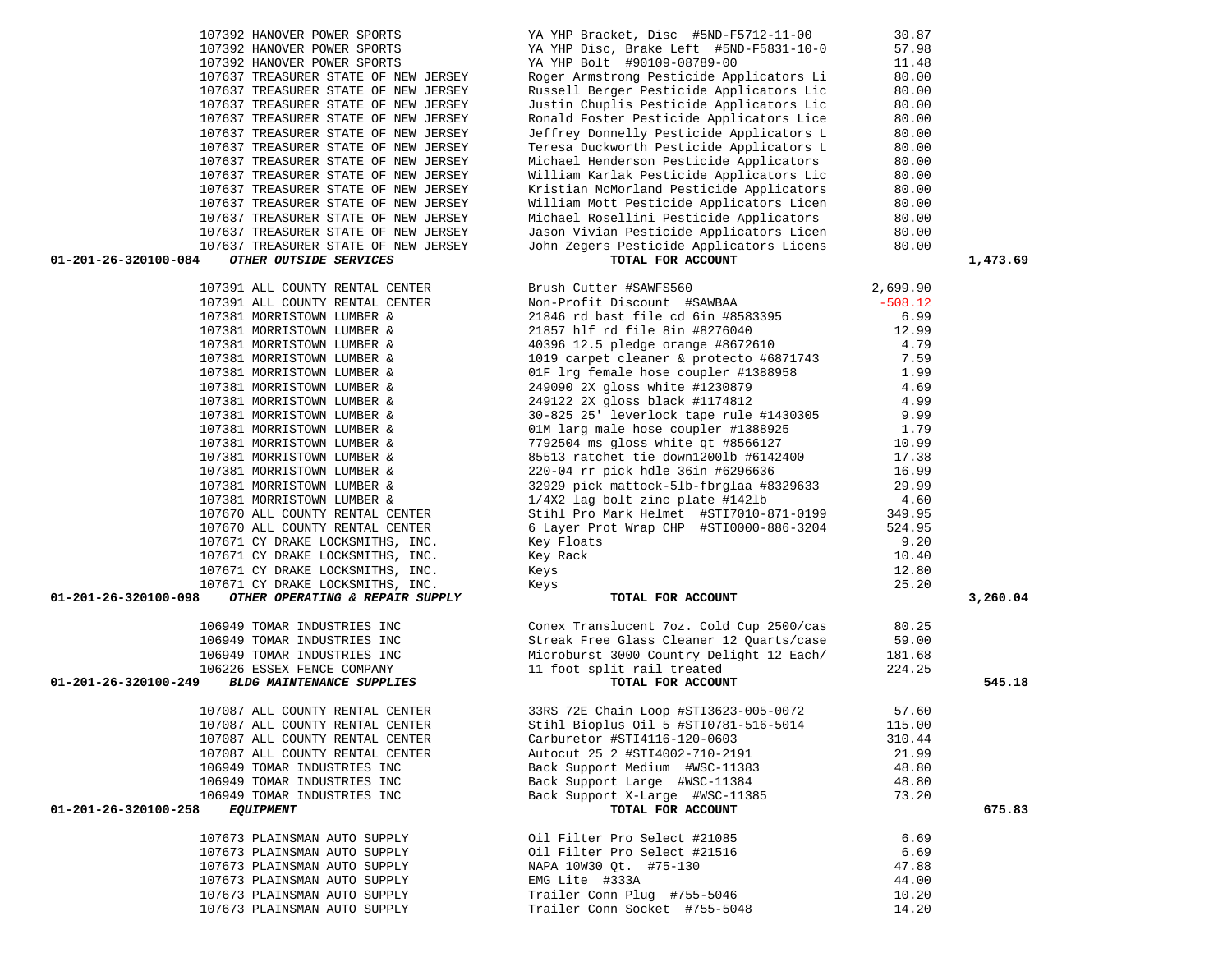| Account | Vendor | Description | Amount | Total |
|---|---|---|---|---|
| | 107392 HANOVER POWER SPORTS | YA YHP Bracket, Disc #5ND-F5712-11-00 | 30.87 | |
| | 107392 HANOVER POWER SPORTS | YA YHP Disc, Brake Left #5ND-F5831-10-0 | 57.98 | |
| | 107392 HANOVER POWER SPORTS | YA YHP Bolt #90109-08789-00 | 11.48 | |
| | 107637 TREASURER STATE OF NEW JERSEY | Roger Armstrong Pesticide Applicators Li | 80.00 | |
| | 107637 TREASURER STATE OF NEW JERSEY | Russell Berger Pesticide Applicators Lic | 80.00 | |
| | 107637 TREASURER STATE OF NEW JERSEY | Justin Chuplis Pesticide Applicators Lic | 80.00 | |
| | 107637 TREASURER STATE OF NEW JERSEY | Ronald Foster Pesticide Applicators Lice | 80.00 | |
| | 107637 TREASURER STATE OF NEW JERSEY | Jeffrey Donnelly Pesticide Applicators L | 80.00 | |
| | 107637 TREASURER STATE OF NEW JERSEY | Teresa Duckworth Pesticide Applicators L | 80.00 | |
| | 107637 TREASURER STATE OF NEW JERSEY | Michael Henderson Pesticide Applicators | 80.00 | |
| | 107637 TREASURER STATE OF NEW JERSEY | William Karlak Pesticide Applicators Lic | 80.00 | |
| | 107637 TREASURER STATE OF NEW JERSEY | Kristian McMorland Pesticide Applicators | 80.00 | |
| | 107637 TREASURER STATE OF NEW JERSEY | William Mott Pesticide Applicators Licen | 80.00 | |
| | 107637 TREASURER STATE OF NEW JERSEY | Michael Rosellini Pesticide Applicators | 80.00 | |
| | 107637 TREASURER STATE OF NEW JERSEY | Jason Vivian Pesticide Applicators Licen | 80.00 | |
| | 107637 TREASURER STATE OF NEW JERSEY | John Zegers Pesticide Applicators Licens | 80.00 | |
| **01-201-26-320100-084** | ***OTHER OUTSIDE SERVICES*** | **TOTAL FOR ACCOUNT** | | **1,473.69** |
| | 107391 ALL COUNTY RENTAL CENTER | Brush Cutter #SAWFS560 | 2,699.90 | |
| | 107391 ALL COUNTY RENTAL CENTER | Non-Profit Discount #SAWBAA | -508.12 | |
| | 107381 MORRISTOWN LUMBER & | 21846 rd bast file cd 6in #8583395 | 6.99 | |
| | 107381 MORRISTOWN LUMBER & | 21857 hlf rd file 8in #8276040 | 12.99 | |
| | 107381 MORRISTOWN LUMBER & | 40396 12.5 pledge orange #8672610 | 4.79 | |
| | 107381 MORRISTOWN LUMBER & | 1019 carpet cleaner & protecto #6871743 | 7.59 | |
| | 107381 MORRISTOWN LUMBER & | 01F lrg female hose coupler #1388958 | 1.99 | |
| | 107381 MORRISTOWN LUMBER & | 249090 2X gloss white #1230879 | 4.69 | |
| | 107381 MORRISTOWN LUMBER & | 249122 2X gloss black #1174812 | 4.99 | |
| | 107381 MORRISTOWN LUMBER & | 30-825 25' leverlock tape rule #1430305 | 9.99 | |
| | 107381 MORRISTOWN LUMBER & | 01M larg male hose coupler #1388925 | 1.79 | |
| | 107381 MORRISTOWN LUMBER & | 7792504 ms gloss white qt #8566127 | 10.99 | |
| | 107381 MORRISTOWN LUMBER & | 85513 ratchet tie down1200lb #6142400 | 17.38 | |
| | 107381 MORRISTOWN LUMBER & | 220-04 rr pick hdle 36in #6296636 | 16.99 | |
| | 107381 MORRISTOWN LUMBER & | 32929 pick mattock-5lb-fbrglaa #8329633 | 29.99 | |
| | 107381 MORRISTOWN LUMBER & | 1/4X2 lag bolt zinc plate #142lb | 4.60 | |
| | 107670 ALL COUNTY RENTAL CENTER | Stihl Pro Mark Helmet #STI7010-871-0199 | 349.95 | |
| | 107670 ALL COUNTY RENTAL CENTER | 6 Layer Prot Wrap CHP #STI0000-886-3204 | 524.95 | |
| | 107671 CY DRAKE LOCKSMITHS, INC. | Key Floats | 9.20 | |
| | 107671 CY DRAKE LOCKSMITHS, INC. | Key Rack | 10.40 | |
| | 107671 CY DRAKE LOCKSMITHS, INC. | Keys | 12.80 | |
| | 107671 CY DRAKE LOCKSMITHS, INC. | Keys | 25.20 | |
| **01-201-26-320100-098** | ***OTHER OPERATING & REPAIR SUPPLY*** | **TOTAL FOR ACCOUNT** | | **3,260.04** |
| | 106949 TOMAR INDUSTRIES INC | Conex Translucent 7oz. Cold Cup 2500/cas | 80.25 | |
| | 106949 TOMAR INDUSTRIES INC | Streak Free Glass Cleaner 12 Quarts/case | 59.00 | |
| | 106949 TOMAR INDUSTRIES INC | Microburst 3000 Country Delight 12 Each/ | 181.68 | |
| | 106226 ESSEX FENCE COMPANY | 11 foot split rail treated | 224.25 | |
| **01-201-26-320100-249** | ***BLDG MAINTENANCE SUPPLIES*** | **TOTAL FOR ACCOUNT** | | **545.18** |
| | 107087 ALL COUNTY RENTAL CENTER | 33RS 72E Chain Loop #STI3623-005-0072 | 57.60 | |
| | 107087 ALL COUNTY RENTAL CENTER | Stihl Bioplus Oil 5 #STI0781-516-5014 | 115.00 | |
| | 107087 ALL COUNTY RENTAL CENTER | Carburetor #STI4116-120-0603 | 310.44 | |
| | 107087 ALL COUNTY RENTAL CENTER | Autocut 25 2 #STI4002-710-2191 | 21.99 | |
| | 106949 TOMAR INDUSTRIES INC | Back Support Medium #WSC-11383 | 48.80 | |
| | 106949 TOMAR INDUSTRIES INC | Back Support Large #WSC-11384 | 48.80 | |
| | 106949 TOMAR INDUSTRIES INC | Back Support X-Large #WSC-11385 | 73.20 | |
| **01-201-26-320100-258** | ***EQUIPMENT*** | **TOTAL FOR ACCOUNT** | | **675.83** |
| | 107673 PLAINSMAN AUTO SUPPLY | Oil Filter Pro Select #21085 | 6.69 | |
| | 107673 PLAINSMAN AUTO SUPPLY | Oil Filter Pro Select #21516 | 6.69 | |
| | 107673 PLAINSMAN AUTO SUPPLY | NAPA 10W30 Qt. #75-130 | 47.88 | |
| | 107673 PLAINSMAN AUTO SUPPLY | EMG Lite #333A | 44.00 | |
| | 107673 PLAINSMAN AUTO SUPPLY | Trailer Conn Plug #755-5046 | 10.20 | |
| | 107673 PLAINSMAN AUTO SUPPLY | Trailer Conn Socket #755-5048 | 14.20 | |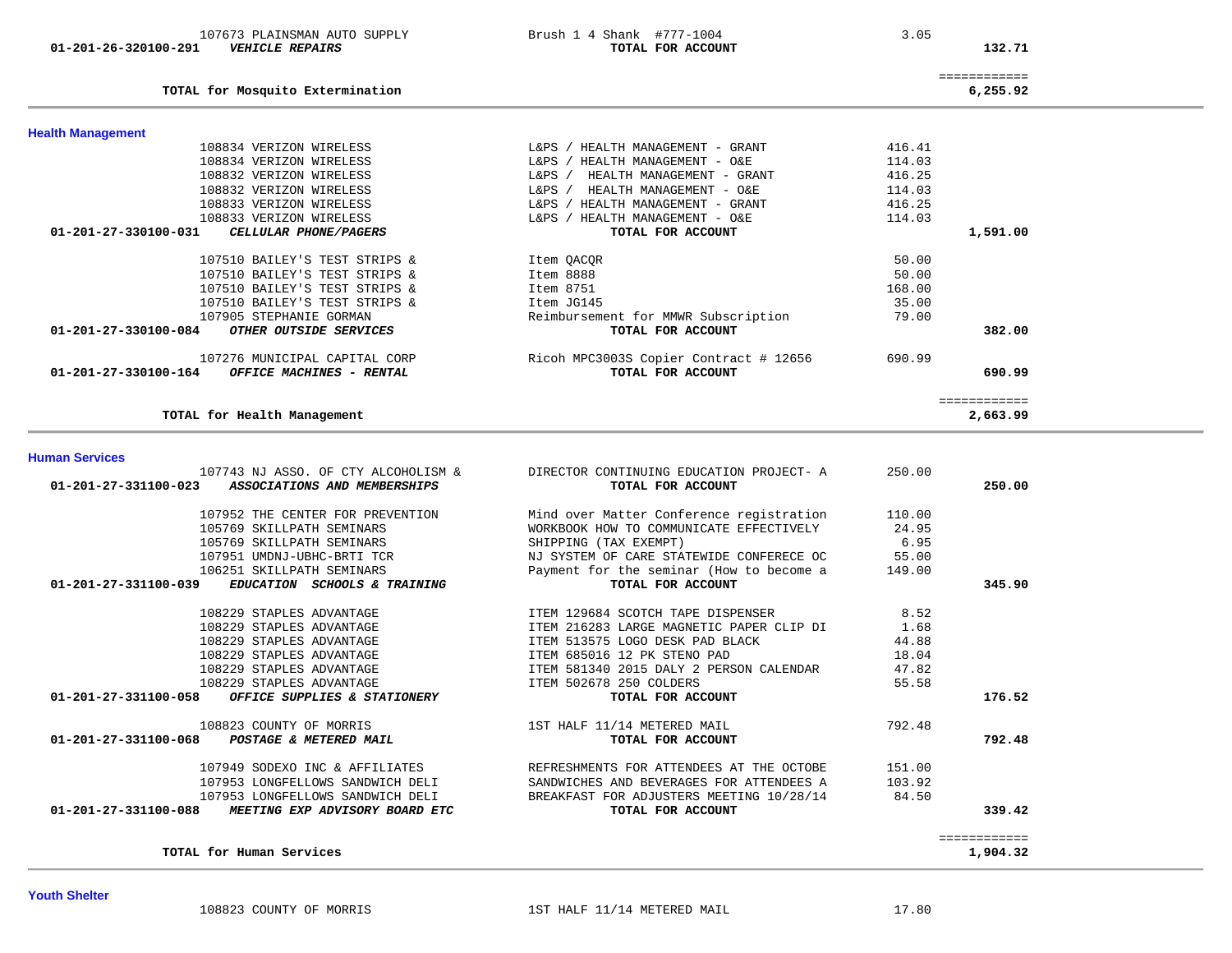| Vendor | Description | Amount | Total |
|---|---|---|---|
| 107673 PLAINSMAN AUTO SUPPLY | Brush 1 4 Shank #777-1004 | 3.05 | |
| **01-201-26-320100-291** ***VEHICLE REPAIRS*** | **TOTAL FOR ACCOUNT** | | **132.71** |

| | | | ============ |
|---|---|---|---|
| **TOTAL for Mosquito Extermination** | | | **6,255.92** |

## Health Management

| Vendor | Description | Amount | Total |
|---|---|---|---|
| 108834 VERIZON WIRELESS | L&PS / HEALTH MANAGEMENT - GRANT | 416.41 | |
| 108834 VERIZON WIRELESS | L&PS / HEALTH MANAGEMENT - O&E | 114.03 | |
| 108832 VERIZON WIRELESS | L&PS /  HEALTH MANAGEMENT - GRANT | 416.25 | |
| 108832 VERIZON WIRELESS | L&PS /  HEALTH MANAGEMENT - O&E | 114.03 | |
| 108833 VERIZON WIRELESS | L&PS / HEALTH MANAGEMENT - GRANT | 416.25 | |
| 108833 VERIZON WIRELESS | L&PS / HEALTH MANAGEMENT - O&E | 114.03 | |
| **01-201-27-330100-031** ***CELLULAR PHONE/PAGERS*** | **TOTAL FOR ACCOUNT** | | **1,591.00** |
| 107510 BAILEY'S TEST STRIPS & | Item QACQR | 50.00 | |
| 107510 BAILEY'S TEST STRIPS & | Item 8888 | 50.00 | |
| 107510 BAILEY'S TEST STRIPS & | Item 8751 | 168.00 | |
| 107510 BAILEY'S TEST STRIPS & | Item JG145 | 35.00 | |
| 107905 STEPHANIE GORMAN | Reimbursement for MMWR Subscription | 79.00 | |
| **01-201-27-330100-084** ***OTHER OUTSIDE SERVICES*** | **TOTAL FOR ACCOUNT** | | **382.00** |
| 107276 MUNICIPAL CAPITAL CORP | Ricoh MPC3003S Copier Contract # 12656 | 690.99 | |
| **01-201-27-330100-164** ***OFFICE MACHINES - RENTAL*** | **TOTAL FOR ACCOUNT** | | **690.99** |

| | | | ============ |
|---|---|---|---|
| **TOTAL for Health Management** | | | **2,663.99** |

## Human Services

| Vendor | Description | Amount | Total |
|---|---|---|---|
| 107743 NJ ASSO. OF CTY ALCOHOLISM & | DIRECTOR CONTINUING EDUCATION PROJECT- A | 250.00 | |
| **01-201-27-331100-023** ***ASSOCIATIONS AND MEMBERSHIPS*** | **TOTAL FOR ACCOUNT** | | **250.00** |
| 107952 THE CENTER FOR PREVENTION | Mind over Matter Conference registration | 110.00 | |
| 105769 SKILLPATH SEMINARS | WORKBOOK HOW TO COMMUNICATE EFFECTIVELY | 24.95 | |
| 105769 SKILLPATH SEMINARS | SHIPPING (TAX EXEMPT) | 6.95 | |
| 107951 UMDNJ-UBHC-BRTI TCR | NJ SYSTEM OF CARE STATEWIDE CONFERECE OC | 55.00 | |
| 106251 SKILLPATH SEMINARS | Payment for the seminar (How to become a | 149.00 | |
| **01-201-27-331100-039** ***EDUCATION  SCHOOLS & TRAINING*** | **TOTAL FOR ACCOUNT** | | **345.90** |
| 108229 STAPLES ADVANTAGE | ITEM 129684 SCOTCH TAPE DISPENSER | 8.52 | |
| 108229 STAPLES ADVANTAGE | ITEM 216283 LARGE MAGNETIC PAPER CLIP DI | 1.68 | |
| 108229 STAPLES ADVANTAGE | ITEM 513575 LOGO DESK PAD BLACK | 44.88 | |
| 108229 STAPLES ADVANTAGE | ITEM 685016 12 PK STENO PAD | 18.04 | |
| 108229 STAPLES ADVANTAGE | ITEM 581340 2015 DALY 2 PERSON CALENDAR | 47.82 | |
| 108229 STAPLES ADVANTAGE | ITEM 502678 250 COLDERS | 55.58 | |
| **01-201-27-331100-058** ***OFFICE SUPPLIES & STATIONERY*** | **TOTAL FOR ACCOUNT** | | **176.52** |
| 108823 COUNTY OF MORRIS | 1ST HALF 11/14 METERED MAIL | 792.48 | |
| **01-201-27-331100-068** ***POSTAGE & METERED MAIL*** | **TOTAL FOR ACCOUNT** | | **792.48** |
| 107949 SODEXO INC & AFFILIATES | REFRESHMENTS FOR ATTENDEES AT THE OCTOBE | 151.00 | |
| 107953 LONGFELLOWS SANDWICH DELI | SANDWICHES AND BEVERAGES FOR ATTENDEES A | 103.92 | |
| 107953 LONGFELLOWS SANDWICH DELI | BREAKFAST FOR ADJUSTERS MEETING 10/28/14 | 84.50 | |
| **01-201-27-331100-088** ***MEETING EXP ADVISORY BOARD ETC*** | **TOTAL FOR ACCOUNT** | | **339.42** |

| | | | ============ |
|---|---|---|---|
| **TOTAL for Human Services** | | | **1,904.32** |

## Youth Shelter

| Vendor | Description | Amount | Total |
|---|---|---|---|
| 108823 COUNTY OF MORRIS | 1ST HALF 11/14 METERED MAIL | 17.80 | |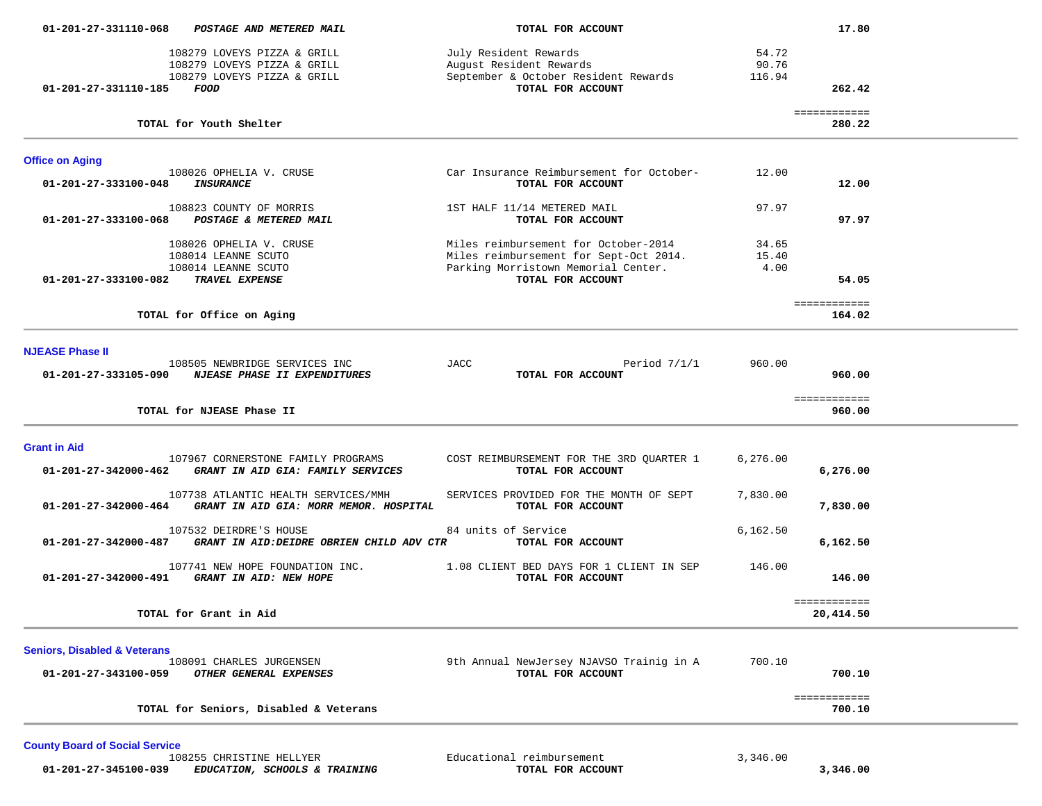| Account | Vendor / Description | Item Description | Amount | Total |
|---|---|---|---|---|
| 01-201-27-331110-068 | ***POSTAGE AND METERED MAIL*** | **TOTAL FOR ACCOUNT** | | **17.80** |
| | 108279 LOVEYS PIZZA & GRILL | July Resident Rewards | 54.72 | |
| | 108279 LOVEYS PIZZA & GRILL | August Resident Rewards | 90.76 | |
| | 108279 LOVEYS PIZZA & GRILL | September & October Resident Rewards | 116.94 | |
| 01-201-27-331110-185 | ***FOOD*** | **TOTAL FOR ACCOUNT** | | **262.42** |
| | **TOTAL for Youth Shelter** | | | **280.22** |

## Office on Aging

| Account | Vendor / Description | Item Description | Amount | Total |
|---|---|---|---|---|
| | 108026 OPHELIA V. CRUSE | Car Insurance Reimbursement for October- | 12.00 | |
| 01-201-27-333100-048 | ***INSURANCE*** | **TOTAL FOR ACCOUNT** | | **12.00** |
| | 108823 COUNTY OF MORRIS | 1ST HALF 11/14 METERED MAIL | 97.97 | |
| 01-201-27-333100-068 | ***POSTAGE & METERED MAIL*** | **TOTAL FOR ACCOUNT** | | **97.97** |
| | 108026 OPHELIA V. CRUSE | Miles reimbursement for October-2014 | 34.65 | |
| | 108014 LEANNE SCUTO | Miles reimbursement for Sept-Oct 2014. | 15.40 | |
| | 108014 LEANNE SCUTO | Parking Morristown Memorial Center. | 4.00 | |
| 01-201-27-333100-082 | ***TRAVEL EXPENSE*** | **TOTAL FOR ACCOUNT** | | **54.05** |
| | **TOTAL for Office on Aging** | | | **164.02** |

## NJEASE Phase II

| Account | Vendor / Description | Item Description | Amount | Total |
|---|---|---|---|---|
| | 108505 NEWBRIDGE SERVICES INC | JACC Period 7/1/1 | 960.00 | |
| 01-201-27-333105-090 | ***NJEASE PHASE II EXPENDITURES*** | **TOTAL FOR ACCOUNT** | | **960.00** |
| | **TOTAL for NJEASE Phase II** | | | **960.00** |

## Grant in Aid

| Account | Vendor / Description | Item Description | Amount | Total |
|---|---|---|---|---|
| | 107967 CORNERSTONE FAMILY PROGRAMS | COST REIMBURSEMENT FOR THE 3RD QUARTER 1 | 6,276.00 | |
| 01-201-27-342000-462 | ***GRANT IN AID GIA: FAMILY SERVICES*** | **TOTAL FOR ACCOUNT** | | **6,276.00** |
| | 107738 ATLANTIC HEALTH SERVICES/MMH | SERVICES PROVIDED FOR THE MONTH OF SEPT | 7,830.00 | |
| 01-201-27-342000-464 | ***GRANT IN AID GIA: MORR MEMOR. HOSPITAL*** | **TOTAL FOR ACCOUNT** | | **7,830.00** |
| | 107532 DEIRDRE'S HOUSE | 84 units of Service | 6,162.50 | |
| 01-201-27-342000-487 | ***GRANT IN AID:DEIDRE OBRIEN CHILD ADV CTR*** | **TOTAL FOR ACCOUNT** | | **6,162.50** |
| | 107741 NEW HOPE FOUNDATION INC. | 1.08 CLIENT BED DAYS FOR 1 CLIENT IN SEP | 146.00 | |
| 01-201-27-342000-491 | ***GRANT IN AID: NEW HOPE*** | **TOTAL FOR ACCOUNT** | | **146.00** |
| | **TOTAL for Grant in Aid** | | | **20,414.50** |

## Seniors, Disabled & Veterans

| Account | Vendor / Description | Item Description | Amount | Total |
|---|---|---|---|---|
| | 108091 CHARLES JURGENSEN | 9th Annual NewJersey NJAVSO Trainig in A | 700.10 | |
| 01-201-27-343100-059 | ***OTHER GENERAL EXPENSES*** | **TOTAL FOR ACCOUNT** | | **700.10** |
| | **TOTAL for Seniors, Disabled & Veterans** | | | **700.10** |

## County Board of Social Service

| Account | Vendor / Description | Item Description | Amount | Total |
|---|---|---|---|---|
| | 108255 CHRISTINE HELLYER | Educational reimbursement | 3,346.00 | |
| 01-201-27-345100-039 | ***EDUCATION, SCHOOLS & TRAINING*** | **TOTAL FOR ACCOUNT** | | **3,346.00** |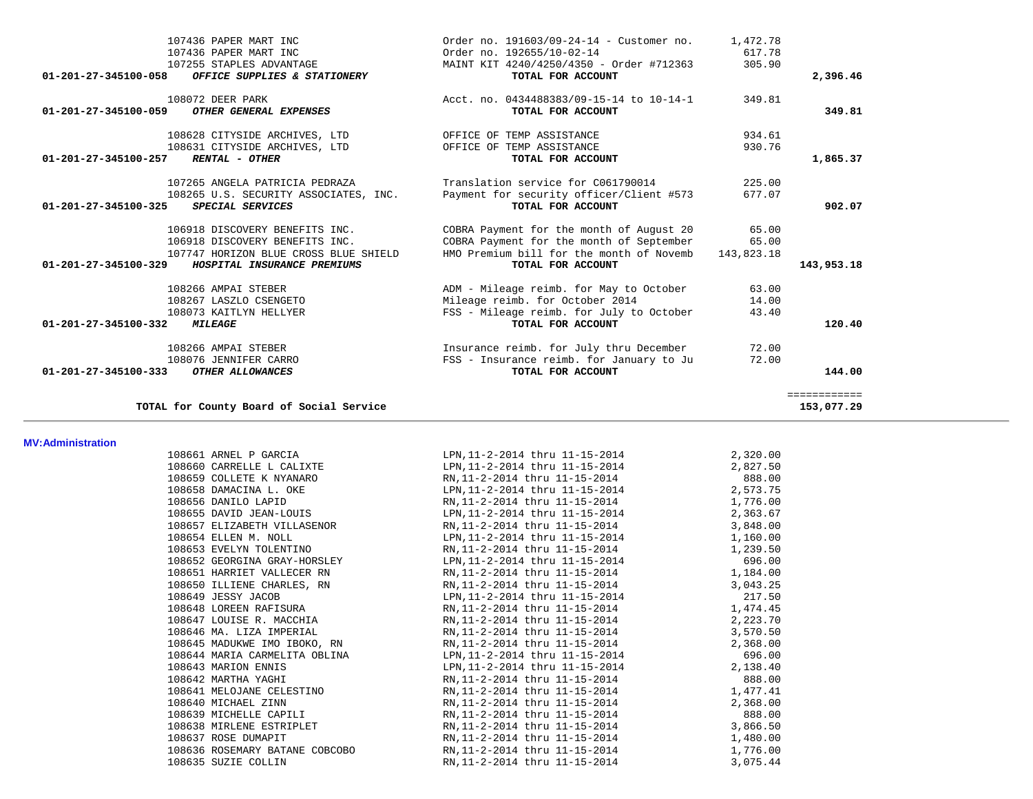| Account | Vendor | Description | Amount | Total |
|---|---|---|---|---|
| | 107436 PAPER MART INC | Order no. 191603/09-24-14 - Customer no. | 1,472.78 | |
| | 107436 PAPER MART INC | Order no. 192655/10-02-14 | 617.78 | |
| | 107255 STAPLES ADVANTAGE | MAINT KIT 4240/4250/4350 - Order #712363 | 305.90 | |
| **01-201-27-345100-058** | ***OFFICE SUPPLIES & STATIONERY*** | **TOTAL FOR ACCOUNT** | | **2,396.46** |
| | 108072 DEER PARK | Acct. no. 0434488383/09-15-14 to 10-14-1 | 349.81 | |
| **01-201-27-345100-059** | ***OTHER GENERAL EXPENSES*** | **TOTAL FOR ACCOUNT** | | **349.81** |
| | 108628 CITYSIDE ARCHIVES, LTD | OFFICE OF TEMP ASSISTANCE | 934.61 | |
| | 108631 CITYSIDE ARCHIVES, LTD | OFFICE OF TEMP ASSISTANCE | 930.76 | |
| **01-201-27-345100-257** | ***RENTAL - OTHER*** | **TOTAL FOR ACCOUNT** | | **1,865.37** |
| | 107265 ANGELA PATRICIA PEDRAZA | Translation service for C061790014 | 225.00 | |
| | 108265 U.S. SECURITY ASSOCIATES, INC. | Payment for security officer/Client #573 | 677.07 | |
| **01-201-27-345100-325** | ***SPECIAL SERVICES*** | **TOTAL FOR ACCOUNT** | | **902.07** |
| | 106918 DISCOVERY BENEFITS INC. | COBRA Payment for the month of August 20 | 65.00 | |
| | 106918 DISCOVERY BENEFITS INC. | COBRA Payment for the month of September | 65.00 | |
| | 107747 HORIZON BLUE CROSS BLUE SHIELD | HMO Premium bill for the month of Novemb | 143,823.18 | |
| **01-201-27-345100-329** | ***HOSPITAL INSURANCE PREMIUMS*** | **TOTAL FOR ACCOUNT** | | **143,953.18** |
| | 108266 AMPAI STEBER | ADM - Mileage reimb. for May to October | 63.00 | |
| | 108267 LASZLO CSENGETO | Mileage reimb. for October 2014 | 14.00 | |
| | 108073 KAITLYN HELLYER | FSS - Mileage reimb. for July to October | 43.40 | |
| **01-201-27-345100-332** | ***MILEAGE*** | **TOTAL FOR ACCOUNT** | | **120.40** |
| | 108266 AMPAI STEBER | Insurance reimb. for July thru December | 72.00 | |
| | 108076 JENNIFER CARRO | FSS - Insurance reimb. for January to Ju | 72.00 | |
| **01-201-27-345100-333** | ***OTHER ALLOWANCES*** | **TOTAL FOR ACCOUNT** | | **144.00** |
| | | | | ============ |
| | **TOTAL for County Board of Social Service** | | | **153,077.29** |

**MV:Administration**

| Vendor | Description | Amount |
|---|---|---|
| 108661 ARNEL P GARCIA | LPN,11-2-2014 thru 11-15-2014 | 2,320.00 |
| 108660 CARRELLE L CALIXTE | LPN,11-2-2014 thru 11-15-2014 | 2,827.50 |
| 108659 COLLETE K NYANARO | RN,11-2-2014 thru 11-15-2014 | 888.00 |
| 108658 DAMACINA L. OKE | LPN,11-2-2014 thru 11-15-2014 | 2,573.75 |
| 108656 DANILO LAPID | RN,11-2-2014 thru 11-15-2014 | 1,776.00 |
| 108655 DAVID JEAN-LOUIS | LPN,11-2-2014 thru 11-15-2014 | 2,363.67 |
| 108657 ELIZABETH VILLASENOR | RN,11-2-2014 thru 11-15-2014 | 3,848.00 |
| 108654 ELLEN M. NOLL | LPN,11-2-2014 thru 11-15-2014 | 1,160.00 |
| 108653 EVELYN TOLENTINO | RN,11-2-2014 thru 11-15-2014 | 1,239.50 |
| 108652 GEORGINA GRAY-HORSLEY | LPN,11-2-2014 thru 11-15-2014 | 696.00 |
| 108651 HARRIET VALLECER RN | RN,11-2-2014 thru 11-15-2014 | 1,184.00 |
| 108650 ILLIENE CHARLES, RN | RN,11-2-2014 thru 11-15-2014 | 3,043.25 |
| 108649 JESSY JACOB | LPN,11-2-2014 thru 11-15-2014 | 217.50 |
| 108648 LOREEN RAFISURA | RN,11-2-2014 thru 11-15-2014 | 1,474.45 |
| 108647 LOUISE R. MACCHIA | RN,11-2-2014 thru 11-15-2014 | 2,223.70 |
| 108646 MA. LIZA IMPERIAL | RN,11-2-2014 thru 11-15-2014 | 3,570.50 |
| 108645 MADUKWE IMO IBOKO, RN | RN,11-2-2014 thru 11-15-2014 | 2,368.00 |
| 108644 MARIA CARMELITA OBLINA | LPN,11-2-2014 thru 11-15-2014 | 696.00 |
| 108643 MARION ENNIS | LPN,11-2-2014 thru 11-15-2014 | 2,138.40 |
| 108642 MARTHA YAGHI | RN,11-2-2014 thru 11-15-2014 | 888.00 |
| 108641 MELOJANE CELESTINO | RN,11-2-2014 thru 11-15-2014 | 1,477.41 |
| 108640 MICHAEL ZINN | RN,11-2-2014 thru 11-15-2014 | 2,368.00 |
| 108639 MICHELLE CAPILI | RN,11-2-2014 thru 11-15-2014 | 888.00 |
| 108638 MIRLENE ESTRIPLET | RN,11-2-2014 thru 11-15-2014 | 3,866.50 |
| 108637 ROSE DUMAPIT | RN,11-2-2014 thru 11-15-2014 | 1,480.00 |
| 108636 ROSEMARY BATANE COBCOBO | RN,11-2-2014 thru 11-15-2014 | 1,776.00 |
| 108635 SUZIE COLLIN | RN,11-2-2014 thru 11-15-2014 | 3,075.44 |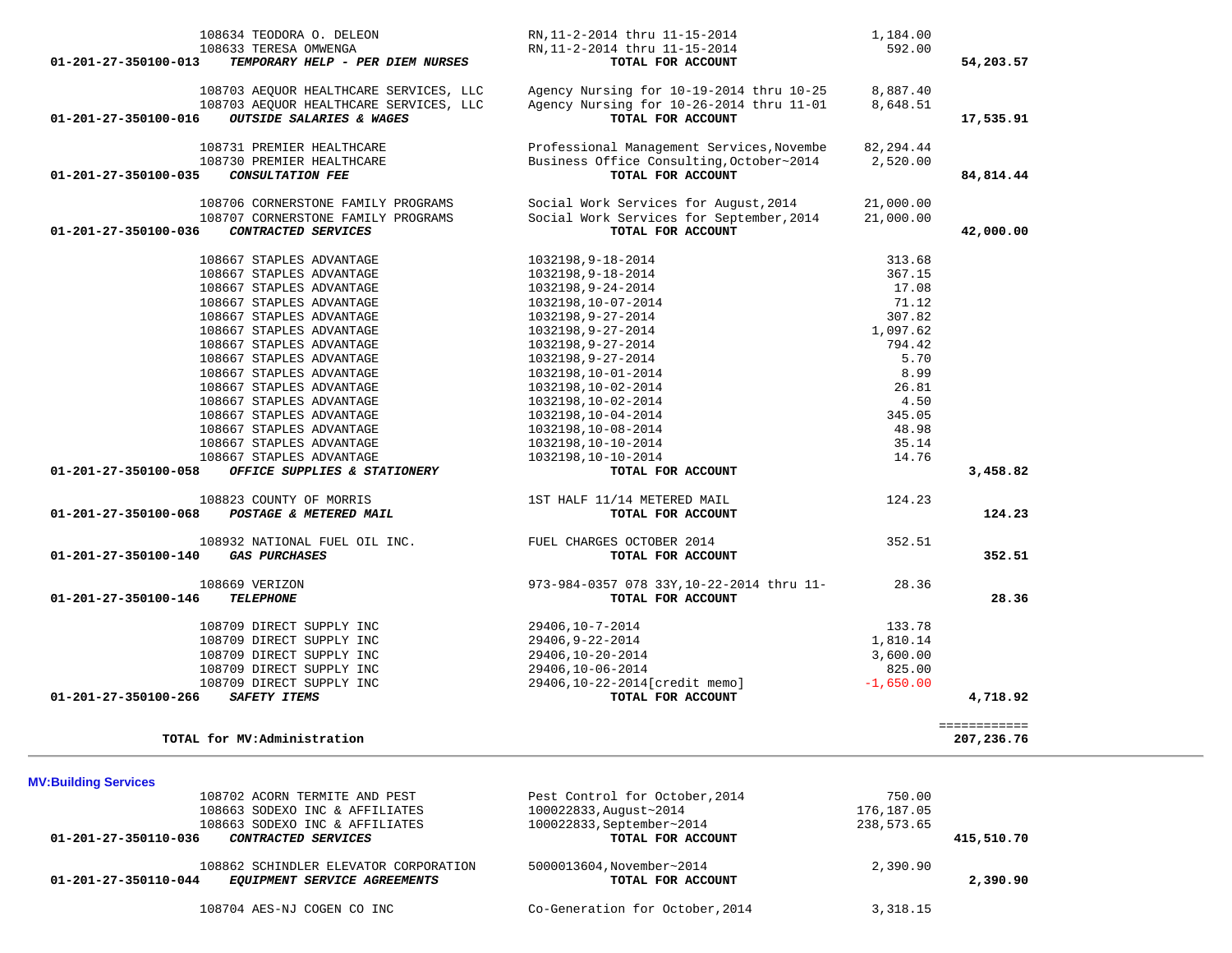| Account | Vendor / Account Name | Description | Amount | Total |
|---|---|---|---|---|
| | 108634 TEODORA O. DELEON | RN,11-2-2014 thru 11-15-2014 | 1,184.00 | |
| | 108633 TERESA OMWENGA | RN,11-2-2014 thru 11-15-2014 | 592.00 | |
| **01-201-27-350100-013** | ***TEMPORARY HELP - PER DIEM NURSES*** | **TOTAL FOR ACCOUNT** | | **54,203.57** |
| | 108703 AEQUOR HEALTHCARE SERVICES, LLC | Agency Nursing for 10-19-2014 thru 10-25 | 8,887.40 | |
| | 108703 AEQUOR HEALTHCARE SERVICES, LLC | Agency Nursing for 10-26-2014 thru 11-01 | 8,648.51 | |
| **01-201-27-350100-016** | ***OUTSIDE SALARIES & WAGES*** | **TOTAL FOR ACCOUNT** | | **17,535.91** |
| | 108731 PREMIER HEALTHCARE | Professional Management Services,Novembe | 82,294.44 | |
| | 108730 PREMIER HEALTHCARE | Business Office Consulting,October~2014 | 2,520.00 | |
| **01-201-27-350100-035** | ***CONSULTATION FEE*** | **TOTAL FOR ACCOUNT** | | **84,814.44** |
| | 108706 CORNERSTONE FAMILY PROGRAMS | Social Work Services for August,2014 | 21,000.00 | |
| | 108707 CORNERSTONE FAMILY PROGRAMS | Social Work Services for September,2014 | 21,000.00 | |
| **01-201-27-350100-036** | ***CONTRACTED SERVICES*** | **TOTAL FOR ACCOUNT** | | **42,000.00** |
| | 108667 STAPLES ADVANTAGE | 1032198,9-18-2014 | 313.68 | |
| | 108667 STAPLES ADVANTAGE | 1032198,9-18-2014 | 367.15 | |
| | 108667 STAPLES ADVANTAGE | 1032198,9-24-2014 | 17.08 | |
| | 108667 STAPLES ADVANTAGE | 1032198,10-07-2014 | 71.12 | |
| | 108667 STAPLES ADVANTAGE | 1032198,9-27-2014 | 307.82 | |
| | 108667 STAPLES ADVANTAGE | 1032198,9-27-2014 | 1,097.62 | |
| | 108667 STAPLES ADVANTAGE | 1032198,9-27-2014 | 794.42 | |
| | 108667 STAPLES ADVANTAGE | 1032198,9-27-2014 | 5.70 | |
| | 108667 STAPLES ADVANTAGE | 1032198,10-01-2014 | 8.99 | |
| | 108667 STAPLES ADVANTAGE | 1032198,10-02-2014 | 26.81 | |
| | 108667 STAPLES ADVANTAGE | 1032198,10-02-2014 | 4.50 | |
| | 108667 STAPLES ADVANTAGE | 1032198,10-04-2014 | 345.05 | |
| | 108667 STAPLES ADVANTAGE | 1032198,10-08-2014 | 48.98 | |
| | 108667 STAPLES ADVANTAGE | 1032198,10-10-2014 | 35.14 | |
| | 108667 STAPLES ADVANTAGE | 1032198,10-10-2014 | 14.76 | |
| **01-201-27-350100-058** | ***OFFICE SUPPLIES & STATIONERY*** | **TOTAL FOR ACCOUNT** | | **3,458.82** |
| | 108823 COUNTY OF MORRIS | 1ST HALF 11/14 METERED MAIL | 124.23 | |
| **01-201-27-350100-068** | ***POSTAGE & METERED MAIL*** | **TOTAL FOR ACCOUNT** | | **124.23** |
| | 108932 NATIONAL FUEL OIL INC. | FUEL CHARGES OCTOBER 2014 | 352.51 | |
| **01-201-27-350100-140** | ***GAS PURCHASES*** | **TOTAL FOR ACCOUNT** | | **352.51** |
| | 108669 VERIZON | 973-984-0357 078 33Y,10-22-2014 thru 11- | 28.36 | |
| **01-201-27-350100-146** | ***TELEPHONE*** | **TOTAL FOR ACCOUNT** | | **28.36** |
| | 108709 DIRECT SUPPLY INC | 29406,10-7-2014 | 133.78 | |
| | 108709 DIRECT SUPPLY INC | 29406,9-22-2014 | 1,810.14 | |
| | 108709 DIRECT SUPPLY INC | 29406,10-20-2014 | 3,600.00 | |
| | 108709 DIRECT SUPPLY INC | 29406,10-06-2014 | 825.00 | |
| | 108709 DIRECT SUPPLY INC | 29406,10-22-2014[credit memo] | -1,650.00 | |
| **01-201-27-350100-266** | ***SAFETY ITEMS*** | **TOTAL FOR ACCOUNT** | | **4,718.92** |
| | **TOTAL for MV:Administration** | | | **207,236.76** |

**MV:Building Services**

| Account | Vendor / Account Name | Description | Amount | Total |
|---|---|---|---|---|
| | 108702 ACORN TERMITE AND PEST | Pest Control for October,2014 | 750.00 | |
| | 108663 SODEXO INC & AFFILIATES | 100022833,August~2014 | 176,187.05 | |
| | 108663 SODEXO INC & AFFILIATES | 100022833,September~2014 | 238,573.65 | |
| **01-201-27-350110-036** | ***CONTRACTED SERVICES*** | **TOTAL FOR ACCOUNT** | | **415,510.70** |
| | 108862 SCHINDLER ELEVATOR CORPORATION | 5000013604,November~2014 | 2,390.90 | |
| **01-201-27-350110-044** | ***EQUIPMENT SERVICE AGREEMENTS*** | **TOTAL FOR ACCOUNT** | | **2,390.90** |
| | 108704 AES-NJ COGEN CO INC | Co-Generation for October,2014 | 3,318.15 | |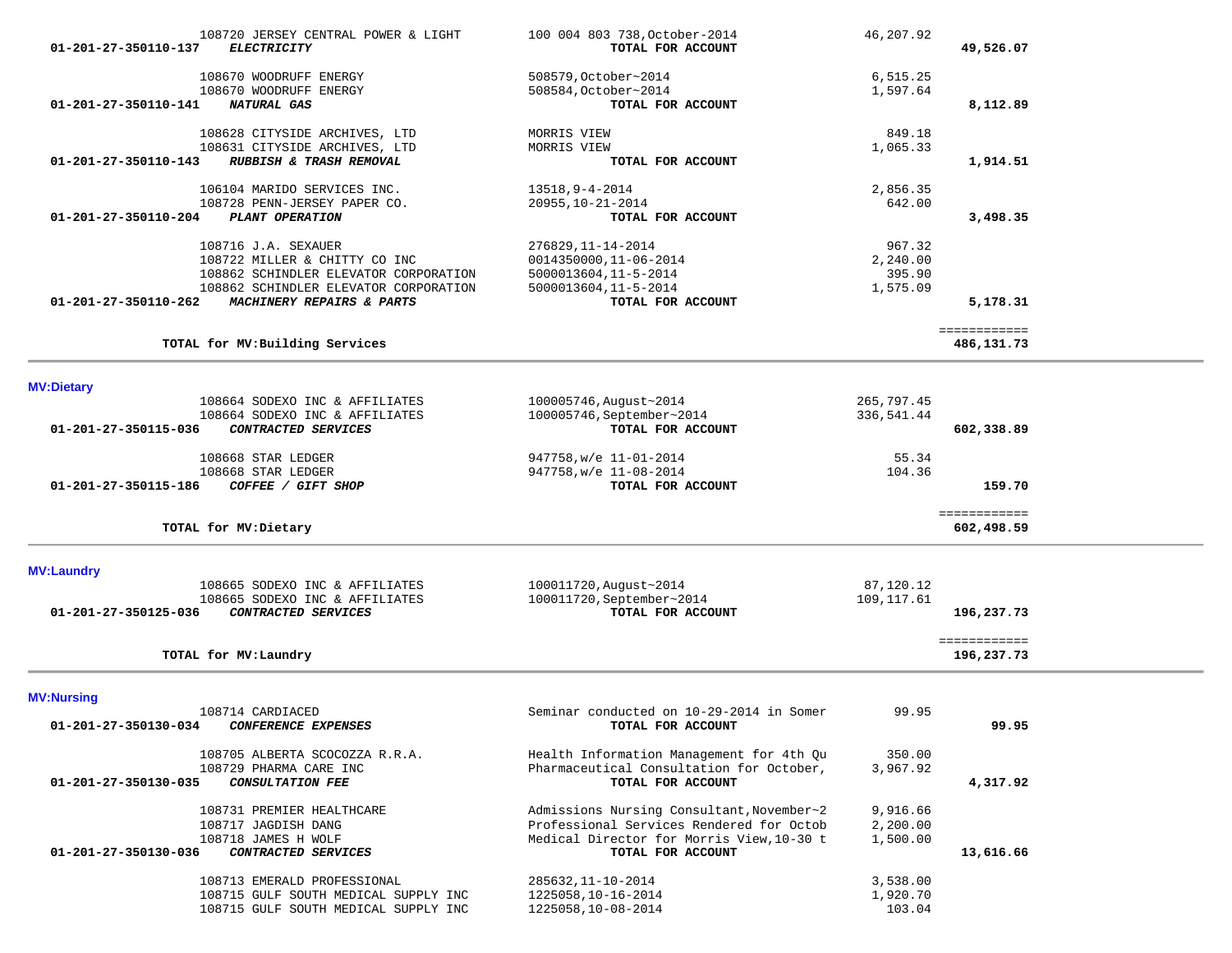| Account | Vendor / Description | Reference | Amount | Total |
|---|---|---|---|---|
| | 108720 JERSEY CENTRAL POWER & LIGHT | 100 004 803 738,October-2014 | 46,207.92 | |
| 01-201-27-350110-137 | *ELECTRICITY* | TOTAL FOR ACCOUNT | | 49,526.07 |
| | 108670 WOODRUFF ENERGY | 508579,October~2014 | 6,515.25 | |
| | 108670 WOODRUFF ENERGY | 508584,October~2014 | 1,597.64 | |
| 01-201-27-350110-141 | *NATURAL GAS* | TOTAL FOR ACCOUNT | | 8,112.89 |
| | 108628 CITYSIDE ARCHIVES, LTD | MORRIS VIEW | 849.18 | |
| | 108631 CITYSIDE ARCHIVES, LTD | MORRIS VIEW | 1,065.33 | |
| 01-201-27-350110-143 | *RUBBISH & TRASH REMOVAL* | TOTAL FOR ACCOUNT | | 1,914.51 |
| | 106104 MARIDO SERVICES INC. | 13518,9-4-2014 | 2,856.35 | |
| | 108728 PENN-JERSEY PAPER CO. | 20955,10-21-2014 | 642.00 | |
| 01-201-27-350110-204 | *PLANT OPERATION* | TOTAL FOR ACCOUNT | | 3,498.35 |
| | 108716 J.A. SEXAUER | 276829,11-14-2014 | 967.32 | |
| | 108722 MILLER & CHITTY CO INC | 0014350000,11-06-2014 | 2,240.00 | |
| | 108862 SCHINDLER ELEVATOR CORPORATION | 5000013604,11-5-2014 | 395.90 | |
| | 108862 SCHINDLER ELEVATOR CORPORATION | 5000013604,11-5-2014 | 1,575.09 | |
| 01-201-27-350110-262 | *MACHINERY REPAIRS & PARTS* | TOTAL FOR ACCOUNT | | 5,178.31 |
| | | | | ============ |
| | **TOTAL for MV:Building Services** | | | 486,131.73 |

## MV:Dietary

| Account | Vendor / Description | Reference | Amount | Total |
|---|---|---|---|---|
| | 108664 SODEXO INC & AFFILIATES | 100005746,August~2014 | 265,797.45 | |
| | 108664 SODEXO INC & AFFILIATES | 100005746,September~2014 | 336,541.44 | |
| 01-201-27-350115-036 | *CONTRACTED SERVICES* | TOTAL FOR ACCOUNT | | 602,338.89 |
| | 108668 STAR LEDGER | 947758,w/e 11-01-2014 | 55.34 | |
| | 108668 STAR LEDGER | 947758,w/e 11-08-2014 | 104.36 | |
| 01-201-27-350115-186 | *COFFEE / GIFT SHOP* | TOTAL FOR ACCOUNT | | 159.70 |
| | | | | ============ |
| | **TOTAL for MV:Dietary** | | | 602,498.59 |

## MV:Laundry

| Account | Vendor / Description | Reference | Amount | Total |
|---|---|---|---|---|
| | 108665 SODEXO INC & AFFILIATES | 100011720,August~2014 | 87,120.12 | |
| | 108665 SODEXO INC & AFFILIATES | 100011720,September~2014 | 109,117.61 | |
| 01-201-27-350125-036 | *CONTRACTED SERVICES* | TOTAL FOR ACCOUNT | | 196,237.73 |
| | | | | ============ |
| | **TOTAL for MV:Laundry** | | | 196,237.73 |

## MV:Nursing

| Account | Vendor / Description | Reference | Amount | Total |
|---|---|---|---|---|
| | 108714 CARDIACED | Seminar conducted on 10-29-2014 in Somer | 99.95 | |
| 01-201-27-350130-034 | *CONFERENCE EXPENSES* | TOTAL FOR ACCOUNT | | 99.95 |
| | 108705 ALBERTA SCOCOZZA R.R.A. | Health Information Management for 4th Qu | 350.00 | |
| | 108729 PHARMA CARE INC | Pharmaceutical Consultation for October, | 3,967.92 | |
| 01-201-27-350130-035 | *CONSULTATION FEE* | TOTAL FOR ACCOUNT | | 4,317.92 |
| | 108731 PREMIER HEALTHCARE | Admissions Nursing Consultant,November~2 | 9,916.66 | |
| | 108717 JAGDISH DANG | Professional Services Rendered for Octob | 2,200.00 | |
| | 108718 JAMES H WOLF | Medical Director for Morris View,10-30 t | 1,500.00 | |
| 01-201-27-350130-036 | *CONTRACTED SERVICES* | TOTAL FOR ACCOUNT | | 13,616.66 |
| | 108713 EMERALD PROFESSIONAL | 285632,11-10-2014 | 3,538.00 | |
| | 108715 GULF SOUTH MEDICAL SUPPLY INC | 1225058,10-16-2014 | 1,920.70 | |
| | 108715 GULF SOUTH MEDICAL SUPPLY INC | 1225058,10-08-2014 | 103.04 | |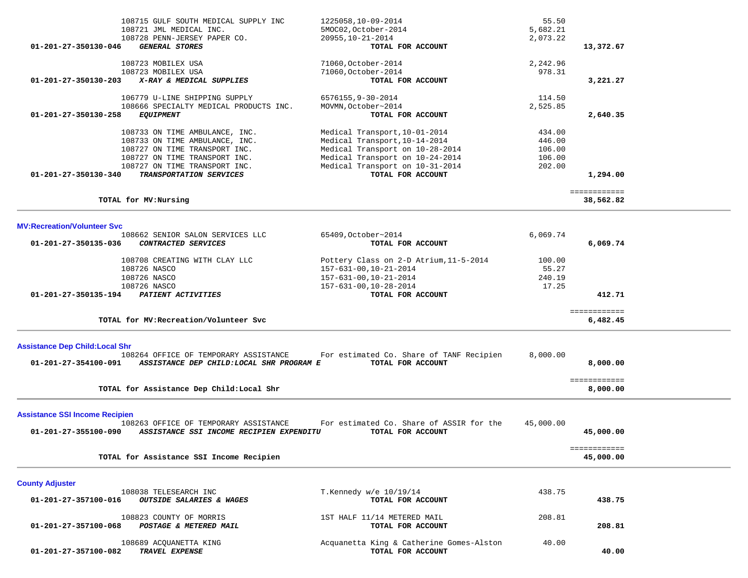| Account | Vendor / Description | Reference | Amount | Total |
|---|---|---|---|---|
| | 108715 GULF SOUTH MEDICAL SUPPLY INC | 1225058,10-09-2014 | 55.50 | |
| | 108721 JML MEDICAL INC. | 5MOC02,October-2014 | 5,682.21 | |
| | 108728 PENN-JERSEY PAPER CO. | 20955,10-21-2014 | 2,073.22 | |
| **01-201-27-350130-046** | ***GENERAL STORES*** | **TOTAL FOR ACCOUNT** | | **13,372.67** |
| | 108723 MOBILEX USA | 71060,October-2014 | 2,242.96 | |
| | 108723 MOBILEX USA | 71060,October-2014 | 978.31 | |
| **01-201-27-350130-203** | ***X-RAY & MEDICAL SUPPLIES*** | **TOTAL FOR ACCOUNT** | | **3,221.27** |
| | 106779 U-LINE SHIPPING SUPPLY | 6576155,9-30-2014 | 114.50 | |
| | 108666 SPECIALTY MEDICAL PRODUCTS INC. | MOVMN,October~2014 | 2,525.85 | |
| **01-201-27-350130-258** | ***EQUIPMENT*** | **TOTAL FOR ACCOUNT** | | **2,640.35** |
| | 108733 ON TIME AMBULANCE, INC. | Medical Transport,10-01-2014 | 434.00 | |
| | 108733 ON TIME AMBULANCE, INC. | Medical Transport,10-14-2014 | 446.00 | |
| | 108727 ON TIME TRANSPORT INC. | Medical Transport on 10-28-2014 | 106.00 | |
| | 108727 ON TIME TRANSPORT INC. | Medical Transport on 10-24-2014 | 106.00 | |
| | 108727 ON TIME TRANSPORT INC. | Medical Transport on 10-31-2014 | 202.00 | |
| **01-201-27-350130-340** | ***TRANSPORTATION SERVICES*** | **TOTAL FOR ACCOUNT** | | **1,294.00** |
| | **TOTAL for MV:Nursing** | | | **38,562.82** |

## MV:Recreation/Volunteer Svc

| Account | Vendor / Description | Reference | Amount | Total |
|---|---|---|---|---|
| | 108662 SENIOR SALON SERVICES LLC | 65409,October~2014 | 6,069.74 | |
| **01-201-27-350135-036** | ***CONTRACTED SERVICES*** | **TOTAL FOR ACCOUNT** | | **6,069.74** |
| | 108708 CREATING WITH CLAY LLC | Pottery Class on 2-D Atrium,11-5-2014 | 100.00 | |
| | 108726 NASCO | 157-631-00,10-21-2014 | 55.27 | |
| | 108726 NASCO | 157-631-00,10-21-2014 | 240.19 | |
| | 108726 NASCO | 157-631-00,10-28-2014 | 17.25 | |
| **01-201-27-350135-194** | ***PATIENT ACTIVITIES*** | **TOTAL FOR ACCOUNT** | | **412.71** |
| | **TOTAL for MV:Recreation/Volunteer Svc** | | | **6,482.45** |

## Assistance Dep Child:Local Shr

| Account | Vendor / Description | Reference | Amount | Total |
|---|---|---|---|---|
| | 108264 OFFICE OF TEMPORARY ASSISTANCE | For estimated Co. Share of TANF Recipien | 8,000.00 | |
| **01-201-27-354100-091** | ***ASSISTANCE DEP CHILD:LOCAL SHR PROGRAM E*** | **TOTAL FOR ACCOUNT** | | **8,000.00** |
| | **TOTAL for Assistance Dep Child:Local Shr** | | | **8,000.00** |

## Assistance SSI Income Recipien

| Account | Vendor / Description | Reference | Amount | Total |
|---|---|---|---|---|
| | 108263 OFFICE OF TEMPORARY ASSISTANCE | For estimated Co. Share of ASSIR for the | 45,000.00 | |
| **01-201-27-355100-090** | ***ASSISTANCE SSI INCOME RECIPIEN EXPENDITU*** | **TOTAL FOR ACCOUNT** | | **45,000.00** |
| | **TOTAL for Assistance SSI Income Recipien** | | | **45,000.00** |

## County Adjuster

| Account | Vendor / Description | Reference | Amount | Total |
|---|---|---|---|---|
| | 108038 TELESEARCH INC | T.Kennedy w/e 10/19/14 | 438.75 | |
| **01-201-27-357100-016** | ***OUTSIDE SALARIES & WAGES*** | **TOTAL FOR ACCOUNT** | | **438.75** |
| | 108823 COUNTY OF MORRIS | 1ST HALF 11/14 METERED MAIL | 208.81 | |
| **01-201-27-357100-068** | ***POSTAGE & METERED MAIL*** | **TOTAL FOR ACCOUNT** | | **208.81** |
| | 108689 ACQUANETTA KING | Acquanetta King & Catherine Gomes-Alston | 40.00 | |
| **01-201-27-357100-082** | ***TRAVEL EXPENSE*** | **TOTAL FOR ACCOUNT** | | **40.00** |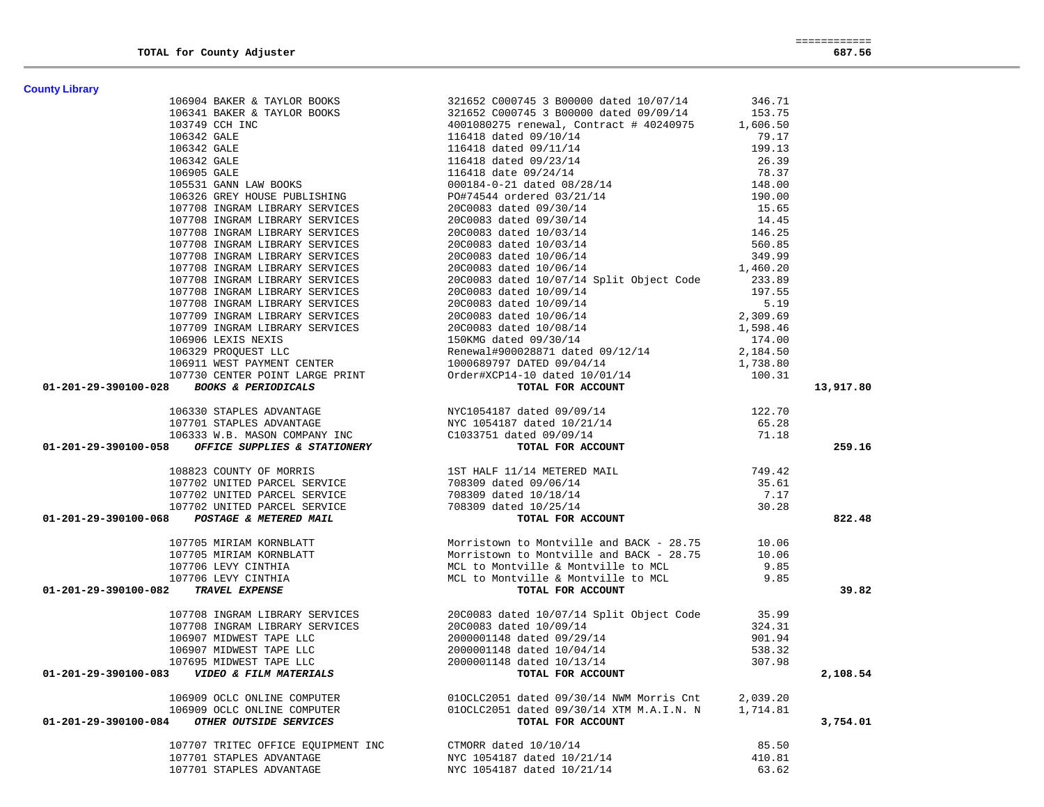| | | | | |
|---|---|---|---|---|
| **TOTAL for County Adjuster** | | | | **687.56** |

## County Library

| Account | Vendor | Description | Amount | Total |
|---|---|---|---|---|
| | 106904 BAKER & TAYLOR BOOKS | 321652 C000745 3 B00000 dated 10/07/14 | 346.71 | |
| | 106341 BAKER & TAYLOR BOOKS | 321652 C000745 3 B00000 dated 09/09/14 | 153.75 | |
| | 103749 CCH INC | 4001080275 renewal, Contract # 40240975 | 1,606.50 | |
| | 106342 GALE | 116418 dated 09/10/14 | 79.17 | |
| | 106342 GALE | 116418 dated 09/11/14 | 199.13 | |
| | 106342 GALE | 116418 dated 09/23/14 | 26.39 | |
| | 106905 GALE | 116418 date 09/24/14 | 78.37 | |
| | 105531 GANN LAW BOOKS | 000184-0-21 dated 08/28/14 | 148.00 | |
| | 106326 GREY HOUSE PUBLISHING | PO#74544 ordered 03/21/14 | 190.00 | |
| | 107708 INGRAM LIBRARY SERVICES | 20C0083 dated 09/30/14 | 15.65 | |
| | 107708 INGRAM LIBRARY SERVICES | 20C0083 dated 09/30/14 | 14.45 | |
| | 107708 INGRAM LIBRARY SERVICES | 20C0083 dated 10/03/14 | 146.25 | |
| | 107708 INGRAM LIBRARY SERVICES | 20C0083 dated 10/03/14 | 560.85 | |
| | 107708 INGRAM LIBRARY SERVICES | 20C0083 dated 10/06/14 | 349.99 | |
| | 107708 INGRAM LIBRARY SERVICES | 20C0083 dated 10/06/14 | 1,460.20 | |
| | 107708 INGRAM LIBRARY SERVICES | 20C0083 dated 10/07/14 Split Object Code | 233.89 | |
| | 107708 INGRAM LIBRARY SERVICES | 20C0083 dated 10/09/14 | 197.55 | |
| | 107708 INGRAM LIBRARY SERVICES | 20C0083 dated 10/09/14 | 5.19 | |
| | 107709 INGRAM LIBRARY SERVICES | 20C0083 dated 10/06/14 | 2,309.69 | |
| | 107709 INGRAM LIBRARY SERVICES | 20C0083 dated 10/08/14 | 1,598.46 | |
| | 106906 LEXIS NEXIS | 150KMG dated 09/30/14 | 174.00 | |
| | 106329 PROQUEST LLC | Renewal#900028871 dated 09/12/14 | 2,184.50 | |
| | 106911 WEST PAYMENT CENTER | 1000689797 DATED 09/04/14 | 1,738.80 | |
| | 107730 CENTER POINT LARGE PRINT | Order#XCP14-10 dated 10/01/14 | 100.31 | |
| **01-201-29-390100-028** | ***BOOKS & PERIODICALS*** | **TOTAL FOR ACCOUNT** | | **13,917.80** |
| | 106330 STAPLES ADVANTAGE | NYC1054187 dated 09/09/14 | 122.70 | |
| | 107701 STAPLES ADVANTAGE | NYC 1054187 dated 10/21/14 | 65.28 | |
| | 106333 W.B. MASON COMPANY INC | C1033751 dated 09/09/14 | 71.18 | |
| **01-201-29-390100-058** | ***OFFICE SUPPLIES & STATIONERY*** | **TOTAL FOR ACCOUNT** | | **259.16** |
| | 108823 COUNTY OF MORRIS | 1ST HALF 11/14 METERED MAIL | 749.42 | |
| | 107702 UNITED PARCEL SERVICE | 708309 dated 09/06/14 | 35.61 | |
| | 107702 UNITED PARCEL SERVICE | 708309 dated 10/18/14 | 7.17 | |
| | 107702 UNITED PARCEL SERVICE | 708309 dated 10/25/14 | 30.28 | |
| **01-201-29-390100-068** | ***POSTAGE & METERED MAIL*** | **TOTAL FOR ACCOUNT** | | **822.48** |
| | 107705 MIRIAM KORNBLATT | Morristown to Montville and BACK - 28.75 | 10.06 | |
| | 107705 MIRIAM KORNBLATT | Morristown to Montville and BACK - 28.75 | 10.06 | |
| | 107706 LEVY CINTHIA | MCL to Montville & Montville to MCL | 9.85 | |
| | 107706 LEVY CINTHIA | MCL to Montville & Montville to MCL | 9.85 | |
| **01-201-29-390100-082** | ***TRAVEL EXPENSE*** | **TOTAL FOR ACCOUNT** | | **39.82** |
| | 107708 INGRAM LIBRARY SERVICES | 20C0083 dated 10/07/14 Split Object Code | 35.99 | |
| | 107708 INGRAM LIBRARY SERVICES | 20C0083 dated 10/09/14 | 324.31 | |
| | 106907 MIDWEST TAPE LLC | 2000001148 dated 09/29/14 | 901.94 | |
| | 106907 MIDWEST TAPE LLC | 2000001148 dated 10/04/14 | 538.32 | |
| | 107695 MIDWEST TAPE LLC | 2000001148 dated 10/13/14 | 307.98 | |
| **01-201-29-390100-083** | ***VIDEO & FILM MATERIALS*** | **TOTAL FOR ACCOUNT** | | **2,108.54** |
| | 106909 OCLC ONLINE COMPUTER | 01OCLC2051 dated 09/30/14 NWM Morris Cnt | 2,039.20 | |
| | 106909 OCLC ONLINE COMPUTER | 01OCLC2051 dated 09/30/14 XTM M.A.I.N. N | 1,714.81 | |
| **01-201-29-390100-084** | ***OTHER OUTSIDE SERVICES*** | **TOTAL FOR ACCOUNT** | | **3,754.01** |
| | 107707 TRITEC OFFICE EQUIPMENT INC | CTMORR dated 10/10/14 | 85.50 | |
| | 107701 STAPLES ADVANTAGE | NYC 1054187 dated 10/21/14 | 410.81 | |
| | 107701 STAPLES ADVANTAGE | NYC 1054187 dated 10/21/14 | 63.62 | |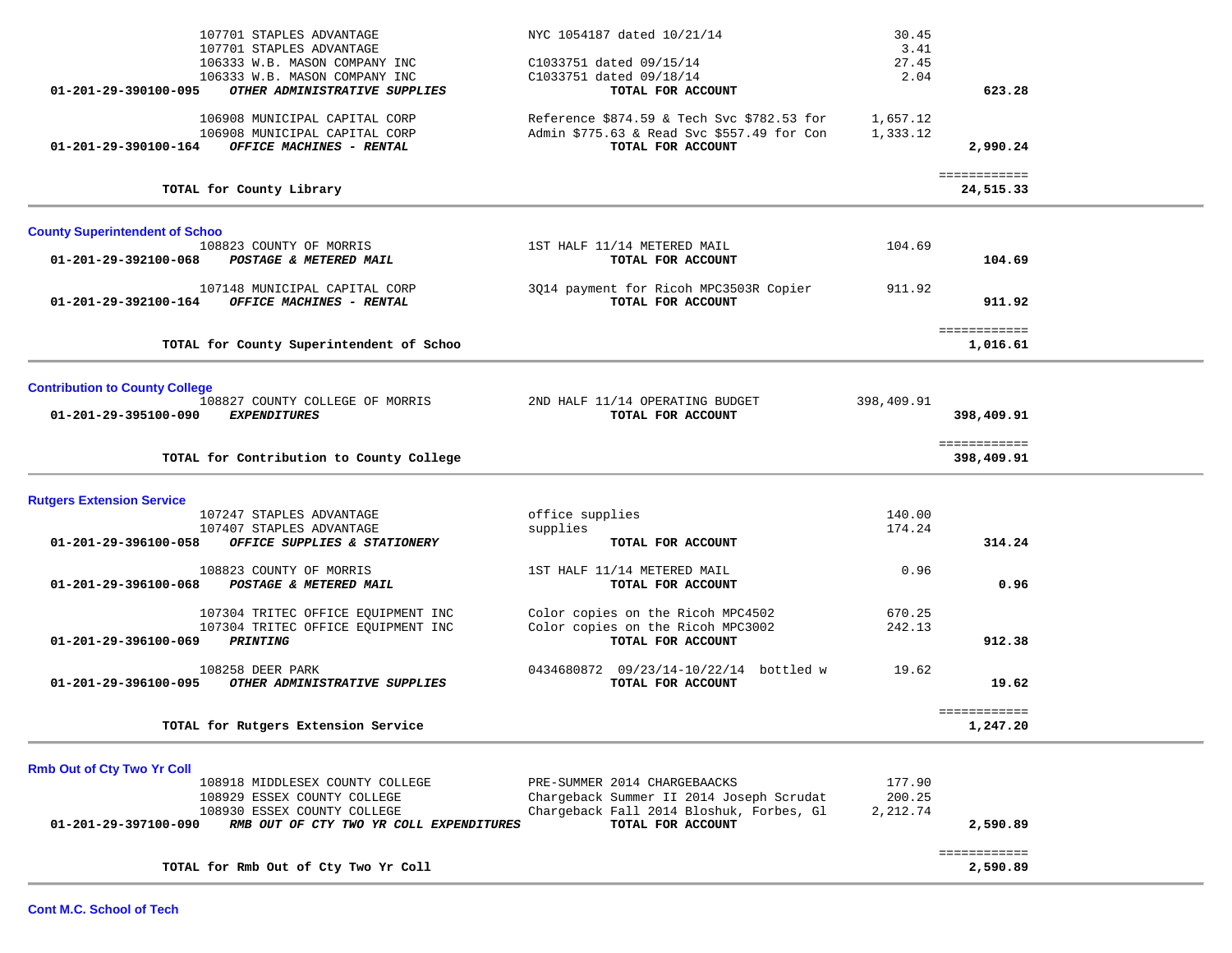| | Vendor | Description | Amount | Total |
|---|---|---|---|---|
| | 107701 STAPLES ADVANTAGE | NYC 1054187 dated 10/21/14 | 30.45 | |
| | 107701 STAPLES ADVANTAGE | | 3.41 | |
| | 106333 W.B. MASON COMPANY INC | C1033751 dated 09/15/14 | 27.45 | |
| | 106333 W.B. MASON COMPANY INC | C1033751 dated 09/18/14 | 2.04 | |
| **01-201-29-390100-095** | ***OTHER ADMINISTRATIVE SUPPLIES*** | **TOTAL FOR ACCOUNT** | | **623.28** |
| | 106908 MUNICIPAL CAPITAL CORP | Reference $874.59 & Tech Svc $782.53 for | 1,657.12 | |
| | 106908 MUNICIPAL CAPITAL CORP | Admin $775.63 & Read Svc $557.49 for Con | 1,333.12 | |
| **01-201-29-390100-164** | ***OFFICE MACHINES - RENTAL*** | **TOTAL FOR ACCOUNT** | | **2,990.24** |
| | **TOTAL for County Library** | | | **24,515.33** |

## County Superintendent of Schoo

| | Vendor | Description | Amount | Total |
|---|---|---|---|---|
| | 108823 COUNTY OF MORRIS | 1ST HALF 11/14 METERED MAIL | 104.69 | |
| **01-201-29-392100-068** | ***POSTAGE & METERED MAIL*** | **TOTAL FOR ACCOUNT** | | **104.69** |
| | 107148 MUNICIPAL CAPITAL CORP | 3Q14 payment for Ricoh MPC3503R Copier | 911.92 | |
| **01-201-29-392100-164** | ***OFFICE MACHINES - RENTAL*** | **TOTAL FOR ACCOUNT** | | **911.92** |
| | **TOTAL for County Superintendent of Schoo** | | | **1,016.61** |

## Contribution to County College

| | Vendor | Description | Amount | Total |
|---|---|---|---|---|
| | 108827 COUNTY COLLEGE OF MORRIS | 2ND HALF 11/14 OPERATING BUDGET | 398,409.91 | |
| **01-201-29-395100-090** | ***EXPENDITURES*** | **TOTAL FOR ACCOUNT** | | **398,409.91** |
| | **TOTAL for Contribution to County College** | | | **398,409.91** |

## Rutgers Extension Service

| | Vendor | Description | Amount | Total |
|---|---|---|---|---|
| | 107247 STAPLES ADVANTAGE | office supplies | 140.00 | |
| | 107407 STAPLES ADVANTAGE | supplies | 174.24 | |
| **01-201-29-396100-058** | ***OFFICE SUPPLIES & STATIONERY*** | **TOTAL FOR ACCOUNT** | | **314.24** |
| | 108823 COUNTY OF MORRIS | 1ST HALF 11/14 METERED MAIL | 0.96 | |
| **01-201-29-396100-068** | ***POSTAGE & METERED MAIL*** | **TOTAL FOR ACCOUNT** | | **0.96** |
| | 107304 TRITEC OFFICE EQUIPMENT INC | Color copies on the Ricoh MPC4502 | 670.25 | |
| | 107304 TRITEC OFFICE EQUIPMENT INC | Color copies on the Ricoh MPC3002 | 242.13 | |
| **01-201-29-396100-069** | ***PRINTING*** | **TOTAL FOR ACCOUNT** | | **912.38** |
| | 108258 DEER PARK | 0434680872 09/23/14-10/22/14 bottled w | 19.62 | |
| **01-201-29-396100-095** | ***OTHER ADMINISTRATIVE SUPPLIES*** | **TOTAL FOR ACCOUNT** | | **19.62** |
| | **TOTAL for Rutgers Extension Service** | | | **1,247.20** |

## Rmb Out of Cty Two Yr Coll

| | Vendor | Description | Amount | Total |
|---|---|---|---|---|
| | 108918 MIDDLESEX COUNTY COLLEGE | PRE-SUMMER 2014 CHARGEBAACKS | 177.90 | |
| | 108929 ESSEX COUNTY COLLEGE | Chargeback Summer II 2014 Joseph Scrudat | 200.25 | |
| | 108930 ESSEX COUNTY COLLEGE | Chargeback Fall 2014 Bloshuk, Forbes, Gl | 2,212.74 | |
| **01-201-29-397100-090** | ***RMB OUT OF CTY TWO YR COLL EXPENDITURES*** | **TOTAL FOR ACCOUNT** | | **2,590.89** |
| | **TOTAL for Rmb Out of Cty Two Yr Coll** | | | **2,590.89** |

## Cont M.C. School of Tech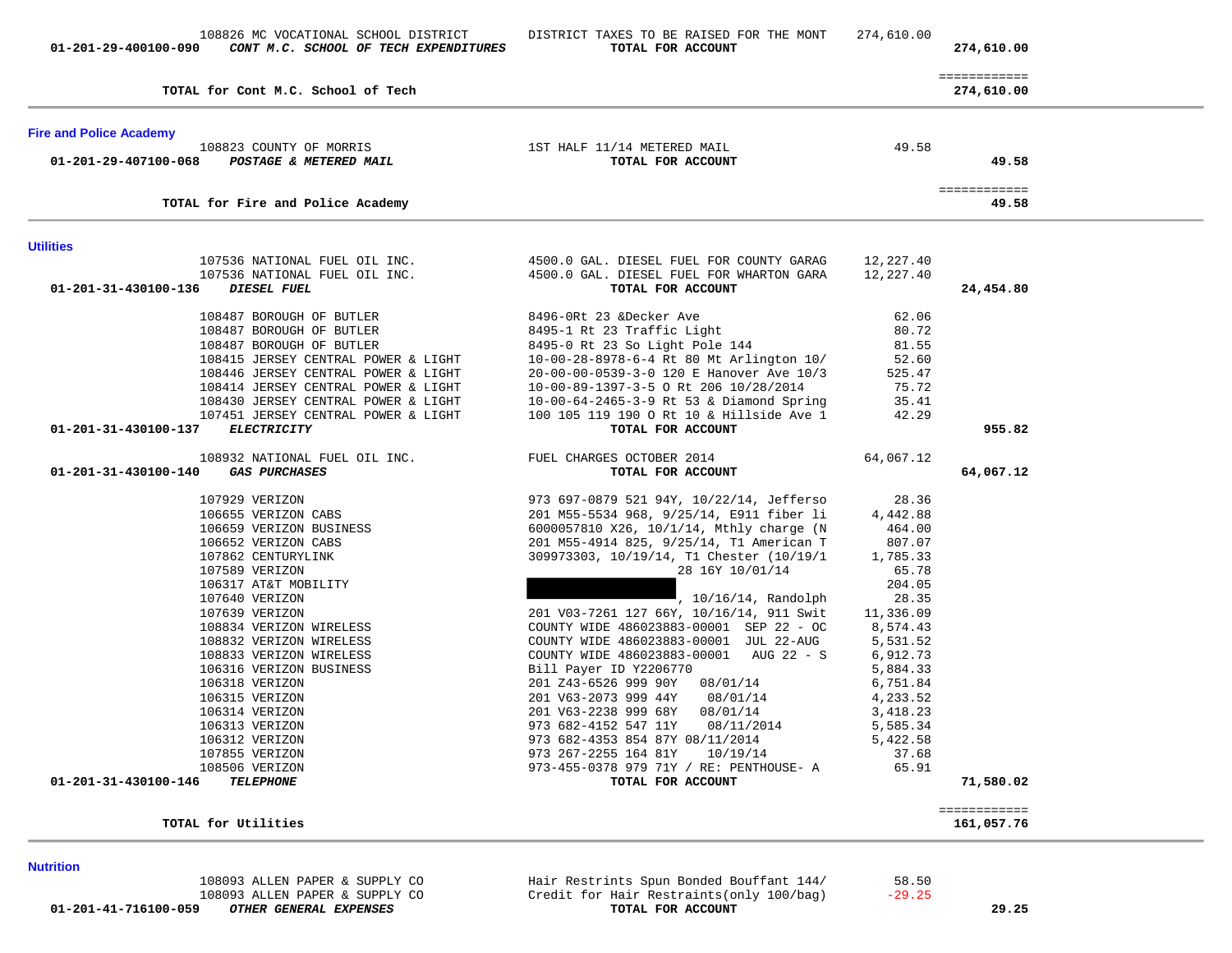| | | | |
|---|---|---|---|
| 108826 MC VOCATIONAL SCHOOL DISTRICT | DISTRICT TAXES TO BE RAISED FOR THE MONT | 274,610.00 | |
| **01-201-29-400100-090** ***CONT M.C. SCHOOL OF TECH EXPENDITURES*** | **TOTAL FOR ACCOUNT** | | **274,610.00** |
| | | | ============ |
| **TOTAL for Cont M.C. School of Tech** | | | **274,610.00** |

## Fire and Police Academy

| | | | |
|---|---|---|---|
| 108823 COUNTY OF MORRIS | 1ST HALF 11/14 METERED MAIL | 49.58 | |
| **01-201-29-407100-068** ***POSTAGE & METERED MAIL*** | **TOTAL FOR ACCOUNT** | | **49.58** |
| | | | ============ |
| **TOTAL for Fire and Police Academy** | | | **49.58** |

## Utilities

| | | | |
|---|---|---|---|
| 107536 NATIONAL FUEL OIL INC. | 4500.0 GAL. DIESEL FUEL FOR COUNTY GARAG | 12,227.40 | |
| 107536 NATIONAL FUEL OIL INC. | 4500.0 GAL. DIESEL FUEL FOR WHARTON GARA | 12,227.40 | |
| **01-201-31-430100-136** ***DIESEL FUEL*** | **TOTAL FOR ACCOUNT** | | **24,454.80** |
| 108487 BOROUGH OF BUTLER | 8496-0Rt 23 &Decker Ave | 62.06 | |
| 108487 BOROUGH OF BUTLER | 8495-1 Rt 23 Traffic Light | 80.72 | |
| 108487 BOROUGH OF BUTLER | 8495-0 Rt 23 So Light Pole 144 | 81.55 | |
| 108415 JERSEY CENTRAL POWER & LIGHT | 10-00-28-8978-6-4 Rt 80 Mt Arlington 10/ | 52.60 | |
| 108446 JERSEY CENTRAL POWER & LIGHT | 20-00-00-0539-3-0 120 E Hanover Ave 10/3 | 525.47 | |
| 108414 JERSEY CENTRAL POWER & LIGHT | 10-00-89-1397-3-5 O Rt 206 10/28/2014 | 75.72 | |
| 108430 JERSEY CENTRAL POWER & LIGHT | 10-00-64-2465-3-9 Rt 53 & Diamond Spring | 35.41 | |
| 107451 JERSEY CENTRAL POWER & LIGHT | 100 105 119 190 O Rt 10 & Hillside Ave 1 | 42.29 | |
| **01-201-31-430100-137** ***ELECTRICITY*** | **TOTAL FOR ACCOUNT** | | **955.82** |
| 108932 NATIONAL FUEL OIL INC. | FUEL CHARGES OCTOBER 2014 | 64,067.12 | |
| **01-201-31-430100-140** ***GAS PURCHASES*** | **TOTAL FOR ACCOUNT** | | **64,067.12** |
| 107929 VERIZON | 973 697-0879 521 94Y, 10/22/14, Jefferso | 28.36 | |
| 106655 VERIZON CABS | 201 M55-5534 968, 9/25/14, E911 fiber li | 4,442.88 | |
| 106659 VERIZON BUSINESS | 6000057810 X26, 10/1/14, Mthly charge (N | 464.00 | |
| 106652 VERIZON CABS | 201 M55-4914 825, 9/25/14, T1 American T | 807.07 | |
| 107862 CENTURYLINK | 309973303, 10/19/14, T1 Chester (10/19/1 | 1,785.33 | |
| 107589 VERIZON | 28 16Y 10/01/14 | 65.78 | |
| 106317 AT&T MOBILITY | | 204.05 | |
| 107640 VERIZON | [REDACTED], 10/16/14, Randolph | 28.35 | |
| 107639 VERIZON | 201 V03-7261 127 66Y, 10/16/14, 911 Swit | 11,336.09 | |
| 108834 VERIZON WIRELESS | COUNTY WIDE 486023883-00001 SEP 22 - OC | 8,574.43 | |
| 108832 VERIZON WIRELESS | COUNTY WIDE 486023883-00001 JUL 22-AUG | 5,531.52 | |
| 108833 VERIZON WIRELESS | COUNTY WIDE 486023883-00001 AUG 22 - S | 6,912.73 | |
| 106316 VERIZON BUSINESS | Bill Payer ID Y2206770 | 5,884.33 | |
| 106318 VERIZON | 201 Z43-6526 999 90Y 08/01/14 | 6,751.84 | |
| 106315 VERIZON | 201 V63-2073 999 44Y 08/01/14 | 4,233.52 | |
| 106314 VERIZON | 201 V63-2238 999 68Y 08/01/14 | 3,418.23 | |
| 106313 VERIZON | 973 682-4152 547 11Y 08/11/2014 | 5,585.34 | |
| 106312 VERIZON | 973 682-4353 854 87Y 08/11/2014 | 5,422.58 | |
| 107855 VERIZON | 973 267-2255 164 81Y 10/19/14 | 37.68 | |
| 108506 VERIZON | 973-455-0378 979 71Y / RE: PENTHOUSE- A | 65.91 | |
| **01-201-31-430100-146** ***TELEPHONE*** | **TOTAL FOR ACCOUNT** | | **71,580.02** |
| | | | ============ |
| **TOTAL for Utilities** | | | **161,057.76** |

## Nutrition

| | | | |
|---|---|---|---|
| 108093 ALLEN PAPER & SUPPLY CO | Hair Restrints Spun Bonded Bouffant 144/ | 58.50 | |
| 108093 ALLEN PAPER & SUPPLY CO | Credit for Hair Restraints(only 100/bag) | -29.25 | |
| **01-201-41-716100-059** ***OTHER GENERAL EXPENSES*** | **TOTAL FOR ACCOUNT** | | **29.25** |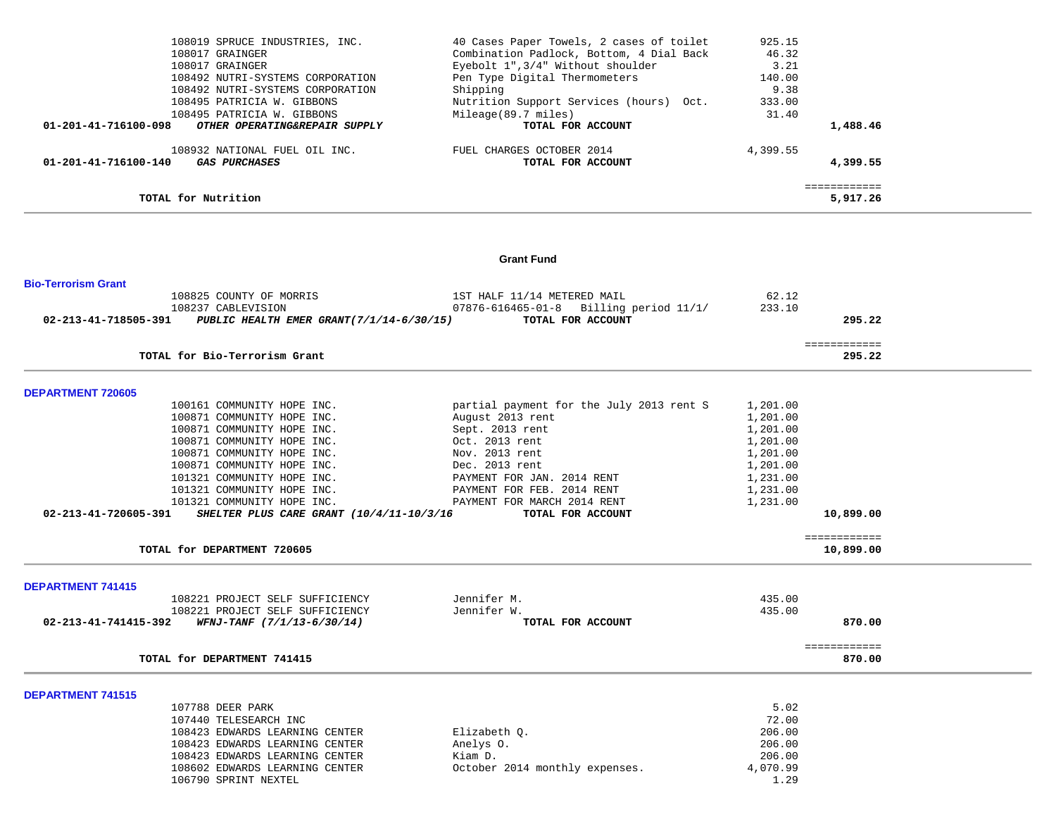| | | | |
|---|---|---|---|
| 108019 SPRUCE INDUSTRIES, INC. | 40 Cases Paper Towels, 2 cases of toilet | 925.15 | |
| 108017 GRAINGER | Combination Padlock, Bottom, 4 Dial Back | 46.32 | |
| 108017 GRAINGER | Eyebolt 1",3/4" Without shoulder | 3.21 | |
| 108492 NUTRI-SYSTEMS CORPORATION | Pen Type Digital Thermometers | 140.00 | |
| 108492 NUTRI-SYSTEMS CORPORATION | Shipping | 9.38 | |
| 108495 PATRICIA W. GIBBONS | Nutrition Support Services (hours) Oct. | 333.00 | |
| 108495 PATRICIA W. GIBBONS | Mileage(89.7 miles) | 31.40 | |
| **01-201-41-716100-098** ***OTHER OPERATING&REPAIR SUPPLY*** | **TOTAL FOR ACCOUNT** | | **1,488.46** |
| 108932 NATIONAL FUEL OIL INC. | FUEL CHARGES OCTOBER 2014 | 4,399.55 | |
| **01-201-41-716100-140** ***GAS PURCHASES*** | **TOTAL FOR ACCOUNT** | | **4,399.55** |

**TOTAL for Nutrition** ============ **5,917.26**

## Grant Fund

### Bio-Terrorism Grant

| | | | |
|---|---|---|---|
| 108825 COUNTY OF MORRIS | 1ST HALF 11/14 METERED MAIL | 62.12 | |
| 108237 CABLEVISION | 07876-616465-01-8 Billing period 11/1/ | 233.10 | |
| **02-213-41-718505-391** ***PUBLIC HEALTH EMER GRANT(7/1/14-6/30/15)*** | **TOTAL FOR ACCOUNT** | | **295.22** |

**TOTAL for Bio-Terrorism Grant** ============ **295.22**

### DEPARTMENT 720605

| | | | |
|---|---|---|---|
| 100161 COMMUNITY HOPE INC. | partial payment for the July 2013 rent S | 1,201.00 | |
| 100871 COMMUNITY HOPE INC. | August 2013 rent | 1,201.00 | |
| 100871 COMMUNITY HOPE INC. | Sept. 2013 rent | 1,201.00 | |
| 100871 COMMUNITY HOPE INC. | Oct. 2013 rent | 1,201.00 | |
| 100871 COMMUNITY HOPE INC. | Nov. 2013 rent | 1,201.00 | |
| 100871 COMMUNITY HOPE INC. | Dec. 2013 rent | 1,201.00 | |
| 101321 COMMUNITY HOPE INC. | PAYMENT FOR JAN. 2014 RENT | 1,231.00 | |
| 101321 COMMUNITY HOPE INC. | PAYMENT FOR FEB. 2014 RENT | 1,231.00 | |
| 101321 COMMUNITY HOPE INC. | PAYMENT FOR MARCH 2014 RENT | 1,231.00 | |
| **02-213-41-720605-391** ***SHELTER PLUS CARE GRANT (10/4/11-10/3/16*** | **TOTAL FOR ACCOUNT** | | **10,899.00** |

**TOTAL for DEPARTMENT 720605** ============ **10,899.00**

### DEPARTMENT 741415

| | | | |
|---|---|---|---|
| 108221 PROJECT SELF SUFFICIENCY | Jennifer M. | 435.00 | |
| 108221 PROJECT SELF SUFFICIENCY | Jennifer W. | 435.00 | |
| **02-213-41-741415-392** ***WFNJ-TANF (7/1/13-6/30/14)*** | **TOTAL FOR ACCOUNT** | | **870.00** |

**TOTAL for DEPARTMENT 741415** ============ **870.00**

### DEPARTMENT 741515

| | | | |
|---|---|---|---|
| 107788 DEER PARK | | 5.02 | |
| 107440 TELESEARCH INC | | 72.00 | |
| 108423 EDWARDS LEARNING CENTER | Elizabeth Q. | 206.00 | |
| 108423 EDWARDS LEARNING CENTER | Anelys O. | 206.00 | |
| 108423 EDWARDS LEARNING CENTER | Kiam D. | 206.00 | |
| 108602 EDWARDS LEARNING CENTER | October 2014 monthly expenses. | 4,070.99 | |
| 106790 SPRINT NEXTEL | | 1.29 | |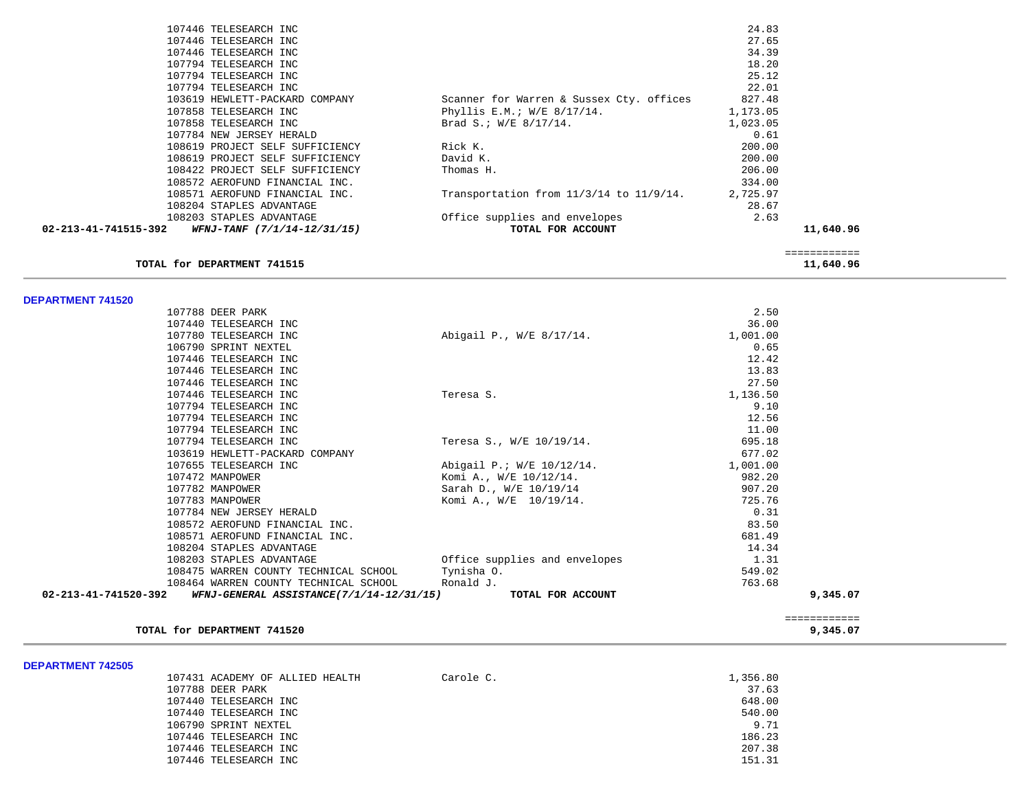| Account | Vendor | Description | Amount | Total |
|---|---|---|---|---|
| | 107446 TELESEARCH INC | | 24.83 | |
| | 107446 TELESEARCH INC | | 27.65 | |
| | 107446 TELESEARCH INC | | 34.39 | |
| | 107794 TELESEARCH INC | | 18.20 | |
| | 107794 TELESEARCH INC | | 25.12 | |
| | 107794 TELESEARCH INC | | 22.01 | |
| | 103619 HEWLETT-PACKARD COMPANY | Scanner for Warren & Sussex Cty. offices | 827.48 | |
| | 107858 TELESEARCH INC | Phyllis E.M.; W/E 8/17/14. | 1,173.05 | |
| | 107858 TELESEARCH INC | Brad S.; W/E 8/17/14. | 1,023.05 | |
| | 107784 NEW JERSEY HERALD | | 0.61 | |
| | 108619 PROJECT SELF SUFFICIENCY | Rick K. | 200.00 | |
| | 108619 PROJECT SELF SUFFICIENCY | David K. | 200.00 | |
| | 108422 PROJECT SELF SUFFICIENCY | Thomas H. | 206.00 | |
| | 108572 AEROFUND FINANCIAL INC. | | 334.00 | |
| | 108571 AEROFUND FINANCIAL INC. | Transportation from 11/3/14 to 11/9/14. | 2,725.97 | |
| | 108204 STAPLES ADVANTAGE | | 28.67 | |
| | 108203 STAPLES ADVANTAGE | Office supplies and envelopes | 2.63 | |
| **02-213-41-741515-392** | ***WFNJ-TANF (7/1/14-12/31/15)*** | **TOTAL FOR ACCOUNT** | | **11,640.96** |

**TOTAL for DEPARTMENT 741515** **11,640.96**

## DEPARTMENT 741520

| Account | Vendor | Description | Amount | Total |
|---|---|---|---|---|
| | 107788 DEER PARK | | 2.50 | |
| | 107440 TELESEARCH INC | | 36.00 | |
| | 107780 TELESEARCH INC | Abigail P., W/E 8/17/14. | 1,001.00 | |
| | 106790 SPRINT NEXTEL | | 0.65 | |
| | 107446 TELESEARCH INC | | 12.42 | |
| | 107446 TELESEARCH INC | | 13.83 | |
| | 107446 TELESEARCH INC | | 27.50 | |
| | 107446 TELESEARCH INC | Teresa S. | 1,136.50 | |
| | 107794 TELESEARCH INC | | 9.10 | |
| | 107794 TELESEARCH INC | | 12.56 | |
| | 107794 TELESEARCH INC | | 11.00 | |
| | 107794 TELESEARCH INC | Teresa S., W/E 10/19/14. | 695.18 | |
| | 103619 HEWLETT-PACKARD COMPANY | | 677.02 | |
| | 107655 TELESEARCH INC | Abigail P.; W/E 10/12/14. | 1,001.00 | |
| | 107472 MANPOWER | Komi A., W/E 10/12/14. | 982.20 | |
| | 107782 MANPOWER | Sarah D., W/E 10/19/14 | 907.20 | |
| | 107783 MANPOWER | Komi A., W/E 10/19/14. | 725.76 | |
| | 107784 NEW JERSEY HERALD | | 0.31 | |
| | 108572 AEROFUND FINANCIAL INC. | | 83.50 | |
| | 108571 AEROFUND FINANCIAL INC. | | 681.49 | |
| | 108204 STAPLES ADVANTAGE | | 14.34 | |
| | 108203 STAPLES ADVANTAGE | Office supplies and envelopes | 1.31 | |
| | 108475 WARREN COUNTY TECHNICAL SCHOOL | Tynisha O. | 549.02 | |
| | 108464 WARREN COUNTY TECHNICAL SCHOOL | Ronald J. | 763.68 | |
| **02-213-41-741520-392** | ***WFNJ-GENERAL ASSISTANCE(7/1/14-12/31/15)*** | **TOTAL FOR ACCOUNT** | | **9,345.07** |

**TOTAL for DEPARTMENT 741520** **9,345.07**

## DEPARTMENT 742505

| Account | Vendor | Description | Amount | Total |
|---|---|---|---|---|
| | 107431 ACADEMY OF ALLIED HEALTH | Carole C. | 1,356.80 | |
| | 107788 DEER PARK | | 37.63 | |
| | 107440 TELESEARCH INC | | 648.00 | |
| | 107440 TELESEARCH INC | | 540.00 | |
| | 106790 SPRINT NEXTEL | | 9.71 | |
| | 107446 TELESEARCH INC | | 186.23 | |
| | 107446 TELESEARCH INC | | 207.38 | |
| | 107446 TELESEARCH INC | | 151.31 | |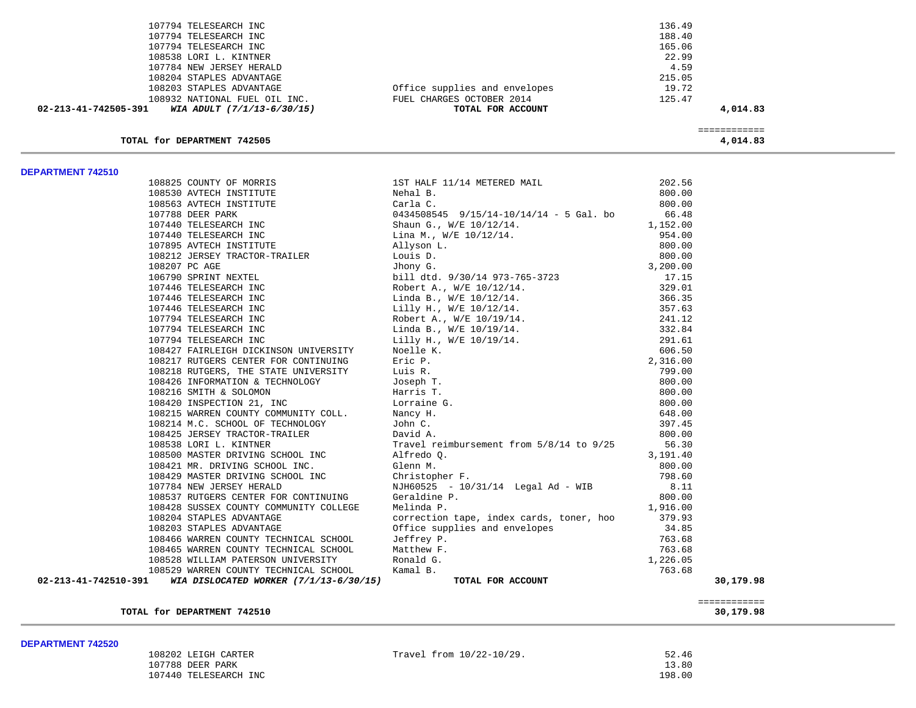| | | | |
|---|---|---|---|
| 107794 TELESEARCH INC | | 136.49 | |
| 107794 TELESEARCH INC | | 188.40 | |
| 107794 TELESEARCH INC | | 165.06 | |
| 108538 LORI L. KINTNER | | 22.99 | |
| 107784 NEW JERSEY HERALD | | 4.59 | |
| 108204 STAPLES ADVANTAGE | | 215.05 | |
| 108203 STAPLES ADVANTAGE | Office supplies and envelopes | 19.72 | |
| 108932 NATIONAL FUEL OIL INC. | FUEL CHARGES OCTOBER 2014 | 125.47 | |
| **02-213-41-742505-391** ***WIA ADULT (7/1/13-6/30/15)*** | **TOTAL FOR ACCOUNT** | | **4,014.83** |
| | | | ============ |
| **TOTAL for DEPARTMENT 742505** | | | **4,014.83** |

**DEPARTMENT 742510**

| | | | |
|---|---|---|---|
| 108825 COUNTY OF MORRIS | 1ST HALF 11/14 METERED MAIL | 202.56 | |
| 108530 AVTECH INSTITUTE | Nehal B. | 800.00 | |
| 108563 AVTECH INSTITUTE | Carla C. | 800.00 | |
| 107788 DEER PARK | 0434508545 9/15/14-10/14/14 - 5 Gal. bo | 66.48 | |
| 107440 TELESEARCH INC | Shaun G., W/E 10/12/14. | 1,152.00 | |
| 107440 TELESEARCH INC | Lina M., W/E 10/12/14. | 954.00 | |
| 107895 AVTECH INSTITUTE | Allyson L. | 800.00 | |
| 108212 JERSEY TRACTOR-TRAILER | Louis D. | 800.00 | |
| 108207 PC AGE | Jhony G. | 3,200.00 | |
| 106790 SPRINT NEXTEL | bill dtd. 9/30/14 973-765-3723 | 17.15 | |
| 107446 TELESEARCH INC | Robert A., W/E 10/12/14. | 329.01 | |
| 107446 TELESEARCH INC | Linda B., W/E 10/12/14. | 366.35 | |
| 107446 TELESEARCH INC | Lilly H., W/E 10/12/14. | 357.63 | |
| 107794 TELESEARCH INC | Robert A., W/E 10/19/14. | 241.12 | |
| 107794 TELESEARCH INC | Linda B., W/E 10/19/14. | 332.84 | |
| 107794 TELESEARCH INC | Lilly H., W/E 10/19/14. | 291.61 | |
| 108427 FAIRLEIGH DICKINSON UNIVERSITY | Noelle K. | 606.50 | |
| 108217 RUTGERS CENTER FOR CONTINUING | Eric P. | 2,316.00 | |
| 108218 RUTGERS, THE STATE UNIVERSITY | Luis R. | 799.00 | |
| 108426 INFORMATION & TECHNOLOGY | Joseph T. | 800.00 | |
| 108216 SMITH & SOLOMON | Harris T. | 800.00 | |
| 108420 INSPECTION 21, INC | Lorraine G. | 800.00 | |
| 108215 WARREN COUNTY COMMUNITY COLL. | Nancy H. | 648.00 | |
| 108214 M.C. SCHOOL OF TECHNOLOGY | John C. | 397.45 | |
| 108425 JERSEY TRACTOR-TRAILER | David A. | 800.00 | |
| 108538 LORI L. KINTNER | Travel reimbursement from 5/8/14 to 9/25 | 56.30 | |
| 108500 MASTER DRIVING SCHOOL INC | Alfredo Q. | 3,191.40 | |
| 108421 MR. DRIVING SCHOOL INC. | Glenn M. | 800.00 | |
| 108429 MASTER DRIVING SCHOOL INC | Christopher F. | 798.60 | |
| 107784 NEW JERSEY HERALD | NJH60525 - 10/31/14 Legal Ad - WIB | 8.11 | |
| 108537 RUTGERS CENTER FOR CONTINUING | Geraldine P. | 800.00 | |
| 108428 SUSSEX COUNTY COMMUNITY COLLEGE | Melinda P. | 1,916.00 | |
| 108204 STAPLES ADVANTAGE | correction tape, index cards, toner, hoo | 379.93 | |
| 108203 STAPLES ADVANTAGE | Office supplies and envelopes | 34.85 | |
| 108466 WARREN COUNTY TECHNICAL SCHOOL | Jeffrey P. | 763.68 | |
| 108465 WARREN COUNTY TECHNICAL SCHOOL | Matthew F. | 763.68 | |
| 108528 WILLIAM PATERSON UNIVERSITY | Ronald G. | 1,226.05 | |
| 108529 WARREN COUNTY TECHNICAL SCHOOL | Kamal B. | 763.68 | |
| **02-213-41-742510-391** ***WIA DISLOCATED WORKER (7/1/13-6/30/15)*** | **TOTAL FOR ACCOUNT** | | **30,179.98** |
| | | | ============ |
| **TOTAL for DEPARTMENT 742510** | | | **30,179.98** |

**DEPARTMENT 742520**

| | | | |
|---|---|---|---|
| 108202 LEIGH CARTER | Travel from 10/22-10/29. | 52.46 | |
| 107788 DEER PARK | | 13.80 | |
| 107440 TELESEARCH INC | | 198.00 | |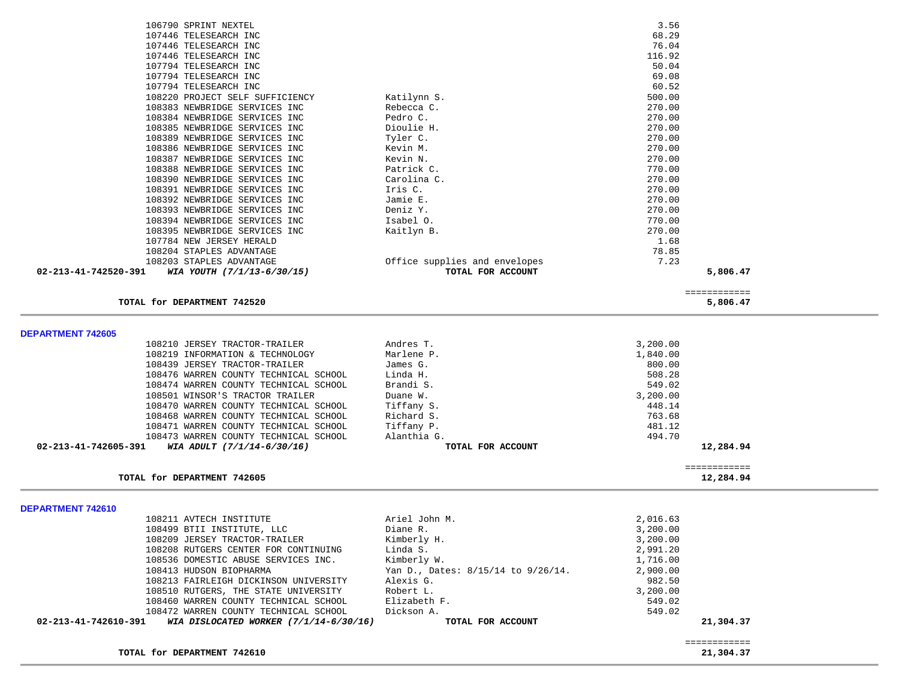| Vendor | Description | Amount | Total |
|---|---|---|---|
| 106790 SPRINT NEXTEL | | 3.56 | |
| 107446 TELESEARCH INC | | 68.29 | |
| 107446 TELESEARCH INC | | 76.04 | |
| 107446 TELESEARCH INC | | 116.92 | |
| 107794 TELESEARCH INC | | 50.04 | |
| 107794 TELESEARCH INC | | 69.08 | |
| 107794 TELESEARCH INC | | 60.52 | |
| 108220 PROJECT SELF SUFFICIENCY | Katilynn S. | 500.00 | |
| 108383 NEWBRIDGE SERVICES INC | Rebecca C. | 270.00 | |
| 108384 NEWBRIDGE SERVICES INC | Pedro C. | 270.00 | |
| 108385 NEWBRIDGE SERVICES INC | Dioulie H. | 270.00 | |
| 108389 NEWBRIDGE SERVICES INC | Tyler C. | 270.00 | |
| 108386 NEWBRIDGE SERVICES INC | Kevin M. | 270.00 | |
| 108387 NEWBRIDGE SERVICES INC | Kevin N. | 270.00 | |
| 108388 NEWBRIDGE SERVICES INC | Patrick C. | 770.00 | |
| 108390 NEWBRIDGE SERVICES INC | Carolina C. | 270.00 | |
| 108391 NEWBRIDGE SERVICES INC | Iris C. | 270.00 | |
| 108392 NEWBRIDGE SERVICES INC | Jamie E. | 270.00 | |
| 108393 NEWBRIDGE SERVICES INC | Deniz Y. | 270.00 | |
| 108394 NEWBRIDGE SERVICES INC | Isabel O. | 770.00 | |
| 108395 NEWBRIDGE SERVICES INC | Kaitlyn B. | 270.00 | |
| 107784 NEW JERSEY HERALD | | 1.68 | |
| 108204 STAPLES ADVANTAGE | | 78.85 | |
| 108203 STAPLES ADVANTAGE | Office supplies and envelopes | 7.23 | |
| **02-213-41-742520-391** ***WIA YOUTH (7/1/13-6/30/15)*** | **TOTAL FOR ACCOUNT** | | **5,806.47** |
| | | | ============ |
| **TOTAL for DEPARTMENT 742520** | | | **5,806.47** |

**DEPARTMENT 742605**

| Vendor | Description | Amount | Total |
|---|---|---|---|
| 108210 JERSEY TRACTOR-TRAILER | Andres T. | 3,200.00 | |
| 108219 INFORMATION & TECHNOLOGY | Marlene P. | 1,840.00 | |
| 108439 JERSEY TRACTOR-TRAILER | James G. | 800.00 | |
| 108476 WARREN COUNTY TECHNICAL SCHOOL | Linda H. | 508.28 | |
| 108474 WARREN COUNTY TECHNICAL SCHOOL | Brandi S. | 549.02 | |
| 108501 WINSOR'S TRACTOR TRAILER | Duane W. | 3,200.00 | |
| 108470 WARREN COUNTY TECHNICAL SCHOOL | Tiffany S. | 448.14 | |
| 108468 WARREN COUNTY TECHNICAL SCHOOL | Richard S. | 763.68 | |
| 108471 WARREN COUNTY TECHNICAL SCHOOL | Tiffany P. | 481.12 | |
| 108473 WARREN COUNTY TECHNICAL SCHOOL | Alanthia G. | 494.70 | |
| **02-213-41-742605-391** ***WIA ADULT (7/1/14-6/30/16)*** | **TOTAL FOR ACCOUNT** | | **12,284.94** |
| | | | ============ |
| **TOTAL for DEPARTMENT 742605** | | | **12,284.94** |

**DEPARTMENT 742610**

| Vendor | Description | Amount | Total |
|---|---|---|---|
| 108211 AVTECH INSTITUTE | Ariel John M. | 2,016.63 | |
| 108499 BTII INSTITUTE, LLC | Diane R. | 3,200.00 | |
| 108209 JERSEY TRACTOR-TRAILER | Kimberly H. | 3,200.00 | |
| 108208 RUTGERS CENTER FOR CONTINUING | Linda S. | 2,991.20 | |
| 108536 DOMESTIC ABUSE SERVICES INC. | Kimberly W. | 1,716.00 | |
| 108413 HUDSON BIOPHARMA | Yan D., Dates: 8/15/14 to 9/26/14. | 2,900.00 | |
| 108213 FAIRLEIGH DICKINSON UNIVERSITY | Alexis G. | 982.50 | |
| 108510 RUTGERS, THE STATE UNIVERSITY | Robert L. | 3,200.00 | |
| 108460 WARREN COUNTY TECHNICAL SCHOOL | Elizabeth F. | 549.02 | |
| 108472 WARREN COUNTY TECHNICAL SCHOOL | Dickson A. | 549.02 | |
| **02-213-41-742610-391** ***WIA DISLOCATED WORKER (7/1/14-6/30/16)*** | **TOTAL FOR ACCOUNT** | | **21,304.37** |
| | | | ============ |
| **TOTAL for DEPARTMENT 742610** | | | **21,304.37** |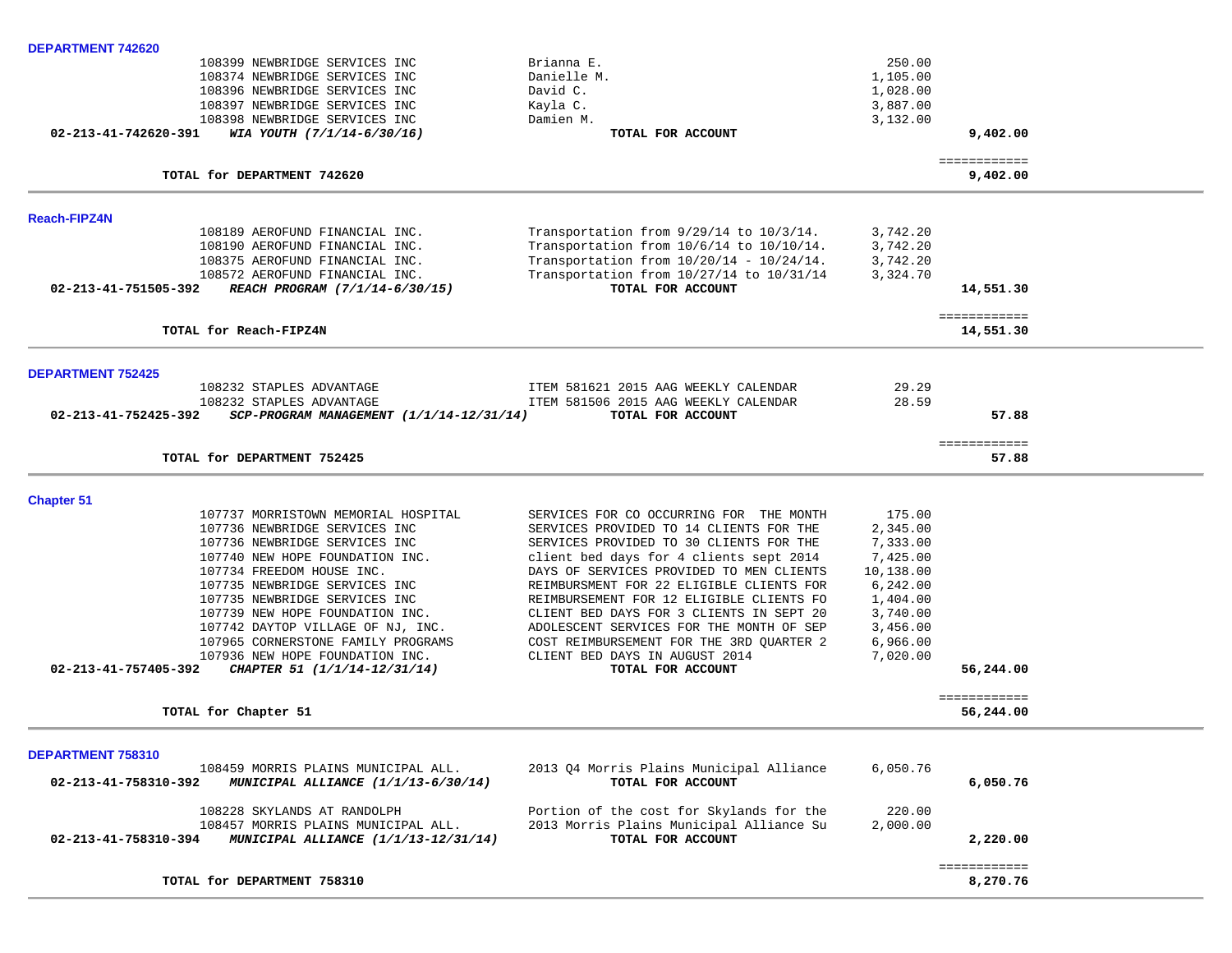**DEPARTMENT 742620**

| | | | | |
|---|---|---|---|---|
| | 108399 NEWBRIDGE SERVICES INC | Brianna E. | 250.00 | |
| | 108374 NEWBRIDGE SERVICES INC | Danielle M. | 1,105.00 | |
| | 108396 NEWBRIDGE SERVICES INC | David C. | 1,028.00 | |
| | 108397 NEWBRIDGE SERVICES INC | Kayla C. | 3,887.00 | |
| | 108398 NEWBRIDGE SERVICES INC | Damien M. | 3,132.00 | |
| **02-213-41-742620-391** | ***WIA YOUTH (7/1/14-6/30/16)*** | **TOTAL FOR ACCOUNT** | | **9,402.00** |
| | | | | ============ |
| | **TOTAL for DEPARTMENT 742620** | | | **9,402.00** |

**Reach-FIPZ4N**

| | | | | |
|---|---|---|---|---|
| | 108189 AEROFUND FINANCIAL INC. | Transportation from 9/29/14 to 10/3/14. | 3,742.20 | |
| | 108190 AEROFUND FINANCIAL INC. | Transportation from 10/6/14 to 10/10/14. | 3,742.20 | |
| | 108375 AEROFUND FINANCIAL INC. | Transportation from 10/20/14 - 10/24/14. | 3,742.20 | |
| | 108572 AEROFUND FINANCIAL INC. | Transportation from 10/27/14 to 10/31/14 | 3,324.70 | |
| **02-213-41-751505-392** | ***REACH PROGRAM (7/1/14-6/30/15)*** | **TOTAL FOR ACCOUNT** | | **14,551.30** |
| | | | | ============ |
| | **TOTAL for Reach-FIPZ4N** | | | **14,551.30** |

**DEPARTMENT 752425**

| | | | | |
|---|---|---|---|---|
| | 108232 STAPLES ADVANTAGE | ITEM 581621 2015 AAG WEEKLY CALENDAR | 29.29 | |
| | 108232 STAPLES ADVANTAGE | ITEM 581506 2015 AAG WEEKLY CALENDAR | 28.59 | |
| **02-213-41-752425-392** | ***SCP-PROGRAM MANAGEMENT (1/1/14-12/31/14)*** | **TOTAL FOR ACCOUNT** | | **57.88** |
| | | | | ============ |
| | **TOTAL for DEPARTMENT 752425** | | | **57.88** |

**Chapter 51**

| | | | | |
|---|---|---|---|---|
| | 107737 MORRISTOWN MEMORIAL HOSPITAL | SERVICES FOR CO OCCURRING FOR THE MONTH | 175.00 | |
| | 107736 NEWBRIDGE SERVICES INC | SERVICES PROVIDED TO 14 CLIENTS FOR THE | 2,345.00 | |
| | 107736 NEWBRIDGE SERVICES INC | SERVICES PROVIDED TO 30 CLIENTS FOR THE | 7,333.00 | |
| | 107740 NEW HOPE FOUNDATION INC. | client bed days for 4 clients sept 2014 | 7,425.00 | |
| | 107734 FREEDOM HOUSE INC. | DAYS OF SERVICES PROVIDED TO MEN CLIENTS | 10,138.00 | |
| | 107735 NEWBRIDGE SERVICES INC | REIMBURSMENT FOR 22 ELIGIBLE CLIENTS FOR | 6,242.00 | |
| | 107735 NEWBRIDGE SERVICES INC | REIMBURSEMENT FOR 12 ELIGIBLE CLIENTS FO | 1,404.00 | |
| | 107739 NEW HOPE FOUNDATION INC. | CLIENT BED DAYS FOR 3 CLIENTS IN SEPT 20 | 3,740.00 | |
| | 107742 DAYTOP VILLAGE OF NJ, INC. | ADOLESCENT SERVICES FOR THE MONTH OF SEP | 3,456.00 | |
| | 107965 CORNERSTONE FAMILY PROGRAMS | COST REIMBURSEMENT FOR THE 3RD QUARTER 2 | 6,966.00 | |
| | 107936 NEW HOPE FOUNDATION INC. | CLIENT BED DAYS IN AUGUST 2014 | 7,020.00 | |
| **02-213-41-757405-392** | ***CHAPTER 51 (1/1/14-12/31/14)*** | **TOTAL FOR ACCOUNT** | | **56,244.00** |
| | | | | ============ |
| | **TOTAL for Chapter 51** | | | **56,244.00** |

**DEPARTMENT 758310**

| | | | | |
|---|---|---|---|---|
| | 108459 MORRIS PLAINS MUNICIPAL ALL. | 2013 Q4 Morris Plains Municipal Alliance | 6,050.76 | |
| **02-213-41-758310-392** | ***MUNICIPAL ALLIANCE (1/1/13-6/30/14)*** | **TOTAL FOR ACCOUNT** | | **6,050.76** |
| | 108228 SKYLANDS AT RANDOLPH | Portion of the cost for Skylands for the | 220.00 | |
| | 108457 MORRIS PLAINS MUNICIPAL ALL. | 2013 Morris Plains Municipal Alliance Su | 2,000.00 | |
| **02-213-41-758310-394** | ***MUNICIPAL ALLIANCE (1/1/13-12/31/14)*** | **TOTAL FOR ACCOUNT** | | **2,220.00** |
| | | | | ============ |
| | **TOTAL for DEPARTMENT 758310** | | | **8,270.76** |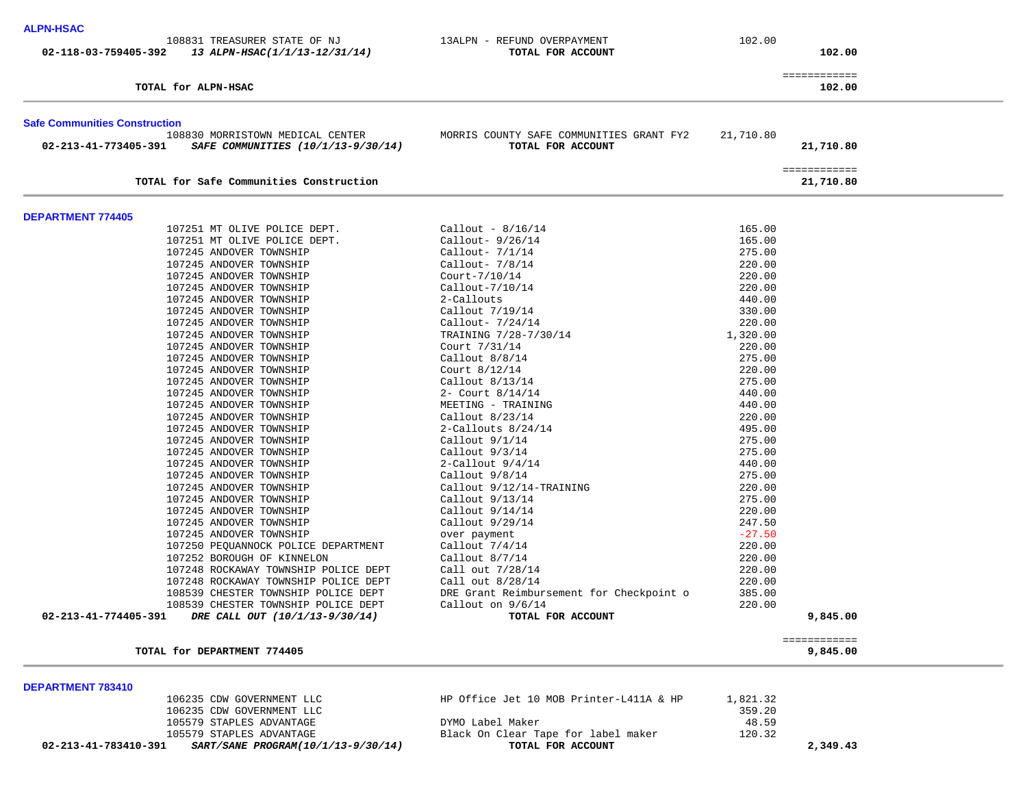**ALPN-HSAC**

| Account | Vendor | Description | Amount | Total |
|---|---|---|---|---|
| | 108831 TREASURER STATE OF NJ | 13ALPN - REFUND OVERPAYMENT | 102.00 | |
| 02-118-03-759405-392 | *13 ALPN-HSAC(1/1/13-12/31/14)* | **TOTAL FOR ACCOUNT** | | **102.00** |

**TOTAL for ALPN-HSAC** — **102.00**

---

**Safe Communities Construction**

| Account | Vendor | Description | Amount | Total |
|---|---|---|---|---|
| | 108830 MORRISTOWN MEDICAL CENTER | MORRIS COUNTY SAFE COMMUNITIES GRANT FY2 | 21,710.80 | |
| 02-213-41-773405-391 | *SAFE COMMUNITIES (10/1/13-9/30/14)* | **TOTAL FOR ACCOUNT** | | **21,710.80** |

**TOTAL for Safe Communities Construction** — **21,710.80**

---

**DEPARTMENT 774405**

| Account | Vendor | Description | Amount | Total |
|---|---|---|---|---|
| | 107251 MT OLIVE POLICE DEPT. | Callout - 8/16/14 | 165.00 | |
| | 107251 MT OLIVE POLICE DEPT. | Callout- 9/26/14 | 165.00 | |
| | 107245 ANDOVER TOWNSHIP | Callout- 7/1/14 | 275.00 | |
| | 107245 ANDOVER TOWNSHIP | Callout- 7/8/14 | 220.00 | |
| | 107245 ANDOVER TOWNSHIP | Court-7/10/14 | 220.00 | |
| | 107245 ANDOVER TOWNSHIP | Callout-7/10/14 | 220.00 | |
| | 107245 ANDOVER TOWNSHIP | 2-Callouts | 440.00 | |
| | 107245 ANDOVER TOWNSHIP | Callout 7/19/14 | 330.00 | |
| | 107245 ANDOVER TOWNSHIP | Callout- 7/24/14 | 220.00 | |
| | 107245 ANDOVER TOWNSHIP | TRAINING 7/28-7/30/14 | 1,320.00 | |
| | 107245 ANDOVER TOWNSHIP | Court 7/31/14 | 220.00 | |
| | 107245 ANDOVER TOWNSHIP | Callout 8/8/14 | 275.00 | |
| | 107245 ANDOVER TOWNSHIP | Court 8/12/14 | 220.00 | |
| | 107245 ANDOVER TOWNSHIP | Callout 8/13/14 | 275.00 | |
| | 107245 ANDOVER TOWNSHIP | 2- Court 8/14/14 | 440.00 | |
| | 107245 ANDOVER TOWNSHIP | MEETING - TRAINING | 440.00 | |
| | 107245 ANDOVER TOWNSHIP | Callout 8/23/14 | 220.00 | |
| | 107245 ANDOVER TOWNSHIP | 2-Callouts 8/24/14 | 495.00 | |
| | 107245 ANDOVER TOWNSHIP | Callout 9/1/14 | 275.00 | |
| | 107245 ANDOVER TOWNSHIP | Callout 9/3/14 | 275.00 | |
| | 107245 ANDOVER TOWNSHIP | 2-Callout 9/4/14 | 440.00 | |
| | 107245 ANDOVER TOWNSHIP | Callout 9/8/14 | 275.00 | |
| | 107245 ANDOVER TOWNSHIP | Callout 9/12/14-TRAINING | 220.00 | |
| | 107245 ANDOVER TOWNSHIP | Callout 9/13/14 | 275.00 | |
| | 107245 ANDOVER TOWNSHIP | Callout 9/14/14 | 220.00 | |
| | 107245 ANDOVER TOWNSHIP | Callout 9/29/14 | 247.50 | |
| | 107245 ANDOVER TOWNSHIP | over payment | -27.50 | |
| | 107250 PEQUANNOCK POLICE DEPARTMENT | Callout 7/4/14 | 220.00 | |
| | 107252 BOROUGH OF KINNELON | Callout 8/7/14 | 220.00 | |
| | 107248 ROCKAWAY TOWNSHIP POLICE DEPT | Call out 7/28/14 | 220.00 | |
| | 107248 ROCKAWAY TOWNSHIP POLICE DEPT | Call out 8/28/14 | 220.00 | |
| | 108539 CHESTER TOWNSHIP POLICE DEPT | DRE Grant Reimbursement for Checkpoint o | 385.00 | |
| | 108539 CHESTER TOWNSHIP POLICE DEPT | Callout on 9/6/14 | 220.00 | |
| 02-213-41-774405-391 | *DRE CALL OUT (10/1/13-9/30/14)* | **TOTAL FOR ACCOUNT** | | **9,845.00** |

**TOTAL for DEPARTMENT 774405** — **9,845.00**

---

**DEPARTMENT 783410**

| Account | Vendor | Description | Amount | Total |
|---|---|---|---|---|
| | 106235 CDW GOVERNMENT LLC | HP Office Jet 10 MOB Printer-L411A & HP | 1,821.32 | |
| | 106235 CDW GOVERNMENT LLC | | 359.20 | |
| | 105579 STAPLES ADVANTAGE | DYMO Label Maker | 48.59 | |
| | 105579 STAPLES ADVANTAGE | Black On Clear Tape for label maker | 120.32 | |
| 02-213-41-783410-391 | *SART/SANE PROGRAM(10/1/13-9/30/14)* | **TOTAL FOR ACCOUNT** | | **2,349.43** |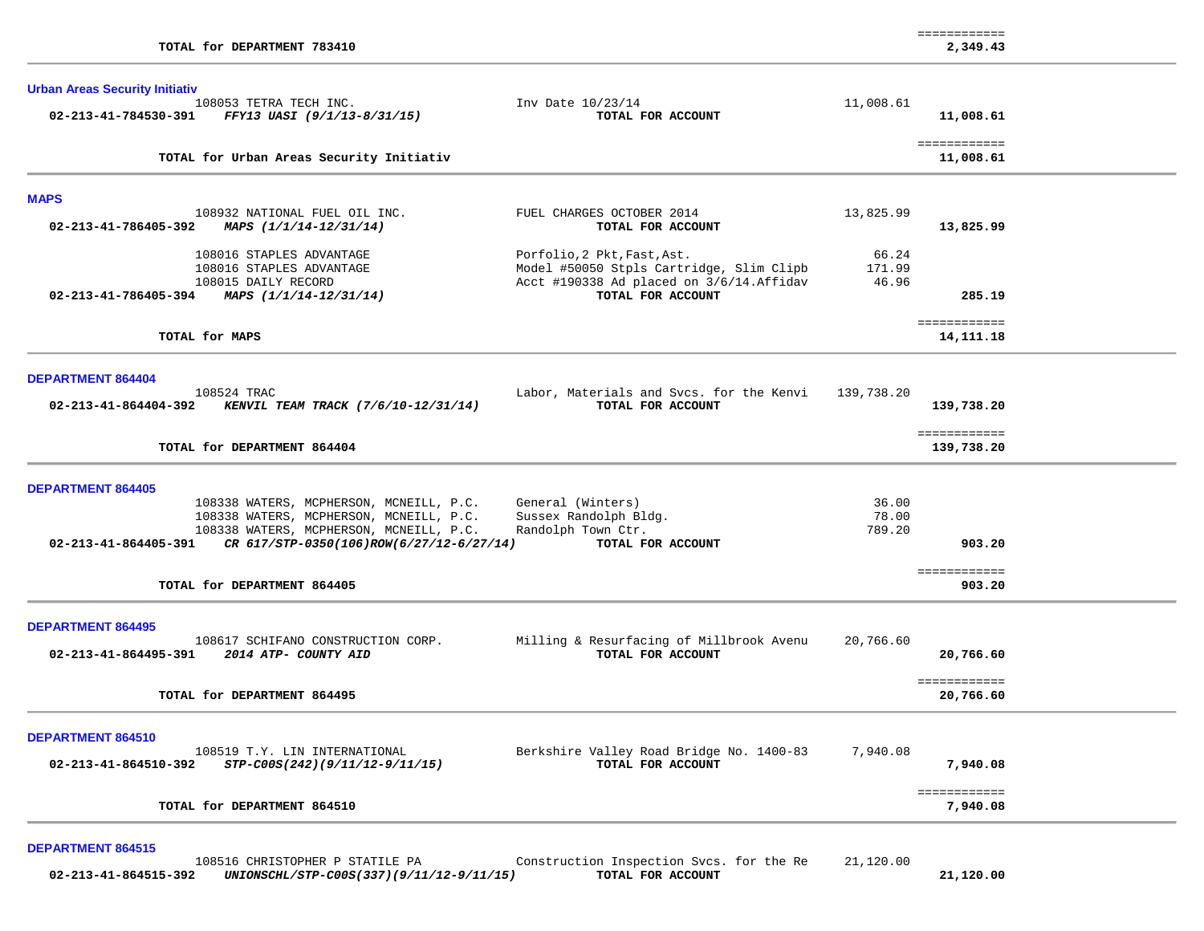**TOTAL for DEPARTMENT 783410** ============ **2,349.43**

---

### Urban Areas Security Initiativ

| Account | Vendor | Description | Amount | Total |
|---|---|---|---|---|
| | 108053 TETRA TECH INC. | Inv Date 10/23/14 | 11,008.61 | |
| **02-213-41-784530-391** | ***FFY13 UASI (9/1/13-8/31/15)*** | **TOTAL FOR ACCOUNT** | | **11,008.61** |

**TOTAL for Urban Areas Security Initiativ** ============ **11,008.61**

---

### MAPS

| Account | Vendor | Description | Amount | Total |
|---|---|---|---|---|
| | 108932 NATIONAL FUEL OIL INC. | FUEL CHARGES OCTOBER 2014 | 13,825.99 | |
| **02-213-41-786405-392** | ***MAPS (1/1/14-12/31/14)*** | **TOTAL FOR ACCOUNT** | | **13,825.99** |
| | 108016 STAPLES ADVANTAGE | Porfolio,2 Pkt,Fast,Ast. | 66.24 | |
| | 108016 STAPLES ADVANTAGE | Model #50050 Stpls Cartridge, Slim Clipb | 171.99 | |
| | 108015 DAILY RECORD | Acct #190338 Ad placed on 3/6/14.Affidav | 46.96 | |
| **02-213-41-786405-394** | ***MAPS (1/1/14-12/31/14)*** | **TOTAL FOR ACCOUNT** | | **285.19** |

**TOTAL for MAPS** ============ **14,111.18**

---

### DEPARTMENT 864404

| Account | Vendor | Description | Amount | Total |
|---|---|---|---|---|
| | 108524 TRAC | Labor, Materials and Svcs. for the Kenvi | 139,738.20 | |
| **02-213-41-864404-392** | ***KENVIL TEAM TRACK (7/6/10-12/31/14)*** | **TOTAL FOR ACCOUNT** | | **139,738.20** |

**TOTAL for DEPARTMENT 864404** ============ **139,738.20**

---

### DEPARTMENT 864405

| Account | Vendor | Description | Amount | Total |
|---|---|---|---|---|
| | 108338 WATERS, MCPHERSON, MCNEILL, P.C. | General (Winters) | 36.00 | |
| | 108338 WATERS, MCPHERSON, MCNEILL, P.C. | Sussex Randolph Bldg. | 78.00 | |
| | 108338 WATERS, MCPHERSON, MCNEILL, P.C. | Randolph Town Ctr. | 789.20 | |
| **02-213-41-864405-391** | ***CR 617/STP-0350(106)ROW(6/27/12-6/27/14)*** | **TOTAL FOR ACCOUNT** | | **903.20** |

**TOTAL for DEPARTMENT 864405** ============ **903.20**

---

### DEPARTMENT 864495

| Account | Vendor | Description | Amount | Total |
|---|---|---|---|---|
| | 108617 SCHIFANO CONSTRUCTION CORP. | Milling & Resurfacing of Millbrook Avenu | 20,766.60 | |
| **02-213-41-864495-391** | ***2014 ATP- COUNTY AID*** | **TOTAL FOR ACCOUNT** | | **20,766.60** |

**TOTAL for DEPARTMENT 864495** ============ **20,766.60**

---

### DEPARTMENT 864510

| Account | Vendor | Description | Amount | Total |
|---|---|---|---|---|
| | 108519 T.Y. LIN INTERNATIONAL | Berkshire Valley Road Bridge No. 1400-83 | 7,940.08 | |
| **02-213-41-864510-392** | ***STP-C00S(242)(9/11/12-9/11/15)*** | **TOTAL FOR ACCOUNT** | | **7,940.08** |

**TOTAL for DEPARTMENT 864510** ============ **7,940.08**

---

### DEPARTMENT 864515

| Account | Vendor | Description | Amount | Total |
|---|---|---|---|---|
| | 108516 CHRISTOPHER P STATILE PA | Construction Inspection Svcs. for the Re | 21,120.00 | |
| **02-213-41-864515-392** | ***UNIONSCHL/STP-C00S(337)(9/11/12-9/11/15)*** | **TOTAL FOR ACCOUNT** | | **21,120.00** |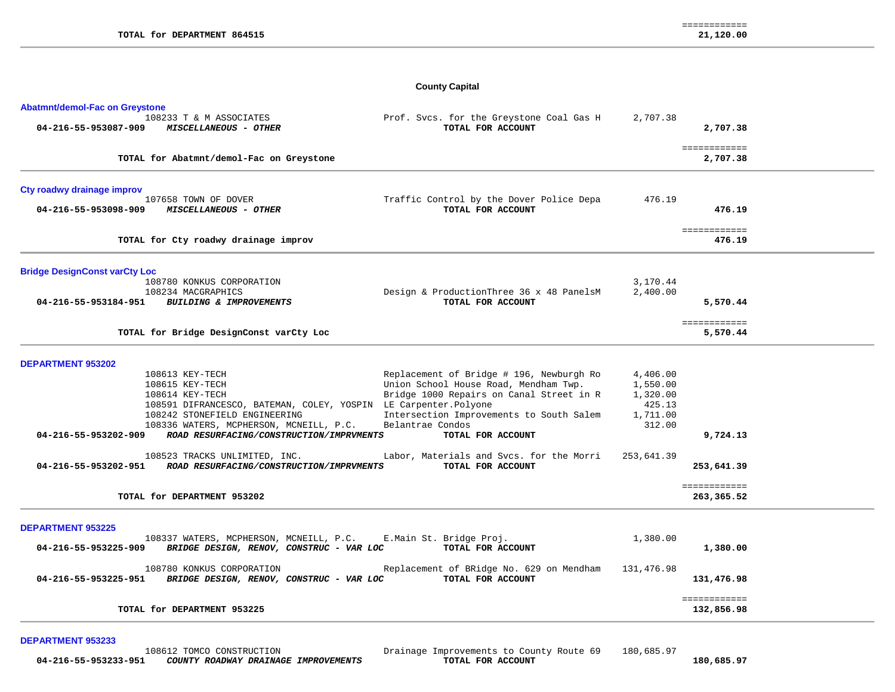| | | | | |
|---|---|---|---|---|
| | **TOTAL for DEPARTMENT 864515** | | | ============ **21,120.00** |

## County Capital

### Abatmnt/demol-Fac on Greystone

| Account | Vendor / Description | Detail | Amount | Total |
|---|---|---|---|---|
| | 108233 T & M ASSOCIATES | Prof. Svcs. for the Greystone Coal Gas H | 2,707.38 | |
| **04-216-55-953087-909** | ***MISCELLANEOUS - OTHER*** | **TOTAL FOR ACCOUNT** | | **2,707.38** |
| | **TOTAL for Abatmnt/demol-Fac on Greystone** | | | ============ **2,707.38** |

### Cty roadwy drainage improv

| Account | Vendor / Description | Detail | Amount | Total |
|---|---|---|---|---|
| | 107658 TOWN OF DOVER | Traffic Control by the Dover Police Depa | 476.19 | |
| **04-216-55-953098-909** | ***MISCELLANEOUS - OTHER*** | **TOTAL FOR ACCOUNT** | | **476.19** |
| | **TOTAL for Cty roadwy drainage improv** | | | ============ **476.19** |

### Bridge DesignConst varCty Loc

| Account | Vendor / Description | Detail | Amount | Total |
|---|---|---|---|---|
| | 108780 KONKUS CORPORATION | | 3,170.44 | |
| | 108234 MACGRAPHICS | Design & ProductionThree 36 x 48 PanelsM | 2,400.00 | |
| **04-216-55-953184-951** | ***BUILDING & IMPROVEMENTS*** | **TOTAL FOR ACCOUNT** | | **5,570.44** |
| | **TOTAL for Bridge DesignConst varCty Loc** | | | ============ **5,570.44** |

### DEPARTMENT 953202

| Account | Vendor / Description | Detail | Amount | Total |
|---|---|---|---|---|
| | 108613 KEY-TECH | Replacement of Bridge # 196, Newburgh Ro | 4,406.00 | |
| | 108615 KEY-TECH | Union School House Road, Mendham Twp. | 1,550.00 | |
| | 108614 KEY-TECH | Bridge 1000 Repairs on Canal Street in R | 1,320.00 | |
| | 108591 DIFRANCESCO, BATEMAN, COLEY, YOSPIN | LE Carpenter.Polyone | 425.13 | |
| | 108242 STONEFIELD ENGINEERING | Intersection Improvements to South Salem | 1,711.00 | |
| | 108336 WATERS, MCPHERSON, MCNEILL, P.C. | Belantrae Condos | 312.00 | |
| **04-216-55-953202-909** | ***ROAD RESURFACING/CONSTRUCTION/IMPRVMENTS*** | **TOTAL FOR ACCOUNT** | | **9,724.13** |
| | 108523 TRACKS UNLIMITED, INC. | Labor, Materials and Svcs. for the Morri | 253,641.39 | |
| **04-216-55-953202-951** | ***ROAD RESURFACING/CONSTRUCTION/IMPRVMENTS*** | **TOTAL FOR ACCOUNT** | | **253,641.39** |
| | **TOTAL for DEPARTMENT 953202** | | | ============ **263,365.52** |

### DEPARTMENT 953225

| Account | Vendor / Description | Detail | Amount | Total |
|---|---|---|---|---|
| | 108337 WATERS, MCPHERSON, MCNEILL, P.C. | E.Main St. Bridge Proj. | 1,380.00 | |
| **04-216-55-953225-909** | ***BRIDGE DESIGN, RENOV, CONSTRUC - VAR LOC*** | **TOTAL FOR ACCOUNT** | | **1,380.00** |
| | 108780 KONKUS CORPORATION | Replacement of BRidge No. 629 on Mendham | 131,476.98 | |
| **04-216-55-953225-951** | ***BRIDGE DESIGN, RENOV, CONSTRUC - VAR LOC*** | **TOTAL FOR ACCOUNT** | | **131,476.98** |
| | **TOTAL for DEPARTMENT 953225** | | | ============ **132,856.98** |

### DEPARTMENT 953233

| Account | Vendor / Description | Detail | Amount | Total |
|---|---|---|---|---|
| | 108612 TOMCO CONSTRUCTION | Drainage Improvements to County Route 69 | 180,685.97 | |
| **04-216-55-953233-951** | ***COUNTY ROADWAY DRAINAGE IMPROVEMENTS*** | **TOTAL FOR ACCOUNT** | | **180,685.97** |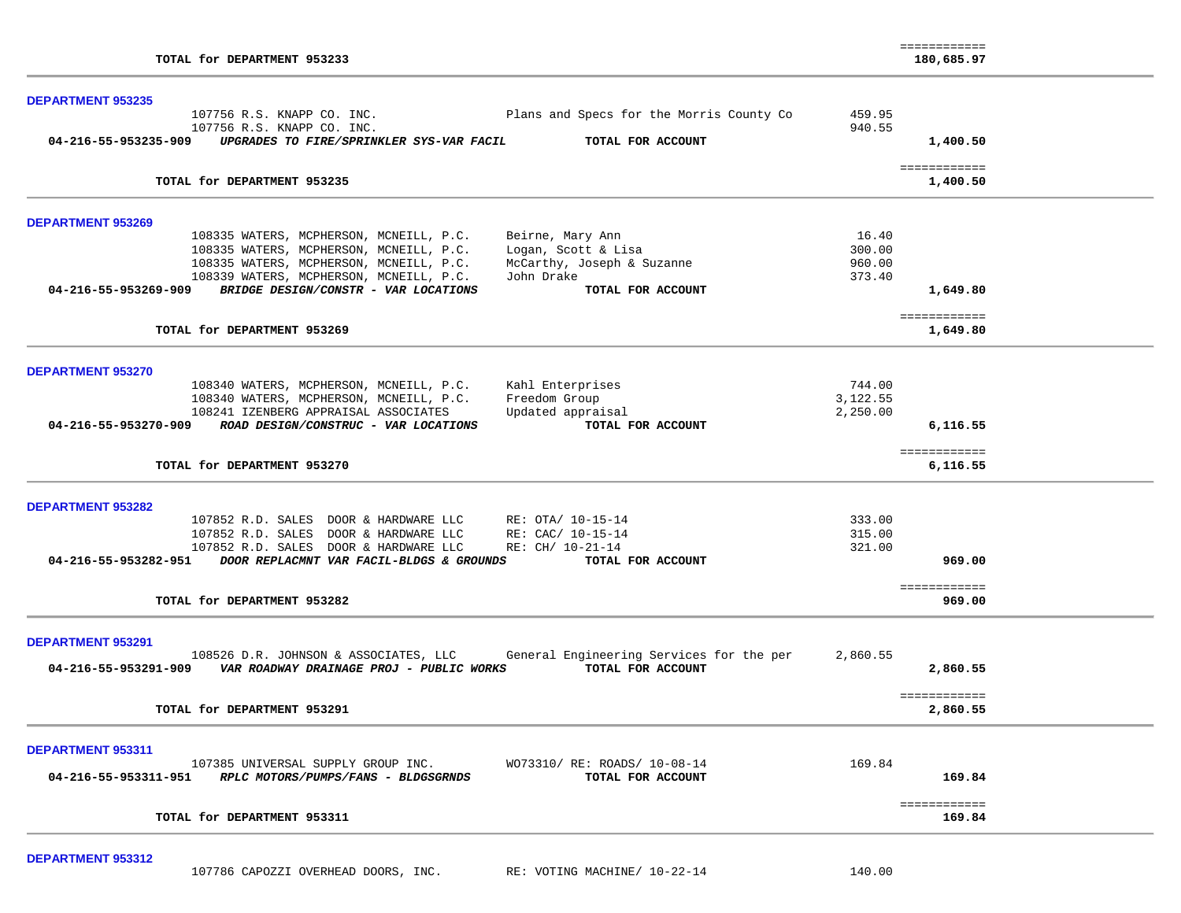| | | | |
|---|---|---|---|
| TOTAL for DEPARTMENT 953233 | | | ============ 180,685.97 |

**DEPARTMENT 953235**

| | | | |
|---|---|---|---|
| 107756 R.S. KNAPP CO. INC. | Plans and Specs for the Morris County Co | 459.95 | |
| 107756 R.S. KNAPP CO. INC. | | 940.55 | |
| **04-216-55-953235-909** ***UPGRADES TO FIRE/SPRINKLER SYS-VAR FACIL*** | **TOTAL FOR ACCOUNT** | | **1,400.50** |
| **TOTAL for DEPARTMENT 953235** | | | ============ **1,400.50** |

**DEPARTMENT 953269**

| | | | |
|---|---|---|---|
| 108335 WATERS, MCPHERSON, MCNEILL, P.C. | Beirne, Mary Ann | 16.40 | |
| 108335 WATERS, MCPHERSON, MCNEILL, P.C. | Logan, Scott & Lisa | 300.00 | |
| 108335 WATERS, MCPHERSON, MCNEILL, P.C. | McCarthy, Joseph & Suzanne | 960.00 | |
| 108339 WATERS, MCPHERSON, MCNEILL, P.C. | John Drake | 373.40 | |
| **04-216-55-953269-909** ***BRIDGE DESIGN/CONSTR - VAR LOCATIONS*** | **TOTAL FOR ACCOUNT** | | **1,649.80** |
| **TOTAL for DEPARTMENT 953269** | | | ============ **1,649.80** |

**DEPARTMENT 953270**

| | | | |
|---|---|---|---|
| 108340 WATERS, MCPHERSON, MCNEILL, P.C. | Kahl Enterprises | 744.00 | |
| 108340 WATERS, MCPHERSON, MCNEILL, P.C. | Freedom Group | 3,122.55 | |
| 108241 IZENBERG APPRAISAL ASSOCIATES | Updated appraisal | 2,250.00 | |
| **04-216-55-953270-909** ***ROAD DESIGN/CONSTRUC - VAR LOCATIONS*** | **TOTAL FOR ACCOUNT** | | **6,116.55** |
| **TOTAL for DEPARTMENT 953270** | | | ============ **6,116.55** |

**DEPARTMENT 953282**

| | | | |
|---|---|---|---|
| 107852 R.D. SALES DOOR & HARDWARE LLC | RE: OTA/ 10-15-14 | 333.00 | |
| 107852 R.D. SALES DOOR & HARDWARE LLC | RE: CAC/ 10-15-14 | 315.00 | |
| 107852 R.D. SALES DOOR & HARDWARE LLC | RE: CH/ 10-21-14 | 321.00 | |
| **04-216-55-953282-951** ***DOOR REPLACMNT VAR FACIL-BLDGS & GROUNDS*** | **TOTAL FOR ACCOUNT** | | **969.00** |
| **TOTAL for DEPARTMENT 953282** | | | ============ **969.00** |

**DEPARTMENT 953291**

| | | | |
|---|---|---|---|
| 108526 D.R. JOHNSON & ASSOCIATES, LLC | General Engineering Services for the per | 2,860.55 | |
| **04-216-55-953291-909** ***VAR ROADWAY DRAINAGE PROJ - PUBLIC WORKS*** | **TOTAL FOR ACCOUNT** | | **2,860.55** |
| **TOTAL for DEPARTMENT 953291** | | | ============ **2,860.55** |

**DEPARTMENT 953311**

| | | | |
|---|---|---|---|
| 107385 UNIVERSAL SUPPLY GROUP INC. | WO73310/ RE: ROADS/ 10-08-14 | 169.84 | |
| **04-216-55-953311-951** ***RPLC MOTORS/PUMPS/FANS - BLDGSGRNDS*** | **TOTAL FOR ACCOUNT** | | **169.84** |
| **TOTAL for DEPARTMENT 953311** | | | ============ **169.84** |

**DEPARTMENT 953312**

| | | | |
|---|---|---|---|
| 107786 CAPOZZI OVERHEAD DOORS, INC. | RE: VOTING MACHINE/ 10-22-14 | 140.00 | |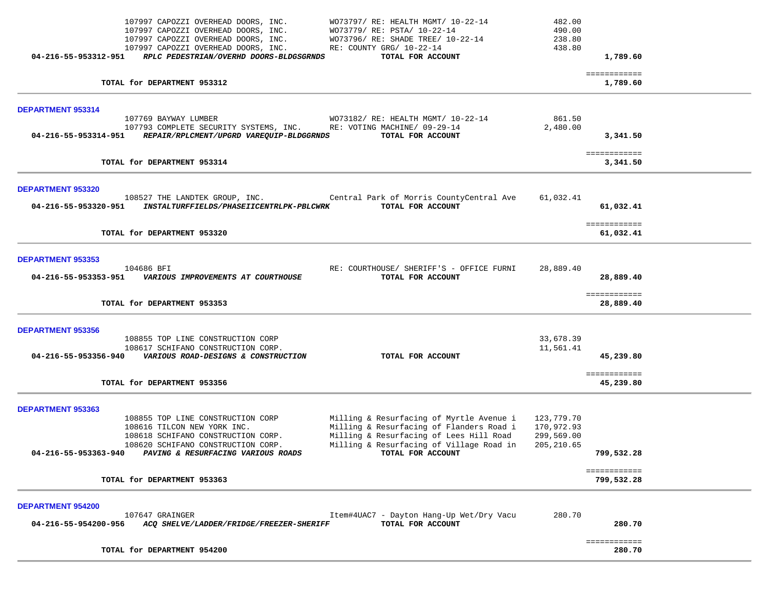| | | | | |
|---|---|---|---|---|
| | 107997 CAPOZZI OVERHEAD DOORS, INC. | WO73797/ RE: HEALTH MGMT/ 10-22-14 | 482.00 | |
| | 107997 CAPOZZI OVERHEAD DOORS, INC. | WO73779/ RE: PSTA/ 10-22-14 | 490.00 | |
| | 107997 CAPOZZI OVERHEAD DOORS, INC. | WO73796/ RE: SHADE TREE/ 10-22-14 | 238.80 | |
| | 107997 CAPOZZI OVERHEAD DOORS, INC. | RE: COUNTY GRG/ 10-22-14 | 438.80 | |
| **04-216-55-953312-951** | ***RPLC PEDESTRIAN/OVERHD DOORS-BLDGSGRNDS*** | **TOTAL FOR ACCOUNT** | | **1,789.60** |
| | | | | ============ |
| | **TOTAL for DEPARTMENT 953312** | | | **1,789.60** |

**DEPARTMENT 953314**

| | | | | |
|---|---|---|---|---|
| | 107769 BAYWAY LUMBER | WO73182/ RE: HEALTH MGMT/ 10-22-14 | 861.50 | |
| | 107793 COMPLETE SECURITY SYSTEMS, INC. | RE: VOTING MACHINE/ 09-29-14 | 2,480.00 | |
| **04-216-55-953314-951** | ***REPAIR/RPLCMENT/UPGRD VAREQUIP-BLDGGRNDS*** | **TOTAL FOR ACCOUNT** | | **3,341.50** |
| | | | | ============ |
| | **TOTAL for DEPARTMENT 953314** | | | **3,341.50** |

**DEPARTMENT 953320**

| | | | | |
|---|---|---|---|---|
| | 108527 THE LANDTEK GROUP, INC. | Central Park of Morris CountyCentral Ave | 61,032.41 | |
| **04-216-55-953320-951** | ***INSTALTURFFIELDS/PHASEIICENTRLPK-PBLCWRK*** | **TOTAL FOR ACCOUNT** | | **61,032.41** |
| | | | | ============ |
| | **TOTAL for DEPARTMENT 953320** | | | **61,032.41** |

**DEPARTMENT 953353**

| | | | | |
|---|---|---|---|---|
| | 104686 BFI | RE: COURTHOUSE/ SHERIFF'S - OFFICE FURNI | 28,889.40 | |
| **04-216-55-953353-951** | ***VARIOUS IMPROVEMENTS AT COURTHOUSE*** | **TOTAL FOR ACCOUNT** | | **28,889.40** |
| | | | | ============ |
| | **TOTAL for DEPARTMENT 953353** | | | **28,889.40** |

**DEPARTMENT 953356**

| | | | | |
|---|---|---|---|---|
| | 108855 TOP LINE CONSTRUCTION CORP | | 33,678.39 | |
| | 108617 SCHIFANO CONSTRUCTION CORP. | | 11,561.41 | |
| **04-216-55-953356-940** | ***VARIOUS ROAD-DESIGNS & CONSTRUCTION*** | **TOTAL FOR ACCOUNT** | | **45,239.80** |
| | | | | ============ |
| | **TOTAL for DEPARTMENT 953356** | | | **45,239.80** |

**DEPARTMENT 953363**

| | | | | |
|---|---|---|---|---|
| | 108855 TOP LINE CONSTRUCTION CORP | Milling & Resurfacing of Myrtle Avenue i | 123,779.70 | |
| | 108616 TILCON NEW YORK INC. | Milling & Resurfacing of Flanders Road i | 170,972.93 | |
| | 108618 SCHIFANO CONSTRUCTION CORP. | Milling & Resurfacing of Lees Hill Road | 299,569.00 | |
| | 108620 SCHIFANO CONSTRUCTION CORP. | Milling & Resurfacing of Village Road in | 205,210.65 | |
| **04-216-55-953363-940** | ***PAVING & RESURFACING VARIOUS ROADS*** | **TOTAL FOR ACCOUNT** | | **799,532.28** |
| | | | | ============ |
| | **TOTAL for DEPARTMENT 953363** | | | **799,532.28** |

**DEPARTMENT 954200**

| | | | | |
|---|---|---|---|---|
| | 107647 GRAINGER | Item#4UAC7 - Dayton Hang-Up Wet/Dry Vacu | 280.70 | |
| **04-216-55-954200-956** | ***ACQ SHELVE/LADDER/FRIDGE/FREEZER-SHERIFF*** | **TOTAL FOR ACCOUNT** | | **280.70** |
| | | | | ============ |
| | **TOTAL for DEPARTMENT 954200** | | | **280.70** |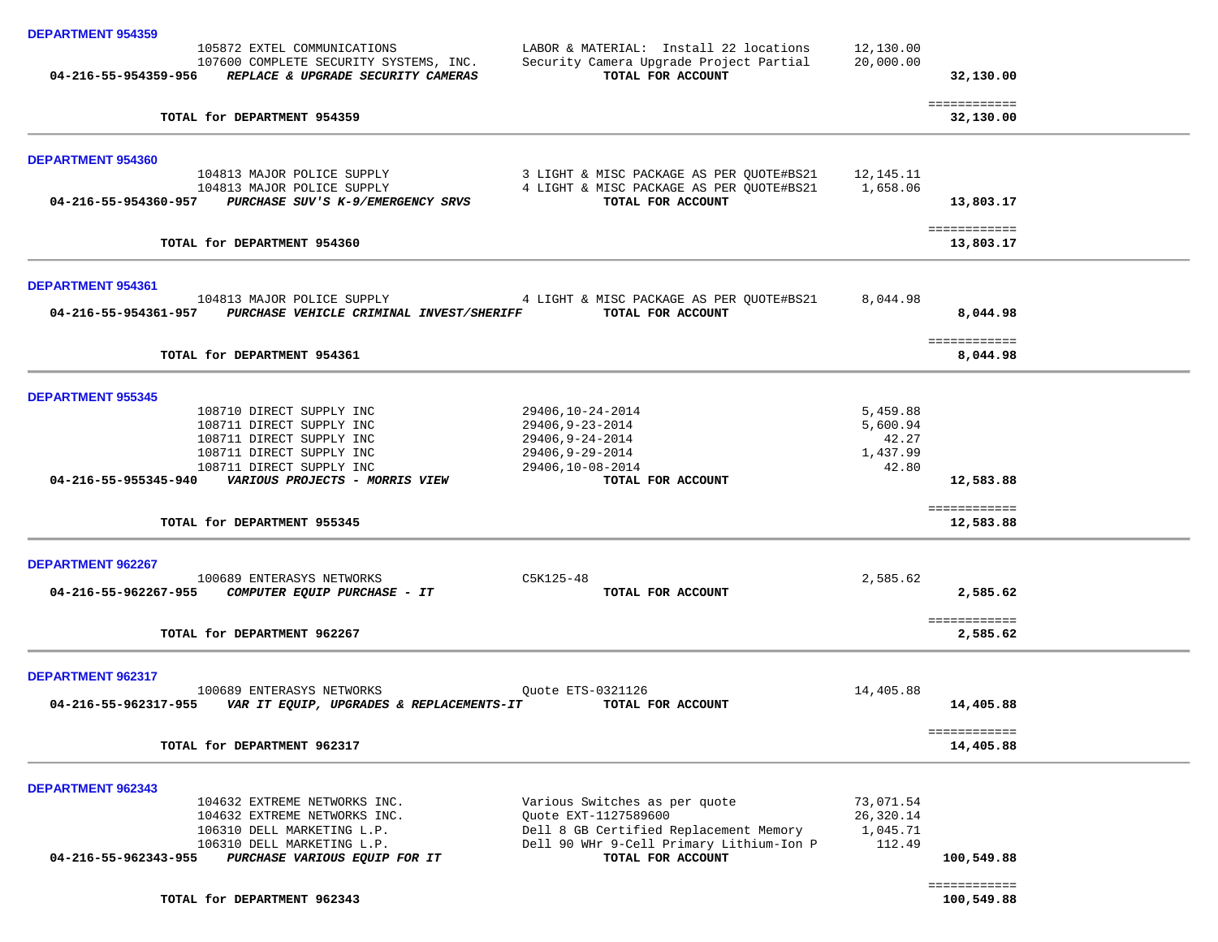**DEPARTMENT 954359**

| | | | | |
|---|---|---|---|---|
| | 105872 EXTEL COMMUNICATIONS | LABOR & MATERIAL: Install 22 locations | 12,130.00 | |
| | 107600 COMPLETE SECURITY SYSTEMS, INC. | Security Camera Upgrade Project Partial | 20,000.00 | |
| **04-216-55-954359-956** | ***REPLACE & UPGRADE SECURITY CAMERAS*** | **TOTAL FOR ACCOUNT** | | **32,130.00** |
| | | | | ============ |
| | **TOTAL for DEPARTMENT 954359** | | | **32,130.00** |

**DEPARTMENT 954360**

| | | | | |
|---|---|---|---|---|
| | 104813 MAJOR POLICE SUPPLY | 3 LIGHT & MISC PACKAGE AS PER QUOTE#BS21 | 12,145.11 | |
| | 104813 MAJOR POLICE SUPPLY | 4 LIGHT & MISC PACKAGE AS PER QUOTE#BS21 | 1,658.06 | |
| **04-216-55-954360-957** | ***PURCHASE SUV'S K-9/EMERGENCY SRVS*** | **TOTAL FOR ACCOUNT** | | **13,803.17** |
| | | | | ============ |
| | **TOTAL for DEPARTMENT 954360** | | | **13,803.17** |

**DEPARTMENT 954361**

| | | | | |
|---|---|---|---|---|
| | 104813 MAJOR POLICE SUPPLY | 4 LIGHT & MISC PACKAGE AS PER QUOTE#BS21 | 8,044.98 | |
| **04-216-55-954361-957** | ***PURCHASE VEHICLE CRIMINAL INVEST/SHERIFF*** | **TOTAL FOR ACCOUNT** | | **8,044.98** |
| | | | | ============ |
| | **TOTAL for DEPARTMENT 954361** | | | **8,044.98** |

**DEPARTMENT 955345**

| | | | | |
|---|---|---|---|---|
| | 108710 DIRECT SUPPLY INC | 29406,10-24-2014 | 5,459.88 | |
| | 108711 DIRECT SUPPLY INC | 29406,9-23-2014 | 5,600.94 | |
| | 108711 DIRECT SUPPLY INC | 29406,9-24-2014 | 42.27 | |
| | 108711 DIRECT SUPPLY INC | 29406,9-29-2014 | 1,437.99 | |
| | 108711 DIRECT SUPPLY INC | 29406,10-08-2014 | 42.80 | |
| **04-216-55-955345-940** | ***VARIOUS PROJECTS - MORRIS VIEW*** | **TOTAL FOR ACCOUNT** | | **12,583.88** |
| | | | | ============ |
| | **TOTAL for DEPARTMENT 955345** | | | **12,583.88** |

**DEPARTMENT 962267**

| | | | | |
|---|---|---|---|---|
| | 100689 ENTERASYS NETWORKS | C5K125-48 | 2,585.62 | |
| **04-216-55-962267-955** | ***COMPUTER EQUIP PURCHASE - IT*** | **TOTAL FOR ACCOUNT** | | **2,585.62** |
| | | | | ============ |
| | **TOTAL for DEPARTMENT 962267** | | | **2,585.62** |

**DEPARTMENT 962317**

| | | | | |
|---|---|---|---|---|
| | 100689 ENTERASYS NETWORKS | Quote ETS-0321126 | 14,405.88 | |
| **04-216-55-962317-955** | ***VAR IT EQUIP, UPGRADES & REPLACEMENTS-IT*** | **TOTAL FOR ACCOUNT** | | **14,405.88** |
| | | | | ============ |
| | **TOTAL for DEPARTMENT 962317** | | | **14,405.88** |

**DEPARTMENT 962343**

| | | | | |
|---|---|---|---|---|
| | 104632 EXTREME NETWORKS INC. | Various Switches as per quote | 73,071.54 | |
| | 104632 EXTREME NETWORKS INC. | Quote EXT-1127589600 | 26,320.14 | |
| | 106310 DELL MARKETING L.P. | Dell 8 GB Certified Replacement Memory | 1,045.71 | |
| | 106310 DELL MARKETING L.P. | Dell 90 WHr 9-Cell Primary Lithium-Ion P | 112.49 | |
| **04-216-55-962343-955** | ***PURCHASE VARIOUS EQUIP FOR IT*** | **TOTAL FOR ACCOUNT** | | **100,549.88** |
| | | | | ============ |
| | **TOTAL for DEPARTMENT 962343** | | | **100,549.88** |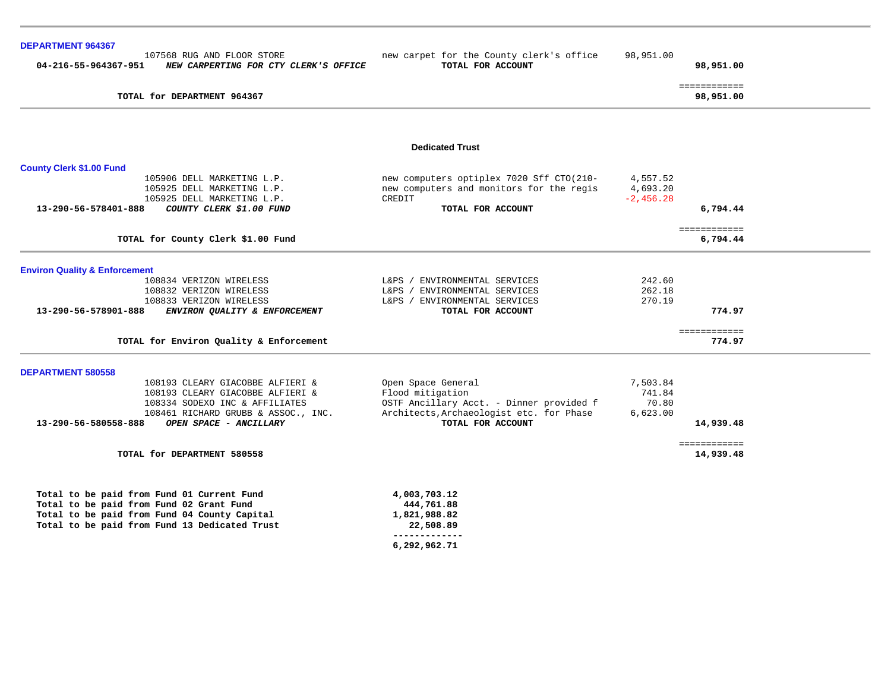**DEPARTMENT 964367**

| | | | | |
|---|---|---|---|---|
| | 107568 RUG AND FLOOR STORE | new carpet for the County clerk's office | 98,951.00 | |
| **04-216-55-964367-951** | ***NEW CARPETING FOR CTY CLERK'S OFFICE*** | **TOTAL FOR ACCOUNT** | | **98,951.00** |

| | |
|---|---|
| **TOTAL for DEPARTMENT 964367** | ============ **98,951.00** |

### Dedicated Trust

**County Clerk $1.00 Fund**

| | | | | |
|---|---|---|---|---|
| | 105906 DELL MARKETING L.P. | new computers optiplex 7020 Sff CTO(210- | 4,557.52 | |
| | 105925 DELL MARKETING L.P. | new computers and monitors for the regis | 4,693.20 | |
| | 105925 DELL MARKETING L.P. | CREDIT | -2,456.28 | |
| **13-290-56-578401-888** | ***COUNTY CLERK $1.00 FUND*** | **TOTAL FOR ACCOUNT** | | **6,794.44** |

| | |
|---|---|
| **TOTAL for County Clerk $1.00 Fund** | ============ **6,794.44** |

**Environ Quality & Enforcement**

| | | | | |
|---|---|---|---|---|
| | 108834 VERIZON WIRELESS | L&PS / ENVIRONMENTAL SERVICES | 242.60 | |
| | 108832 VERIZON WIRELESS | L&PS / ENVIRONMENTAL SERVICES | 262.18 | |
| | 108833 VERIZON WIRELESS | L&PS / ENVIRONMENTAL SERVICES | 270.19 | |
| **13-290-56-578901-888** | ***ENVIRON QUALITY & ENFORCEMENT*** | **TOTAL FOR ACCOUNT** | | **774.97** |

| | |
|---|---|
| **TOTAL for Environ Quality & Enforcement** | ============ **774.97** |

**DEPARTMENT 580558**

| | | | | |
|---|---|---|---|---|
| | 108193 CLEARY GIACOBBE ALFIERI & | Open Space General | 7,503.84 | |
| | 108193 CLEARY GIACOBBE ALFIERI & | Flood mitigation | 741.84 | |
| | 108334 SODEXO INC & AFFILIATES | OSTF Ancillary Acct. - Dinner provided f | 70.80 | |
| | 108461 RICHARD GRUBB & ASSOC., INC. | Architects,Archaeologist etc. for Phase | 6,623.00 | |
| **13-290-56-580558-888** | ***OPEN SPACE - ANCILLARY*** | **TOTAL FOR ACCOUNT** | | **14,939.48** |

| | |
|---|---|
| **TOTAL for DEPARTMENT 580558** | ============ **14,939.48** |

| | |
|---|---|
| **Total to be paid from Fund 01 Current Fund** | **4,003,703.12** |
| **Total to be paid from Fund 02 Grant Fund** | **444,761.88** |
| **Total to be paid from Fund 04 County Capital** | **1,821,988.82** |
| **Total to be paid from Fund 13 Dedicated Trust** | **22,508.89** |
| | ------------- |
| | **6,292,962.71** |